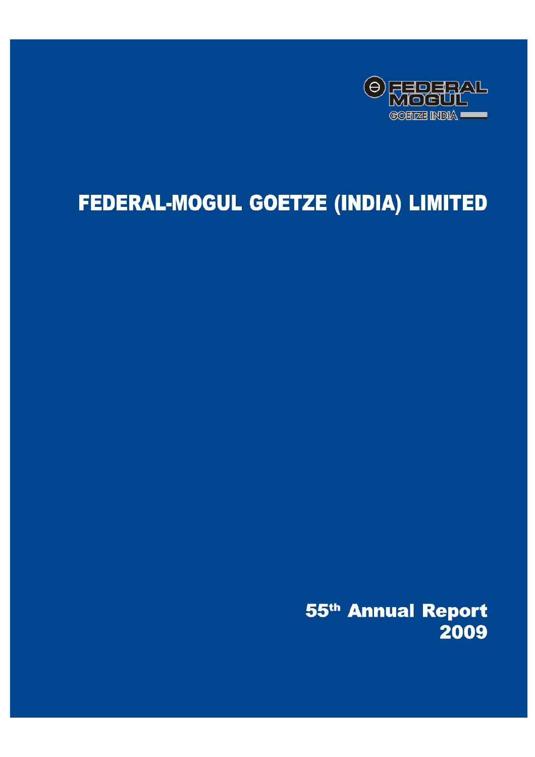FEDERAL MOGUL
GOETZE INDIA

# FEDERAL-MOGUL GOETZE (INDIA) LIMITED

**55th Annual Report**
**2009**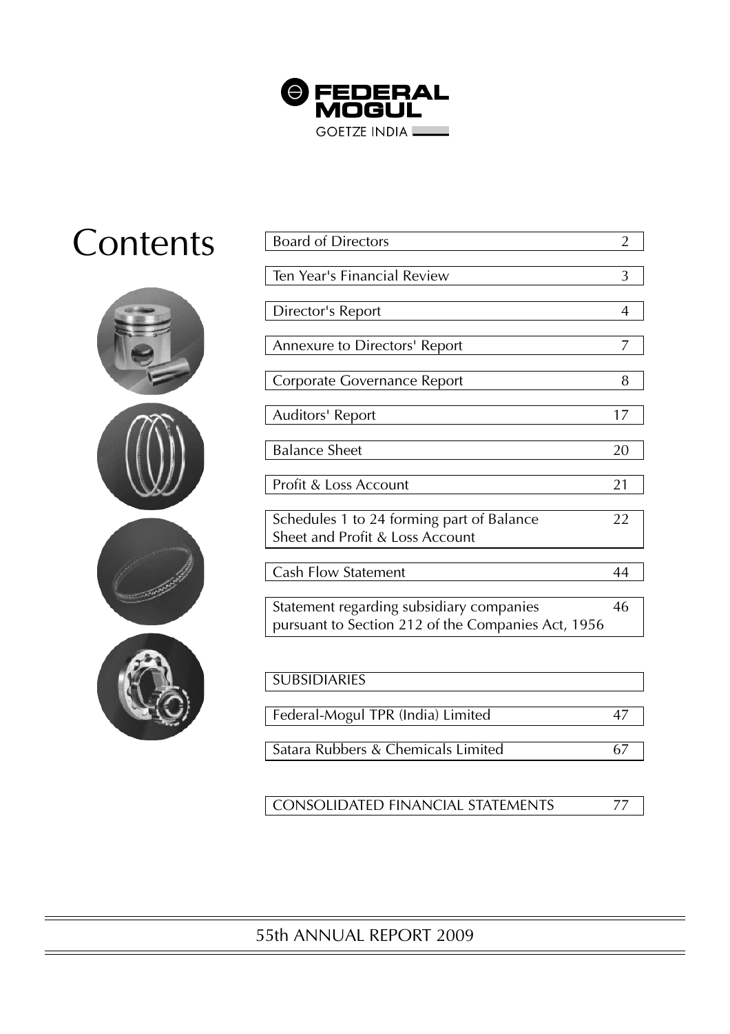FEDERAL MOGUL

GOETZE INDIA

# Contents

| | |
|---|---|
| Board of Directors | 2 |
| Ten Year's Financial Review | 3 |
| Director's Report | 4 |
| Annexure to Directors' Report | 7 |
| Corporate Governance Report | 8 |
| Auditors' Report | 17 |
| Balance Sheet | 20 |
| Profit & Loss Account | 21 |
| Schedules 1 to 24 forming part of Balance Sheet and Profit & Loss Account | 22 |
| Cash Flow Statement | 44 |
| Statement regarding subsidiary companies pursuant to Section 212 of the Companies Act, 1956 | 46 |
| **SUBSIDIARIES** | |
| Federal-Mogul TPR (India) Limited | 47 |
| Satara Rubbers & Chemicals Limited | 67 |
| **CONSOLIDATED FINANCIAL STATEMENTS** | 77 |

55th ANNUAL REPORT 2009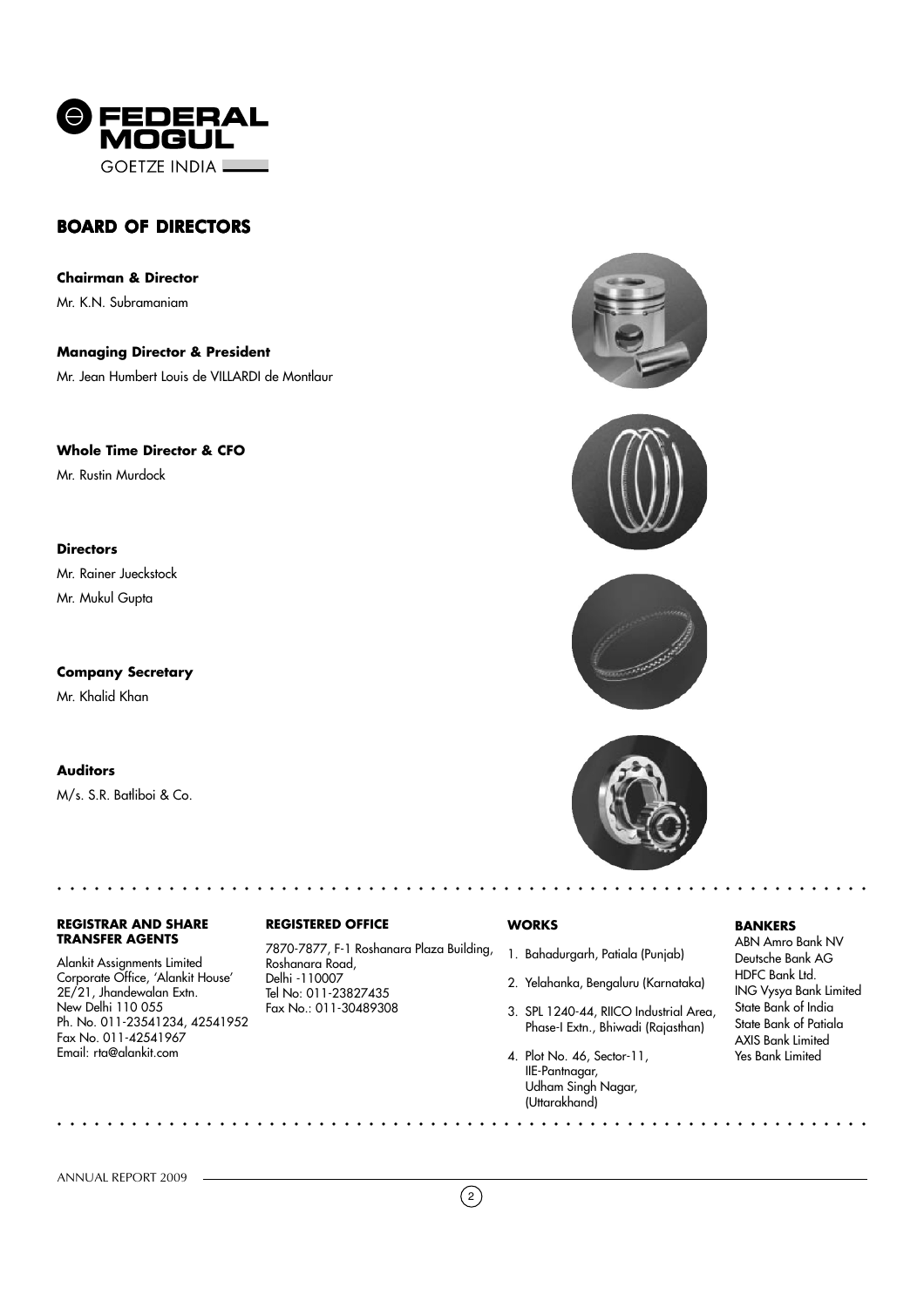# BOARD OF DIRECTORS

**Chairman & Director**

Mr. K.N. Subramaniam

**Managing Director & President**

Mr. Jean Humbert Louis de VILLARDI de Montlaur

**Whole Time Director & CFO**

Mr. Rustin Murdock

**Directors**

Mr. Rainer Jueckstock

Mr. Mukul Gupta

**Company Secretary**

Mr. Khalid Khan

**Auditors**

M/s. S.R. Batliboi & Co.

**REGISTRAR AND SHARE TRANSFER AGENTS**

Alankit Assignments Limited
Corporate Office, 'Alankit House'
2E/21, Jhandewalan Extn.
New Delhi 110 055
Ph. No. 011-23541234, 42541952
Fax No. 011-42541967
Email: rta@alankit.com

**REGISTERED OFFICE**

7870-7877, F-1 Roshanara Plaza Building,
Roshanara Road,
Delhi -110007
Tel No: 011-23827435
Fax No.: 011-30489308

**WORKS**

1. Bahadurgarh, Patiala (Punjab)
2. Yelahanka, Bengaluru (Karnataka)
3. SPL 1240-44, RIICO Industrial Area, Phase-I Extn., Bhiwadi (Rajasthan)
4. Plot No. 46, Sector-11, IIE-Pantnagar, Udham Singh Nagar, (Uttarakhand)

**BANKERS**

ABN Amro Bank NV
Deutsche Bank AG
HDFC Bank Ltd.
ING Vysya Bank Limited
State Bank of India
State Bank of Patiala
AXIS Bank Limited
Yes Bank Limited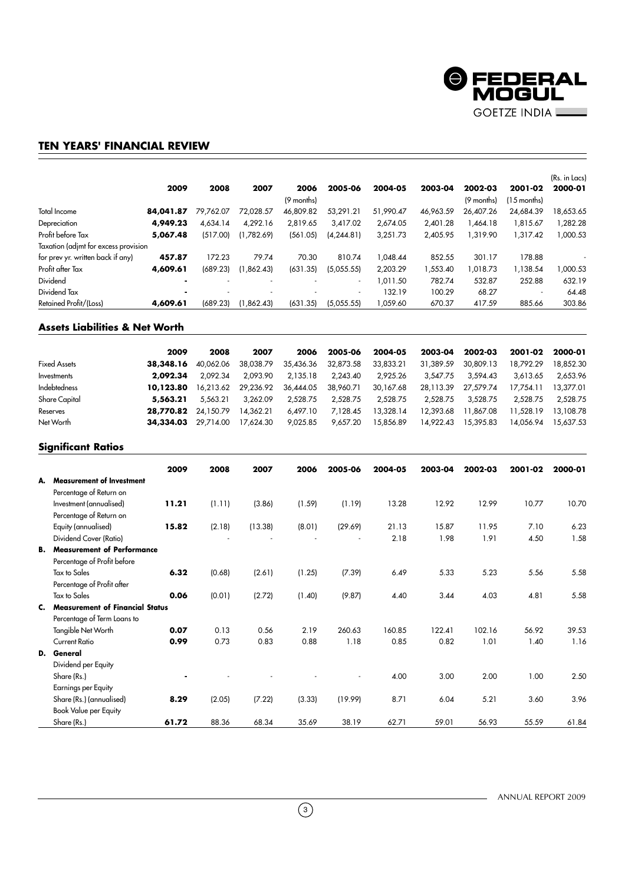## TEN YEARS' FINANCIAL REVIEW

(Rs. in Lacs)

| | 2009 | 2008 | 2007 | 2006 (9 months) | 2005-06 | 2004-05 | 2003-04 | 2002-03 (9 months) | 2001-02 (15 months) | 2000-01 |
|---|---|---|---|---|---|---|---|---|---|---|
| Total Income | **84,041.87** | 79,762.07 | 72,028.57 | 46,809.82 | 53,291.21 | 51,990.47 | 46,963.59 | 26,407.26 | 24,684.39 | 18,653.65 |
| Depreciation | **4,949.23** | 4,634.14 | 4,292.16 | 2,819.65 | 3,417.02 | 2,674.05 | 2,401.28 | 1,464.18 | 1,815.67 | 1,282.28 |
| Profit before Tax | **5,067.48** | (517.00) | (1,782.69) | (561.05) | (4,244.81) | 3,251.73 | 2,405.95 | 1,319.90 | 1,317.42 | 1,000.53 |
| Taxation (adjmt for excess provision for prev yr. written back if any) | **457.87** | 172.23 | 79.74 | 70.30 | 810.74 | 1,048.44 | 852.55 | 301.17 | 178.88 | - |
| Profit after Tax | **4,609.61** | (689.23) | (1,862.43) | (631.35) | (5,055.55) | 2,203.29 | 1,553.40 | 1,018.73 | 1,138.54 | 1,000.53 |
| Dividend | **-** | - | - | - | - | 1,011.50 | 782.74 | 532.87 | 252.88 | 632.19 |
| Dividend Tax | **-** | - | - | - | - | 132.19 | 100.29 | 68.27 | - | 64.48 |
| Retained Profit/(Loss) | **4,609.61** | (689.23) | (1,862.43) | (631.35) | (5,055.55) | 1,059.60 | 670.37 | 417.59 | 885.66 | 303.86 |

### Assets Liabilities & Net Worth

| | 2009 | 2008 | 2007 | 2006 | 2005-06 | 2004-05 | 2003-04 | 2002-03 | 2001-02 | 2000-01 |
|---|---|---|---|---|---|---|---|---|---|---|
| Fixed Assets | **38,348.16** | 40,062.06 | 38,038.79 | 35,436.36 | 32,873.58 | 33,833.21 | 31,389.59 | 30,809.13 | 18,792.29 | 18,852.30 |
| Investments | **2,092.34** | 2,092.34 | 2,093.90 | 2,135.18 | 2,243.40 | 2,925.26 | 3,547.75 | 3,594.43 | 3,613.65 | 2,653.96 |
| Indebtedness | **10,123.80** | 16,213.62 | 29,236.92 | 36,444.05 | 38,960.71 | 30,167.68 | 28,113.39 | 27,579.74 | 17,754.11 | 13,377.01 |
| Share Capital | **5,563.21** | 5,563.21 | 3,262.09 | 2,528.75 | 2,528.75 | 2,528.75 | 2,528.75 | 3,528.75 | 2,528.75 | 2,528.75 |
| Reserves | **28,770.82** | 24,150.79 | 14,362.21 | 6,497.10 | 7,128.45 | 13,328.14 | 12,393.68 | 11,867.08 | 11,528.19 | 13,108.78 |
| Net Worth | **34,334.03** | 29,714.00 | 17,624.30 | 9,025.85 | 9,657.20 | 15,856.89 | 14,922.43 | 15,395.83 | 14,056.94 | 15,637.53 |

### Significant Ratios

| | 2009 | 2008 | 2007 | 2006 | 2005-06 | 2004-05 | 2003-04 | 2002-03 | 2001-02 | 2000-01 |
|---|---|---|---|---|---|---|---|---|---|---|
| **A. Measurement of Investment** | | | | | | | | | | |
| Percentage of Return on Investment (annualised) | **11.21** | (1.11) | (3.86) | (1.59) | (1.19) | 13.28 | 12.92 | 12.99 | 10.77 | 10.70 |
| Percentage of Return on Equity (annualised) | **15.82** | (2.18) | (13.38) | (8.01) | (29.69) | 21.13 | 15.87 | 11.95 | 7.10 | 6.23 |
| Dividend Cover (Ratio) | | - | - | - | - | 2.18 | 1.98 | 1.91 | 4.50 | 1.58 |
| **B. Measurement of Performance** | | | | | | | | | | |
| Percentage of Profit before Tax to Sales | **6.32** | (0.68) | (2.61) | (1.25) | (7.39) | 6.49 | 5.33 | 5.23 | 5.56 | 5.58 |
| Percentage of Profit after Tax to Sales | **0.06** | (0.01) | (2.72) | (1.40) | (9.87) | 4.40 | 3.44 | 4.03 | 4.81 | 5.58 |
| **C. Measurement of Financial Status** | | | | | | | | | | |
| Percentage of Term Loans to Tangible Net Worth | **0.07** | 0.13 | 0.56 | 2.19 | 260.63 | 160.85 | 122.41 | 102.16 | 56.92 | 39.53 |
| Current Ratio | **0.99** | 0.73 | 0.83 | 0.88 | 1.18 | 0.85 | 0.82 | 1.01 | 1.40 | 1.16 |
| **D. General** | | | | | | | | | | |
| Dividend per Equity Share (Rs.) | **-** | - | - | - | - | 4.00 | 3.00 | 2.00 | 1.00 | 2.50 |
| Earnings per Equity Share (Rs.) (annualised) | **8.29** | (2.05) | (7.22) | (3.33) | (19.99) | 8.71 | 6.04 | 5.21 | 3.60 | 3.96 |
| Book Value per Equity Share (Rs.) | **61.72** | 88.36 | 68.34 | 35.69 | 38.19 | 62.71 | 59.01 | 56.93 | 55.59 | 61.84 |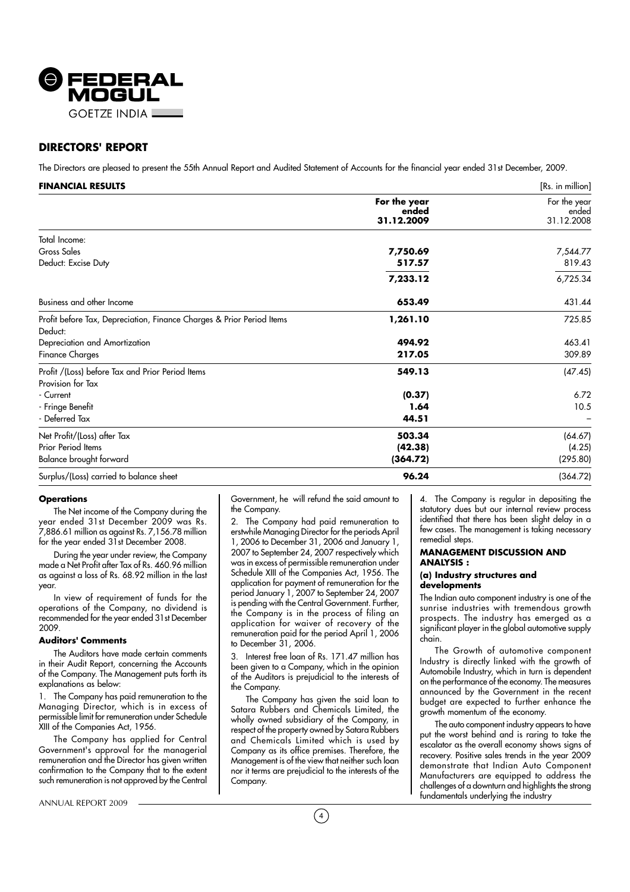# DIRECTORS' REPORT

The Directors are pleased to present the 55th Annual Report and Audited Statement of Accounts for the financial year ended 31st December, 2009.

**FINANCIAL RESULTS** [Rs. in million]

| | **For the year ended 31.12.2009** | For the year ended 31.12.2008 |
|---|---|---|
| Total Income: | | |
| Gross Sales | **7,750.69** | 7,544.77 |
| Deduct: Excise Duty | **517.57** | 819.43 |
| | **7,233.12** | 6,725.34 |
| Business and other Income | **653.49** | 431.44 |
| Profit before Tax, Depreciation, Finance Charges & Prior Period Items | **1,261.10** | 725.85 |
| Deduct: | | |
| Depreciation and Amortization | **494.92** | 463.41 |
| Finance Charges | **217.05** | 309.89 |
| Profit /(Loss) before Tax and Prior Period Items | **549.13** | (47.45) |
| Provision for Tax | | |
| - Current | **(0.37)** | 6.72 |
| - Fringe Benefit | **1.64** | 10.5 |
| - Deferred Tax | **44.51** | – |
| Net Profit/(Loss) after Tax | **503.34** | (64.67) |
| Prior Period Items | **(42.38)** | (4.25) |
| Balance brought forward | **(364.72)** | (295.80) |
| Surplus/(Loss) carried to balance sheet | **96.24** | (364.72) |

#### Operations

The Net income of the Company during the year ended 31st December 2009 was Rs. 7,886.61 million as against Rs. 7,156.78 million for the year ended 31st December 2008.

During the year under review, the Company made a Net Profit after Tax of Rs. 460.96 million as against a loss of Rs. 68.92 million in the last year.

In view of requirement of funds for the operations of the Company, no dividend is recommended for the year ended 31st December 2009.

#### Auditors' Comments

The Auditors have made certain comments in their Audit Report, concerning the Accounts of the Company. The Management puts forth its explanations as below:

1. The Company has paid remuneration to the Managing Director, which is in excess of permissible limit for remuneration under Schedule XIII of the Companies Act, 1956.

   The Company has applied for Central Government's approval for the managerial remuneration and the Director has given written confirmation to the Company that to the extent such remuneration is not approved by the Central Government, he will refund the said amount to the Company.

2. The Company had paid remuneration to erstwhile Managing Director for the periods April 1, 2006 to December 31, 2006 and January 1, 2007 to September 24, 2007 respectively which was in excess of permissible remuneration under Schedule XIII of the Companies Act, 1956. The application for payment of remuneration for the period January 1, 2007 to September 24, 2007 is pending with the Central Government. Further, the Company is in the process of filing an application for waiver of recovery of the remuneration paid for the period April 1, 2006 to December 31, 2006.

3. Interest free loan of Rs. 171.47 million has been given to a Company, which in the opinion of the Auditors is prejudicial to the interests of the Company.

   The Company has given the said loan to Satara Rubbers and Chemicals Limited, the wholly owned subsidiary of the Company, in respect of the property owned by Satara Rubbers and Chemicals Limited which is used by Company as its office premises. Therefore, the Management is of the view that neither such loan nor it terms are prejudicial to the interests of the Company.

4. The Company is regular in depositing the statutory dues but our internal review process identified that there has been slight delay in a few cases. The management is taking necessary remedial steps.

#### MANAGEMENT DISCUSSION AND ANALYSIS :

#### (a) Industry structures and developments

The Indian auto component industry is one of the sunrise industries with tremendous growth prospects. The industry has emerged as a significant player in the global automotive supply chain.

The Growth of automotive component Industry is directly linked with the growth of Automobile Industry, which in turn is dependent on the performance of the economy. The measures announced by the Government in the recent budget are expected to further enhance the growth momentum of the economy.

The auto component industry appears to have put the worst behind and is raring to take the escalator as the overall economy shows signs of recovery. Positive sales trends in the year 2009 demonstrate that Indian Auto Component Manufacturers are equipped to address the challenges of a downturn and highlights the strong fundamentals underlying the industry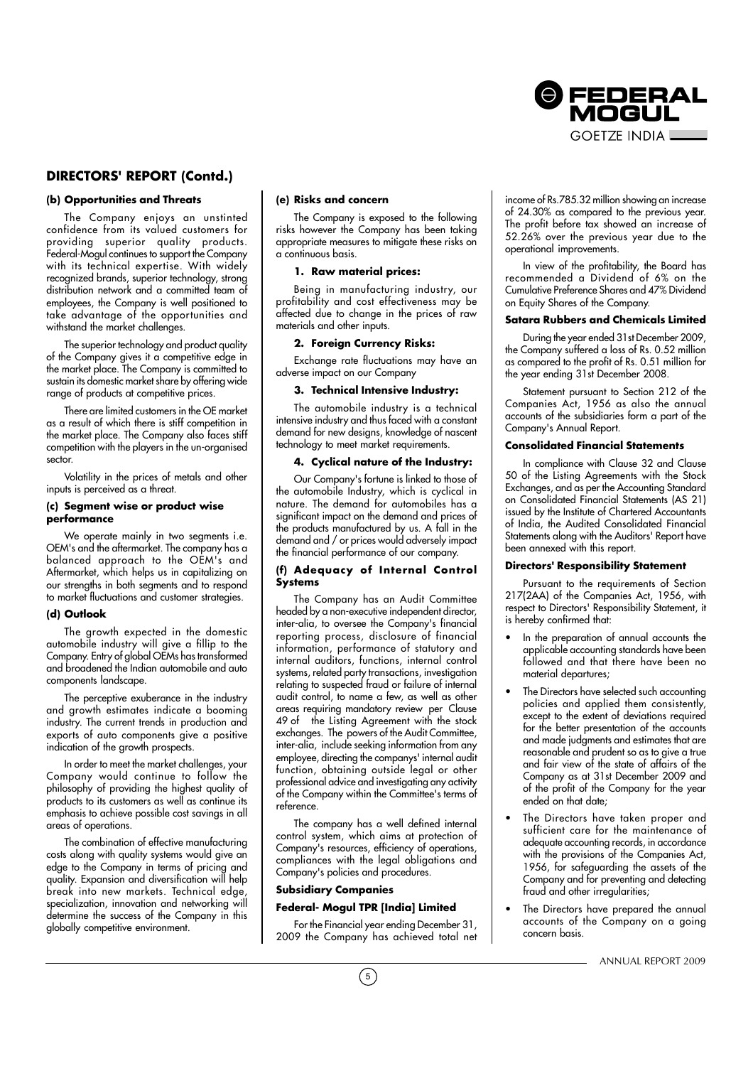## DIRECTORS' REPORT (Contd.)

### (b) Opportunities and Threats

The Company enjoys an unstinted confidence from its valued customers for providing superior quality products. Federal-Mogul continues to support the Company with its technical expertise. With widely recognized brands, superior technology, strong distribution network and a committed team of employees, the Company is well positioned to take advantage of the opportunities and withstand the market challenges.

The superior technology and product quality of the Company gives it a competitive edge in the market place. The Company is committed to sustain its domestic market share by offering wide range of products at competitive prices.

There are limited customers in the OE market as a result of which there is stiff competition in the market place. The Company also faces stiff competition with the players in the un-organised sector.

Volatility in the prices of metals and other inputs is perceived as a threat.

### (c) Segment wise or product wise performance

We operate mainly in two segments i.e. OEM's and the aftermarket. The company has a balanced approach to the OEM's and Aftermarket, which helps us in capitalizing on our strengths in both segments and to respond to market fluctuations and customer strategies.

### (d) Outlook

The growth expected in the domestic automobile industry will give a fillip to the Company. Entry of global OEMs has transformed and broadened the Indian automobile and auto components landscape.

The perceptive exuberance in the industry and growth estimates indicate a booming industry. The current trends in production and exports of auto components give a positive indication of the growth prospects.

In order to meet the market challenges, your Company would continue to follow the philosophy of providing the highest quality of products to its customers as well as continue its emphasis to achieve possible cost savings in all areas of operations.

The combination of effective manufacturing costs along with quality systems would give an edge to the Company in terms of pricing and quality. Expansion and diversification will help break into new markets. Technical edge, specialization, innovation and networking will determine the success of the Company in this globally competitive environment.

### (e) Risks and concern

The Company is exposed to the following risks however the Company has been taking appropriate measures to mitigate these risks on a continuous basis.

**1. Raw material prices:**

Being in manufacturing industry, our profitability and cost effectiveness may be affected due to change in the prices of raw materials and other inputs.

**2. Foreign Currency Risks:**

Exchange rate fluctuations may have an adverse impact on our Company

**3. Technical Intensive Industry:**

The automobile industry is a technical intensive industry and thus faced with a constant demand for new designs, knowledge of nascent technology to meet market requirements.

**4. Cyclical nature of the Industry:**

Our Company's fortune is linked to those of the automobile Industry, which is cyclical in nature. The demand for automobiles has a significant impact on the demand and prices of the products manufactured by us. A fall in the demand and / or prices would adversely impact the financial performance of our company.

### (f) Adequacy of Internal Control Systems

The Company has an Audit Committee headed by a non-executive independent director, inter-alia, to oversee the Company's financial reporting process, disclosure of financial information, performance of statutory and internal auditors, functions, internal control systems, related party transactions, investigation relating to suspected fraud or failure of internal audit control, to name a few, as well as other areas requiring mandatory review per Clause 49 of the Listing Agreement with the stock exchanges. The powers of the Audit Committee, inter-alia, include seeking information from any employee, directing the companys' internal audit function, obtaining outside legal or other professional advice and investigating any activity of the Company within the Committee's terms of reference.

The company has a well defined internal control system, which aims at protection of Company's resources, efficiency of operations, compliances with the legal obligations and Company's policies and procedures.

### Subsidiary Companies

### Federal- Mogul TPR [India] Limited

For the Financial year ending December 31, 2009 the Company has achieved total net income of Rs.785.32 million showing an increase of 24.30% as compared to the previous year. The profit before tax showed an increase of 52.26% over the previous year due to the operational improvements.

In view of the profitability, the Board has recommended a Dividend of 6% on the Cumulative Preference Shares and 47% Dividend on Equity Shares of the Company.

### Satara Rubbers and Chemicals Limited

During the year ended 31st December 2009, the Company suffered a loss of Rs. 0.52 million as compared to the profit of Rs. 0.51 million for the year ending 31st December 2008.

Statement pursuant to Section 212 of the Companies Act, 1956 as also the annual accounts of the subsidiaries form a part of the Company's Annual Report.

### Consolidated Financial Statements

In compliance with Clause 32 and Clause 50 of the Listing Agreements with the Stock Exchanges, and as per the Accounting Standard on Consolidated Financial Statements (AS 21) issued by the Institute of Chartered Accountants of India, the Audited Consolidated Financial Statements along with the Auditors' Report have been annexed with this report.

### Directors' Responsibility Statement

Pursuant to the requirements of Section 217(2AA) of the Companies Act, 1956, with respect to Directors' Responsibility Statement, it is hereby confirmed that:

- In the preparation of annual accounts the applicable accounting standards have been followed and that there have been no material departures;
- The Directors have selected such accounting policies and applied them consistently, except to the extent of deviations required for the better presentation of the accounts and made judgments and estimates that are reasonable and prudent so as to give a true and fair view of the state of affairs of the Company as at 31st December 2009 and of the profit of the Company for the year ended on that date;
- The Directors have taken proper and sufficient care for the maintenance of adequate accounting records, in accordance with the provisions of the Companies Act, 1956, for safeguarding the assets of the Company and for preventing and detecting fraud and other irregularities;
- The Directors have prepared the annual accounts of the Company on a going concern basis.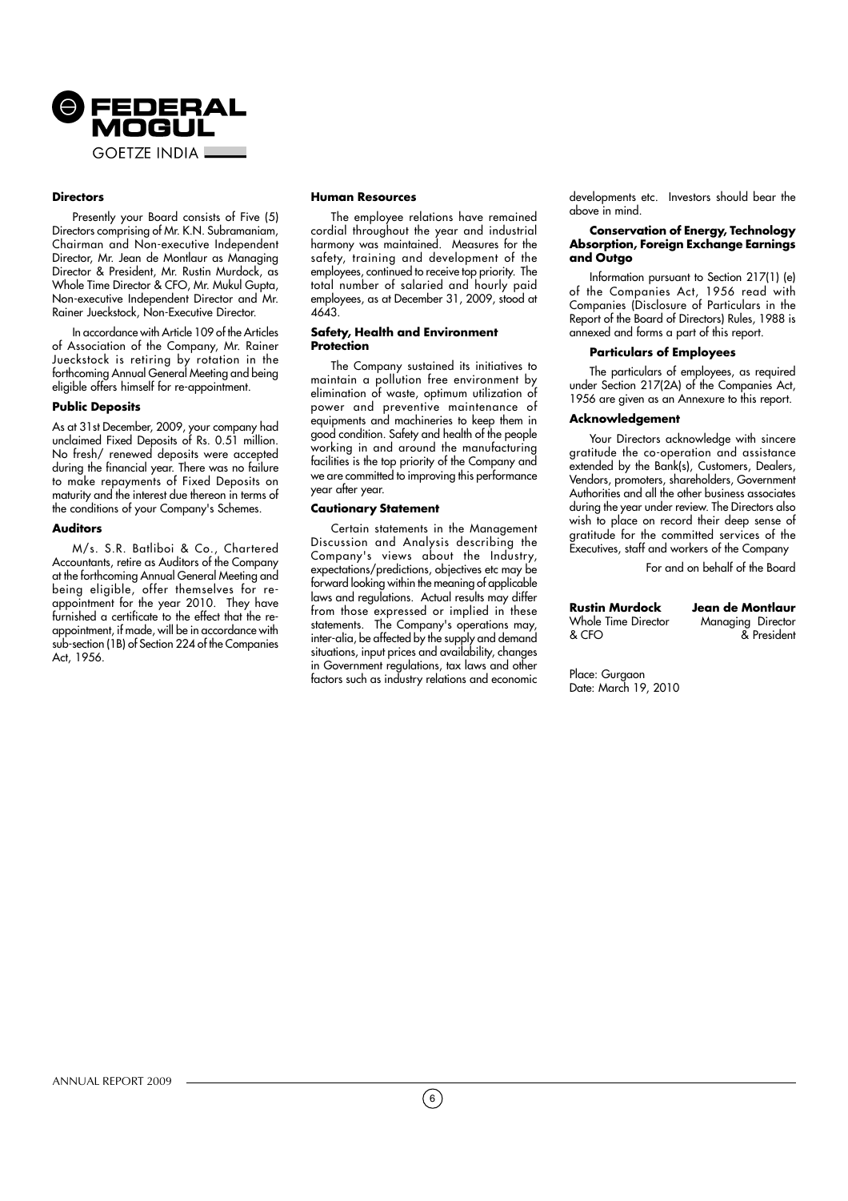### Directors

Presently your Board consists of Five (5) Directors comprising of Mr. K.N. Subramaniam, Chairman and Non-executive Independent Director, Mr. Jean de Montlaur as Managing Director & President, Mr. Rustin Murdock, as Whole Time Director & CFO, Mr. Mukul Gupta, Non-executive Independent Director and Mr. Rainer Jueckstock, Non-Executive Director.

In accordance with Article 109 of the Articles of Association of the Company, Mr. Rainer Jueckstock is retiring by rotation in the forthcoming Annual General Meeting and being eligible offers himself for re-appointment.

### Public Deposits

As at 31st December, 2009, your company had unclaimed Fixed Deposits of Rs. 0.51 million. No fresh/ renewed deposits were accepted during the financial year. There was no failure to make repayments of Fixed Deposits on maturity and the interest due thereon in terms of the conditions of your Company's Schemes.

### Auditors

M/s. S.R. Batliboi & Co., Chartered Accountants, retire as Auditors of the Company at the forthcoming Annual General Meeting and being eligible, offer themselves for re-appointment for the year 2010. They have furnished a certificate to the effect that the re-appointment, if made, will be in accordance with sub-section (1B) of Section 224 of the Companies Act, 1956.

### Human Resources

The employee relations have remained cordial throughout the year and industrial harmony was maintained. Measures for the safety, training and development of the employees, continued to receive top priority. The total number of salaried and hourly paid employees, as at December 31, 2009, stood at 4643.

### Safety, Health and Environment Protection

The Company sustained its initiatives to maintain a pollution free environment by elimination of waste, optimum utilization of power and preventive maintenance of equipments and machineries to keep them in good condition. Safety and health of the people working in and around the manufacturing facilities is the top priority of the Company and we are committed to improving this performance year after year.

### Cautionary Statement

Certain statements in the Management Discussion and Analysis describing the Company's views about the Industry, expectations/predictions, objectives etc may be forward looking within the meaning of applicable laws and regulations. Actual results may differ from those expressed or implied in these statements. The Company's operations may, inter-alia, be affected by the supply and demand situations, input prices and availability, changes in Government regulations, tax laws and other factors such as industry relations and economic developments etc. Investors should bear the above in mind.

### Conservation of Energy, Technology Absorption, Foreign Exchange Earnings and Outgo

Information pursuant to Section 217(1) (e) of the Companies Act, 1956 read with Companies (Disclosure of Particulars in the Report of the Board of Directors) Rules, 1988 is annexed and forms a part of this report.

### Particulars of Employees

The particulars of employees, as required under Section 217(2A) of the Companies Act, 1956 are given as an Annexure to this report.

### Acknowledgement

Your Directors acknowledge with sincere gratitude the co-operation and assistance extended by the Bank(s), Customers, Dealers, Vendors, promoters, shareholders, Government Authorities and all the other business associates during the year under review. The Directors also wish to place on record their deep sense of gratitude for the committed services of the Executives, staff and workers of the Company

For and on behalf of the Board

**Rustin Murdock**
Whole Time Director & CFO

**Jean de Montlaur**
Managing Director & President

Place: Gurgaon
Date: March 19, 2010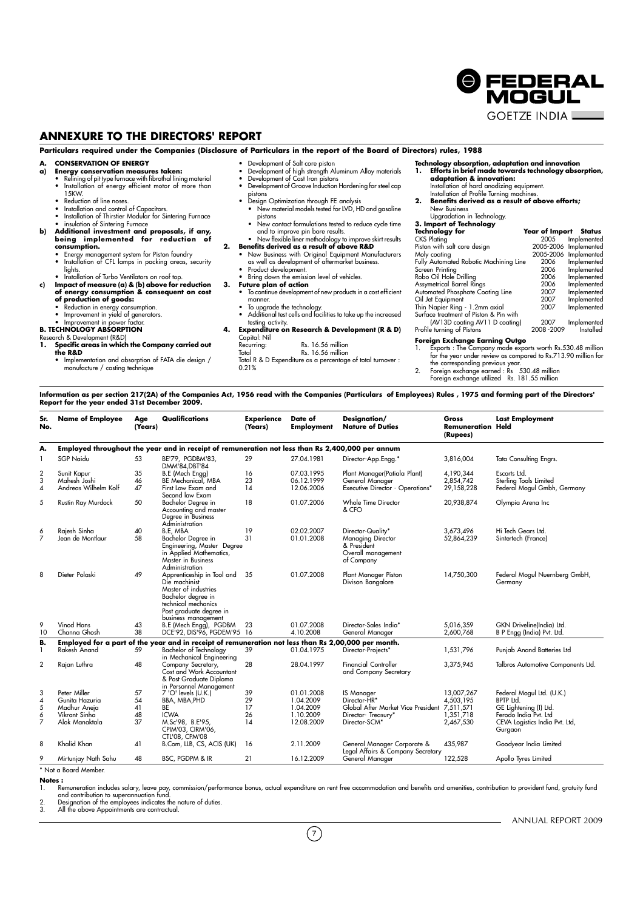# ANNEXURE TO THE DIRECTORS' REPORT

**Particulars required under the Companies (Disclosure of Particulars in the report of the Board of Directors) rules, 1988**

**A. CONSERVATION OF ENERGY**

**a) Energy conservation measures taken:**

- Relining of pit type furnace with fibrothal lining material
- Installation of energy efficient motor of more than 15KW.
- Reduction of line noses.
- Installation and control of Capacitors.
- Installation of Thirstier Modular for Sintering Furnace
- insulation of Sintering Furnace

**b) Additional investment and proposals, if any, being implemented for reduction of consumption.**

- Energy management system for Piston foundry
- Installation of CFL lamps in packing areas, security lights.
- Installation of Turbo Ventilators on roof top.

**c) Impact of measure (a) & (b) above for reduction of energy consumption & consequent on cost of production of goods:**

- Reduction in energy consumption.
- Improvement in yield of generators.
- Improvement in power factor.

**B. TECHNOLOGY ABSORPTION**

Research & Development (R&D)

**1. Specific areas in which the Company carried out the R&D**

- Implementation and absorption of FATA die design / manufacture / casting technique
- Development of Salt core piston
- Development of high strength Aluminum Alloy materials
- Development of Cast Iron pistons
- Development of Groove Induction Hardening for steel cap pistons
- Design Optimization through FE analysis
  - New material models tested for LVD, HD and gasoline pistons
  - New contact formulations tested to reduce cycle time and to improve pin bore results.
  - New flexible liner methodology to improve skirt results

**2. Benefits derived as a result of above R&D**

- New Business with Original Equipment Manufacturers as well as development of aftermarket business.
- Product development.
- Bring down the emission level of vehicles.

**3. Future plan of action**

- To continue development of new products in a cost efficient manner.
- To upgrade the technology.
- Additional test cells and facilities to take up the increased testing activity.

**4. Expenditure on Research & Development (R & D)**

Capital: Nil

Recurring: Rs. 16.56 million

Total Rs. 16.56 million

Total R & D Expenditure as a percentage of total turnover : 0.21%

**Technology absorption, adaptation and innovation**

**1. Efforts in brief made towards technology absorption, adaptation & innovation:**

Installation of hard anodizing equipment.

Installation of Profile Turning machines.

**2. Benefits derived as a result of above efforts;**

New Business

Upgradation in Technology.

**3. Import of Technology**

| Technology for | Year of Import | Status |
|---|---|---|
| CKS Plating | 2005 | Implemented |
| Piston with salt core design | 2005-2006 | Implemented |
| Moly coating | 2005-2006 | Implemented |
| Fully Automated Robotic Machining Line | 2006 | Implemented |
| Screen Printing | 2006 | Implemented |
| Robo Oil Hole Drilling | 2006 | Implemented |
| Assymetrical Barrel Rings | 2006 | Implemented |
| Automated Phosphate Coating Line | 2007 | Implemented |
| Oil Jet Equipment | 2007 | Implemented |
| Thin Napier Ring - 1.2mm axial | 2007 | Implemented |
| Surface treatment of Piston & Pin with (AV13D coating AV11 D coating) | 2007 | Implemented |
| Profile turning of Pistons | 2008 -2009 | Installed |

**Foreign Exchange Earning Outgo**

1. Exports : The Company made exports worth Rs.530.48 million for the year under review as compared to Rs.713.90 million for the corresponding previous year.
2. Foreign exchange earned : Rs 530.48 million
   Foreign exchange utilized Rs. 181.55 million

**Information as per section 217(2A) of the Companies Act, 1956 read with the Companies (Particulars of Employees) Rules , 1975 and forming part of the Directors' Report for the year ended 31st December 2009.**

| Sr. No. | Name of Employee | Age (Years) | Qualifications | Experience (Years) | Date of Employment | Designation/ Nature of Duties | Gross Remuneration (Rupees) | Last Employment Held |
|---|---|---|---|---|---|---|---|---|
| **A.** | **Employed throughout the year and in receipt of remuneration not less than Rs 2,400,000 per annum** | | | | | | | |
| 1 | SGP Naidu | 53 | BE'79, PGDBM'83, DMM'84,DBT'84 | 29 | 27.04.1981 | Director-App.Engg.* | 3,816,004 | Tata Consulting Engrs. |
| 2 | Sunit Kapur | 35 | B.E (Mech Engg) | 16 | 07.03.1995 | Plant Manager(Patiala Plant) | 4,190,344 | Escorts Ltd. |
| 3 | Mahesh Joshi | 46 | BE Mechanical, MBA | 23 | 06.12.1999 | General Manager | 2,854,742 | Sterling Tools Limited |
| 4 | Andreas Wilhelm Kolf | 47 | First Law Exam and Second law Exam | 14 | 12.06.2006 | Executive Director - Operations* | 29,158,228 | Federal Mogul Gmbh, Germany |
| 5 | Rustin Ray Murdock | 50 | Bachelor Degree in Accounting and master Degree in Business Administration | 18 | 01.07.2006 | Whole Time Director & CFO | 20,938,874 | Olympia Arena Inc |
| 6 | Rajesh Sinha | 40 | B.E, MBA | 19 | 02.02.2007 | Director-Quality* | 3,673,496 | Hi Tech Gears Ltd. |
| 7 | Jean de Montlaur | 58 | Bachelor Degree in Engineering, Master Degree in Applied Mathematics, Master in Business Administration | 31 | 01.01.2008 | Managing Director & President Overall management of Company | 52,864,239 | Sintertech (France) |
| 8 | Dieter Polaski | 49 | Apprenticeship in Tool and Die machinist Master of industries Bachelor degree in technical mechanics Post graduate degree in business management | 35 | 01.07.2008 | Plant Manager Piston Divison Bangalore | 14,750,300 | Federal Mogul Nuernberg GmbH, Germany |
| 9 | Vinod Hans | 43 | B.E (Mech Engg), PGDBM | 23 | 01.07.2008 | Director-Sales India* | 5,016,359 | GKN Driveline(India) Ltd. |
| 10 | Channa Ghosh | 38 | DCE'92, DIS'96, PGDEM'95 | 16 | 4.10.2008 | General Manager | 2,600,768 | B P Engg (India) Pvt. Ltd. |
| **B.** | **Employed for a part of the year and in receipt of remuneration not less than Rs 2,00,000 per month.** | | | | | | | |
| 1 | Rakesh Anand | 59 | Bachelor of Technology in Mechanical Engineering | 39 | 01.04.1975 | Director-Projects* | 1,531,796 | Punjab Anand Batteries Ltd |
| 2 | Rajan Luthra | 48 | Company Secretary, Cost and Work Accountant & Post Graduate Diploma in Personnel Management | 28 | 28.04.1997 | Financial Controller and Company Secretary | 3,375,945 | Talbros Automotive Components Ltd. |
| 3 | Peter Miller | 57 | 7 'O' levels (U.K.) | 39 | 01.01.2008 | IS Manager | 13,007,267 | Federal Mogul Ltd. (U.K.) |
| 4 | Gunita Hazuria | 54 | BBA, MBA,PHD | 29 | 1.04.2009 | Director-HR* | 4,503,195 | BPTP Ltd. |
| 5 | Madhur Aneja | 41 | BE | 17 | 1.04.2009 | Global After Market Vice President | 7,511,571 | GE Lightening (I) Ltd. |
| 6 | Vikrant Sinha | 48 | ICWA | 26 | 1.10.2009 | Director- Treasury* | 1,351,718 | Ferodo India Pvt. Ltd |
| 7 | Alok Manaktala | 37 | M.Sc'98, B.E'95, CPIM'03, CIRM'06, CTL'08, CPM'08 | 14 | 12.08.2009 | Director-SCM* | 2,467,530 | CEVA Logistics India Pvt. Ltd, Gurgaon |
| 8 | Khalid Khan | 41 | B.Com, LLB, CS, ACIS (UK) | 16 | 2.11.2009 | General Manager Corporate & Legal Affairs & Company Secretary | 435,987 | Goodyear India Limited |
| 9 | Mirtunjay Nath Sahu | 48 | BSC, PGDPM & IR | 21 | 16.12.2009 | General Manager | 122,528 | Apollo Tyres Limited |

\* Not a Board Member.

**Notes :**

1. Remuneration includes salary, leave pay, commission/performance bonus, actual expenditure on rent free accommodation and benefits and amenities, contribution to provident fund, gratuity fund and contribution to superannuation fund.
2. Designation of the employees indicates the nature of duties.
3. All the above Appointments are contractual.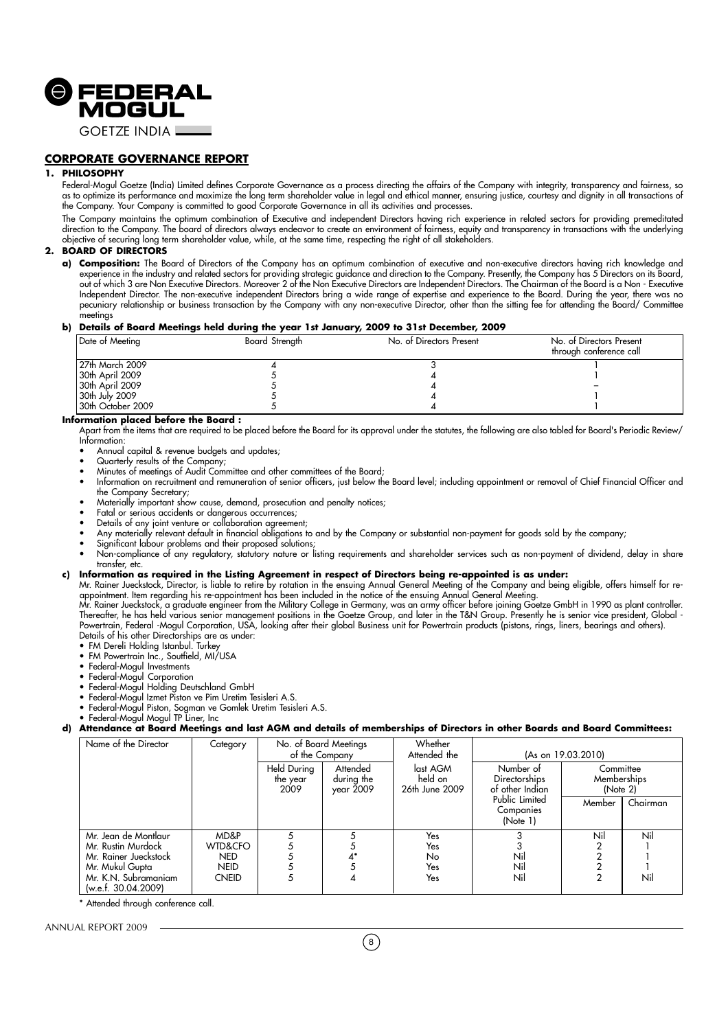## CORPORATE GOVERNANCE REPORT

### 1. PHILOSOPHY

Federal-Mogul Goetze (India) Limited defines Corporate Governance as a process directing the affairs of the Company with integrity, transparency and fairness, so as to optimize its performance and maximize the long term shareholder value in legal and ethical manner, ensuring justice, courtesy and dignity in all transactions of the Company. Your Company is committed to good Corporate Governance in all its activities and processes.

The Company maintains the optimum combination of Executive and independent Directors having rich experience in related sectors for providing premeditated direction to the Company. The board of directors always endeavor to create an environment of fairness, equity and transparency in transactions with the underlying objective of securing long term shareholder value, while, at the same time, respecting the right of all stakeholders.

### 2. BOARD OF DIRECTORS

**a) Composition:** The Board of Directors of the Company has an optimum combination of executive and non-executive directors having rich knowledge and experience in the industry and related sectors for providing strategic guidance and direction to the Company. Presently, the Company has 5 Directors on its Board, out of which 3 are Non Executive Directors. Moreover 2 of the Non Executive Directors are Independent Directors. The Chairman of the Board is a Non - Executive Independent Director. The non-executive independent Directors bring a wide range of expertise and experience to the Board. During the year, there was no pecuniary relationship or business transaction by the Company with any non-executive Director, other than the sitting fee for attending the Board/ Committee meetings

**b) Details of Board Meetings held during the year 1st January, 2009 to 31st December, 2009**

| Date of Meeting | Board Strength | No. of Directors Present | No. of Directors Present through conference call |
|---|---|---|---|
| 27th March 2009 | 4 | 3 | 1 |
| 30th April 2009 | 5 | 4 | 1 |
| 30th April 2009 | 5 | 4 | – |
| 30th July 2009 | 5 | 4 | 1 |
| 30th October 2009 | 5 | 4 | 1 |

**Information placed before the Board :**

Apart from the items that are required to be placed before the Board for its approval under the statutes, the following are also tabled for Board's Periodic Review/ Information:

- Annual capital & revenue budgets and updates;
- Quarterly results of the Company;
- Minutes of meetings of Audit Committee and other committees of the Board;
- Information on recruitment and remuneration of senior officers, just below the Board level; including appointment or removal of Chief Financial Officer and the Company Secretary;
- Materially important show cause, demand, prosecution and penalty notices;
- Fatal or serious accidents or dangerous occurrences;
- Details of any joint venture or collaboration agreement;
- Any materially relevant default in financial obligations to and by the Company or substantial non-payment for goods sold by the company;
- Significant labour problems and their proposed solutions;
- Non-compliance of any regulatory, statutory nature or listing requirements and shareholder services such as non-payment of dividend, delay in share transfer, etc.

**c) Information as required in the Listing Agreement in respect of Directors being re-appointed is as under:**

Mr. Rainer Jueckstock, Director, is liable to retire by rotation in the ensuing Annual General Meeting of the Company and being eligible, offers himself for re-appointment. Item regarding his re-appointment has been included in the notice of the ensuing Annual General Meeting.

Mr. Rainer Jueckstock, a graduate engineer from the Military College in Germany, was an army officer before joining Goetze GmbH in 1990 as plant controller. Thereafter, he has held various senior management positions in the Goetze Group, and later in the T&N Group. Presently he is senior vice president, Global - Powertrain, Federal -Mogul Corporation, USA, looking after their global Business unit for Powertrain products (pistons, rings, liners, bearings and others).

Details of his other Directorships are as under:

- FM Dereli Holding Istanbul. Turkey
- FM Powertrain Inc., Southfield, MI/USA
- Federal-Mogul Investments
- Federal-Mogul Corporation
- Federal-Mogul Holding Deutschland GmbH
- Federal-Mogul Izmet Piston ve Pim Uretim Tesisleri A.S.
- Federal-Mogul Piston, Sogman ve Gomlek Uretim Tesisleri A.S.
- Federal-Mogul Mogul TP Liner, Inc

**d) Attendance at Board Meetings and last AGM and details of memberships of Directors in other Boards and Board Committees:**

| Name of the Director | Category | No. of Board Meetings of the Company | | Whether Attended the | (As on 19.03.2010) | | |
|---|---|---|---|---|---|---|---|
| | | Held During the year 2009 | Attended during the year 2009 | last AGM held on 26th June 2009 | Number of Directorships of other Indian Public Limited Companies (Note 1) | Committee Memberships (Note 2) | |
| | | | | | | Member | Chairman |
| Mr. Jean de Montlaur | MD&P | 5 | 5 | Yes | 3 | Nil | Nil |
| Mr. Rustin Murdock | WTD&CFO | 5 | 5 | Yes | 3 | 2 | 1 |
| Mr. Rainer Jueckstock | NED | 5 | 4* | No | Nil | 2 | 1 |
| Mr. Mukul Gupta | NEID | 5 | 5 | Yes | Nil | 2 | 1 |
| Mr. K.N. Subramaniam (w.e.f. 30.04.2009) | CNEID | 5 | 4 | Yes | Nil | 2 | Nil |

\* Attended through conference call.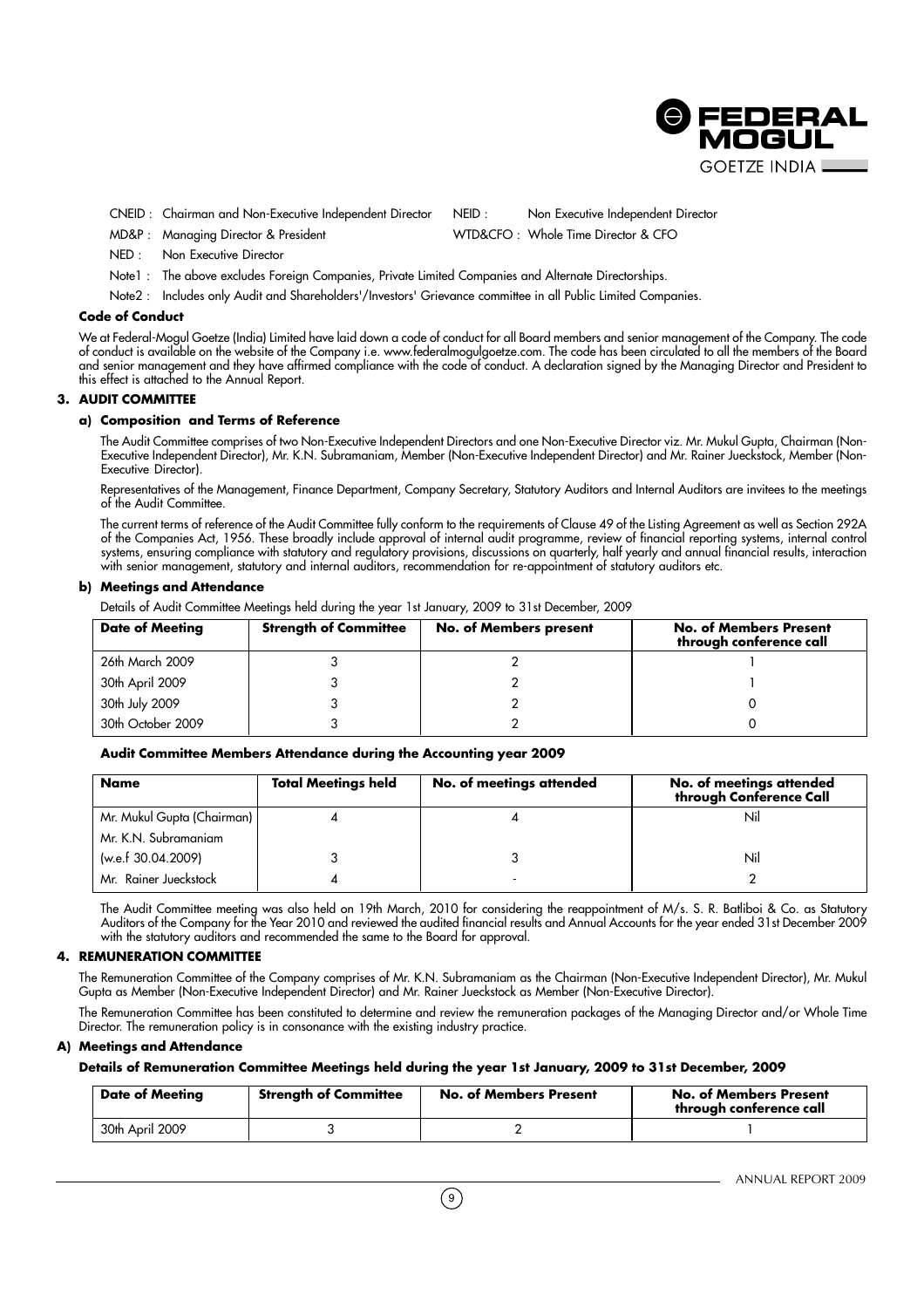CNEID : Chairman and Non-Executive Independent Director &nbsp;&nbsp; NEID : Non Executive Independent Director

MD&P : Managing Director & President &nbsp;&nbsp; WTD&CFO : Whole Time Director & CFO

NED : Non Executive Director

Note1 : The above excludes Foreign Companies, Private Limited Companies and Alternate Directorships.

Note2 : Includes only Audit and Shareholders'/Investors' Grievance committee in all Public Limited Companies.

**Code of Conduct**

We at Federal-Mogul Goetze (India) Limited have laid down a code of conduct for all Board members and senior management of the Company. The code of conduct is available on the website of the Company i.e. www.federalmogulgoetze.com. The code has been circulated to all the members of the Board and senior management and they have affirmed compliance with the code of conduct. A declaration signed by the Managing Director and President to this effect is attached to the Annual Report.

## 3. AUDIT COMMITTEE

### a) Composition and Terms of Reference

The Audit Committee comprises of two Non-Executive Independent Directors and one Non-Executive Director viz. Mr. Mukul Gupta, Chairman (Non-Executive Independent Director), Mr. K.N. Subramaniam, Member (Non-Executive Independent Director) and Mr. Rainer Jueckstock, Member (Non-Executive Director).

Representatives of the Management, Finance Department, Company Secretary, Statutory Auditors and Internal Auditors are invitees to the meetings of the Audit Committee.

The current terms of reference of the Audit Committee fully conform to the requirements of Clause 49 of the Listing Agreement as well as Section 292A of the Companies Act, 1956. These broadly include approval of internal audit programme, review of financial reporting systems, internal control systems, ensuring compliance with statutory and regulatory provisions, discussions on quarterly, half yearly and annual financial results, interaction with senior management, statutory and internal auditors, recommendation for re-appointment of statutory auditors etc.

### b) Meetings and Attendance

Details of Audit Committee Meetings held during the year 1st January, 2009 to 31st December, 2009

| Date of Meeting | Strength of Committee | No. of Members present | No. of Members Present through conference call |
|---|---|---|---|
| 26th March 2009 | 3 | 2 | 1 |
| 30th April 2009 | 3 | 2 | 1 |
| 30th July 2009 | 3 | 2 | 0 |
| 30th October 2009 | 3 | 2 | 0 |

**Audit Committee Members Attendance during the Accounting year 2009**

| Name | Total Meetings held | No. of meetings attended | No. of meetings attended through Conference Call |
|---|---|---|---|
| Mr. Mukul Gupta (Chairman) | 4 | 4 | Nil |
| Mr. K.N. Subramaniam (w.e.f 30.04.2009) | 3 | 3 | Nil |
| Mr. Rainer Jueckstock | 4 | - | 2 |

The Audit Committee meeting was also held on 19th March, 2010 for considering the reappointment of M/s. S. R. Batliboi & Co. as Statutory Auditors of the Company for the Year 2010 and reviewed the audited financial results and Annual Accounts for the year ended 31st December 2009 with the statutory auditors and recommended the same to the Board for approval.

## 4. REMUNERATION COMMITTEE

The Remuneration Committee of the Company comprises of Mr. K.N. Subramaniam as the Chairman (Non-Executive Independent Director), Mr. Mukul Gupta as Member (Non-Executive Independent Director) and Mr. Rainer Jueckstock as Member (Non-Executive Director).

The Remuneration Committee has been constituted to determine and review the remuneration packages of the Managing Director and/or Whole Time Director. The remuneration policy is in consonance with the existing industry practice.

### A) Meetings and Attendance

**Details of Remuneration Committee Meetings held during the year 1st January, 2009 to 31st December, 2009**

| Date of Meeting | Strength of Committee | No. of Members Present | No. of Members Present through conference call |
|---|---|---|---|
| 30th April 2009 | 3 | 2 | 1 |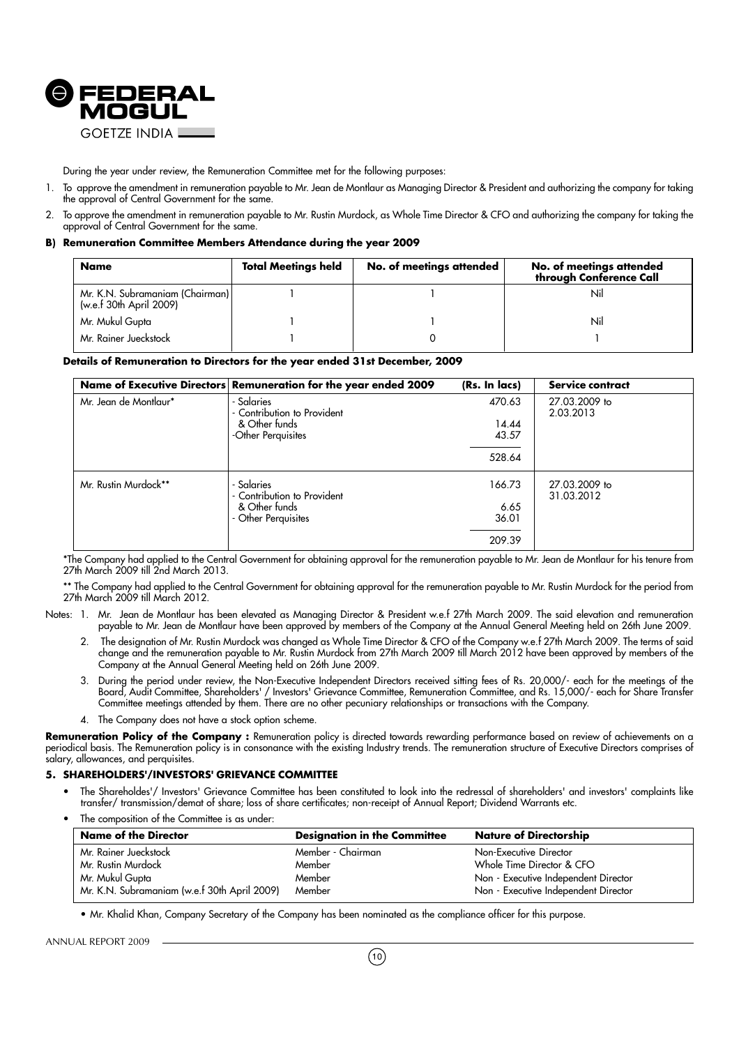During the year under review, the Remuneration Committee met for the following purposes:

1. To approve the amendment in remuneration payable to Mr. Jean de Montlaur as Managing Director & President and authorizing the company for taking the approval of Central Government for the same.
2. To approve the amendment in remuneration payable to Mr. Rustin Murdock, as Whole Time Director & CFO and authorizing the company for taking the approval of Central Government for the same.

**B) Remuneration Committee Members Attendance during the year 2009**

| Name | Total Meetings held | No. of meetings attended | No. of meetings attended through Conference Call |
|---|---|---|---|
| Mr. K.N. Subramaniam (Chairman) (w.e.f 30th April 2009) | 1 | 1 | Nil |
| Mr. Mukul Gupta | 1 | 1 | Nil |
| Mr. Rainer Jueckstock | 1 | 0 | 1 |

**Details of Remuneration to Directors for the year ended 31st December, 2009**

| Name of Executive Directors | Remuneration for the year 2009 | (Rs. In lacs) | Service contract |
|---|---|---|---|
| Mr. Jean de Montlaur* | - Salaries | 470.63 | 27.03.2009 to 2.03.2013 |
| | - Contribution to Provident & Other funds | 14.44 | |
| | -Other Perquisites | 43.57 | |
| | | 528.64 | |
| Mr. Rustin Murdock** | - Salaries | 166.73 | 27.03.2009 to 31.03.2012 |
| | - Contribution to Provident & Other funds | 6.65 | |
| | - Other Perquisites | 36.01 | |
| | | 209.39 | |

*The Company had applied to the Central Government for obtaining approval for the remuneration payable to Mr. Jean de Montlaur for his tenure from 27th March 2009 till 2nd March 2013.

** The Company had applied to the Central Government for obtaining approval for the remuneration payable to Mr. Rustin Murdock for the period from 27th March 2009 till March 2012.

Notes:
1. Mr. Jean de Montlaur has been elevated as Managing Director & President w.e.f 27th March 2009. The said elevation and remuneration payable to Mr. Jean de Montlaur have been approved by members of the Company at the Annual General Meeting held on 26th June 2009.
2. The designation of Mr. Rustin Murdock was changed as Whole Time Director & CFO of the Company w.e.f 27th March 2009. The terms of said change and the remuneration payable to Mr. Rustin Murdock from 27th March 2009 till March 2012 have been approved by members of the Company at the Annual General Meeting held on 26th June 2009.
3. During the period under review, the Non-Executive Independent Directors received sitting fees of Rs. 20,000/- each for the meetings of the Board, Audit Committee, Shareholders' / Investors' Grievance Committee, Remuneration Committee, and Rs. 15,000/- each for Share Transfer Committee meetings attended by them. There are no other pecuniary relationships or transactions with the Company.
4. The Company does not have a stock option scheme.

**Remuneration Policy of the Company :** Remuneration policy is directed towards rewarding performance based on review of achievements on a periodical basis. The Remuneration policy is in consonance with the existing Industry trends. The remuneration structure of Executive Directors comprises of salary, allowances, and perquisites.

### 5. SHAREHOLDERS'/INVESTORS' GRIEVANCE COMMITTEE

- The Shareholdes'/ Investors' Grievance Committee has been constituted to look into the redressal of shareholders' and investors' complaints like transfer/ transmission/demat of share; loss of share certificates; non-receipt of Annual Report; Dividend Warrants etc.
- The composition of the Committee is as under:

| Name of the Director | Designation in the Committee | Nature of Directorship |
|---|---|---|
| Mr. Rainer Jueckstock | Member - Chairman | Non-Executive Director |
| Mr. Rustin Murdock | Member | Whole Time Director & CFO |
| Mr. Mukul Gupta | Member | Non - Executive Independent Director |
| Mr. K.N. Subramaniam (w.e.f 30th April 2009) | Member | Non - Executive Independent Director |

- Mr. Khalid Khan, Company Secretary of the Company has been nominated as the compliance officer for this purpose.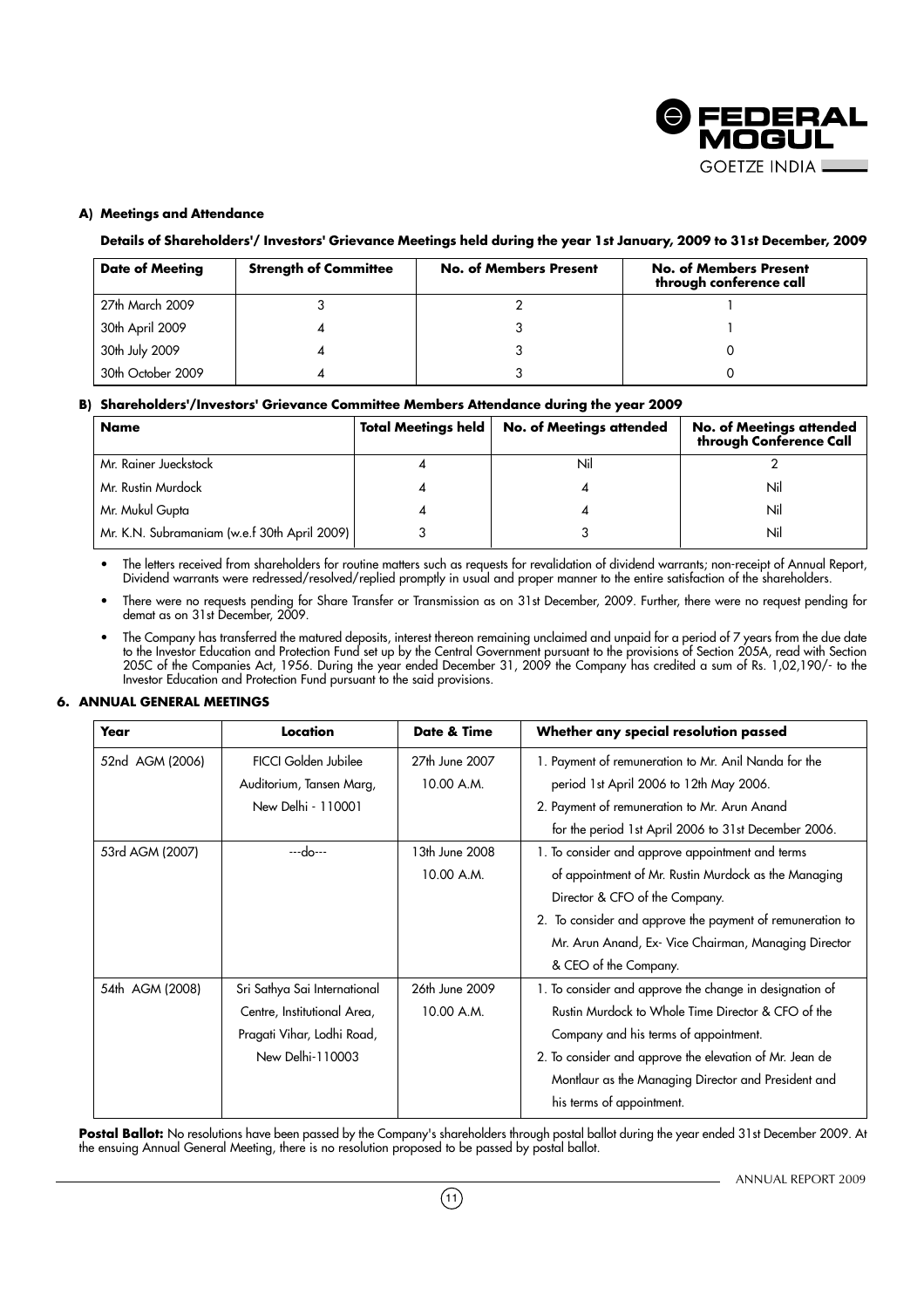#### A) Meetings and Attendance

**Details of Shareholders'/ Investors' Grievance Meetings held during the year 1st January, 2009 to 31st December, 2009**

| Date of Meeting | Strength of Committee | No. of Members Present | No. of Members Present through conference call |
|---|---|---|---|
| 27th March 2009 | 3 | 2 | 1 |
| 30th April 2009 | 4 | 3 | 1 |
| 30th July 2009 | 4 | 3 | 0 |
| 30th October 2009 | 4 | 3 | 0 |

#### B) Shareholders'/Investors' Grievance Committee Members Attendance during the year 2009

| Name | Total Meetings held | No. of Meetings attended | No. of Meetings attended through Conference Call |
|---|---|---|---|
| Mr. Rainer Jueckstock | 4 | Nil | 2 |
| Mr. Rustin Murdock | 4 | 4 | Nil |
| Mr. Mukul Gupta | 4 | 4 | Nil |
| Mr. K.N. Subramaniam (w.e.f 30th April 2009) | 3 | 3 | Nil |

- The letters received from shareholders for routine matters such as requests for revalidation of dividend warrants; non-receipt of Annual Report, Dividend warrants were redressed/resolved/replied promptly in usual and proper manner to the entire satisfaction of the shareholders.
- There were no requests pending for Share Transfer or Transmission as on 31st December, 2009. Further, there were no request pending for demat as on 31st December, 2009.
- The Company has transferred the matured deposits, interest thereon remaining unclaimed and unpaid for a period of 7 years from the due date to the Investor Education and Protection Fund set up by the Central Government pursuant to the provisions of Section 205A, read with Section 205C of the Companies Act, 1956. During the year ended December 31, 2009 the Company has credited a sum of Rs. 1,02,190/- to the Investor Education and Protection Fund pursuant to the said provisions.

### 6. ANNUAL GENERAL MEETINGS

| Year | Location | Date & Time | Whether any special resolution passed |
|---|---|---|---|
| 52nd AGM (2006) | FICCI Golden Jubilee Auditorium, Tansen Marg, New Delhi - 110001 | 27th June 2007 10.00 A.M. | 1. Payment of remuneration to Mr. Anil Nanda for the period 1st April 2006 to 12th May 2006. 2. Payment of remuneration to Mr. Arun Anand for the period 1st April 2006 to 31st December 2006. |
| 53rd AGM (2007) | ---do--- | 13th June 2008 10.00 A.M. | 1. To consider and approve appointment and terms of appointment of Mr. Rustin Murdock as the Managing Director & CFO of the Company. 2. To consider and approve the payment of remuneration to Mr. Arun Anand, Ex- Vice Chairman, Managing Director & CEO of the Company. |
| 54th AGM (2008) | Sri Sathya Sai International Centre, Institutional Area, Pragati Vihar, Lodhi Road, New Delhi-110003 | 26th June 2009 10.00 A.M. | 1. To consider and approve the change in designation of Rustin Murdock to Whole Time Director & CFO of the Company and his terms of appointment. 2. To consider and approve the elevation of Mr. Jean de Montlaur as the Managing Director and President and his terms of appointment. |

**Postal Ballot:** No resolutions have been passed by the Company's shareholders through postal ballot during the year ended 31st December 2009. At the ensuing Annual General Meeting, there is no resolution proposed to be passed by postal ballot.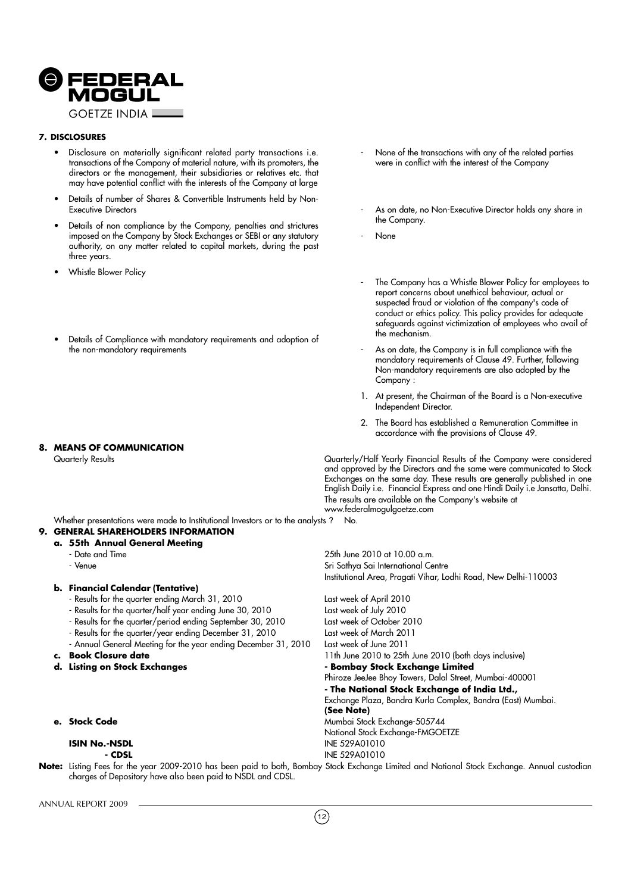## 7. DISCLOSURES

| | |
|---|---|
| • Disclosure on materially significant related party transactions i.e. transactions of the Company of material nature, with its promoters, the directors or the management, their subsidiaries or relatives etc. that may have potential conflict with the interests of the Company at large | - None of the transactions with any of the related parties were in conflict with the interest of the Company |
| • Details of number of Shares & Convertible Instruments held by Non-Executive Directors | - As on date, no Non-Executive Director holds any share in the Company. |
| • Details of non compliance by the Company, penalties and strictures imposed on the Company by Stock Exchanges or SEBI or any statutory authority, on any matter related to capital markets, during the past three years. | - None |
| • Whistle Blower Policy | - The Company has a Whistle Blower Policy for employees to report concerns about unethical behaviour, actual or suspected fraud or violation of the company's code of conduct or ethics policy. This policy provides for adequate safeguards against victimization of employees who avail of the mechanism. |
| • Details of Compliance with mandatory requirements and adoption of the non-mandatory requirements | - As on date, the Company is in full compliance with the mandatory requirements of Clause 49. Further, following Non-mandatory requirements are also adopted by the Company : <br>1. At present, the Chairman of the Board is a Non-executive Independent Director. <br>2. The Board has established a Remuneration Committee in accordance with the provisions of Clause 49. |

## 8. MEANS OF COMMUNICATION

Quarterly Results — Quarterly/Half Yearly Financial Results of the Company were considered and approved by the Directors and the same were communicated to Stock Exchanges on the same day. These results are generally published in one English Daily i.e. Financial Express and one Hindi Daily i.e Jansatta, Delhi. The results are available on the Company's website at www.federalmogulgoetze.com

Whether presentations were made to Institutional Investors or to the analysts ? No.

## 9. GENERAL SHAREHOLDERS INFORMATION

**a. 55th Annual General Meeting**

| | |
|---|---|
| - Date and Time | 25th June 2010 at 10.00 a.m. |
| - Venue | Sri Sathya Sai International Centre<br>Institutional Area, Pragati Vihar, Lodhi Road, New Delhi-110003 |

**b. Financial Calendar (Tentative)**

| | |
|---|---|
| - Results for the quarter ending March 31, 2010 | Last week of April 2010 |
| - Results for the quarter/half year ending June 30, 2010 | Last week of July 2010 |
| - Results for the quarter/period ending September 30, 2010 | Last week of October 2010 |
| - Results for the quarter/year ending December 31, 2010 | Last week of March 2011 |
| - Annual General Meeting for the year ending December 31, 2010 | Last week of June 2011 |

**c. Book Closure date** — 11th June 2010 to 25th June 2010 (both days inclusive)

**d. Listing on Stock Exchanges**

**- Bombay Stock Exchange Limited**
Phiroze JeeJee Bhoy Towers, Dalal Street, Mumbai-400001

**- The National Stock Exchange of India Ltd.,**
Exchange Plaza, Bandra Kurla Complex, Bandra (East) Mumbai.

**(See Note)**

**e. Stock Code**

Mumbai Stock Exchange-505744
National Stock Exchange-FMGOETZE

| | |
|---|---|
| **ISIN No.-NSDL** | INE 529A01010 |
| **- CDSL** | INE 529A01010 |

**Note:** Listing Fees for the year 2009-2010 has been paid to both, Bombay Stock Exchange Limited and National Stock Exchange. Annual custodian charges of Depository have also been paid to NSDL and CDSL.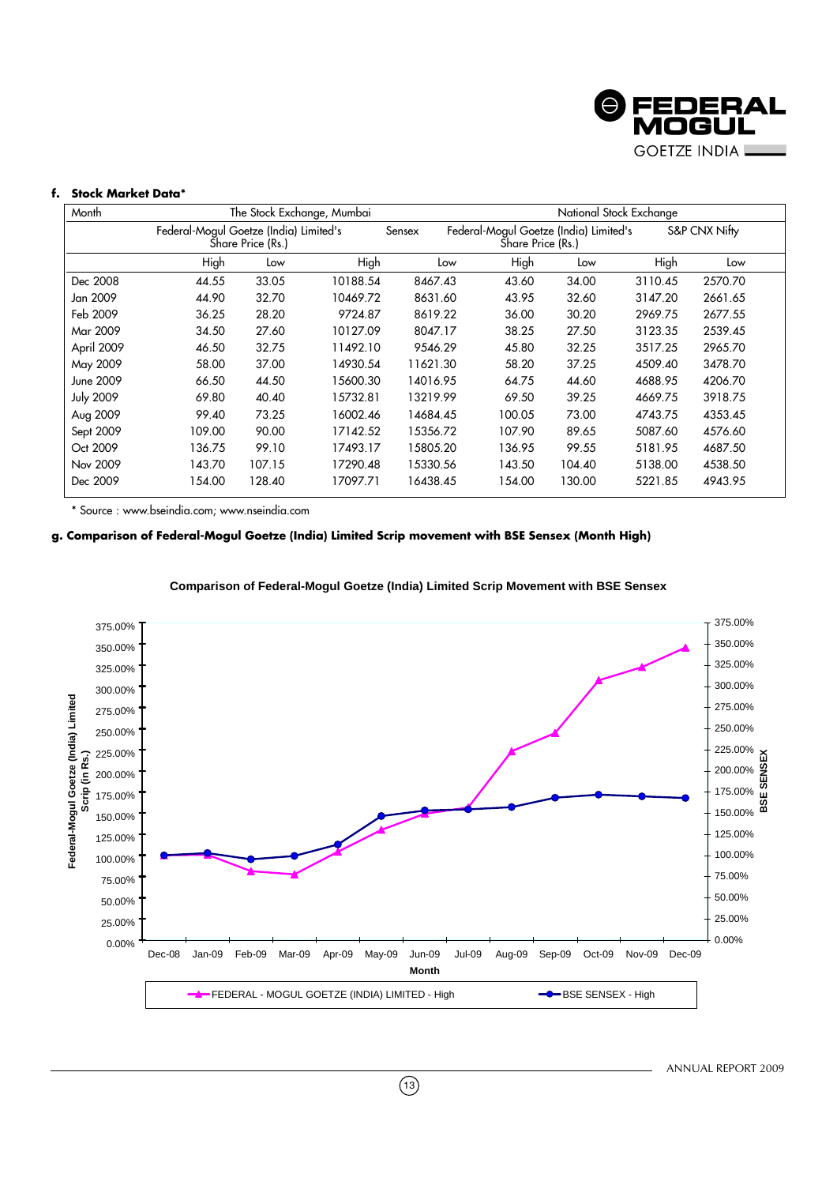**f. Stock Market Data***

| Month | The Stock Exchange, Mumbai | | | | National Stock Exchange | | | |
|---|---|---|---|---|---|---|---|---|
| | Federal-Mogul Goetze (India) Limited's Share Price (Rs.) | | Sensex | | Federal-Mogul Goetze (India) Limited's Share Price (Rs.) | | S&P CNX Nifty | |
| | High | Low | High | Low | High | Low | High | Low |
| Dec 2008 | 44.55 | 33.05 | 10188.54 | 8467.43 | 43.60 | 34.00 | 3110.45 | 2570.70 |
| Jan 2009 | 44.90 | 32.70 | 10469.72 | 8631.60 | 43.95 | 32.60 | 3147.20 | 2661.65 |
| Feb 2009 | 36.25 | 28.20 | 9724.87 | 8619.22 | 36.00 | 30.20 | 2969.75 | 2677.55 |
| Mar 2009 | 34.50 | 27.60 | 10127.09 | 8047.17 | 38.25 | 27.50 | 3123.35 | 2539.45 |
| April 2009 | 46.50 | 32.75 | 11492.10 | 9546.29 | 45.80 | 32.25 | 3517.25 | 2965.70 |
| May 2009 | 58.00 | 37.00 | 14930.54 | 11621.30 | 58.20 | 37.25 | 4509.40 | 3478.70 |
| June 2009 | 66.50 | 44.50 | 15600.30 | 14016.95 | 64.75 | 44.60 | 4688.95 | 4206.70 |
| July 2009 | 69.80 | 40.40 | 15732.81 | 13219.99 | 69.50 | 39.25 | 4669.75 | 3918.75 |
| Aug 2009 | 99.40 | 73.25 | 16002.46 | 14684.45 | 100.05 | 73.00 | 4743.75 | 4353.45 |
| Sept 2009 | 109.00 | 90.00 | 17142.52 | 15356.72 | 107.90 | 89.65 | 5087.60 | 4576.60 |
| Oct 2009 | 136.75 | 99.10 | 17493.17 | 15805.20 | 136.95 | 99.55 | 5181.95 | 4687.50 |
| Nov 2009 | 143.70 | 107.15 | 17290.48 | 15330.56 | 143.50 | 104.40 | 5138.00 | 4538.50 |
| Dec 2009 | 154.00 | 128.40 | 17097.71 | 16438.45 | 154.00 | 130.00 | 5221.85 | 4943.95 |

\* Source : www.bseindia.com; www.nseindia.com

**g. Comparison of Federal-Mogul Goetze (India) Limited Scrip movement with BSE Sensex (Month High)**

**Comparison of Federal-Mogul Goetze (India) Limited Scrip Movement with BSE Sensex**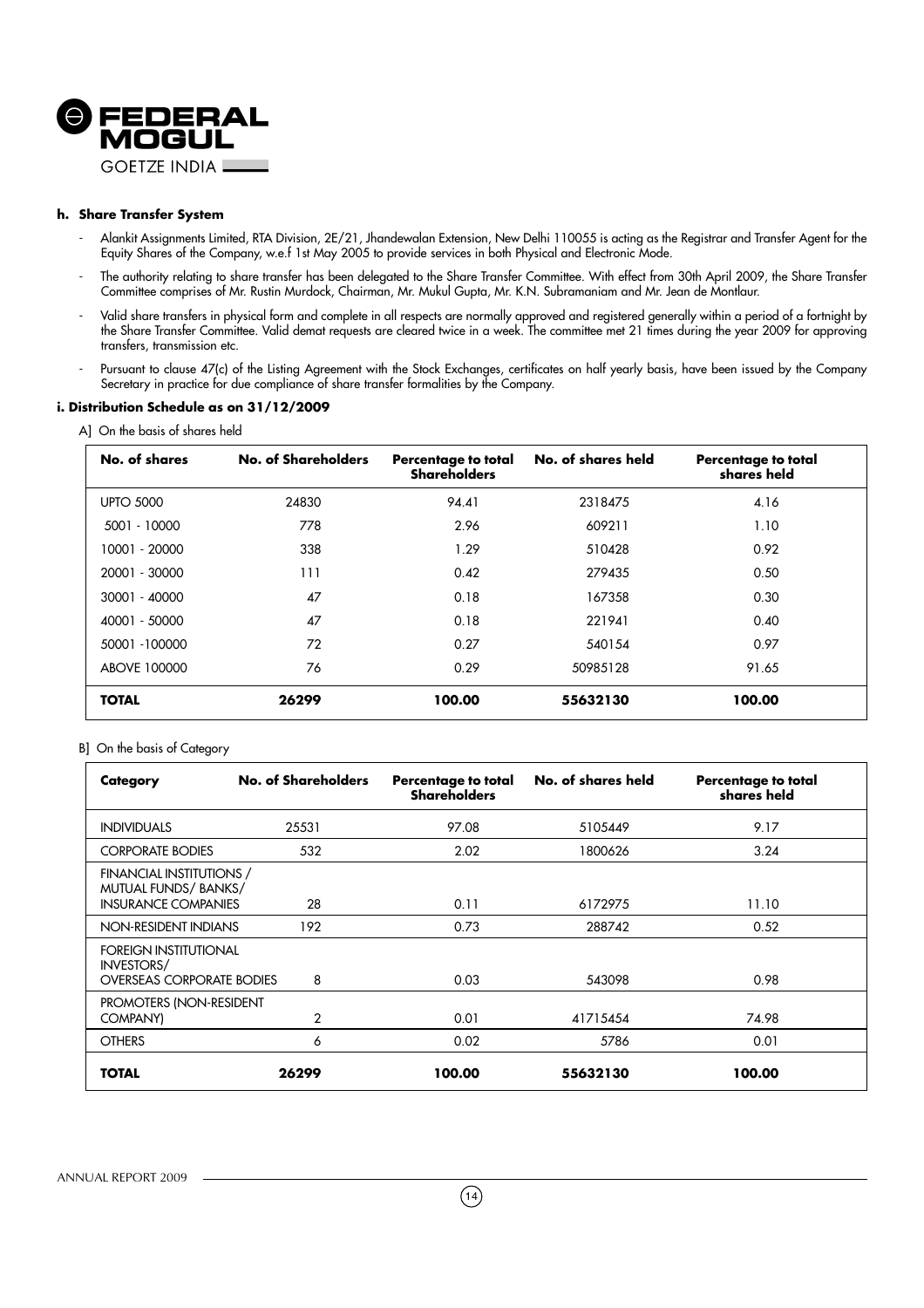### h. Share Transfer System

- Alankit Assignments Limited, RTA Division, 2E/21, Jhandewalan Extension, New Delhi 110055 is acting as the Registrar and Transfer Agent for the Equity Shares of the Company, w.e.f 1st May 2005 to provide services in both Physical and Electronic Mode.
- The authority relating to share transfer has been delegated to the Share Transfer Committee. With effect from 30th April 2009, the Share Transfer Committee comprises of Mr. Rustin Murdock, Chairman, Mr. Mukul Gupta, Mr. K.N. Subramaniam and Mr. Jean de Montlaur.
- Valid share transfers in physical form and complete in all respects are normally approved and registered generally within a period of a fortnight by the Share Transfer Committee. Valid demat requests are cleared twice in a week. The committee met 21 times during the year 2009 for approving transfers, transmission etc.
- Pursuant to clause 47(c) of the Listing Agreement with the Stock Exchanges, certificates on half yearly basis, have been issued by the Company Secretary in practice for due compliance of share transfer formalities by the Company.

### i. Distribution Schedule as on 31/12/2009

A] On the basis of shares held

| No. of shares | No. of Shareholders | Percentage to total Shareholders | No. of shares held | Percentage to total shares held |
|---|---|---|---|---|
| UPTO 5000 | 24830 | 94.41 | 2318475 | 4.16 |
| 5001 - 10000 | 778 | 2.96 | 609211 | 1.10 |
| 10001 - 20000 | 338 | 1.29 | 510428 | 0.92 |
| 20001 - 30000 | 111 | 0.42 | 279435 | 0.50 |
| 30001 - 40000 | 47 | 0.18 | 167358 | 0.30 |
| 40001 - 50000 | 47 | 0.18 | 221941 | 0.40 |
| 50001 -100000 | 72 | 0.27 | 540154 | 0.97 |
| ABOVE 100000 | 76 | 0.29 | 50985128 | 91.65 |
| **TOTAL** | **26299** | **100.00** | **55632130** | **100.00** |

B] On the basis of Category

| Category | No. of Shareholders | Percentage to total Shareholders | No. of shares held | Percentage to total shares held |
|---|---|---|---|---|
| INDIVIDUALS | 25531 | 97.08 | 5105449 | 9.17 |
| CORPORATE BODIES | 532 | 2.02 | 1800626 | 3.24 |
| FINANCIAL INSTITUTIONS / MUTUAL FUNDS/ BANKS/ INSURANCE COMPANIES | 28 | 0.11 | 6172975 | 11.10 |
| NON-RESIDENT INDIANS | 192 | 0.73 | 288742 | 0.52 |
| FOREIGN INSTITUTIONAL INVESTORS/ OVERSEAS CORPORATE BODIES | 8 | 0.03 | 543098 | 0.98 |
| PROMOTERS (NON-RESIDENT COMPANY) | 2 | 0.01 | 41715454 | 74.98 |
| OTHERS | 6 | 0.02 | 5786 | 0.01 |
| **TOTAL** | **26299** | **100.00** | **55632130** | **100.00** |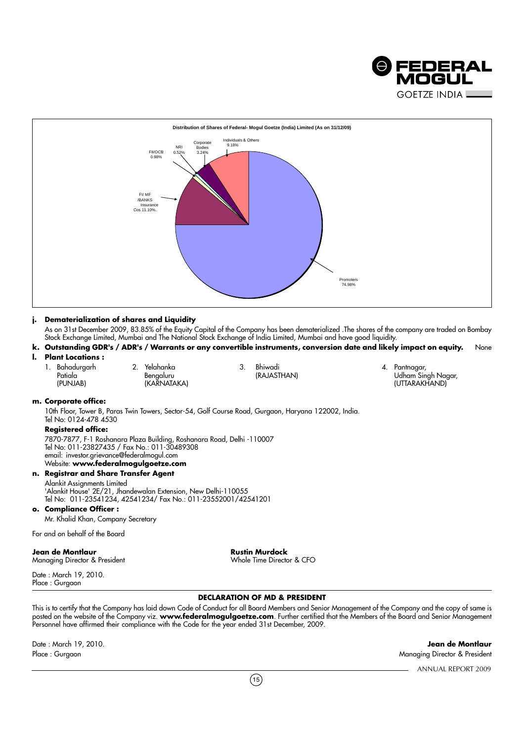**Distribution of Shares of Federal- Mogul Goetze (India) Limited (As on 31/12/09)**

| Category | Percentage |
|---|---|
| Promoters | 74.98% |
| FI/ MF /BANKS Insurance Cos | 11.10% |
| Individuals & Others | 9.18% |
| Corporate Bodies | 3.24% |
| FII/OCB | 0.98% |
| NRI | 0.52% |

**j. Dematerialization of shares and Liquidity**

As on 31st December 2009, 83.85% of the Equity Capital of the Company has been dematerialized .The shares of the company are traded on Bombay Stock Exchange Limited, Mumbai and The National Stock Exchange of India Limited, Mumbai and have good liquidity.

**k. Outstanding GDR's / ADR's / Warrants or any convertible instruments, conversion date and likely impact on equity.** None

**l. Plant Locations :**

1. Bahadurgarh Patiala (PUNJAB)
2. Yelahanka Bengaluru (KARNATAKA)
3. Bhiwadi (RAJASTHAN)
4. Pantnagar, Udham Singh Nagar, (UTTARAKHAND)

**m. Corporate office:**

10th Floor, Tower B, Paras Twin Towers, Sector-54, Golf Course Road, Gurgaon, Haryana 122002, India.
Tel No: 0124-478 4530

**Registered office:**

7870-7877, F-1 Roshanara Plaza Building, Roshanara Road, Delhi -110007
Tel No: 011-23827435 / Fax No.: 011-30489308
email: investor.grievance@federalmogul.com
Website: **www.federalmogulgoetze.com**

**n. Registrar and Share Transfer Agent**

Alankit Assignments Limited
'Alankit House' 2E/21, Jhandewalan Extension, New Delhi-110055
Tel No: 011-23541234, 42541234/ Fax No.: 011-23552001/42541201

**o. Compliance Officer :**

Mr. Khalid Khan, Company Secretary

For and on behalf of the Board

**Jean de Montlaur**
Managing Director & President

**Rustin Murdock**
Whole Time Director & CFO

Date : March 19, 2010.
Place : Gurgaon

**DECLARATION OF MD & PRESIDENT**

This is to certify that the Company has laid down Code of Conduct for all Board Members and Senior Management of the Company and the copy of same is posted on the website of the Company viz. **www.federalmogulgoetze.com**. Further certified that the Members of the Board and Senior Management Personnel have affirmed their compliance with the Code for the year ended 31st December, 2009.

Date : March 19, 2010.
Place : Gurgaon

**Jean de Montlaur**
Managing Director & President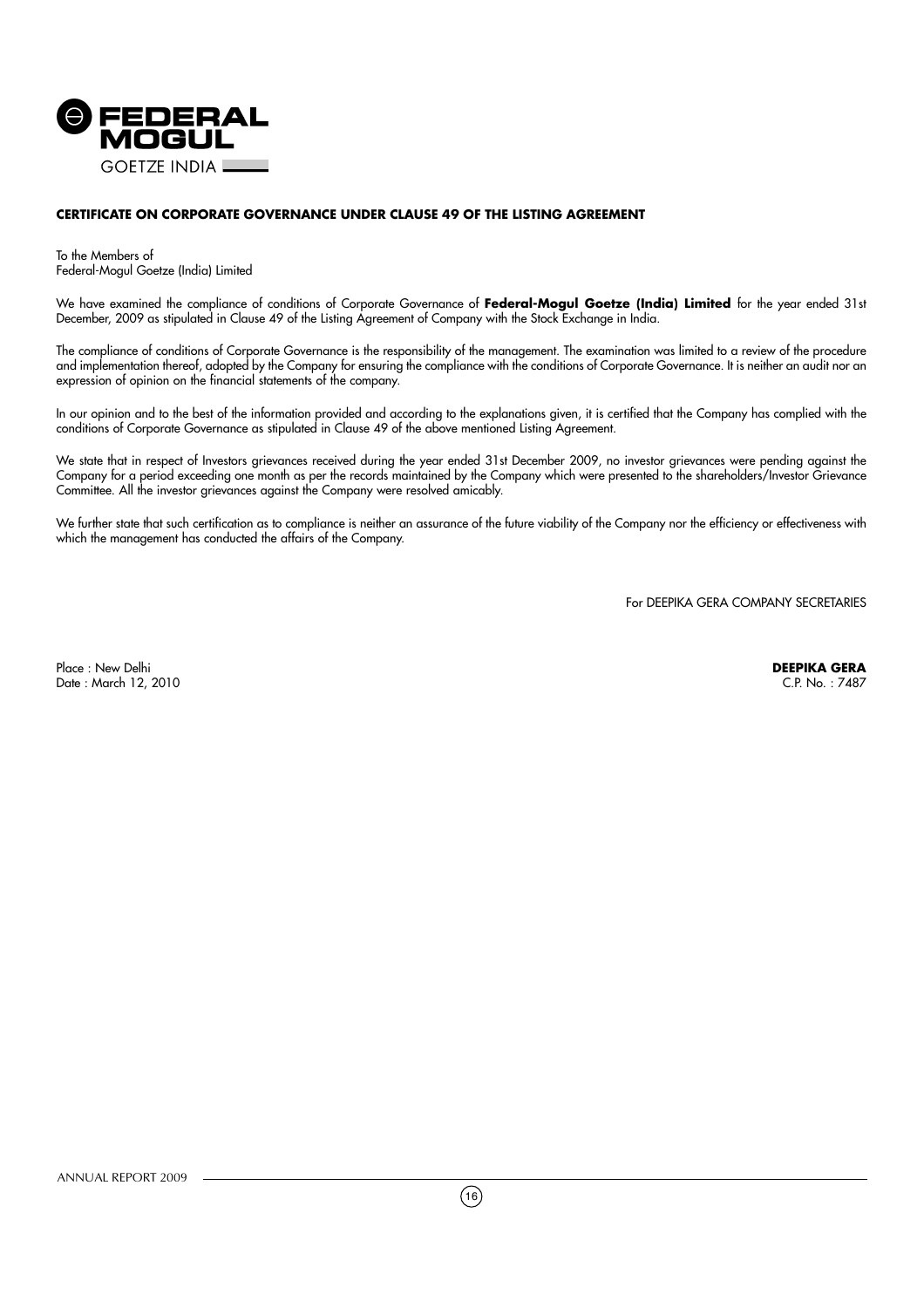## CERTIFICATE ON CORPORATE GOVERNANCE UNDER CLAUSE 49 OF THE LISTING AGREEMENT

To the Members of
Federal-Mogul Goetze (India) Limited

We have examined the compliance of conditions of Corporate Governance of **Federal-Mogul Goetze (India) Limited** for the year ended 31st December, 2009 as stipulated in Clause 49 of the Listing Agreement of Company with the Stock Exchange in India.

The compliance of conditions of Corporate Governance is the responsibility of the management. The examination was limited to a review of the procedure and implementation thereof, adopted by the Company for ensuring the compliance with the conditions of Corporate Governance. It is neither an audit nor an expression of opinion on the financial statements of the company.

In our opinion and to the best of the information provided and according to the explanations given, it is certified that the Company has complied with the conditions of Corporate Governance as stipulated in Clause 49 of the above mentioned Listing Agreement.

We state that in respect of Investors grievances received during the year ended 31st December 2009, no investor grievances were pending against the Company for a period exceeding one month as per the records maintained by the Company which were presented to the shareholders/Investor Grievance Committee. All the investor grievances against the Company were resolved amicably.

We further state that such certification as to compliance is neither an assurance of the future viability of the Company nor the efficiency or effectiveness with which the management has conducted the affairs of the Company.

For DEEPIKA GERA COMPANY SECRETARIES

Place : New Delhi
Date : March 12, 2010

**DEEPIKA GERA**
C.P. No. : 7487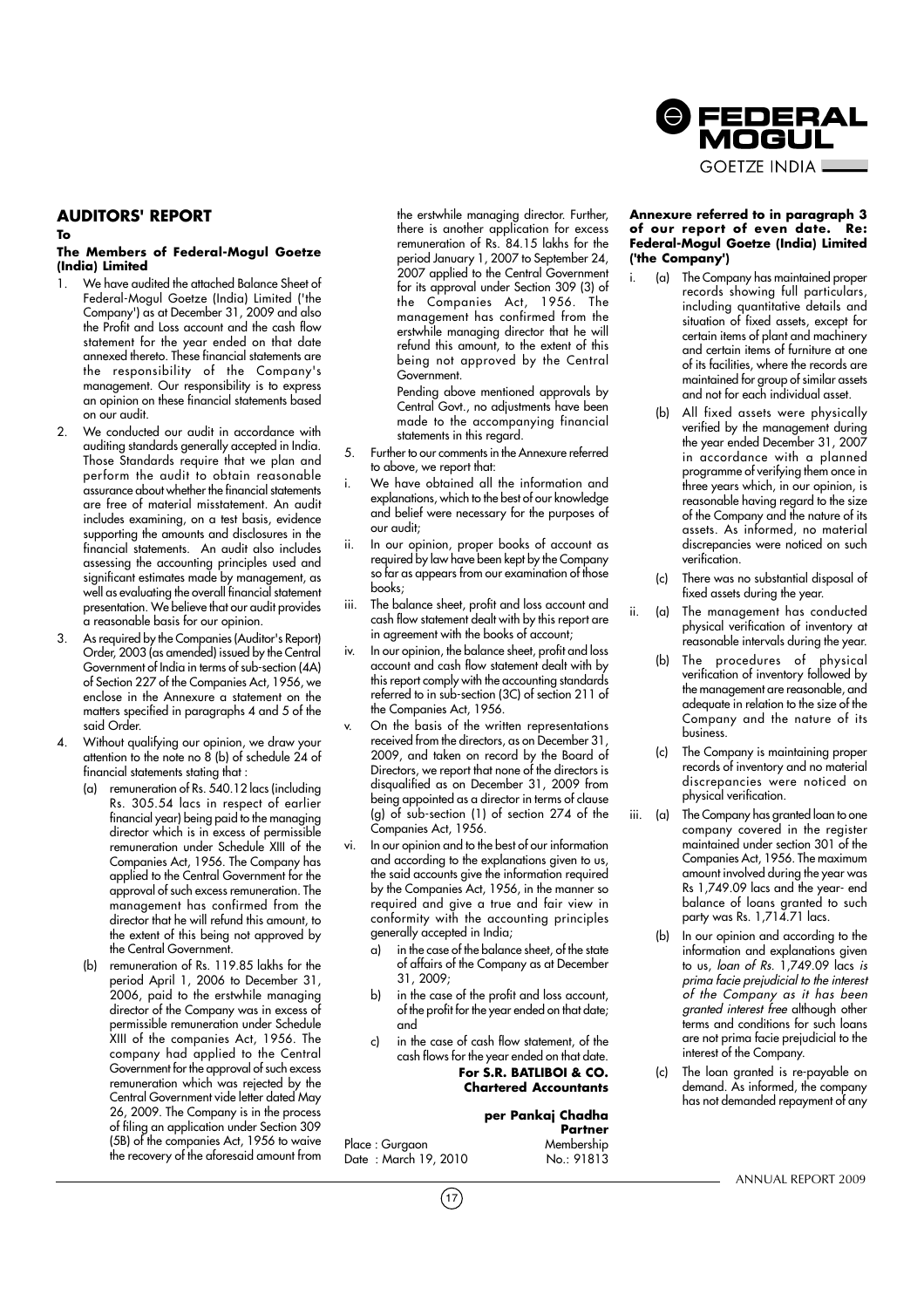## AUDITORS' REPORT

**To**

**The Members of Federal-Mogul Goetze (India) Limited**

1. We have audited the attached Balance Sheet of Federal-Mogul Goetze (India) Limited ('the Company') as at December 31, 2009 and also the Profit and Loss account and the cash flow statement for the year ended on that date annexed thereto. These financial statements are the responsibility of the Company's management. Our responsibility is to express an opinion on these financial statements based on our audit.
2. We conducted our audit in accordance with auditing standards generally accepted in India. Those Standards require that we plan and perform the audit to obtain reasonable assurance about whether the financial statements are free of material misstatement. An audit includes examining, on a test basis, evidence supporting the amounts and disclosures in the financial statements. An audit also includes assessing the accounting principles used and significant estimates made by management, as well as evaluating the overall financial statement presentation. We believe that our audit provides a reasonable basis for our opinion.
3. As required by the Companies (Auditor's Report) Order, 2003 (as amended) issued by the Central Government of India in terms of sub-section (4A) of Section 227 of the Companies Act, 1956, we enclose in the Annexure a statement on the matters specified in paragraphs 4 and 5 of the said Order.
4. Without qualifying our opinion, we draw your attention to the note no 8 (b) of schedule 24 of financial statements stating that :
   (a) remuneration of Rs. 540.12 lacs (including Rs. 305.54 lacs in respect of earlier financial year) being paid to the managing director which is in excess of permissible remuneration under Schedule XIII of the Companies Act, 1956. The Company has applied to the Central Government for the approval of such excess remuneration. The management has confirmed from the director that he will refund this amount, to the extent of this being not approved by the Central Government.
   (b) remuneration of Rs. 119.85 lakhs for the period April 1, 2006 to December 31, 2006, paid to the erstwhile managing director of the Company was in excess of permissible remuneration under Schedule XIII of the companies Act, 1956. The company had applied to the Central Government for the approval of such excess remuneration which was rejected by the Central Government vide letter dated May 26, 2009. The Company is in the process of filing an application under Section 309 (5B) of the companies Act, 1956 to waive the recovery of the aforesaid amount from the erstwhile managing director. Further, there is another application for excess remuneration of Rs. 84.15 lakhs for the period January 1, 2007 to September 24, 2007 applied to the Central Government for its approval under Section 309 (3) of the Companies Act, 1956. The management has confirmed from the erstwhile managing director that he will refund this amount, to the extent of this being not approved by the Central Government.

   Pending above mentioned approvals by Central Govt., no adjustments have been made to the accompanying financial statements in this regard.
5. Further to our comments in the Annexure referred to above, we report that:
   i. We have obtained all the information and explanations, which to the best of our knowledge and belief were necessary for the purposes of our audit;
   ii. In our opinion, proper books of account as required by law have been kept by the Company so far as appears from our examination of those books;
   iii. The balance sheet, profit and loss account and cash flow statement dealt with by this report are in agreement with the books of account;
   iv. In our opinion, the balance sheet, profit and loss account and cash flow statement dealt with by this report comply with the accounting standards referred to in sub-section (3C) of section 211 of the Companies Act, 1956.
   v. On the basis of the written representations received from the directors, as on December 31, 2009, and taken on record by the Board of Directors, we report that none of the directors is disqualified as on December 31, 2009 from being appointed as a director in terms of clause (g) of sub-section (1) of section 274 of the Companies Act, 1956.
   vi. In our opinion and to the best of our information and according to the explanations given to us, the said accounts give the information required by the Companies Act, 1956, in the manner so required and give a true and fair view in conformity with the accounting principles generally accepted in India;
      a) in the case of the balance sheet, of the state of affairs of the Company as at December 31, 2009;
      b) in the case of the profit and loss account, of the profit for the year ended on that date; and
      c) in the case of cash flow statement, of the cash flows for the year ended on that date.

**For S.R. BATLIBOI & CO.**
**Chartered Accountants**

**per Pankaj Chadha**
**Partner**
Membership No.: 91813

Place : Gurgaon
Date : March 19, 2010

**Annexure referred to in paragraph 3 of our report of even date. Re: Federal-Mogul Goetze (India) Limited ('the Company')**

i. (a) The Company has maintained proper records showing full particulars, including quantitative details and situation of fixed assets, except for certain items of plant and machinery and certain items of furniture at one of its facilities, where the records are maintained for group of similar assets and not for each individual asset.
   (b) All fixed assets were physically verified by the management during the year ended December 31, 2007 in accordance with a planned programme of verifying them once in three years which, in our opinion, is reasonable having regard to the size of the Company and the nature of its assets. As informed, no material discrepancies were noticed on such verification.
   (c) There was no substantial disposal of fixed assets during the year.

ii. (a) The management has conducted physical verification of inventory at reasonable intervals during the year.
   (b) The procedures of physical verification of inventory followed by the management are reasonable, and adequate in relation to the size of the Company and the nature of its business.
   (c) The Company is maintaining proper records of inventory and no material discrepancies were noticed on physical verification.

iii. (a) The Company has granted loan to one company covered in the register maintained under section 301 of the Companies Act, 1956. The maximum amount involved during the year was Rs 1,749.09 lacs and the year- end balance of loans granted to such party was Rs. 1,714.71 lacs.
   (b) In our opinion and according to the information and explanations given to us, *loan of Rs.* 1,749.09 lacs *is prima facie prejudicial to the interest of the Company as it has been granted interest free* although other terms and conditions for such loans are not prima facie prejudicial to the interest of the Company.
   (c) The loan granted is re-payable on demand. As informed, the company has not demanded repayment of any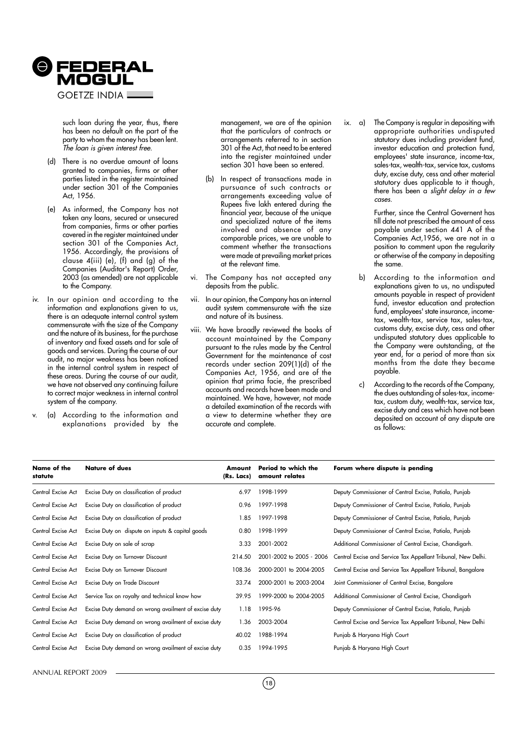such loan during the year, thus, there has been no default on the part of the party to whom the money has been lent. *The loan is given interest free.*

(d) There is no overdue amount of loans granted to companies, firms or other parties listed in the register maintained under section 301 of the Companies Act, 1956.

(e) As informed, the Company has not taken any loans, secured or unsecured from companies, firms or other parties covered in the register maintained under section 301 of the Companies Act, 1956. Accordingly, the provisions of clause 4(iii) (e), (f) and (g) of the Companies (Auditor's Report) Order, 2003 (as amended) are not applicable to the Company.

iv. In our opinion and according to the information and explanations given to us, there is an adequate internal control system commensurate with the size of the Company and the nature of its business, for the purchase of inventory and fixed assets and for sale of goods and services. During the course of our audit, no major weakness has been noticed in the internal control system in respect of these areas. During the course of our audit, we have not observed any continuing failure to correct major weakness in internal control system of the company.

v. (a) According to the information and explanations provided by the management, we are of the opinion that the particulars of contracts or arrangements referred to in section 301 of the Act, that need to be entered into the register maintained under section 301 have been so entered.

(b) In respect of transactions made in pursuance of such contracts or arrangements exceeding value of Rupees five lakh entered during the financial year, because of the unique and specialized nature of the items involved and absence of any comparable prices, we are unable to comment whether the transactions were made at prevailing market prices at the relevant time.

vi. The Company has not accepted any deposits from the public.

vii. In our opinion, the Company has an internal audit system commensurate with the size and nature of its business.

viii. We have broadly reviewed the books of account maintained by the Company pursuant to the rules made by the Central Government for the maintenance of cost records under section 209(1)(d) of the Companies Act, 1956, and are of the opinion that prima facie, the prescribed accounts and records have been made and maintained. We have, however, not made a detailed examination of the records with a view to determine whether they are accurate and complete.

ix. a) The Company is regular in depositing with appropriate authorities undisputed statutory dues including provident fund, investor education and protection fund, employees' state insurance, income-tax, sales-tax, wealth-tax, service tax, customs duty, excise duty, cess and other material statutory dues applicable to it though, there has been a *slight delay in a few cases.*

Further, since the Central Governent has till date not prescribed the amount of cess payable under section 441 A of the Companies Act,1956, we are not in a position to comment upon the regularity or otherwise of the company in depositing the same.

b) According to the information and explanations given to us, no undisputed amounts payable in respect of provident fund, investor education and protection fund, employees' state insurance, income-tax, wealth-tax, service tax, sales-tax, customs duty, excise duty, cess and other undisputed statutory dues applicable to the Company were outstanding, at the year end, for a period of more than six months from the date they became payable.

c) According to the records of the Company, the dues outstanding of sales-tax, income-tax, custom duty, wealth-tax, service tax, excise duty and cess which have not been deposited on account of any dispute are as follows:

| Name of the statute | Nature of dues | Amount (Rs. Lacs) | Period to which the amount relates | Forum where dispute is pending |
|---|---|---|---|---|
| Central Excise Act | Excise Duty on classification of product | 6.97 | 1998-1999 | Deputy Commissioner of Central Excise, Patiala, Punjab |
| Central Excise Act | Excise Duty on classification of product | 0.96 | 1997-1998 | Deputy Commissioner of Central Excise, Patiala, Punjab |
| Central Excise Act | Excise Duty on classification of product | 1.85 | 1997-1998 | Deputy Commissioner of Central Excise, Patiala, Punjab |
| Central Excise Act | Excise Duty on dispute on inputs & capital goods | 0.80 | 1998-1999 | Deputy Commissioner of Central Excise, Patiala, Punjab |
| Central Excise Act | Excise Duty on sale of scrap | 3.33 | 2001-2002 | Additional Commissioner of Central Excise, Chandigarh. |
| Central Excise Act | Excise Duty on Turnover Discount | 214.50 | 2001-2002 to 2005 - 2006 | Central Excise and Service Tax Appellant Tribunal, New Delhi. |
| Central Excise Act | Excise Duty on Turnover Discount | 108.36 | 2000-2001 to 2004-2005 | Central Excise and Service Tax Appellant Tribunal, Bangalore |
| Central Excise Act | Excise Duty on Trade Discount | 33.74 | 2000-2001 to 2003-2004 | Joint Commissioner of Central Excise, Bangalore |
| Central Excise Act | Service Tax on royalty and technical know how | 39.95 | 1999-2000 to 2004-2005 | Additional Commissioner of Central Excise, Chandigarh |
| Central Excise Act | Excise Duty demand on wrong availment of excise duty | 1.18 | 1995-96 | Deputy Commissioner of Central Excise, Patiala, Punjab |
| Central Excise Act | Excise Duty demand on wrong availment of excise duty | 1.36 | 2003-2004 | Central Excise and Service Tax Appellant Tribunal, New Delhi |
| Central Excise Act | Excise Duty on classification of product | 40.02 | 1988-1994 | Punjab & Haryana High Court |
| Central Excise Act | Excise Duty demand on wrong availment of excise duty | 0.35 | 1994-1995 | Punjab & Haryana High Court |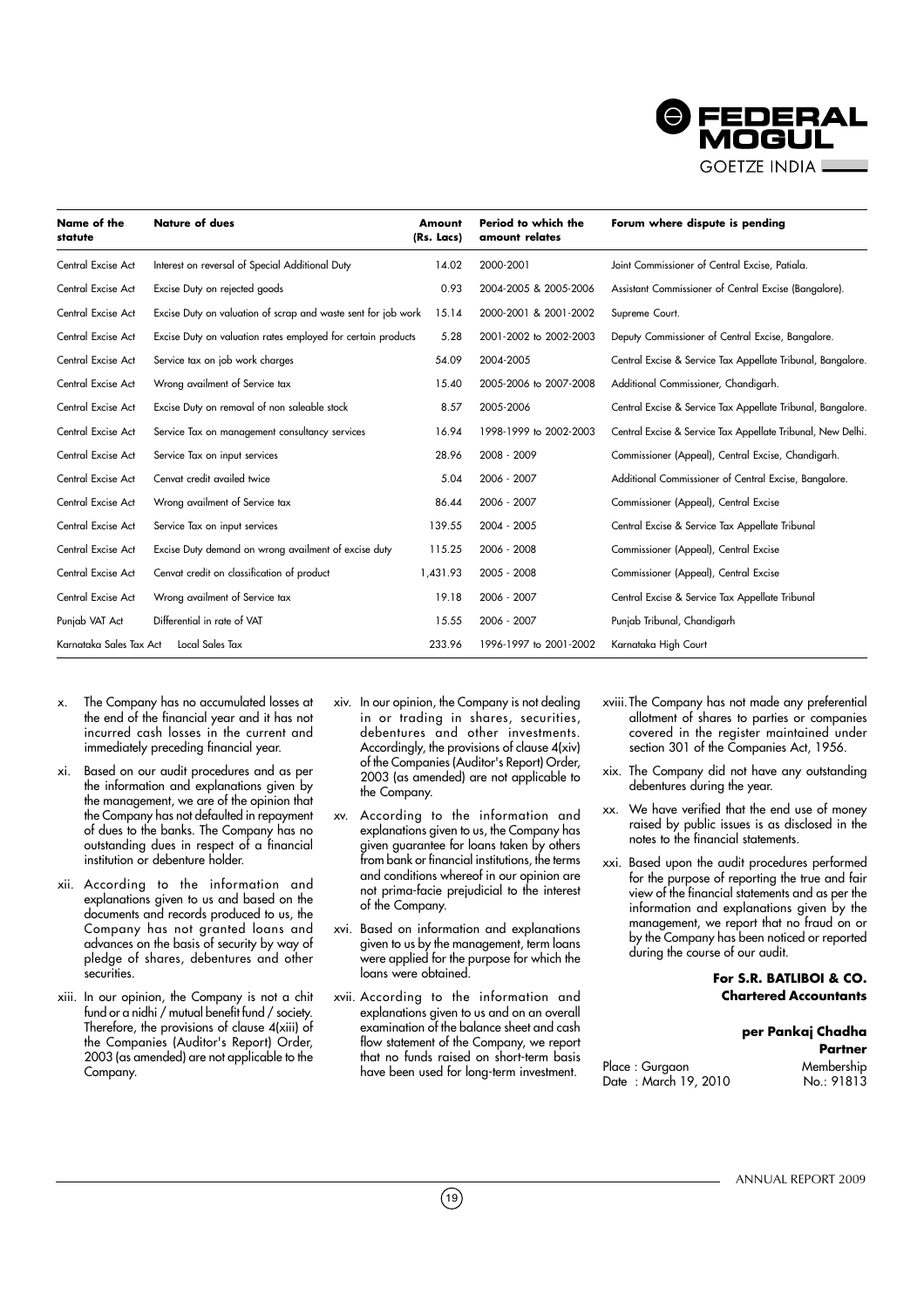| Name of the statute | Nature of dues | Amount (Rs. Lacs) | Period to which the amount relates | Forum where dispute is pending |
|---|---|---|---|---|
| Central Excise Act | Interest on reversal of Special Additional Duty | 14.02 | 2000-2001 | Joint Commissioner of Central Excise, Patiala. |
| Central Excise Act | Excise Duty on rejected goods | 0.93 | 2004-2005 & 2005-2006 | Assistant Commissioner of Central Excise (Bangalore). |
| Central Excise Act | Excise Duty on valuation of scrap and waste sent for job work | 15.14 | 2000-2001 & 2001-2002 | Supreme Court. |
| Central Excise Act | Excise Duty on valuation rates employed for certain products | 5.28 | 2001-2002 to 2002-2003 | Deputy Commissioner of Central Excise, Bangalore. |
| Central Excise Act | Service tax on job work charges | 54.09 | 2004-2005 | Central Excise & Service Tax Appellate Tribunal, Bangalore. |
| Central Excise Act | Wrong availment of Service tax | 15.40 | 2005-2006 to 2007-2008 | Additional Commissioner, Chandigarh. |
| Central Excise Act | Excise Duty on removal of non saleable stock | 8.57 | 2005-2006 | Central Excise & Service Tax Appellate Tribunal, Bangalore. |
| Central Excise Act | Service Tax on management consultancy services | 16.94 | 1998-1999 to 2002-2003 | Central Excise & Service Tax Appellate Tribunal, New Delhi. |
| Central Excise Act | Service Tax on input services | 28.96 | 2008 - 2009 | Commissioner (Appeal), Central Excise, Chandigarh. |
| Central Excise Act | Cenvat credit availed twice | 5.04 | 2006 - 2007 | Additional Commissioner of Central Excise, Bangalore. |
| Central Excise Act | Wrong availment of Service tax | 86.44 | 2006 - 2007 | Commissioner (Appeal), Central Excise |
| Central Excise Act | Service Tax on input services | 139.55 | 2004 - 2005 | Central Excise & Service Tax Appellate Tribunal |
| Central Excise Act | Excise Duty demand on wrong availment of excise duty | 115.25 | 2006 - 2008 | Commissioner (Appeal), Central Excise |
| Central Excise Act | Cenvat credit on classification of product | 1,431.93 | 2005 - 2008 | Commissioner (Appeal), Central Excise |
| Central Excise Act | Wrong availment of Service tax | 19.18 | 2006 - 2007 | Central Excise & Service Tax Appellate Tribunal |
| Punjab VAT Act | Differential in rate of VAT | 15.55 | 2006 - 2007 | Punjab Tribunal, Chandigarh |
| Karnataka Sales Tax Act | Local Sales Tax | 233.96 | 1996-1997 to 2001-2002 | Karnataka High Court |

x. The Company has no accumulated losses at the end of the financial year and it has not incurred cash losses in the current and immediately preceding financial year.

xi. Based on our audit procedures and as per the information and explanations given by the management, we are of the opinion that the Company has not defaulted in repayment of dues to the banks. The Company has no outstanding dues in respect of a financial institution or debenture holder.

xii. According to the information and explanations given to us and based on the documents and records produced to us, the Company has not granted loans and advances on the basis of security by way of pledge of shares, debentures and other securities.

xiii. In our opinion, the Company is not a chit fund or a nidhi / mutual benefit fund / society. Therefore, the provisions of clause 4(xiii) of the Companies (Auditor's Report) Order, 2003 (as amended) are not applicable to the Company.

xiv. In our opinion, the Company is not dealing in or trading in shares, securities, debentures and other investments. Accordingly, the provisions of clause 4(xiv) of the Companies (Auditor's Report) Order, 2003 (as amended) are not applicable to the Company.

xv. According to the information and explanations given to us, the Company has given guarantee for loans taken by others from bank or financial institutions, the terms and conditions whereof in our opinion are not prima-facie prejudicial to the interest of the Company.

xvi. Based on information and explanations given to us by the management, term loans were applied for the purpose for which the loans were obtained.

xvii. According to the information and explanations given to us and on an overall examination of the balance sheet and cash flow statement of the Company, we report that no funds raised on short-term basis have been used for long-term investment.

xviii. The Company has not made any preferential allotment of shares to parties or companies covered in the register maintained under section 301 of the Companies Act, 1956.

xix. The Company did not have any outstanding debentures during the year.

xx. We have verified that the end use of money raised by public issues is as disclosed in the notes to the financial statements.

xxi. Based upon the audit procedures performed for the purpose of reporting the true and fair view of the financial statements and as per the information and explanations given by the management, we report that no fraud on or by the Company has been noticed or reported during the course of our audit.

**For S.R. BATLIBOI & CO.**
**Chartered Accountants**

**per Pankaj Chadha**
**Partner**
Membership No.: 91813

Place : Gurgaon
Date : March 19, 2010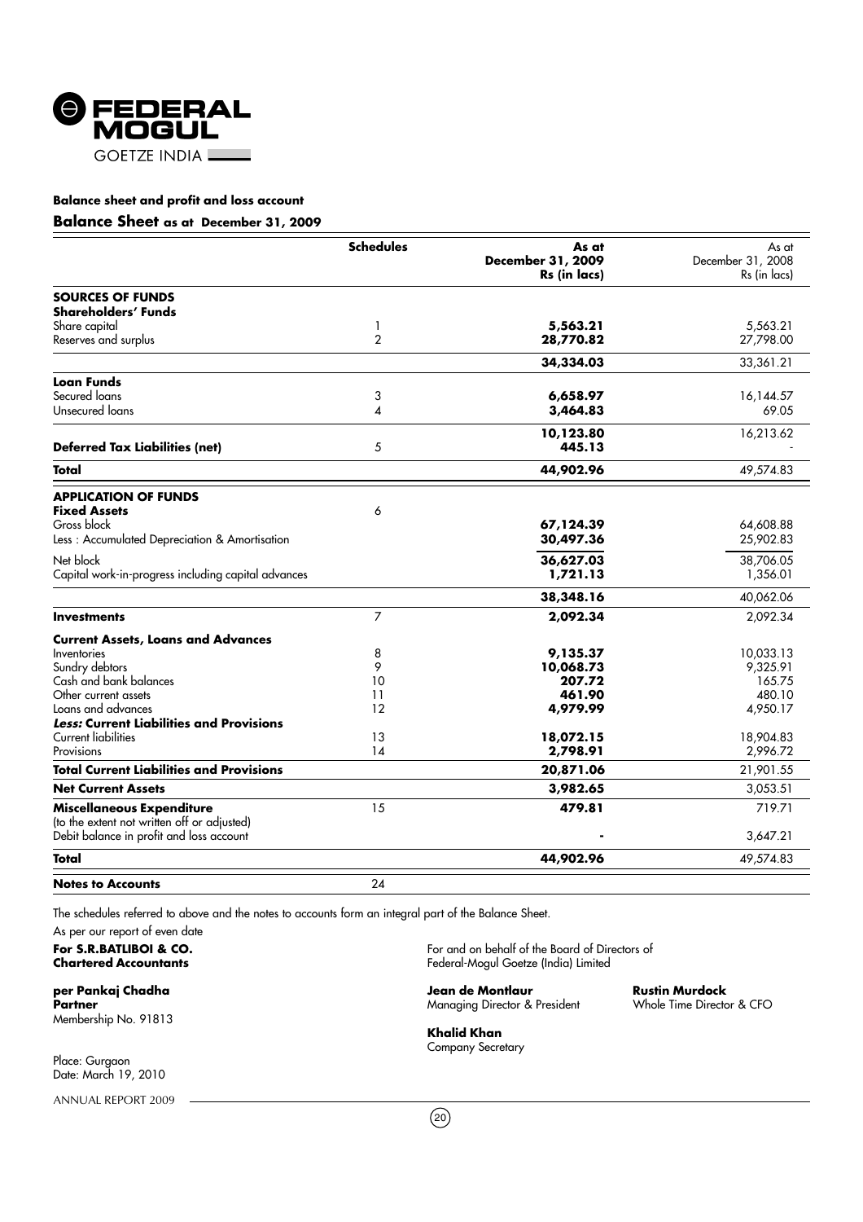**Balance sheet and profit and loss account**

## Balance Sheet as at December 31, 2009

| | Schedules | As at December 31, 2009 Rs (in lacs) | As at December 31, 2008 Rs (in lacs) |
|---|---|---|---|
| **SOURCES OF FUNDS** | | | |
| **Shareholders' Funds** | | | |
| Share capital | 1 | **5,563.21** | 5,563.21 |
| Reserves and surplus | 2 | **28,770.82** | 27,798.00 |
| | | **34,334.03** | 33,361.21 |
| **Loan Funds** | | | |
| Secured loans | 3 | **6,658.97** | 16,144.57 |
| Unsecured loans | 4 | **3,464.83** | 69.05 |
| | | **10,123.80** | 16,213.62 |
| **Deferred Tax Liabilities (net)** | 5 | **445.13** | - |
| **Total** | | **44,902.96** | 49,574.83 |
| **APPLICATION OF FUNDS** | | | |
| **Fixed Assets** | 6 | | |
| Gross block | | **67,124.39** | 64,608.88 |
| Less : Accumulated Depreciation & Amortisation | | **30,497.36** | 25,902.83 |
| Net block | | **36,627.03** | 38,706.05 |
| Capital work-in-progress including capital advances | | **1,721.13** | 1,356.01 |
| | | **38,348.16** | 40,062.06 |
| **Investments** | 7 | **2,092.34** | 2,092.34 |
| **Current Assets, Loans and Advances** | | | |
| Inventories | 8 | **9,135.37** | 10,033.13 |
| Sundry debtors | 9 | **10,068.73** | 9,325.91 |
| Cash and bank balances | 10 | **207.72** | 165.75 |
| Other current assets | 11 | **461.90** | 480.10 |
| Loans and advances | 12 | **4,979.99** | 4,950.17 |
| ***Less:* Current Liabilities and Provisions** | | | |
| Current liabilities | 13 | **18,072.15** | 18,904.83 |
| Provisions | 14 | **2,798.91** | 2,996.72 |
| **Total Current Liabilities and Provisions** | | **20,871.06** | 21,901.55 |
| **Net Current Assets** | | **3,982.65** | 3,053.51 |
| **Miscellaneous Expenditure** (to the extent not written off or adjusted) | 15 | **479.81** | 719.71 |
| Debit balance in profit and loss account | | **-** | 3,647.21 |
| **Total** | | **44,902.96** | 49,574.83 |
| **Notes to Accounts** | 24 | | |

The schedules referred to above and the notes to accounts form an integral part of the Balance Sheet.

As per our report of even date

**For S.R.BATLIBOI & CO.**
**Chartered Accountants**

**per Pankaj Chadha**
**Partner**
Membership No. 91813

Place: Gurgaon
Date: March 19, 2010

For and on behalf of the Board of Directors of
Federal-Mogul Goetze (India) Limited

**Jean de Montlaur**
Managing Director & President

**Rustin Murdock**
Whole Time Director & CFO

**Khalid Khan**
Company Secretary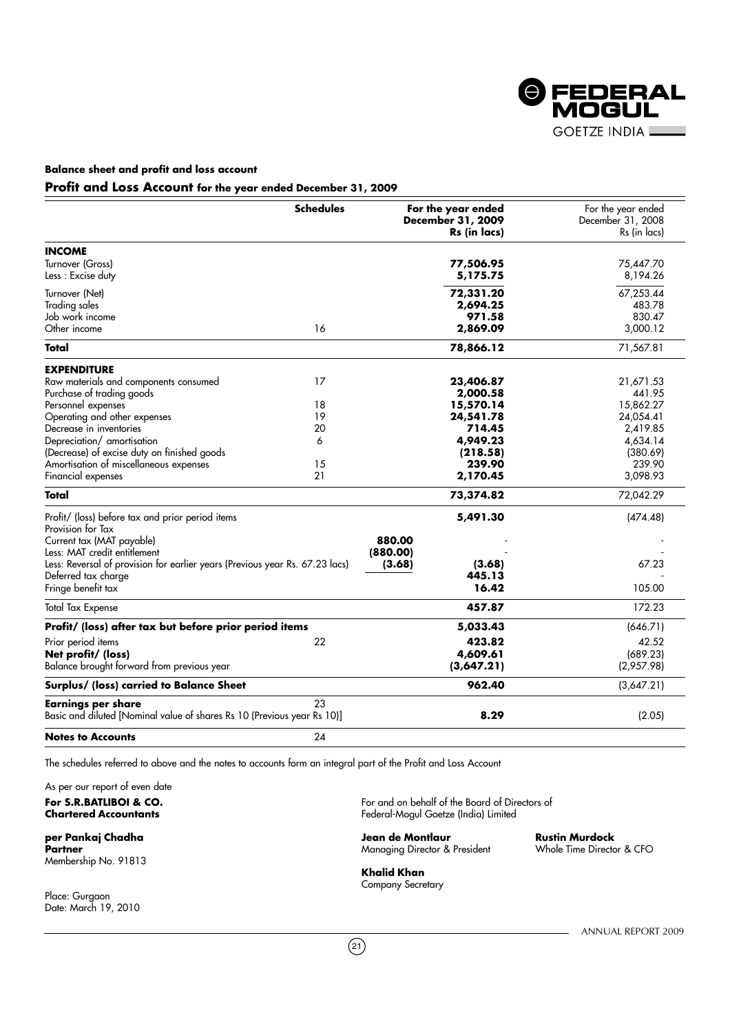## Balance sheet and profit and loss account

## Profit and Loss Account for the year ended December 31, 2009

| | Schedules | | For the year ended December 31, 2009 Rs (in lacs) | For the year ended December 31, 2008 Rs (in lacs) |
|---|---|---|---|---|
| **INCOME** | | | | |
| Turnover (Gross) | | | **77,506.95** | 75,447.70 |
| Less : Excise duty | | | **5,175.75** | 8,194.26 |
| Turnover (Net) | | | **72,331.20** | 67,253.44 |
| Trading sales | | | **2,694.25** | 483.78 |
| Job work income | | | **971.58** | 830.47 |
| Other income | 16 | | **2,869.09** | 3,000.12 |
| **Total** | | | **78,866.12** | 71,567.81 |
| **EXPENDITURE** | | | | |
| Raw materials and components consumed | 17 | | **23,406.87** | 21,671.53 |
| Purchase of trading goods | | | **2,000.58** | 441.95 |
| Personnel expenses | 18 | | **15,570.14** | 15,862.27 |
| Operating and other expenses | 19 | | **24,541.78** | 24,054.41 |
| Decrease in inventories | 20 | | **714.45** | 2,419.85 |
| Depreciation/ amortisation | 6 | | **4,949.23** | 4,634.14 |
| (Decrease) of excise duty on finished goods | | | **(218.58)** | (380.69) |
| Amortisation of miscellaneous expenses | 15 | | **239.90** | 239.90 |
| Financial expenses | 21 | | **2,170.45** | 3,098.93 |
| **Total** | | | **73,374.82** | 72,042.29 |
| Profit/ (loss) before tax and prior period items | | | **5,491.30** | (474.48) |
| Provision for Tax | | | | |
| Current tax (MAT payable) | | **880.00** | | - |
| Less: MAT credit entitlement | | **(880.00)** | | - |
| Less: Reversal of provision for earlier years (Previous year Rs. 67.23 lacs) | | **(3.68)** | **(3.68)** | 67.23 |
| Deferred tax charge | | | **445.13** | - |
| Fringe benefit tax | | | **16.42** | 105.00 |
| Total Tax Expense | | | **457.87** | 172.23 |
| **Profit/ (loss) after tax but before prior period items** | | | **5,033.43** | (646.71) |
| Prior period items | 22 | | **423.82** | 42.52 |
| **Net profit/ (loss)** | | | **4,609.61** | (689.23) |
| Balance brought forward from previous year | | | **(3,647.21)** | (2,957.98) |
| **Surplus/ (loss) carried to Balance Sheet** | | | **962.40** | (3,647.21) |
| **Earnings per share** | 23 | | | |
| Basic and diluted [Nominal value of shares Rs 10 (Previous year Rs 10)] | | | **8.29** | (2.05) |
| **Notes to Accounts** | 24 | | | |

The schedules referred to above and the notes to accounts form an integral part of the Profit and Loss Account

As per our report of even date

**For S.R.BATLIBOI & CO.**
**Chartered Accountants**

**per Pankaj Chadha**
**Partner**
Membership No. 91813

Place: Gurgaon
Date: March 19, 2010

For and on behalf of the Board of Directors of
Federal-Mogul Goetze (India) Limited

**Jean de Montlaur**
Managing Director & President

**Rustin Murdock**
Whole Time Director & CFO

**Khalid Khan**
Company Secretary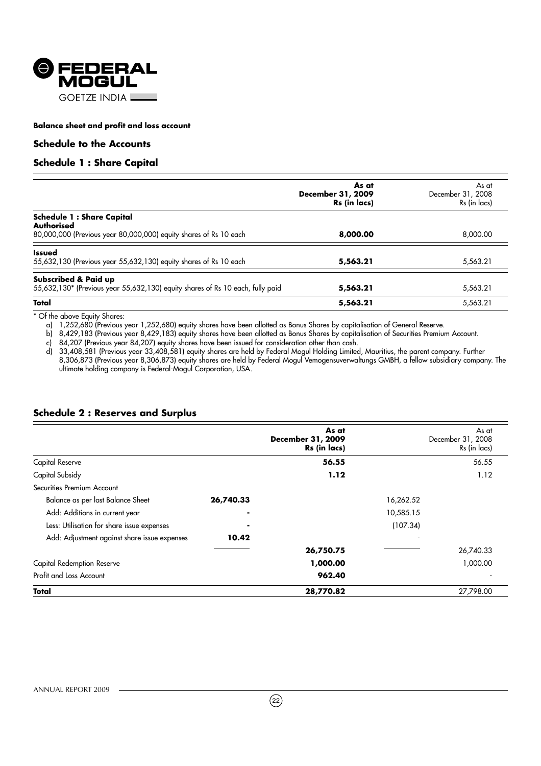**Balance sheet and profit and loss account**

## Schedule to the Accounts

## Schedule 1 : Share Capital

| | As at December 31, 2009 Rs (in lacs) | As at December 31, 2008 Rs (in lacs) |
|---|---|---|
| **Schedule 1 : Share Capital** | | |
| **Authorised** | | |
| 80,000,000 (Previous year 80,000,000) equity shares of Rs 10 each | **8,000.00** | 8,000.00 |
| **Issued** | | |
| 55,632,130 (Previous year 55,632,130) equity shares of Rs 10 each | **5,563.21** | 5,563.21 |
| **Subscribed & Paid up** | | |
| 55,632,130* (Previous year 55,632,130) equity shares of Rs 10 each, fully paid | **5,563.21** | 5,563.21 |
| **Total** | **5,563.21** | 5,563.21 |

\* Of the above Equity Shares:

a) 1,252,680 (Previous year 1,252,680) equity shares have been allotted as Bonus Shares by capitalisation of General Reserve.

b) 8,429,183 (Previous year 8,429,183) equity shares have been allotted as Bonus Shares by capitalisation of Securities Premium Account.

c) 84,207 (Previous year 84,207) equity shares have been issued for consideration other than cash.

d) 33,408,581 (Previous year 33,408,581) equity shares are held by Federal Mogul Holding Limited, Mauritius, the parent company. Further 8,306,873 (Previous year 8,306,873) equity shares are held by Federal Mogul Vemogensuverwaltungs GMBH, a fellow subsidiary company. The ultimate holding company is Federal-Mogul Corporation, USA.

## Schedule 2 : Reserves and Surplus

| | | As at December 31, 2009 Rs (in lacs) | | As at December 31, 2008 Rs (in lacs) |
|---|---|---|---|---|
| Capital Reserve | | **56.55** | | 56.55 |
| Capital Subsidy | | **1.12** | | 1.12 |
| Securities Premium Account | | | | |
| Balance as per last Balance Sheet | **26,740.33** | | 16,262.52 | |
| Add: Additions in current year | **-** | | 10,585.15 | |
| Less: Utilisation for share issue expenses | **-** | | (107.34) | |
| Add: Adjustment against share issue expenses | **10.42** | | - | |
| | | **26,750.75** | | 26,740.33 |
| Capital Redemption Reserve | | **1,000.00** | | 1,000.00 |
| Profit and Loss Account | | **962.40** | | - |
| **Total** | | **28,770.82** | | 27,798.00 |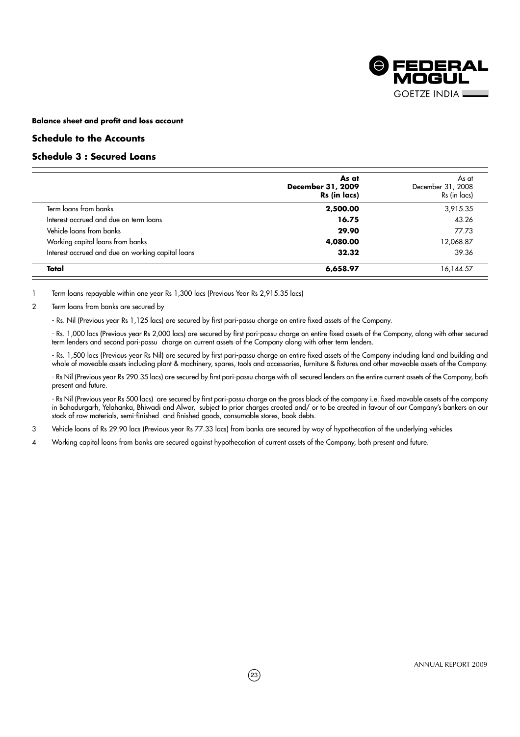**Balance sheet and profit and loss account**

## Schedule to the Accounts

## Schedule 3 : Secured Loans

| | **As at December 31, 2009 Rs (in lacs)** | As at December 31, 2008 Rs (in lacs) |
|---|---|---|
| Term loans from banks | **2,500.00** | 3,915.35 |
| Interest accrued and due on term loans | **16.75** | 43.26 |
| Vehicle loans from banks | **29.90** | 77.73 |
| Working capital loans from banks | **4,080.00** | 12,068.87 |
| Interest accrued and due on working capital loans | **32.32** | 39.36 |
| **Total** | **6,658.97** | 16,144.57 |

1 Term loans repayable within one year Rs 1,300 lacs (Previous Year Rs 2,915.35 lacs)

2 Term loans from banks are secured by

- Rs. Nil (Previous year Rs 1,125 lacs) are secured by first pari-passu charge on entire fixed assets of the Company.

- Rs. 1,000 lacs (Previous year Rs 2,000 lacs) are secured by first pari-passu charge on entire fixed assets of the Company, along with other secured term lenders and second pari-passu charge on current assets of the Company along with other term lenders.

- Rs. 1,500 lacs (Previous year Rs Nil) are secured by first pari-passu charge on entire fixed assets of the Company including land and building and whole of moveable assets including plant & machinery, spares, tools and accessories, furniture & fixtures and other moveable assets of the Company.

- Rs Nil (Previous year Rs 290.35 lacs) are secured by first pari-passu charge with all secured lenders on the entire current assets of the Company, both present and future.

- Rs Nil (Previous year Rs 500 lacs) are secured by first pari-passu charge on the gross block of the company i.e. fixed movable assets of the company in Bahadurgarh, Yelahanka, Bhiwadi and Alwar, subject to prior charges created and/ or to be created in favour of our Company's bankers on our stock of raw materials, semi-finished and finished goods, consumable stores, book debts.

3 Vehicle loans of Rs 29.90 lacs (Previous year Rs 77.33 lacs) from banks are secured by way of hypothecation of the underlying vehicles

4 Working capital loans from banks are secured against hypothecation of current assets of the Company, both present and future.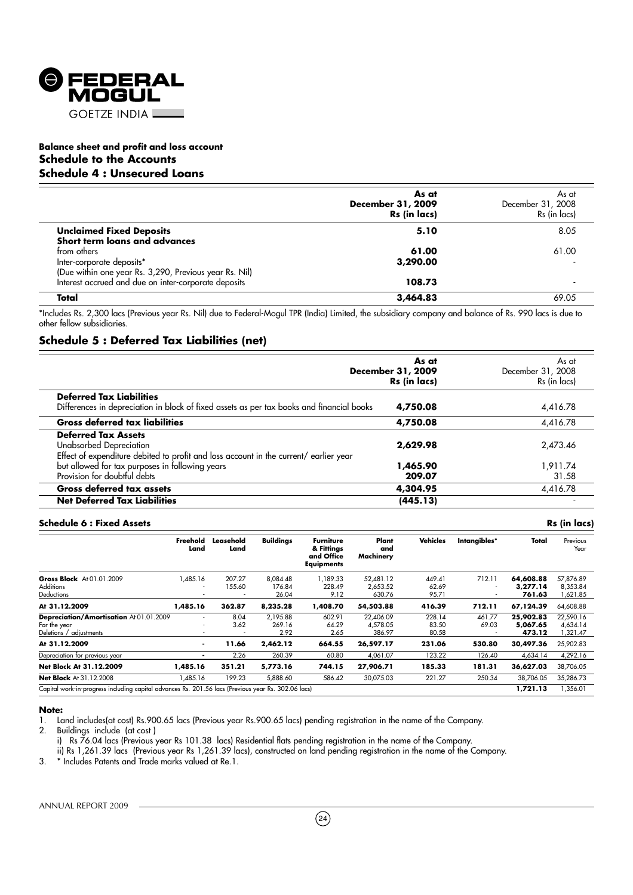# Balance sheet and profit and loss account

## Schedule to the Accounts

## Schedule 4 : Unsecured Loans

| | As at December 31, 2009 Rs (in lacs) | As at December 31, 2008 Rs (in lacs) |
|---|---|---|
| **Unclaimed Fixed Deposits** | **5.10** | 8.05 |
| **Short term loans and advances** | | |
| from others | **61.00** | 61.00 |
| Inter-corporate deposits* | **3,290.00** | - |
| (Due within one year Rs. 3,290, Previous year Rs. Nil) | | |
| Interest accrued and due on inter-corporate deposits | **108.73** | - |
| **Total** | **3,464.83** | 69.05 |

*Includes Rs. 2,300 lacs (Previous year Rs. Nil) due to Federal-Mogul TPR (India) Limited, the subsidiary company and balance of Rs. 990 lacs is due to other fellow subsidiaries.

## Schedule 5 : Deferred Tax Liabilities (net)

| | As at December 31, 2009 Rs (in lacs) | As at December 31, 2008 Rs (in lacs) |
|---|---|---|
| **Deferred Tax Liabilities** | | |
| Differences in depreciation in block of fixed assets as per tax books and financial books | **4,750.08** | 4,416.78 |
| **Gross deferred tax liabilities** | **4,750.08** | 4,416.78 |
| **Deferred Tax Assets** | | |
| Unabsorbed Depreciation | **2,629.98** | 2,473.46 |
| Effect of expenditure debited to profit and loss account in the current/ earlier year but allowed for tax purposes in following years | **1,465.90** | 1,911.74 |
| Provision for doubtful debts | **209.07** | 31.58 |
| **Gross deferred tax assets** | **4,304.95** | 4,416.78 |
| **Net Deferred Tax Liabilities** | **(445.13)** | - |

## Schedule 6 : Fixed Assets

Rs (in lacs)

| | Freehold Land | Leasehold Land | Buildings | Furniture & Fittings and Office Equipments | Plant and Machinery | Vehicles | Intangibles* | Total | Previous Year |
|---|---|---|---|---|---|---|---|---|---|
| **Gross Block** At 01.01.2009 | 1,485.16 | 207.27 | 8,084.48 | 1,189.33 | 52,481.12 | 449.41 | 712.11 | **64,608.88** | 57,876.89 |
| Additions | - | 155.60 | 176.84 | 228.49 | 2,653.52 | 62.69 | - | **3,277.14** | 8,353.84 |
| Deductions | - | - | 26.04 | 9.12 | 630.76 | 95.71 | - | **761.63** | 1,621.85 |
| **At 31.12.2009** | **1,485.16** | **362.87** | **8,235.28** | **1,408.70** | **54,503.88** | **416.39** | **712.11** | **67,124.39** | 64,608.88 |
| **Depreciation/Amortisation** At 01.01.2009 | - | 8.04 | 2,195.88 | 602.91 | 22,406.09 | 228.14 | 461.77 | **25,902.83** | 22,590.16 |
| For the year | - | 3.62 | 269.16 | 64.29 | 4,578.05 | 83.50 | 69.03 | **5,067.65** | 4,634.14 |
| Deletions / adjustments | - | - | 2.92 | 2.65 | 386.97 | 80.58 | - | **473.12** | 1,321.47 |
| **At 31.12.2009** | **-** | **11.66** | **2,462.12** | **664.55** | **26,597.17** | **231.06** | **530.80** | **30,497.36** | 25,902.83 |
| Depreciation for previous year | - | 2.26 | 260.39 | 60.80 | 4,061.07 | 123.22 | 126.40 | 4,634.14 | 4,292.16 |
| **Net Block At 31.12.2009** | **1,485.16** | **351.21** | **5,773.16** | **744.15** | **27,906.71** | **185.33** | **181.31** | **36,627.03** | 38,706.05 |
| **Net Block** At 31.12.2008 | 1,485.16 | 199.23 | 5,888.60 | 586.42 | 30,075.03 | 221.27 | 250.34 | 38,706.05 | 35,286.73 |
| Capital work-in-progress including capital advances Rs. 201.56 lacs (Previous year Rs. 302.06 lacs) | | | | | | | | **1,721.13** | 1,356.01 |

**Note:**

1. Land includes(at cost) Rs.900.65 lacs (Previous year Rs.900.65 lacs) pending registration in the name of the Company.
2. Buildings include (at cost )
   i) Rs 76.04 lacs (Previous year Rs 101.38 lacs) Residential flats pending registration in the name of the Company.
   ii) Rs 1,261.39 lacs (Previous year Rs 1,261.39 lacs), constructed on land pending registration in the name of the Company.
3. * Includes Patents and Trade marks valued at Re.1.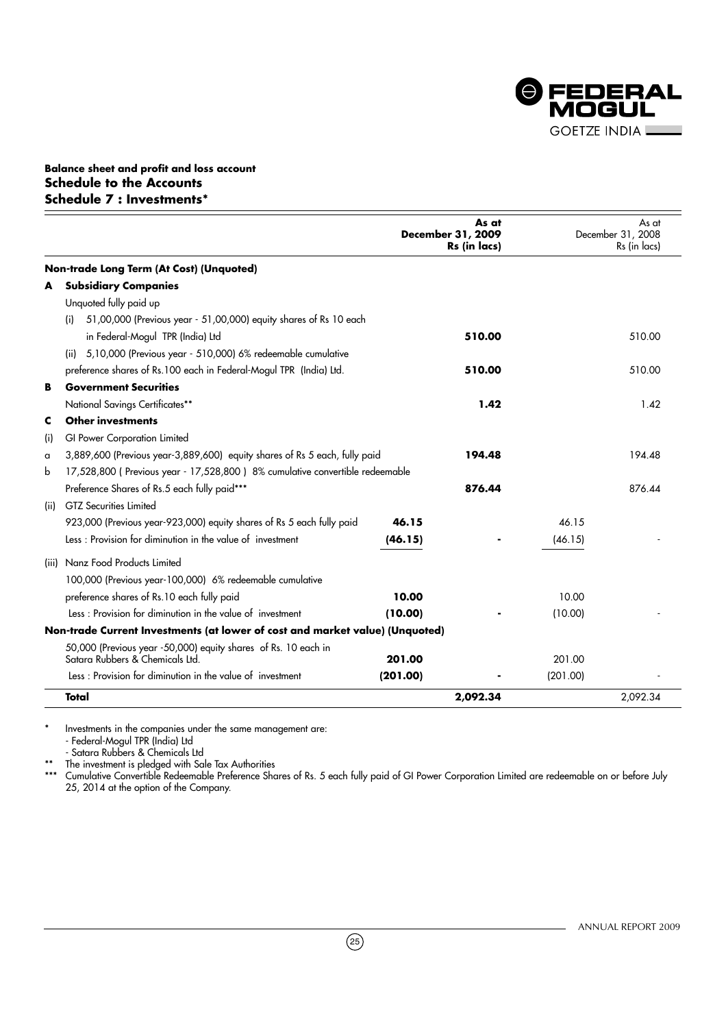**Balance sheet and profit and loss account**
## Schedule to the Accounts
## Schedule 7 : Investments*

| | | | As at December 31, 2009 Rs (in lacs) | | As at December 31, 2008 Rs (in lacs) |
|---|---|---|---|---|---|
| | **Non-trade Long Term (At Cost) (Unquoted)** | | | | |
| **A** | **Subsidiary Companies** | | | | |
| | Unquoted fully paid up | | | | |
| | (i) 51,00,000 (Previous year - 51,00,000) equity shares of Rs 10 each in Federal-Mogul TPR (India) Ltd | | **510.00** | | 510.00 |
| | (ii) 5,10,000 (Previous year - 510,000) 6% redeemable cumulative preference shares of Rs.100 each in Federal-Mogul TPR (India) Ltd. | | **510.00** | | 510.00 |
| **B** | **Government Securities** | | | | |
| | National Savings Certificates** | | **1.42** | | 1.42 |
| **C** | **Other investments** | | | | |
| (i) | GI Power Corporation Limited | | | | |
| a | 3,889,600 (Previous year-3,889,600) equity shares of Rs 5 each, fully paid | | **194.48** | | 194.48 |
| b | 17,528,800 ( Previous year - 17,528,800 ) 8% cumulative convertible redeemable Preference Shares of Rs.5 each fully paid*** | | **876.44** | | 876.44 |
| (ii) | GTZ Securities Limited | | | | |
| | 923,000 (Previous year-923,000) equity shares of Rs 5 each fully paid | **46.15** | | 46.15 | |
| | Less : Provision for diminution in the value of investment | **(46.15)** | - | (46.15) | - |
| (iii) | Nanz Food Products Limited | | | | |
| | 100,000 (Previous year-100,000) 6% redeemable cumulative preference shares of Rs.10 each fully paid | **10.00** | | 10.00 | |
| | Less : Provision for diminution in the value of investment | **(10.00)** | - | (10.00) | - |
| | **Non-trade Current Investments (at lower of cost and market value) (Unquoted)** | | | | |
| | 50,000 (Previous year -50,000) equity shares of Rs. 10 each in Satara Rubbers & Chemicals Ltd. | **201.00** | | 201.00 | |
| | Less : Provision for diminution in the value of investment | **(201.00)** | - | (201.00) | - |
| | **Total** | | **2,092.34** | | 2,092.34 |

\* Investments in the companies under the same management are:
- Federal-Mogul TPR (India) Ltd
- Satara Rubbers & Chemicals Ltd

** The investment is pledged with Sale Tax Authorities

*** Cumulative Convertible Redeemable Preference Shares of Rs. 5 each fully paid of GI Power Corporation Limited are redeemable on or before July 25, 2014 at the option of the Company.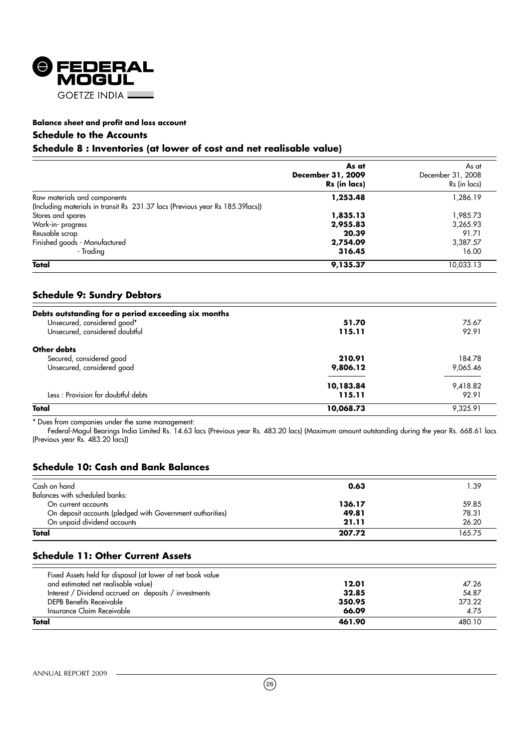**Balance sheet and profit and loss account**

### Schedule to the Accounts

### Schedule 8 : Inventories (at lower of cost and net realisable value)

| | **As at December 31, 2009 Rs (in lacs)** | As at December 31, 2008 Rs (in lacs) |
|---|---|---|
| Raw materials and components (Including materials in transit Rs 231.37 lacs (Previous year Rs 185.39lacs)) | **1,253.48** | 1,286.19 |
| Stores and spares | **1,835.13** | 1,985.73 |
| Work-in- progress | **2,955.83** | 3,265.93 |
| Reusable scrap | **20.39** | 91.71 |
| Finished goods - Manufactured | **2,754.09** | 3,387.57 |
| - Trading | **316.45** | 16.00 |
| **Total** | **9,135.37** | 10,033.13 |

### Schedule 9: Sundry Debtors

| | | |
|---|---|---|
| **Debts outstanding for a period exceeding six months** | | |
| Unsecured, considered good* | **51.70** | 75.67 |
| Unsecured, considered doubtful | **115.11** | 92.91 |
| **Other debts** | | |
| Secured, considered good | **210.91** | 184.78 |
| Unsecured, considered good | **9,806.12** | 9,065.46 |
| | **10,183.84** | 9,418.82 |
| Less : Provision for doubtful debts | **115.11** | 92.91 |
| **Total** | **10,068.73** | 9,325.91 |

* Dues from companies under the same management:

Federal-Mogul Bearings India Limited Rs. 14.63 lacs (Previous year Rs. 483.20 lacs) (Maximum amount outstanding during the year Rs. 668.61 lacs (Previous year Rs. 483.20 lacs))

### Schedule 10: Cash and Bank Balances

| | | |
|---|---|---|
| Cash on hand | **0.63** | 1.39 |
| Balances with scheduled banks: | | |
| On current accounts | **136.17** | 59.85 |
| On deposit accounts (pledged with Government authorities) | **49.81** | 78.31 |
| On unpaid dividend accounts | **21.11** | 26.20 |
| **Total** | **207.72** | 165.75 |

### Schedule 11: Other Current Assets

| | | |
|---|---|---|
| Fixed Assets held for disposal (at lower of net book value and estimated net realisable value) | **12.01** | 47.26 |
| Interest / Dividend accrued on deposits / investments | **32.85** | 54.87 |
| DEPB Benefits Receivable | **350.95** | 373.22 |
| Insurance Claim Receivable | **66.09** | 4.75 |
| **Total** | **461.90** | 480.10 |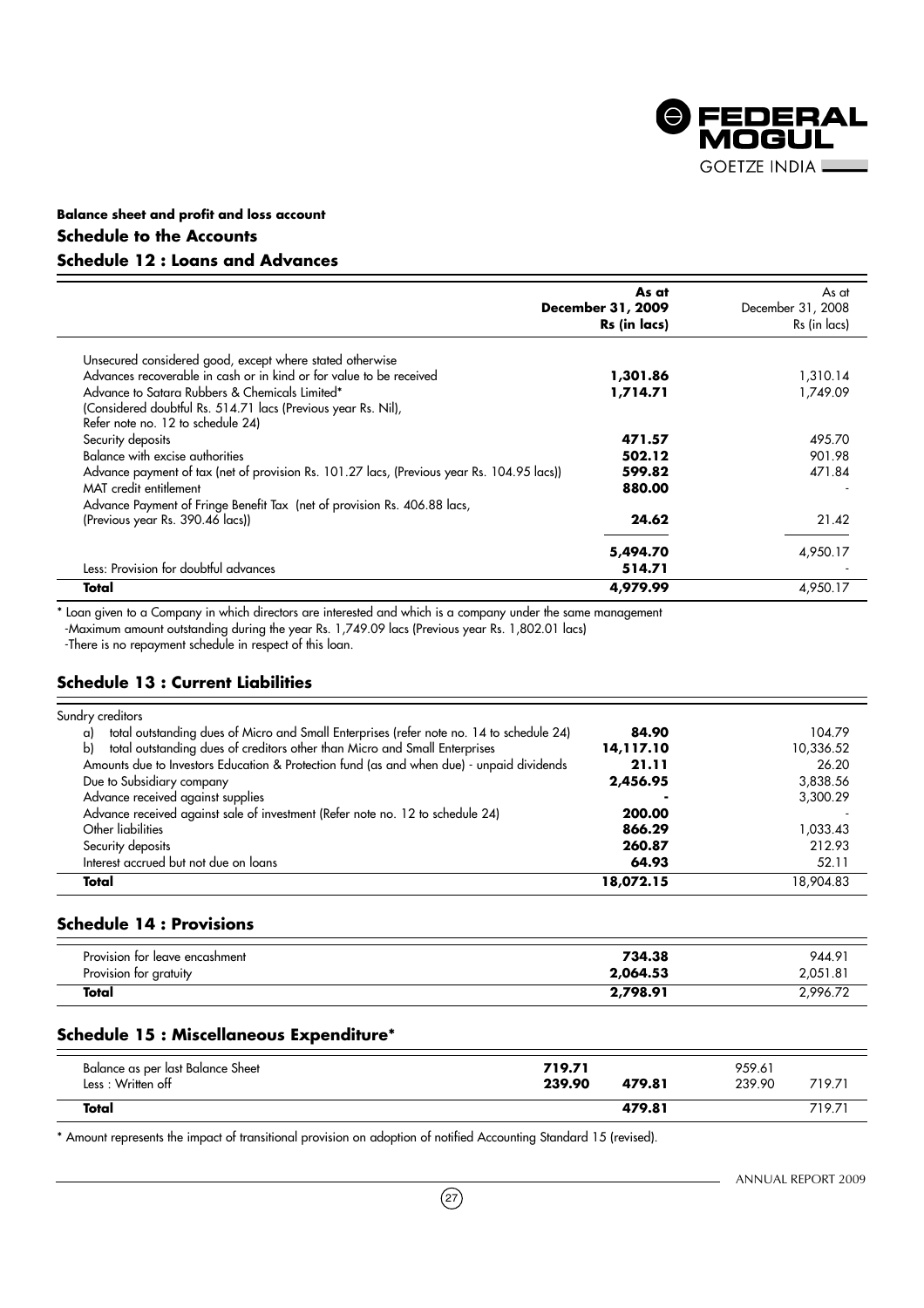**Balance sheet and profit and loss account**

## Schedule to the Accounts

## Schedule 12 : Loans and Advances

| | As at December 31, 2009 Rs (in lacs) | As at December 31, 2008 Rs (in lacs) |
|---|---|---|
| Unsecured considered good, except where stated otherwise | | |
| Advances recoverable in cash or in kind or for value to be received | **1,301.86** | 1,310.14 |
| Advance to Satara Rubbers & Chemicals Limited* (Considered doubtful Rs. 514.71 lacs (Previous year Rs. Nil), Refer note no. 12 to schedule 24) | **1,714.71** | 1,749.09 |
| Security deposits | **471.57** | 495.70 |
| Balance with excise authorities | **502.12** | 901.98 |
| Advance payment of tax (net of provision Rs. 101.27 lacs, (Previous year Rs. 104.95 lacs)) | **599.82** | 471.84 |
| MAT credit entitlement | **880.00** | - |
| Advance Payment of Fringe Benefit Tax (net of provision Rs. 406.88 lacs, (Previous year Rs. 390.46 lacs)) | **24.62** | 21.42 |
| | **5,494.70** | 4,950.17 |
| Less: Provision for doubtful advances | **514.71** | - |
| **Total** | **4,979.99** | 4,950.17 |

* Loan given to a Company in which directors are interested and which is a company under the same management
-Maximum amount outstanding during the year Rs. 1,749.09 lacs (Previous year Rs. 1,802.01 lacs)
-There is no repayment schedule in respect of this loan.

## Schedule 13 : Current Liabilities

| | As at December 31, 2009 Rs (in lacs) | As at December 31, 2008 Rs (in lacs) |
|---|---|---|
| Sundry creditors | | |
| a) total outstanding dues of Micro and Small Enterprises (refer note no. 14 to schedule 24) | **84.90** | 104.79 |
| b) total outstanding dues of creditors other than Micro and Small Enterprises | **14,117.10** | 10,336.52 |
| Amounts due to Investors Education & Protection fund (as and when due) - unpaid dividends | **21.11** | 26.20 |
| Due to Subsidiary company | **2,456.95** | 3,838.56 |
| Advance received against supplies | **-** | 3,300.29 |
| Advance received against sale of investment (Refer note no. 12 to schedule 24) | **200.00** | - |
| Other liabilities | **866.29** | 1,033.43 |
| Security deposits | **260.87** | 212.93 |
| Interest accrued but not due on loans | **64.93** | 52.11 |
| **Total** | **18,072.15** | 18,904.83 |

## Schedule 14 : Provisions

| | As at December 31, 2009 Rs (in lacs) | As at December 31, 2008 Rs (in lacs) |
|---|---|---|
| Provision for leave encashment | **734.38** | 944.91 |
| Provision for gratuity | **2,064.53** | 2,051.81 |
| **Total** | **2,798.91** | 2,996.72 |

## Schedule 15 : Miscellaneous Expenditure*

| | 2009 | 2009 | 2008 | 2008 |
|---|---|---|---|---|
| Balance as per last Balance Sheet | **719.71** | | 959.61 | |
| Less : Written off | **239.90** | **479.81** | 239.90 | 719.71 |
| **Total** | | **479.81** | | 719.71 |

* Amount represents the impact of transitional provision on adoption of notified Accounting Standard 15 (revised).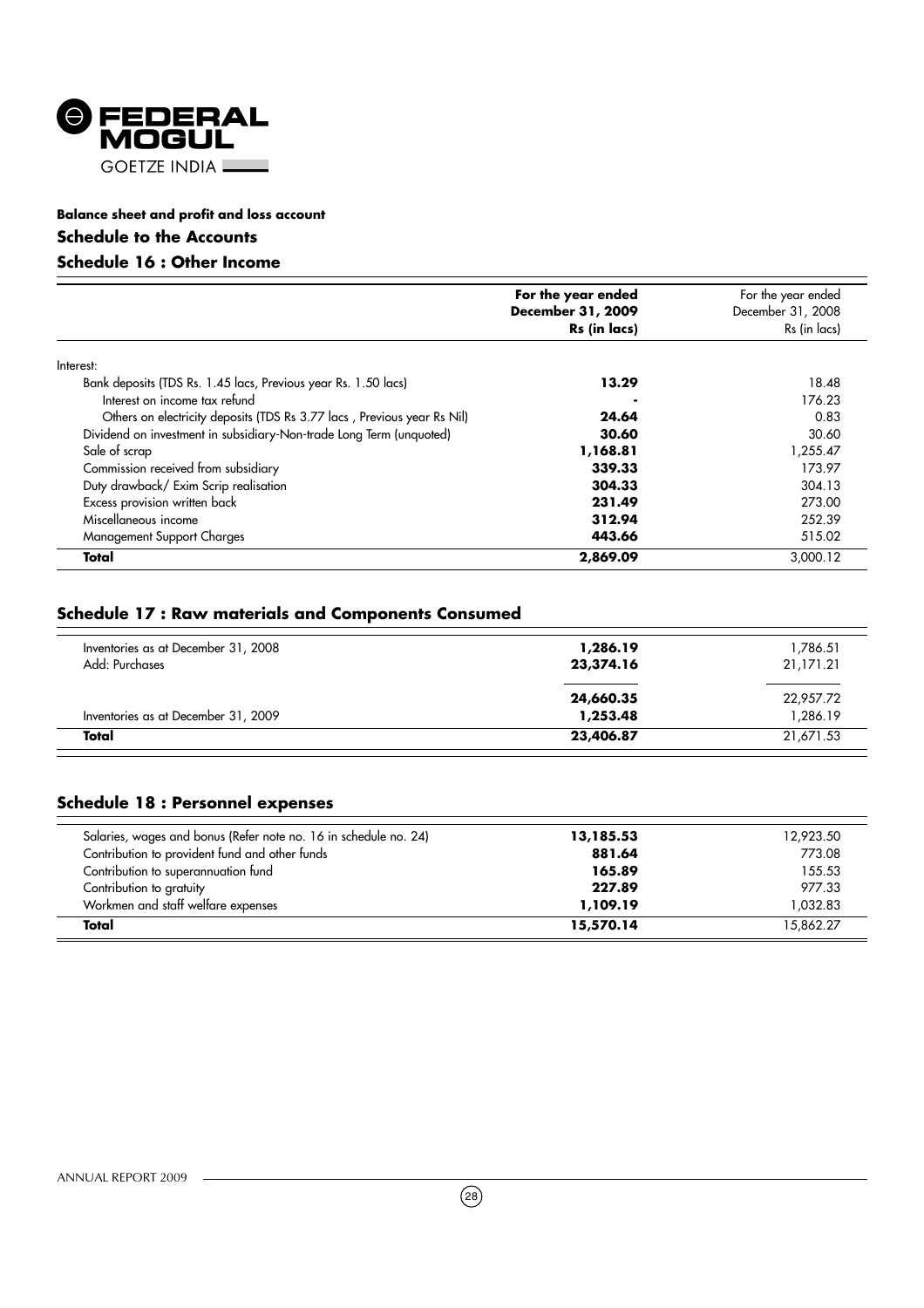**Balance sheet and profit and loss account**

## Schedule to the Accounts

## Schedule 16 : Other Income

| | **For the year ended December 31, 2009 Rs (in lacs)** | For the year ended December 31, 2008 Rs (in lacs) |
|---|---|---|
| Interest: | | |
| Bank deposits (TDS Rs. 1.45 lacs, Previous year Rs. 1.50 lacs) | **13.29** | 18.48 |
| Interest on income tax refund | **-** | 176.23 |
| Others on electricity deposits (TDS Rs 3.77 lacs , Previous year Rs Nil) | **24.64** | 0.83 |
| Dividend on investment in subsidiary-Non-trade Long Term (unquoted) | **30.60** | 30.60 |
| Sale of scrap | **1,168.81** | 1,255.47 |
| Commission received from subsidiary | **339.33** | 173.97 |
| Duty drawback/ Exim Scrip realisation | **304.33** | 304.13 |
| Excess provision written back | **231.49** | 273.00 |
| Miscellaneous income | **312.94** | 252.39 |
| Management Support Charges | **443.66** | 515.02 |
| **Total** | **2,869.09** | 3,000.12 |

## Schedule 17 : Raw materials and Components Consumed

| | | |
|---|---|---|
| Inventories as at December 31, 2008 | **1,286.19** | 1,786.51 |
| Add: Purchases | **23,374.16** | 21,171.21 |
| | **24,660.35** | 22,957.72 |
| Inventories as at December 31, 2009 | **1,253.48** | 1,286.19 |
| **Total** | **23,406.87** | 21,671.53 |

## Schedule 18 : Personnel expenses

| | | |
|---|---|---|
| Salaries, wages and bonus (Refer note no. 16 in schedule no. 24) | **13,185.53** | 12,923.50 |
| Contribution to provident fund and other funds | **881.64** | 773.08 |
| Contribution to superannuation fund | **165.89** | 155.53 |
| Contribution to gratuity | **227.89** | 977.33 |
| Workmen and staff welfare expenses | **1,109.19** | 1,032.83 |
| **Total** | **15,570.14** | 15,862.27 |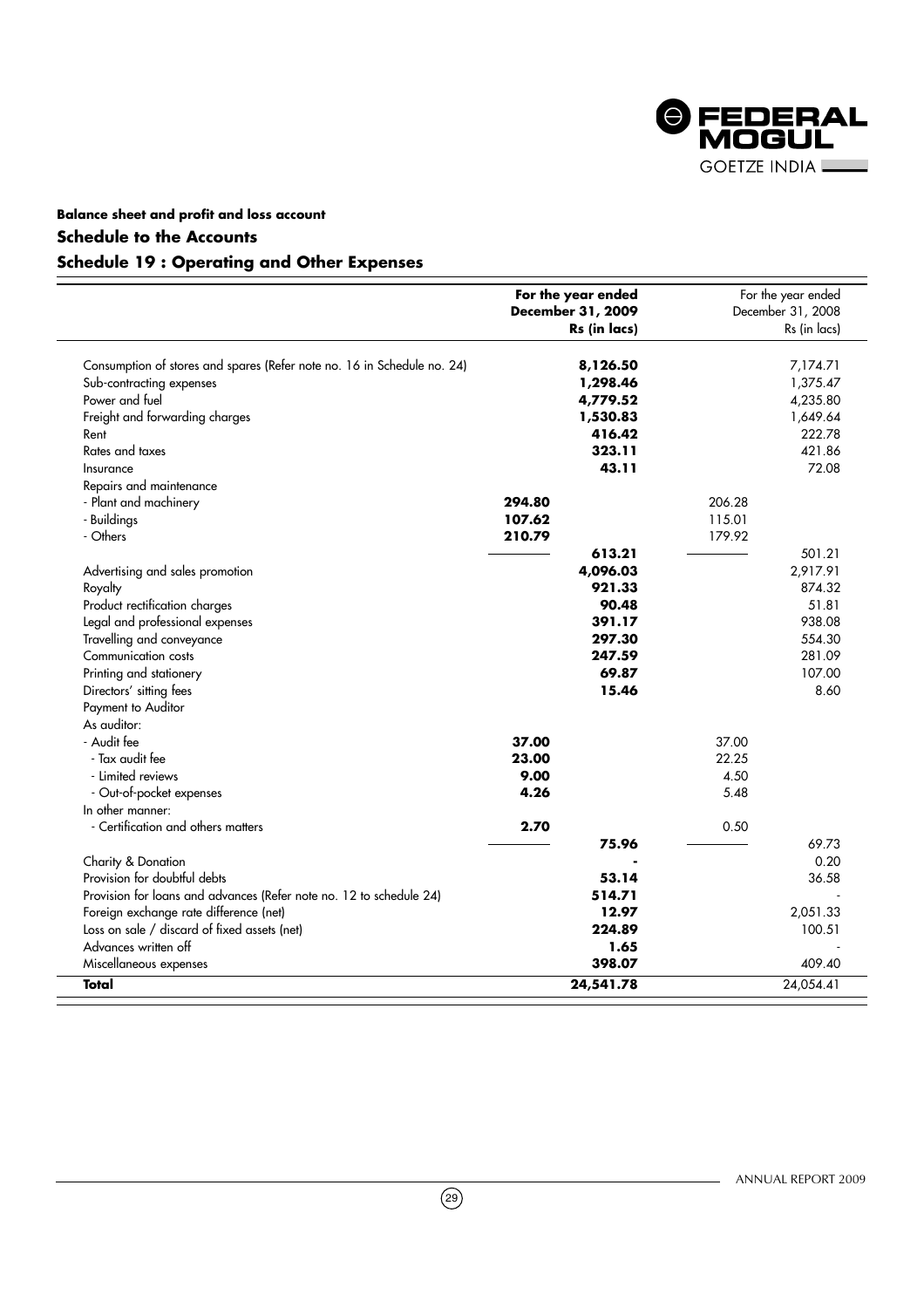**Balance sheet and profit and loss account**

## Schedule to the Accounts

## Schedule 19 : Operating and Other Expenses

| | For the year ended December 31, 2009 Rs (in lacs) | | For the year ended December 31, 2008 Rs (in lacs) | |
|---|---|---|---|---|
| Consumption of stores and spares (Refer note no. 16 in Schedule no. 24) | | **8,126.50** | | 7,174.71 |
| Sub-contracting expenses | | **1,298.46** | | 1,375.47 |
| Power and fuel | | **4,779.52** | | 4,235.80 |
| Freight and forwarding charges | | **1,530.83** | | 1,649.64 |
| Rent | | **416.42** | | 222.78 |
| Rates and taxes | | **323.11** | | 421.86 |
| Insurance | | **43.11** | | 72.08 |
| Repairs and maintenance | | | | |
| - Plant and machinery | **294.80** | | 206.28 | |
| - Buildings | **107.62** | | 115.01 | |
| - Others | **210.79** | | 179.92 | |
| | | **613.21** | | 501.21 |
| Advertising and sales promotion | | **4,096.03** | | 2,917.91 |
| Royalty | | **921.33** | | 874.32 |
| Product rectification charges | | **90.48** | | 51.81 |
| Legal and professional expenses | | **391.17** | | 938.08 |
| Travelling and conveyance | | **297.30** | | 554.30 |
| Communication costs | | **247.59** | | 281.09 |
| Printing and stationery | | **69.87** | | 107.00 |
| Directors' sitting fees | | **15.46** | | 8.60 |
| Payment to Auditor | | | | |
| As auditor: | | | | |
| - Audit fee | **37.00** | | 37.00 | |
| - Tax audit fee | **23.00** | | 22.25 | |
| - Limited reviews | **9.00** | | 4.50 | |
| - Out-of-pocket expenses | **4.26** | | 5.48 | |
| In other manner: | | | | |
| - Certification and others matters | **2.70** | | 0.50 | |
| | | **75.96** | | 69.73 |
| Charity & Donation | | **-** | | 0.20 |
| Provision for doubtful debts | | **53.14** | | 36.58 |
| Provision for loans and advances (Refer note no. 12 to schedule 24) | | **514.71** | | - |
| Foreign exchange rate difference (net) | | **12.97** | | 2,051.33 |
| Loss on sale / discard of fixed assets (net) | | **224.89** | | 100.51 |
| Advances written off | | **1.65** | | - |
| Miscellaneous expenses | | **398.07** | | 409.40 |
| **Total** | | **24,541.78** | | 24,054.41 |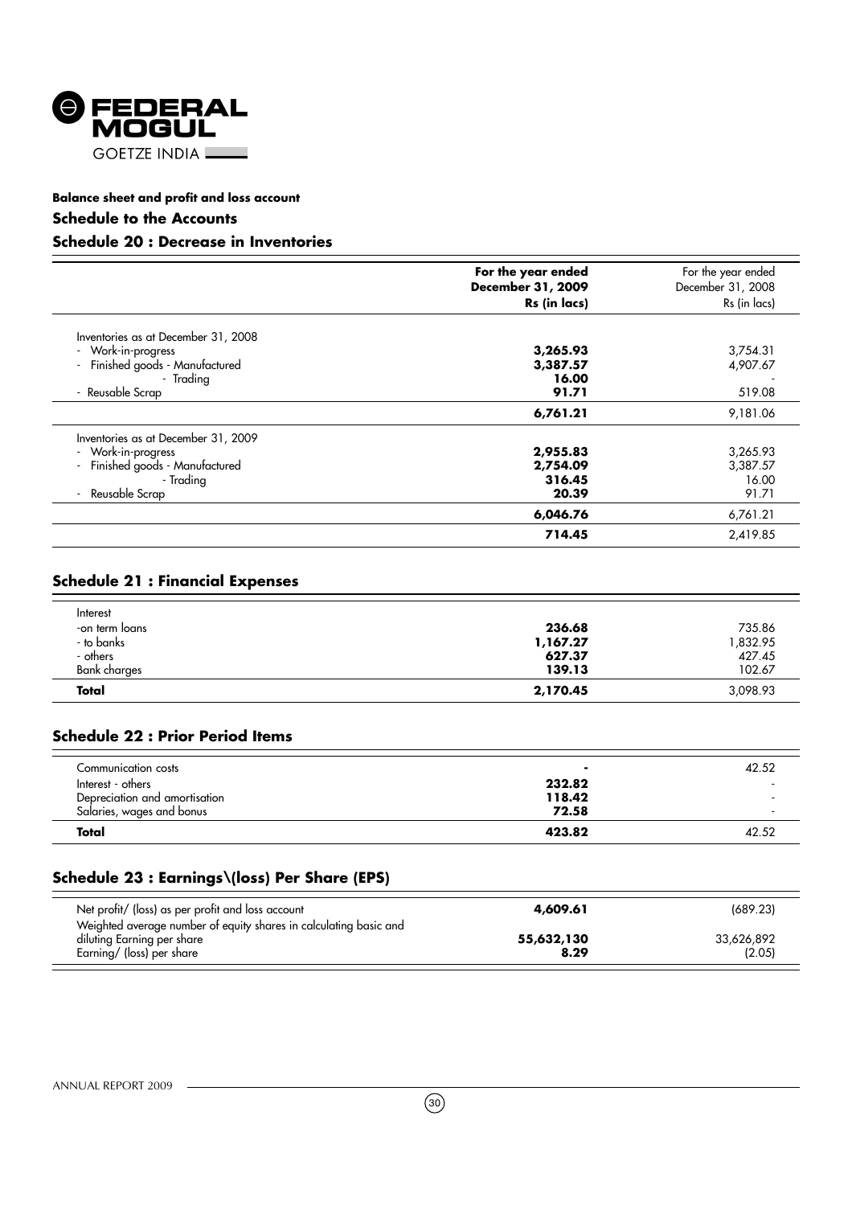**Balance sheet and profit and loss account**

## Schedule to the Accounts

## Schedule 20 : Decrease in Inventories

| | For the year ended December 31, 2009 Rs (in lacs) | For the year ended December 31, 2008 Rs (in lacs) |
|---|---|---|
| Inventories as at December 31, 2008 | | |
| - Work-in-progress | **3,265.93** | 3,754.31 |
| - Finished goods - Manufactured | **3,387.57** | 4,907.67 |
| - Trading | **16.00** | - |
| - Reusable Scrap | **91.71** | 519.08 |
| | **6,761.21** | 9,181.06 |
| Inventories as at December 31, 2009 | | |
| - Work-in-progress | **2,955.83** | 3,265.93 |
| - Finished goods - Manufactured | **2,754.09** | 3,387.57 |
| - Trading | **316.45** | 16.00 |
| - Reusable Scrap | **20.39** | 91.71 |
| | **6,046.76** | 6,761.21 |
| | **714.45** | 2,419.85 |

## Schedule 21 : Financial Expenses

| | | |
|---|---|---|
| Interest | | |
| -on term loans | **236.68** | 735.86 |
| - to banks | **1,167.27** | 1,832.95 |
| - others | **627.37** | 427.45 |
| Bank charges | **139.13** | 102.67 |
| **Total** | **2,170.45** | 3,098.93 |

## Schedule 22 : Prior Period Items

| | | |
|---|---|---|
| Communication costs | - | 42.52 |
| Interest - others | **232.82** | - |
| Depreciation and amortisation | **118.42** | - |
| Salaries, wages and bonus | **72.58** | - |
| **Total** | **423.82** | 42.52 |

## Schedule 23 : Earnings\(loss) Per Share (EPS)

| | | |
|---|---|---|
| Net profit/ (loss) as per profit and loss account | **4,609.61** | (689.23) |
| Weighted average number of equity shares in calculating basic and diluting Earning per share | **55,632,130** | 33,626,892 |
| Earning/ (loss) per share | **8.29** | (2.05) |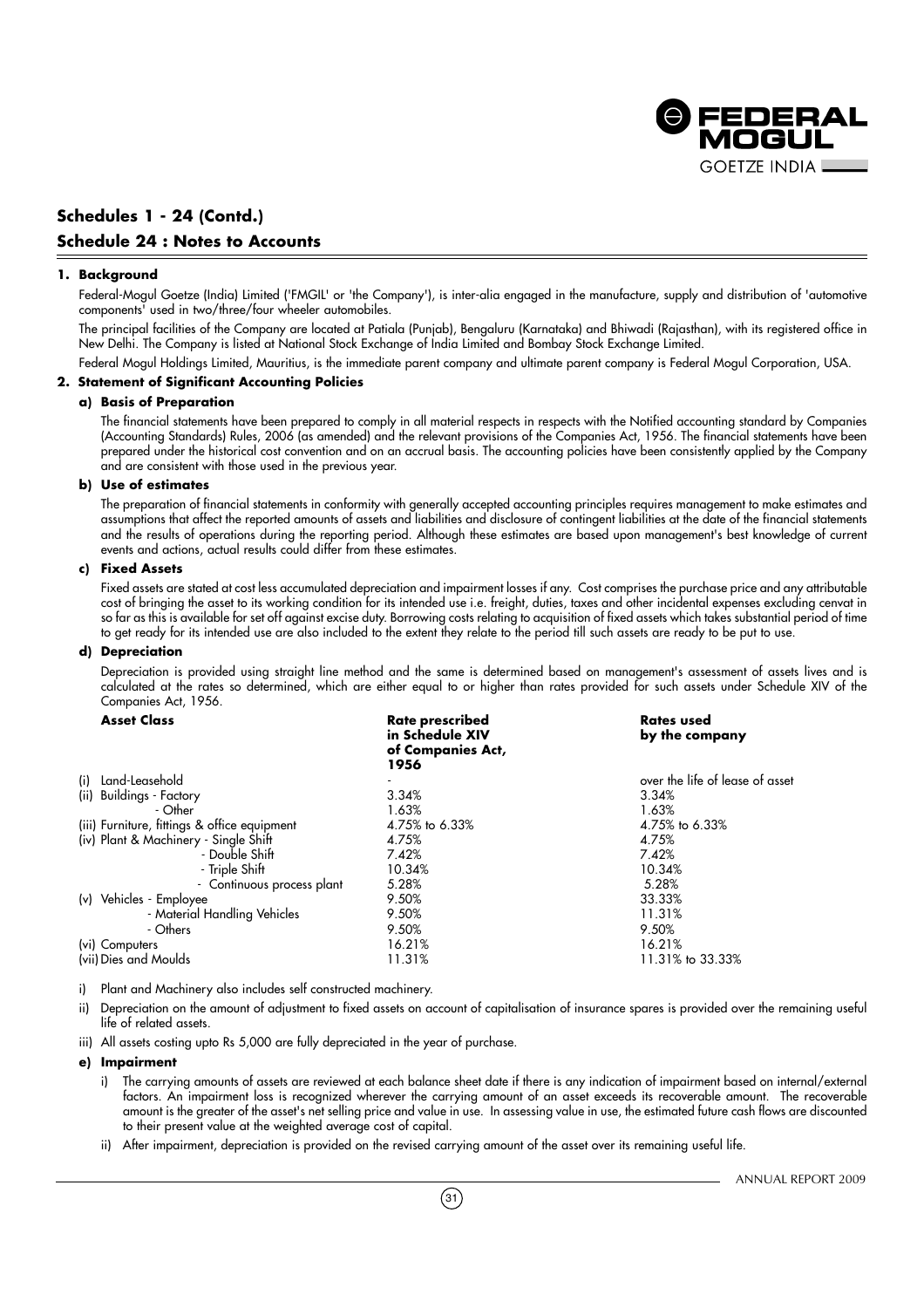## Schedules 1 - 24 (Contd.)

## Schedule 24 : Notes to Accounts

**1. Background**

Federal-Mogul Goetze (India) Limited ('FMGIL' or 'the Company'), is inter-alia engaged in the manufacture, supply and distribution of 'automotive components' used in two/three/four wheeler automobiles.

The principal facilities of the Company are located at Patiala (Punjab), Bengaluru (Karnataka) and Bhiwadi (Rajasthan), with its registered office in New Delhi. The Company is listed at National Stock Exchange of India Limited and Bombay Stock Exchange Limited.

Federal Mogul Holdings Limited, Mauritius, is the immediate parent company and ultimate parent company is Federal Mogul Corporation, USA.

**2. Statement of Significant Accounting Policies**

**a) Basis of Preparation**

The financial statements have been prepared to comply in all material respects in respects with the Notified accounting standard by Companies (Accounting Standards) Rules, 2006 (as amended) and the relevant provisions of the Companies Act, 1956. The financial statements have been prepared under the historical cost convention and on an accrual basis. The accounting policies have been consistently applied by the Company and are consistent with those used in the previous year.

**b) Use of estimates**

The preparation of financial statements in conformity with generally accepted accounting principles requires management to make estimates and assumptions that affect the reported amounts of assets and liabilities and disclosure of contingent liabilities at the date of the financial statements and the results of operations during the reporting period. Although these estimates are based upon management's best knowledge of current events and actions, actual results could differ from these estimates.

**c) Fixed Assets**

Fixed assets are stated at cost less accumulated depreciation and impairment losses if any. Cost comprises the purchase price and any attributable cost of bringing the asset to its working condition for its intended use i.e. freight, duties, taxes and other incidental expenses excluding cenvat in so far as this is available for set off against excise duty. Borrowing costs relating to acquisition of fixed assets which takes substantial period of time to get ready for its intended use are also included to the extent they relate to the period till such assets are ready to be put to use.

**d) Depreciation**

Depreciation is provided using straight line method and the same is determined based on management's assessment of assets lives and is calculated at the rates so determined, which are either equal to or higher than rates provided for such assets under Schedule XIV of the Companies Act, 1956.

| Asset Class | Rate prescribed in Schedule XIV of Companies Act, 1956 | Rates used by the company |
|---|---|---|
| (i) Land-Leasehold | - | over the life of lease of asset |
| (ii) Buildings - Factory | 3.34% | 3.34% |
| - Other | 1.63% | 1.63% |
| (iii) Furniture, fittings & office equipment | 4.75% to 6.33% | 4.75% to 6.33% |
| (iv) Plant & Machinery - Single Shift | 4.75% | 4.75% |
| - Double Shift | 7.42% | 7.42% |
| - Triple Shift | 10.34% | 10.34% |
| - Continuous process plant | 5.28% | 5.28% |
| (v) Vehicles - Employee | 9.50% | 33.33% |
| - Material Handling Vehicles | 9.50% | 11.31% |
| - Others | 9.50% | 9.50% |
| (vi) Computers | 16.21% | 16.21% |
| (vii) Dies and Moulds | 11.31% | 11.31% to 33.33% |

i) Plant and Machinery also includes self constructed machinery.

ii) Depreciation on the amount of adjustment to fixed assets on account of capitalisation of insurance spares is provided over the remaining useful life of related assets.

iii) All assets costing upto Rs 5,000 are fully depreciated in the year of purchase.

**e) Impairment**

i) The carrying amounts of assets are reviewed at each balance sheet date if there is any indication of impairment based on internal/external factors. An impairment loss is recognized wherever the carrying amount of an asset exceeds its recoverable amount. The recoverable amount is the greater of the asset's net selling price and value in use. In assessing value in use, the estimated future cash flows are discounted to their present value at the weighted average cost of capital.

ii) After impairment, depreciation is provided on the revised carrying amount of the asset over its remaining useful life.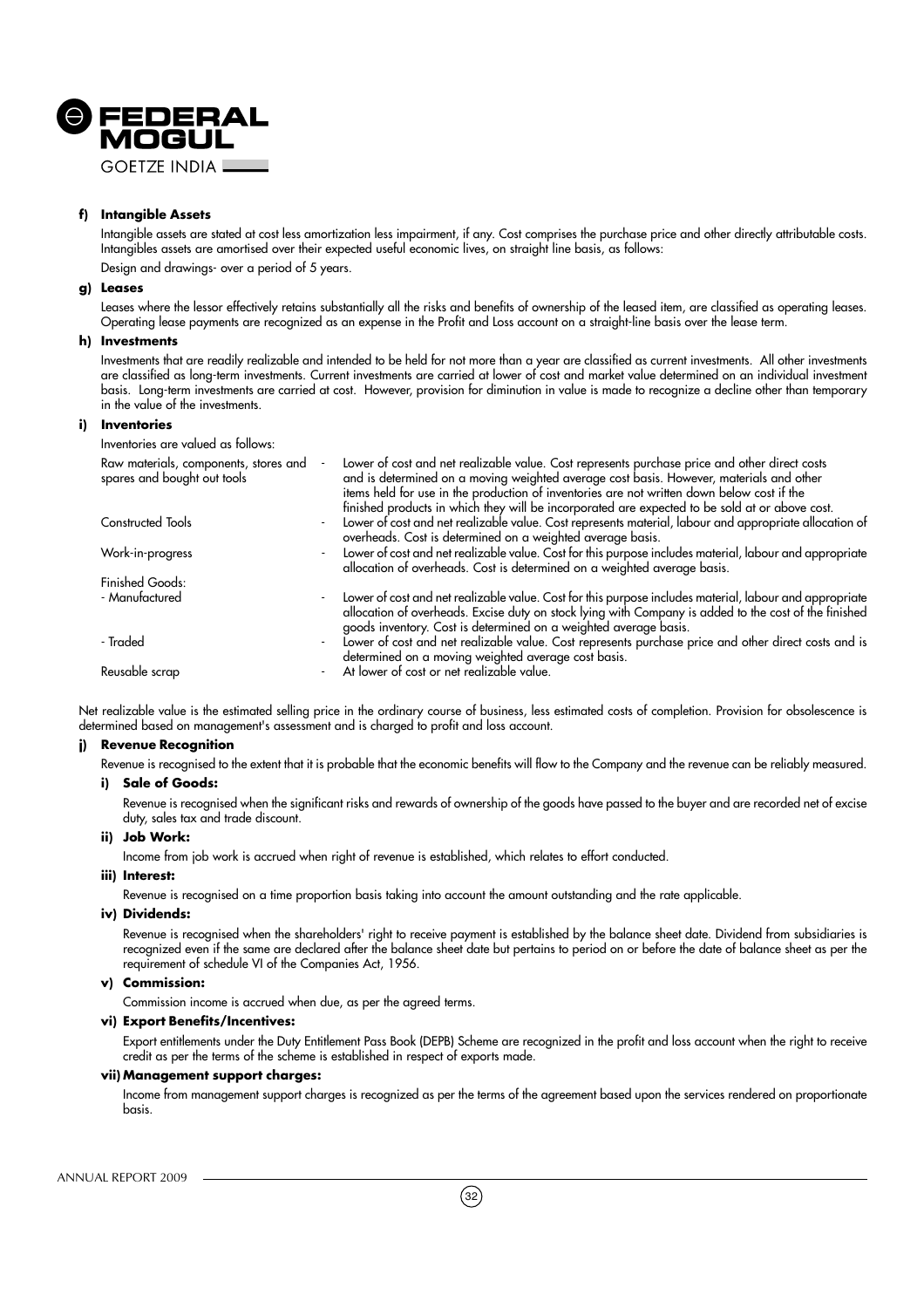**f) Intangible Assets**

Intangible assets are stated at cost less amortization less impairment, if any. Cost comprises the purchase price and other directly attributable costs. Intangibles assets are amortised over their expected useful economic lives, on straight line basis, as follows:

Design and drawings- over a period of 5 years.

**g) Leases**

Leases where the lessor effectively retains substantially all the risks and benefits of ownership of the leased item, are classified as operating leases. Operating lease payments are recognized as an expense in the Profit and Loss account on a straight-line basis over the lease term.

**h) Investments**

Investments that are readily realizable and intended to be held for not more than a year are classified as current investments. All other investments are classified as long-term investments. Current investments are carried at lower of cost and market value determined on an individual investment basis. Long-term investments are carried at cost. However, provision for diminution in value is made to recognize a decline other than temporary in the value of the investments.

**i) Inventories**

Inventories are valued as follows:

| | |
|---|---|
| Raw materials, components, stores and spares and bought out tools | - Lower of cost and net realizable value. Cost represents purchase price and other direct costs and is determined on a moving weighted average cost basis. However, materials and other items held for use in the production of inventories are not written down below cost if the finished products in which they will be incorporated are expected to be sold at or above cost. |
| Constructed Tools | - Lower of cost and net realizable value. Cost represents material, labour and appropriate allocation of overheads. Cost is determined on a weighted average basis. |
| Work-in-progress | - Lower of cost and net realizable value. Cost for this purpose includes material, labour and appropriate allocation of overheads. Cost is determined on a weighted average basis. |
| Finished Goods: | |
| - Manufactured | - Lower of cost and net realizable value. Cost for this purpose includes material, labour and appropriate allocation of overheads. Excise duty on stock lying with Company is added to the cost of the finished goods inventory. Cost is determined on a weighted average basis. |
| - Traded | - Lower of cost and net realizable value. Cost represents purchase price and other direct costs and is determined on a moving weighted average cost basis. |
| Reusable scrap | - At lower of cost or net realizable value. |

Net realizable value is the estimated selling price in the ordinary course of business, less estimated costs of completion. Provision for obsolescence is determined based on management's assessment and is charged to profit and loss account.

**j) Revenue Recognition**

Revenue is recognised to the extent that it is probable that the economic benefits will flow to the Company and the revenue can be reliably measured.

**i) Sale of Goods:**

Revenue is recognised when the significant risks and rewards of ownership of the goods have passed to the buyer and are recorded net of excise duty, sales tax and trade discount.

**ii) Job Work:**

Income from job work is accrued when right of revenue is established, which relates to effort conducted.

**iii) Interest:**

Revenue is recognised on a time proportion basis taking into account the amount outstanding and the rate applicable.

**iv) Dividends:**

Revenue is recognised when the shareholders' right to receive payment is established by the balance sheet date. Dividend from subsidiaries is recognized even if the same are declared after the balance sheet date but pertains to period on or before the date of balance sheet as per the requirement of schedule VI of the Companies Act, 1956.

**v) Commission:**

Commission income is accrued when due, as per the agreed terms.

**vi) Export Benefits/Incentives:**

Export entitlements under the Duty Entitlement Pass Book (DEPB) Scheme are recognized in the profit and loss account when the right to receive credit as per the terms of the scheme is established in respect of exports made.

**vii) Management support charges:**

Income from management support charges is recognized as per the terms of the agreement based upon the services rendered on proportionate basis.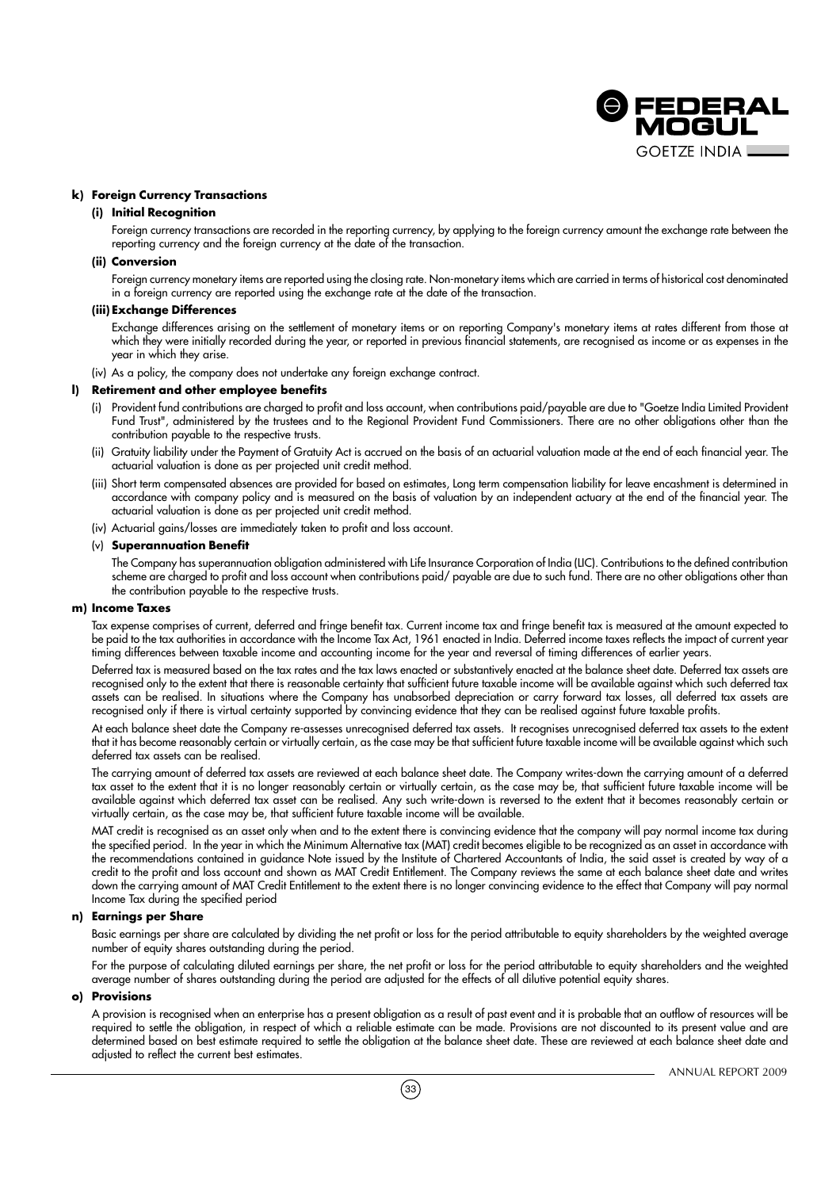**k) Foreign Currency Transactions**

**(i) Initial Recognition**

Foreign currency transactions are recorded in the reporting currency, by applying to the foreign currency amount the exchange rate between the reporting currency and the foreign currency at the date of the transaction.

**(ii) Conversion**

Foreign currency monetary items are reported using the closing rate. Non-monetary items which are carried in terms of historical cost denominated in a foreign currency are reported using the exchange rate at the date of the transaction.

**(iii) Exchange Differences**

Exchange differences arising on the settlement of monetary items or on reporting Company's monetary items at rates different from those at which they were initially recorded during the year, or reported in previous financial statements, are recognised as income or as expenses in the year in which they arise.

(iv) As a policy, the company does not undertake any foreign exchange contract.

**l) Retirement and other employee benefits**

(i) Provident fund contributions are charged to profit and loss account, when contributions paid/payable are due to "Goetze India Limited Provident Fund Trust", administered by the trustees and to the Regional Provident Fund Commissioners. There are no other obligations other than the contribution payable to the respective trusts.

(ii) Gratuity liability under the Payment of Gratuity Act is accrued on the basis of an actuarial valuation made at the end of each financial year. The actuarial valuation is done as per projected unit credit method.

(iii) Short term compensated absences are provided for based on estimates, Long term compensation liability for leave encashment is determined in accordance with company policy and is measured on the basis of valuation by an independent actuary at the end of the financial year. The actuarial valuation is done as per projected unit credit method.

(iv) Actuarial gains/losses are immediately taken to profit and loss account.

(v) **Superannuation Benefit**

The Company has superannuation obligation administered with Life Insurance Corporation of India (LIC). Contributions to the defined contribution scheme are charged to profit and loss account when contributions paid/ payable are due to such fund. There are no other obligations other than the contribution payable to the respective trusts.

**m) Income Taxes**

Tax expense comprises of current, deferred and fringe benefit tax. Current income tax and fringe benefit tax is measured at the amount expected to be paid to the tax authorities in accordance with the Income Tax Act, 1961 enacted in India. Deferred income taxes reflects the impact of current year timing differences between taxable income and accounting income for the year and reversal of timing differences of earlier years.

Deferred tax is measured based on the tax rates and the tax laws enacted or substantively enacted at the balance sheet date. Deferred tax assets are recognised only to the extent that there is reasonable certainty that sufficient future taxable income will be available against which such deferred tax assets can be realised. In situations where the Company has unabsorbed depreciation or carry forward tax losses, all deferred tax assets are recognised only if there is virtual certainty supported by convincing evidence that they can be realised against future taxable profits.

At each balance sheet date the Company re-assesses unrecognised deferred tax assets. It recognises unrecognised deferred tax assets to the extent that it has become reasonably certain or virtually certain, as the case may be that sufficient future taxable income will be available against which such deferred tax assets can be realised.

The carrying amount of deferred tax assets are reviewed at each balance sheet date. The Company writes-down the carrying amount of a deferred tax asset to the extent that it is no longer reasonably certain or virtually certain, as the case may be, that sufficient future taxable income will be available against which deferred tax asset can be realised. Any such write-down is reversed to the extent that it becomes reasonably certain or virtually certain, as the case may be, that sufficient future taxable income will be available.

MAT credit is recognised as an asset only when and to the extent there is convincing evidence that the company will pay normal income tax during the specified period. In the year in which the Minimum Alternative tax (MAT) credit becomes eligible to be recognized as an asset in accordance with the recommendations contained in guidance Note issued by the Institute of Chartered Accountants of India, the said asset is created by way of a credit to the profit and loss account and shown as MAT Credit Entitlement. The Company reviews the same at each balance sheet date and writes down the carrying amount of MAT Credit Entitlement to the extent there is no longer convincing evidence to the effect that Company will pay normal Income Tax during the specified period

**n) Earnings per Share**

Basic earnings per share are calculated by dividing the net profit or loss for the period attributable to equity shareholders by the weighted average number of equity shares outstanding during the period.

For the purpose of calculating diluted earnings per share, the net profit or loss for the period attributable to equity shareholders and the weighted average number of shares outstanding during the period are adjusted for the effects of all dilutive potential equity shares.

**o) Provisions**

A provision is recognised when an enterprise has a present obligation as a result of past event and it is probable that an outflow of resources will be required to settle the obligation, in respect of which a reliable estimate can be made. Provisions are not discounted to its present value and are determined based on best estimate required to settle the obligation at the balance sheet date. These are reviewed at each balance sheet date and adjusted to reflect the current best estimates.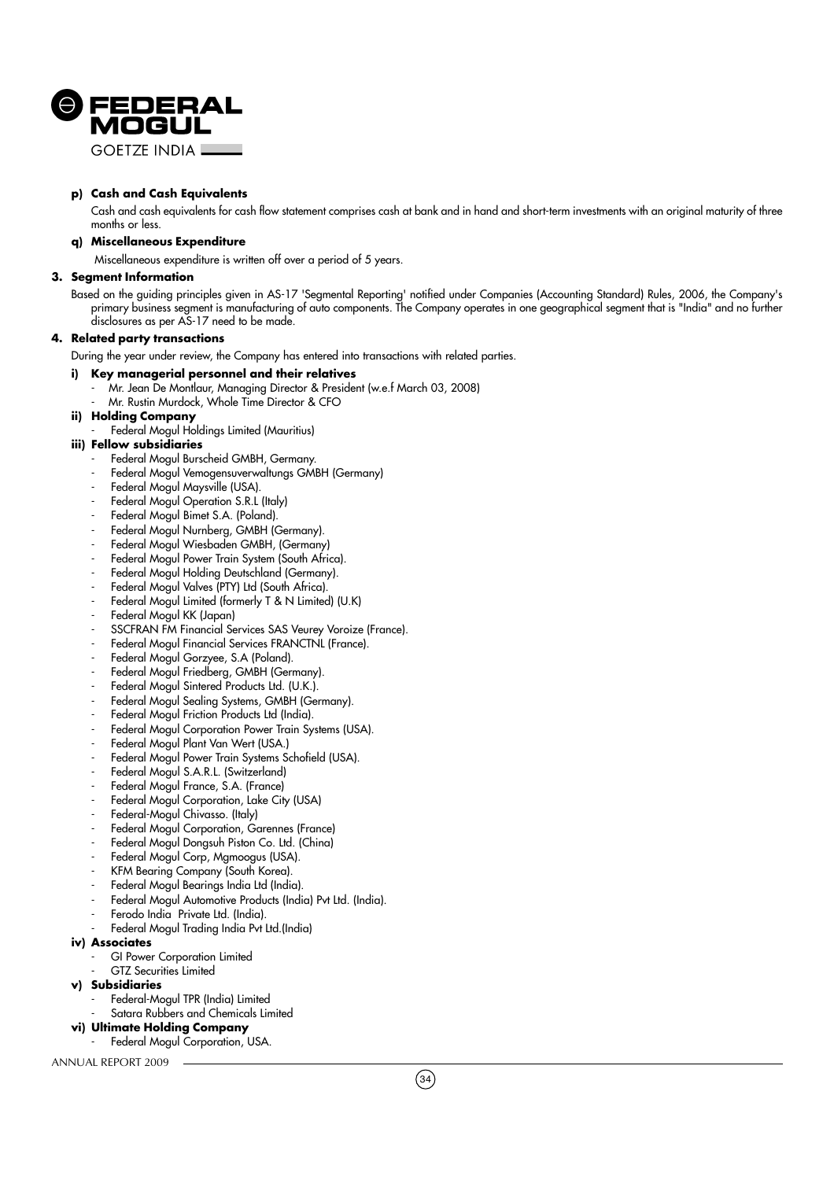**p) Cash and Cash Equivalents**

Cash and cash equivalents for cash flow statement comprises cash at bank and in hand and short-term investments with an original maturity of three months or less.

**q) Miscellaneous Expenditure**

Miscellaneous expenditure is written off over a period of 5 years.

**3. Segment Information**

Based on the guiding principles given in AS-17 'Segmental Reporting' notified under Companies (Accounting Standard) Rules, 2006, the Company's primary business segment is manufacturing of auto components. The Company operates in one geographical segment that is "India" and no further disclosures as per AS-17 need to be made.

**4. Related party transactions**

During the year under review, the Company has entered into transactions with related parties.

**i) Key managerial personnel and their relatives**

- Mr. Jean De Montlaur, Managing Director & President (w.e.f March 03, 2008)
- Mr. Rustin Murdock, Whole Time Director & CFO

**ii) Holding Company**

- Federal Mogul Holdings Limited (Mauritius)

**iii) Fellow subsidiaries**

- Federal Mogul Burscheid GMBH, Germany.
- Federal Mogul Vemogensuverwaltungs GMBH (Germany)
- Federal Mogul Maysville (USA).
- Federal Mogul Operation S.R.L (Italy)
- Federal Mogul Bimet S.A. (Poland).
- Federal Mogul Nurnberg, GMBH (Germany).
- Federal Mogul Wiesbaden GMBH, (Germany)
- Federal Mogul Power Train System (South Africa).
- Federal Mogul Holding Deutschland (Germany).
- Federal Mogul Valves (PTY) Ltd (South Africa).
- Federal Mogul Limited (formerly T & N Limited) (U.K)
- Federal Mogul KK (Japan)
- SSCFRAN FM Financial Services SAS Veurey Voroize (France).
- Federal Mogul Financial Services FRANCTNL (France).
- Federal Mogul Gorzyee, S.A (Poland).
- Federal Mogul Friedberg, GMBH (Germany).
- Federal Mogul Sintered Products Ltd. (U.K.).
- Federal Mogul Sealing Systems, GMBH (Germany).
- Federal Mogul Friction Products Ltd (India).
- Federal Mogul Corporation Power Train Systems (USA).
- Federal Mogul Plant Van Wert (USA.)
- Federal Mogul Power Train Systems Schofield (USA).
- Federal Mogul S.A.R.L. (Switzerland)
- Federal Mogul France, S.A. (France)
- Federal Mogul Corporation, Lake City (USA)
- Federal-Mogul Chivasso. (Italy)
- Federal Mogul Corporation, Garennes (France)
- Federal Mogul Dongsuh Piston Co. Ltd. (China)
- Federal Mogul Corp, Mgmoogus (USA).
- KFM Bearing Company (South Korea).
- Federal Mogul Bearings India Ltd (India).
- Federal Mogul Automotive Products (India) Pvt Ltd. (India).
- Ferodo India Private Ltd. (India).
- Federal Mogul Trading India Pvt Ltd.(India)

**iv) Associates**

- GI Power Corporation Limited
- GTZ Securities Limited

**v) Subsidiaries**

- Federal-Mogul TPR (India) Limited
- Satara Rubbers and Chemicals Limited

**vi) Ultimate Holding Company**

- Federal Mogul Corporation, USA.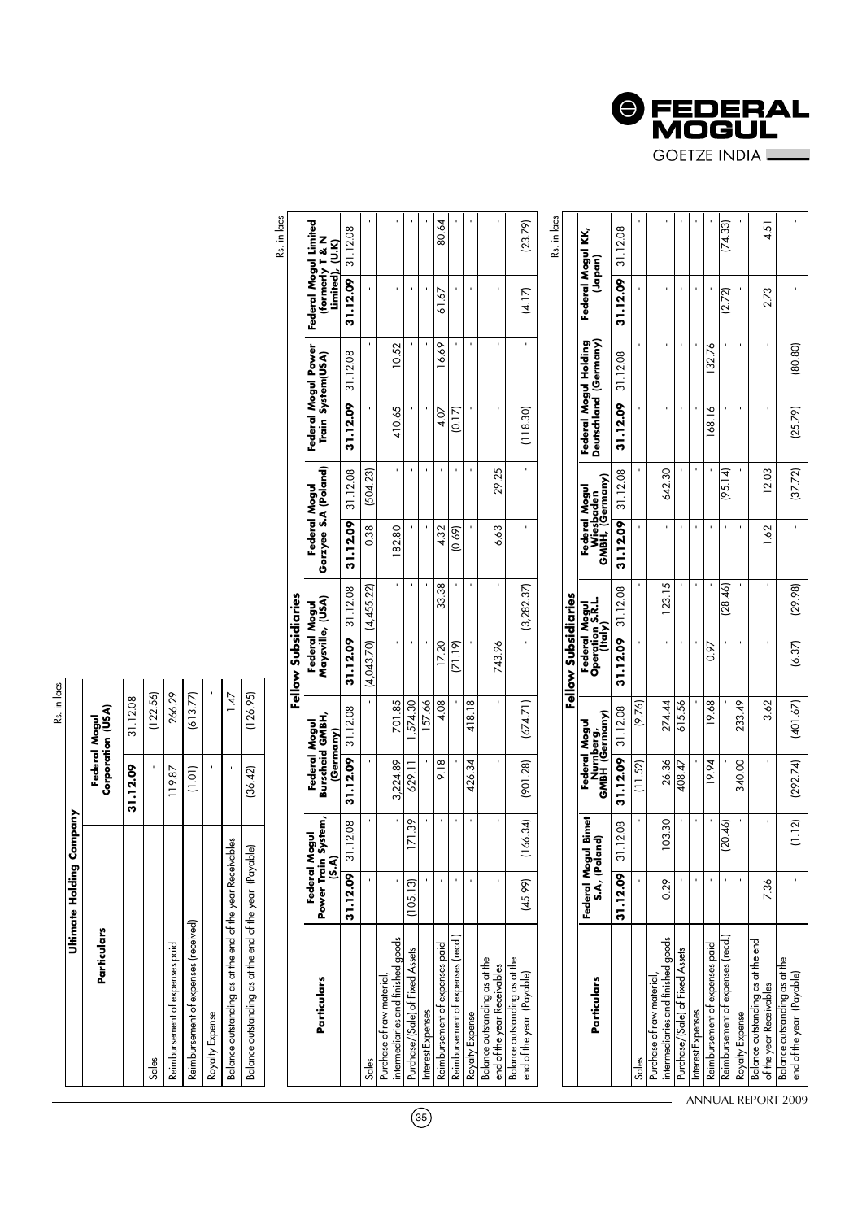Rs. in lacs

| Particulars | Ultimate Holding Company | |
|---|---|---|
| | Federal Mogul Corporation (USA) | |
| | 31.12.09 | 31.12.08 |
| Sales | - | (122.56) |
| Reimbursement of expenses paid | 119.87 | 266.29 |
| Reimbursement of expenses (received) | (1.01) | (613.77) |
| Royalty Expense | - | - |
| Balance outstanding as at the end of the year Receivables | - | 1.47 |
| Balance outstanding as at the end of the year (Payable) | (36.42) | (126.95) |

Rs. in lacs

| Particulars | Fellow Subsidiaries | | | | | | | | | | | |
|---|---|---|---|---|---|---|---|---|---|---|---|---|
| | Federal Mogul Power Train System, (S.A) | | Federal Mogul Burscheid GMBH, (Germany) | | Federal Mogul Maysville, (USA) | | Federal Mogul Gorzyce S.A (Poland) | | Federal Mogul Power Train System(USA) | | Federal Mogul Limited (formerly T & N Limited), (U.K) | |
| | 31.12.09 | 31.12.08 | 31.12.09 | 31.12.08 | 31.12.09 | 31.12.08 | 31.12.09 | 31.12.08 | 31.12.09 | 31.12.08 | 31.12.09 | 31.12.08 |
| Sales | - | - | - | - | (4,043.70) | (4,455.22) | 0.38 | (504.23) | - | - | - | - |
| Purchase of raw material, intermediaries and finished goods | - | - | 3,224.89 | 701.85 | - | - | 182.80 | - | 410.65 | 10.52 | - | - |
| Purchase/(Sale) of Fixed Assets | (105.13) | 171.39 | 629.11 | 1,574.30 | - | - | - | - | - | - | - | - |
| Interest Expenses | - | - | - | 157.66 | - | - | - | - | - | - | - | - |
| Reimbursement of expenses paid | - | - | 9.18 | 4.08 | 17.20 | 33.38 | 4.32 | - | 4.07 | 16.69 | 61.67 | 80.64 |
| Reimbursement of expenses (recd.) | - | - | - | - | (71.19) | - | (0.69) | - | (0.17) | - | - | - |
| Royalty Expense | - | - | 426.34 | 418.18 | - | - | - | - | - | - | - | - |
| Balance outstanding as at the end of the year Receivables | - | - | - | - | 743.96 | - | 6.63 | 29.25 | - | - | - | - |
| Balance outstanding as at the end of the year (Payable) | (45.99) | (166.34) | (901.28) | (674.71) | - | (3,282.37) | - | - | (118.30) | - | (4.17) | (23.79) |

Rs. in lacs

| Particulars | Fellow Subsidiaries | | | | | | | | | | | |
|---|---|---|---|---|---|---|---|---|---|---|---|---|
| | Federal Mogul Bimet S.A, (Poland) | | Federal Mogul Numberg, GMBH (Germany) | | Federal Mogul Operation S.R.L. (Italy) | | Federal Mogul Wiesbaden GMBH, (Germany) | | Federal Mogul Holding Deutschland (Germany) | | Federal Mogul KK, (Japan) | |
| | 31.12.09 | 31.12.08 | 31.12.09 | 31.12.08 | 31.12.09 | 31.12.08 | 31.12.09 | 31.12.08 | 31.12.09 | 31.12.08 | 31.12.09 | 31.12.08 |
| Sales | - | - | (11.52) | (9.76) | - | - | - | - | - | - | - | - |
| Purchase of raw material, intermediaries and finished goods | 0.29 | 103.30 | 26.36 | 274.44 | - | 123.15 | - | 642.30 | - | - | - | - |
| Purchase/(Sale) of Fixed Assets | - | - | 408.47 | 615.56 | - | - | - | - | - | - | - | - |
| Interest Expenses | - | - | - | - | - | - | - | - | - | - | - | - |
| Reimbursement of expenses paid | - | - | 19.94 | 19.68 | 0.97 | - | - | - | 168.16 | 132.76 | - | - |
| Reimbursement of expenses (recd.) | - | (20.46) | - | - | - | (28.46) | - | (95.14) | - | - | (2.72) | (74.33) |
| Royalty Expense | - | - | 340.00 | 233.49 | - | - | - | - | - | - | - | - |
| Balance outstanding as at the end of the year Receivables | 7.36 | - | - | 3.62 | - | - | 1.62 | 12.03 | - | - | 2.73 | 4.51 |
| Balance outstanding as at the end of the year (Payable) | - | (1.12) | (292.74) | (401.67) | (6.37) | (29.98) | - | (37.72) | (25.79) | (80.80) | - | - |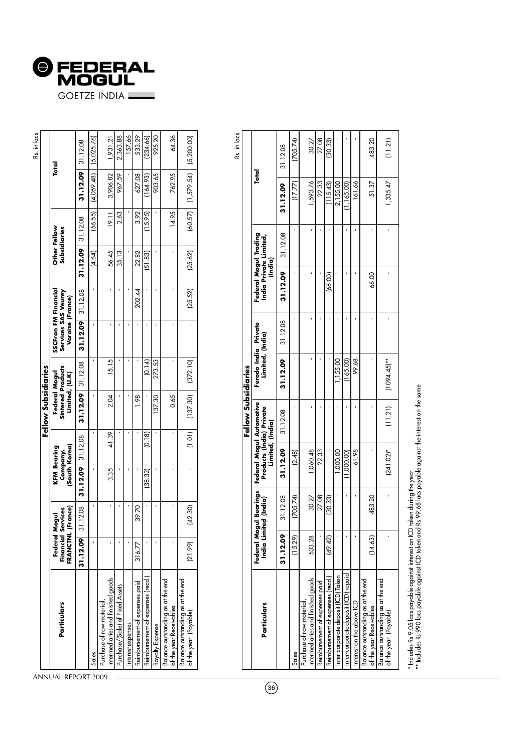Rs. in lacs

| Particulars | Fellow Subsidiaries | | | | | | | | | | Total | |
|---|---|---|---|---|---|---|---|---|---|---|---|---|
| | Federal Mogul Financial Services FRANCTNL (France) | | KFM Bearing Company, (South Korea) | | Federal Mogul Sintered Products Limited, (U.K) | | SSCFran FM Financial Services SAS Veurey Voraize (France) | | Other Fellow Subsidiaries | | | |
| | 31.12.09 | 31.12.08 | 31.12.09 | 31.12.08 | 31.12.09 | 31.12.08 | 31.12.09 | 31.12.08 | 31.12.09 | 31.12.08 | 31.12.09 | 31.12.08 |
| Sales | - | - | - | - | - | - | - | - | (4.64) | (56.55) | (4,059.48) | (5,025.76) |
| Purchase of raw material, intermediaries and finished goods | - | - | 3.35 | 41.39 | 2.04 | 15.15 | - | - | 56.45 | 19.11 | 3,906.82 | 1,931.21 |
| Purchase/(Sale) of Fixed Assets | - | - | - | - | - | - | - | - | 35.13 | 2.63 | 967.59 | 2,363.88 |
| Interest expenses | - | - | - | - | - | - | - | - | - | - | - | 157.66 |
| Reimbursement of expenses paid | 316.77 | 39.70 | - | - | 1.98 | - | - | 202.44 | 22.82 | 3.92 | 627.08 | 533.29 |
| Reimbursement of expenses (recd.) | - | - | (38.32) | (0.18) | - | (0.14) | - | - | (51.83) | (15.95) | (164.93) | (234.66) |
| Royalty Expense | - | - | - | - | 137.30 | 273.53 | - | - | - | - | 903.65 | 925.20 |
| Balance outstanding as at the end of the year Receivables | - | - | - | - | 0.65 | - | - | - | - | 14.95 | 762.95 | 64.36 |
| Balance outstanding as at the end of the year (Payable) | (21.99) | (42.30) | - | (1.01) | (137.30) | (372.10) | - | (25.52) | (25.62) | (60.57) | (1,579.54) | (5,200.00) |

Rs. in lacs

| Particulars | Fellow Subsidiaries | | | | | | | | Total | |
|---|---|---|---|---|---|---|---|---|---|---|
| | Federal Mogul Bearings India Limited (India) | | Federal Mogul Automotive Products (India) Private Limited, (India) | | Ferodo India Private Limited, (India) | | Federal Mogul Trading India Private Limited, (India) | | | |
| | 31.12.09 | 31.12.08 | 31.12.09 | 31.12.08 | 31.12.09 | 31.12.08 | 31.12.09 | 31.12.08 | 31.12.09 | 31.12.08 |
| Sales | (15.29) | (705.74) | (2.48) | - | - | - | - | - | (17.77) | (705.74) |
| Purchase of raw material, intermediaries and finished goods | 533.28 | 30.27 | 1,060.48 | - | - | - | - | - | 1,593.76 | 30.27 |
| Reimbursement of expenses paid | - | 27.08 | 22.33 | - | - | - | - | - | 22.33 | 27.08 |
| Reimbursement of expenses (recd.) | (49.42) | (30.33) | - | - | - | - | (66.00) | - | (115.43) | (30.33) |
| Inter-corporate deposit (ICD) Taken | - | - | 1,000.00 | - | 1,155.00 | - | - | - | 2,155.00 | - |
| Inter-corporate deposit (ICD) repaid | - | - | (1,000.00) | - | (165.00) | - | - | - | (1,165.00) | - |
| Interest on the above ICD | - | - | 61.98 | - | 99.68 | - | - | - | 161.66 | - |
| Balance outstanding as at the end of the year Receivables | (14.63) | 483.20 | - | - | - | - | 66.00 | - | 51.37 | 483.20 |
| Balance outstanding as at the end of the year (Payable) | - | - | (241.02)* | (11.21) | (1094.45)** | - | - | - | 1,335.47 | (11.21) |

\* Includes Rs 9.05 lacs payable against interest on ICD taken during the year

\*\* Includes Rs 990 lacs payable against ICD taken and Rs 99.68 lacs payable against the interest on the same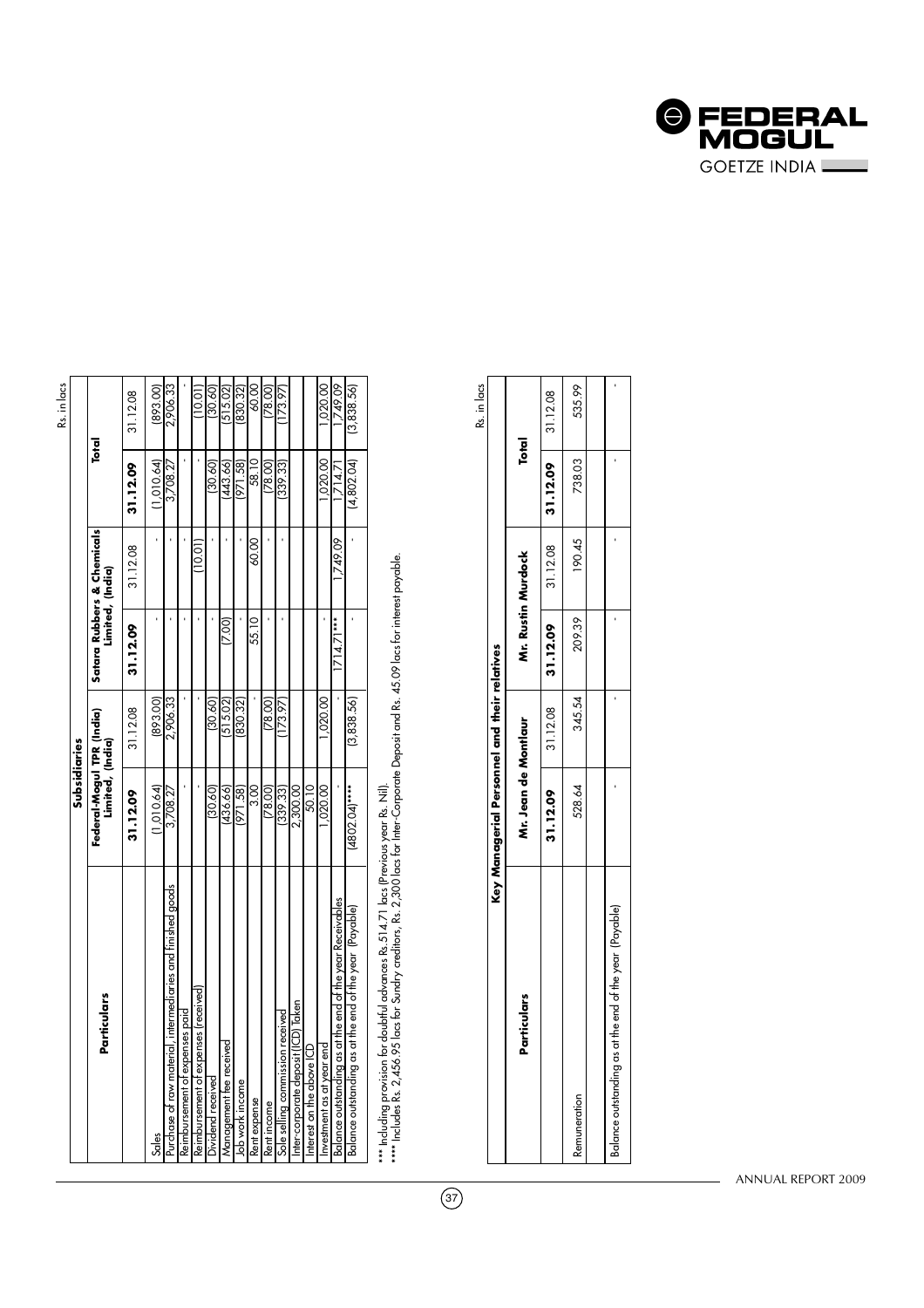Rs. in lacs

| Particulars | Subsidiaries | | | | Total | |
|---|---|---|---|---|---|---|
| | Federal-Mogul TPR (India) Limited, (India) | | Satara Rubbers & Chemicals Limited, (India) | | | |
| | 31.12.09 | 31.12.08 | 31.12.09 | 31.12.08 | 31.12.09 | 31.12.08 |
| Sales | (1,010.64) | (893.00) | - | - | (1,010.64) | (893.00) |
| Purchase of raw material, intermediaries and finished goods | 3,708.27 | 2,906.33 | - | - | 3,708.27 | 2,906.33 |
| Reimbursement of expenses paid | - | - | - | - | - | - |
| Reimbursement of expenses (received) | - | - | - | (10.01) | - | (10.01) |
| Dividend received | (30.60) | (30.60) | - | - | (30.60) | (30.60) |
| Management fee received | (436.66) | (515.02) | (7.00) | - | (443.66) | (515.02) |
| Job work income | (971.58) | (830.32) | - | - | (971.58) | (830.32) |
| Rent expense | 3.00 | - | 55.10 | 60.00 | 58.10 | 60.00 |
| Rent income | (78.00) | (78.00) | - | - | (78.00) | (78.00) |
| Sole selling commission received | (339.33) | (173.97) | - | - | (339.33) | (173.97) |
| Inter-corporate deposit (ICD) Taken | 2,300.00 | | | | | |
| Interest on the above ICD | 50.10 | | | | | |
| Investment as at year end | 1,020.00 | 1,020.00 | - | | 1,020.00 | 1,020.00 |
| Balance outstanding as at the end of the year Receivables | - | - | 1714.71*** | 1,749.09 | 1,714.71 | 1,749.09 |
| Balance outstanding as at the end of the year (Payable) | (4802.04)**** | (3,838.56) | - | - | (4,802.04) | (3,838.56) |

*** Including provision for doubtful advances Rs. 514.71 lacs (Previous year Rs. Nil).
**** Includes Rs. 2,456.95 lacs for Sundry creditors, Rs. 2,300 lacs for Inter-Corporate Deposit and Rs. 45.09 lacs for interest payable.

Rs. in lacs

| Particulars | Key Managerial Personnel and their relatives | | | | | |
|---|---|---|---|---|---|---|
| | Mr. Jean de Montlaur | | Mr. Rustin Murdock | | Total | |
| | 31.12.09 | 31.12.08 | 31.12.09 | 31.12.08 | 31.12.09 | 31.12.08 |
| Remuneration | 528.64 | 345.54 | 209.39 | 190.45 | 738.03 | 535.99 |
| Balance outstanding as at the end of the year (Payable) | - | - | - | - | - | - |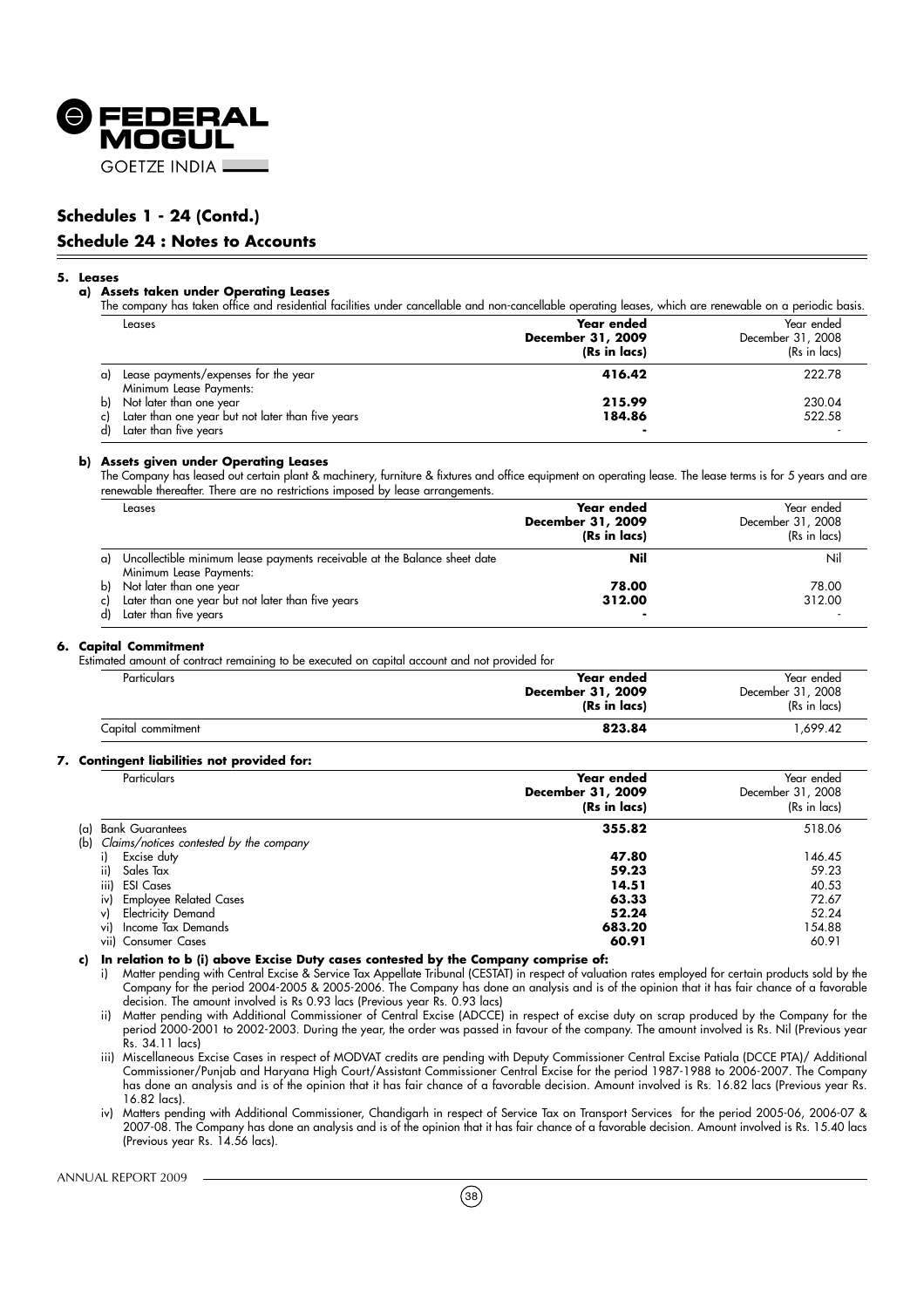## Schedules 1 - 24 (Contd.)

## Schedule 24 : Notes to Accounts

**5. Leases**

**a) Assets taken under Operating Leases**

The company has taken office and residential facilities under cancellable and non-cancellable operating leases, which are renewable on a periodic basis.

| Leases | **Year ended December 31, 2009 (Rs in lacs)** | Year ended December 31, 2008 (Rs in lacs) |
|---|---|---|
| a) Lease payments/expenses for the year | **416.42** | 222.78 |
| Minimum Lease Payments: | | |
| b) Not later than one year | **215.99** | 230.04 |
| c) Later than one year but not later than five years | **184.86** | 522.58 |
| d) Later than five years | **-** | - |

**b) Assets given under Operating Leases**

The Company has leased out certain plant & machinery, furniture & fixtures and office equipment on operating lease. The lease terms is for 5 years and are renewable thereafter. There are no restrictions imposed by lease arrangements.

| Leases | **Year ended December 31, 2009 (Rs in lacs)** | Year ended December 31, 2008 (Rs in lacs) |
|---|---|---|
| a) Uncollectible minimum lease payments receivable at the Balance sheet date | **Nil** | Nil |
| Minimum Lease Payments: | | |
| b) Not later than one year | **78.00** | 78.00 |
| c) Later than one year but not later than five years | **312.00** | 312.00 |
| d) Later than five years | **-** | - |

**6. Capital Commitment**

Estimated amount of contract remaining to be executed on capital account and not provided for

| Particulars | **Year ended December 31, 2009 (Rs in lacs)** | Year ended December 31, 2008 (Rs in lacs) |
|---|---|---|
| Capital commitment | **823.84** | 1,699.42 |

**7. Contingent liabilities not provided for:**

| Particulars | **Year ended December 31, 2009 (Rs in lacs)** | Year ended December 31, 2008 (Rs in lacs) |
|---|---|---|
| (a) Bank Guarantees | **355.82** | 518.06 |
| (b) *Claims/notices contested by the company* | | |
| i) Excise duty | **47.80** | 146.45 |
| ii) Sales Tax | **59.23** | 59.23 |
| iii) ESI Cases | **14.51** | 40.53 |
| iv) Employee Related Cases | **63.33** | 72.67 |
| v) Electricity Demand | **52.24** | 52.24 |
| vi) Income Tax Demands | **683.20** | 154.88 |
| vii) Consumer Cases | **60.91** | 60.91 |

**c) In relation to b (i) above Excise Duty cases contested by the Company comprise of:**

i) Matter pending with Central Excise & Service Tax Appellate Tribunal (CESTAT) in respect of valuation rates employed for certain products sold by the Company for the period 2004-2005 & 2005-2006. The Company has done an analysis and is of the opinion that it has fair chance of a favorable decision. The amount involved is Rs 0.93 lacs (Previous year Rs. 0.93 lacs)

ii) Matter pending with Additional Commissioner of Central Excise (ADCCE) in respect of excise duty on scrap produced by the Company for the period 2000-2001 to 2002-2003. During the year, the order was passed in favour of the company. The amount involved is Rs. Nil (Previous year Rs. 34.11 lacs)

iii) Miscellaneous Excise Cases in respect of MODVAT credits are pending with Deputy Commissioner Central Excise Patiala (DCCE PTA)/ Additional Commissioner/Punjab and Haryana High Court/Assistant Commissioner Central Excise for the period 1987-1988 to 2006-2007. The Company has done an analysis and is of the opinion that it has fair chance of a favorable decision. Amount involved is Rs. 16.82 lacs (Previous year Rs. 16.82 lacs).

iv) Matters pending with Additional Commissioner, Chandigarh in respect of Service Tax on Transport Services for the period 2005-06, 2006-07 & 2007-08. The Company has done an analysis and is of the opinion that it has fair chance of a favorable decision. Amount involved is Rs. 15.40 lacs (Previous year Rs. 14.56 lacs).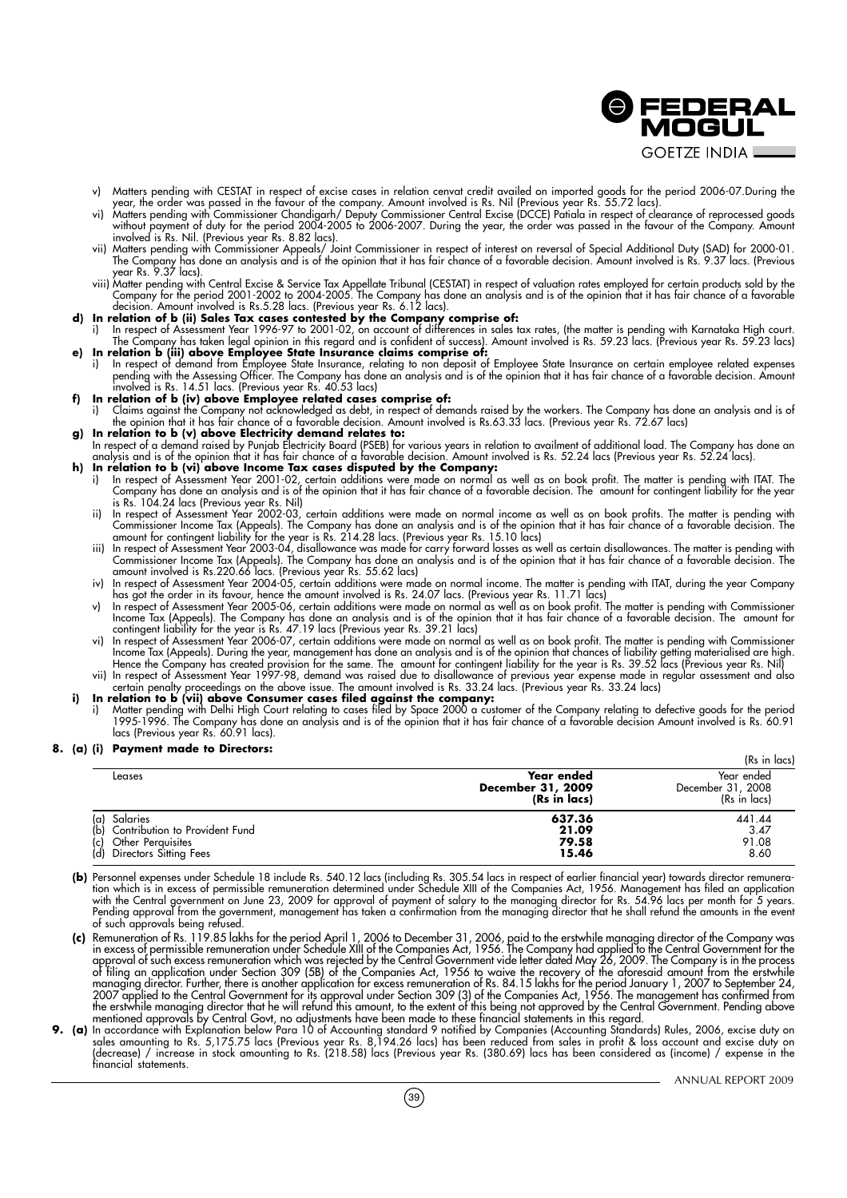v) Matters pending with CESTAT in respect of excise cases in relation cenvat credit availed on imported goods for the period 2006-07.During the year, the order was passed in the favour of the company. Amount involved is Rs. Nil (Previous year Rs. 55.72 lacs).

vi) Matters pending with Commissioner Chandigarh/ Deputy Commissioner Central Excise (DCCE) Patiala in respect of clearance of reprocessed goods without payment of duty for the period 2004-2005 to 2006-2007. During the year, the order was passed in the favour of the Company. Amount involved is Rs. Nil. (Previous year Rs. 8.82 lacs).

vii) Matters pending with Commissioner Appeals/ Joint Commissioner in respect of interest on reversal of Special Additional Duty (SAD) for 2000-01. The Company has done an analysis and is of the opinion that it has fair chance of a favorable decision. Amount involved is Rs. 9.37 lacs. (Previous year Rs. 9.37 lacs).

viii) Matter pending with Central Excise & Service Tax Appellate Tribunal (CESTAT) in respect of valuation rates employed for certain products sold by the Company for the period 2001-2002 to 2004-2005. The Company has done an analysis and is of the opinion that it has fair chance of a favorable decision. Amount involved is Rs.5.28 lacs. (Previous year Rs. 6.12 lacs).

**d) In relation of b (ii) Sales Tax cases contested by the Company comprise of:**

i) In respect of Assessment Year 1996-97 to 2001-02, on account of differences in sales tax rates, (the matter is pending with Karnataka High court. The Company has taken legal opinion in this regard and is confident of success). Amount involved is Rs. 59.23 lacs. (Previous year Rs. 59.23 lacs)

**e) In relation b (iii) above Employee State Insurance claims comprise of:**

i) In respect of demand from Employee State Insurance, relating to non deposit of Employee State Insurance on certain employee related expenses pending with the Assessing Officer. The Company has done an analysis and is of the opinion that it has fair chance of a favorable decision. Amount involved is Rs. 14.51 lacs. (Previous year Rs. 40.53 lacs)

**f) In relation of b (iv) above Employee related cases comprise of:**

i) Claims against the Company not acknowledged as debt, in respect of demands raised by the workers. The Company has done an analysis and is of the opinion that it has fair chance of a favorable decision. Amount involved is Rs.63.33 lacs. (Previous year Rs. 72.67 lacs)

**g) In relation to b (v) above Electricity demand relates to:**

In respect of a demand raised by Punjab Electricity Board (PSEB) for various years in relation to availment of additional load. The Company has done an analysis and is of the opinion that it has fair chance of a favorable decision. Amount involved is Rs. 52.24 lacs (Previous year Rs. 52.24 lacs).

**h) In relation to b (vi) above Income Tax cases disputed by the Company:**

i) In respect of Assessment Year 2001-02, certain additions were made on normal as well as on book profit. The matter is pending with ITAT. The Company has done an analysis and is of the opinion that it has fair chance of a favorable decision. The amount for contingent liability for the year is Rs. 104.24 lacs (Previous year Rs. Nil)

ii) In respect of Assessment Year 2002-03, certain additions were made on normal income as well as on book profits. The matter is pending with Commissioner Income Tax (Appeals). The Company has done an analysis and is of the opinion that it has fair chance of a favorable decision. The amount for contingent liability for the year is Rs. 214.28 lacs. (Previous year Rs. 15.10 lacs)

iii) In respect of Assessment Year 2003-04, disallowance was made for carry forward losses as well as certain disallowances. The matter is pending with Commissioner Income Tax (Appeals). The Company has done an analysis and is of the opinion that it has fair chance of a favorable decision. The amount involved is Rs.220.66 lacs. (Previous year Rs. 55.62 lacs)

iv) In respect of Assessment Year 2004-05, certain additions were made on normal income. The matter is pending with ITAT, during the year Company has got the order in its favour, hence the amount involved is Rs. 24.07 lacs. (Previous year Rs. 11.71 lacs)

v) In respect of Assessment Year 2005-06, certain additions were made on normal as well as on book profit. The matter is pending with Commissioner Income Tax (Appeals). The Company has done an analysis and is of the opinion that it has fair chance of a favorable decision. The amount for contingent liability for the year is Rs. 47.19 lacs (Previous year Rs. 39.21 lacs)

vi) In respect of Assessment Year 2006-07, certain additions were made on normal as well as on book profit. The matter is pending with Commissioner Income Tax (Appeals). During the year, management has done an analysis and is of the opinion that chances of liability getting materialised are high. Hence the Company has created provision for the same. The amount for contingent liability for the year is Rs. 39.52 lacs (Previous year Rs. Nil)

vii) In respect of Assessment Year 1997-98, demand was raised due to disallowance of previous year expense made in regular assessment and also certain penalty proceedings on the above issue. The amount involved is Rs. 33.24 lacs. (Previous year Rs. 33.24 lacs)

**i) In relation to b (vii) above Consumer cases filed against the company:**

i) Matter pending with Delhi High Court relating to cases filed by Space 2000 a customer of the Company relating to defective goods for the period 1995-1996. The Company has done an analysis and is of the opinion that it has fair chance of a favorable decision Amount involved is Rs. 60.91 lacs (Previous year Rs. 60.91 lacs).

**8. (a) (i) Payment made to Directors:**

(Rs in lacs)

| Leases | Year ended December 31, 2009 (Rs in lacs) | Year ended December 31, 2008 (Rs in lacs) |
|---|---|---|
| (a) Salaries | **637.36** | 441.44 |
| (b) Contribution to Provident Fund | **21.09** | 3.47 |
| (c) Other Perquisites | **79.58** | 91.08 |
| (d) Directors Sitting Fees | **15.46** | 8.60 |

**(b)** Personnel expenses under Schedule 18 include Rs. 540.12 lacs (including Rs. 305.54 lacs in respect of earlier financial year) towards director remuneration which is in excess of permissible remuneration determined under Schedule XIII of the Companies Act, 1956. Management has filed an application with the Central government on June 23, 2009 for approval of payment of salary to the managing director for Rs. 54.96 lacs per month for 5 years. Pending approval from the government, management has taken a confirmation from the managing director that he shall refund the amounts in the event of such approvals being refused.

**(c)** Remuneration of Rs. 119.85 lakhs for the period April 1, 2006 to December 31, 2006, paid to the erstwhile managing director of the Company was in excess of permissible remuneration under Schedule XIII of the Companies Act, 1956. The Company had applied to the Central Government for the approval of such excess remuneration which was rejected by the Central Government vide letter dated May 26, 2009. The Company is in the process of filing an application under Section 309 (5B) of the Companies Act, 1956 to waive the recovery of the aforesaid amount from the erstwhile managing director. Further, there is another application for excess remuneration of Rs. 84.15 lakhs for the period January 1, 2007 to September 24, 2007 applied to the Central Government for its approval under Section 309 (3) of the Companies Act, 1956. The management has confirmed from the erstwhile managing director that he will refund this amount, to the extent of this being not approved by the Central Government. Pending above mentioned approvals by Central Govt, no adjustments have been made to these financial statements in this regard.

**9. (a)** In accordance with Explanation below Para 10 of Accounting standard 9 notified by Companies (Accounting Standards) Rules, 2006, excise duty on sales amounting to Rs. 5,175.75 lacs (Previous year Rs. 8,194.26 lacs) has been reduced from sales in profit & loss account and excise duty on (decrease) / increase in stock amounting to Rs. (218.58) lacs (Previous year Rs. (380.69) lacs has been considered as (income) / expense in the financial statements.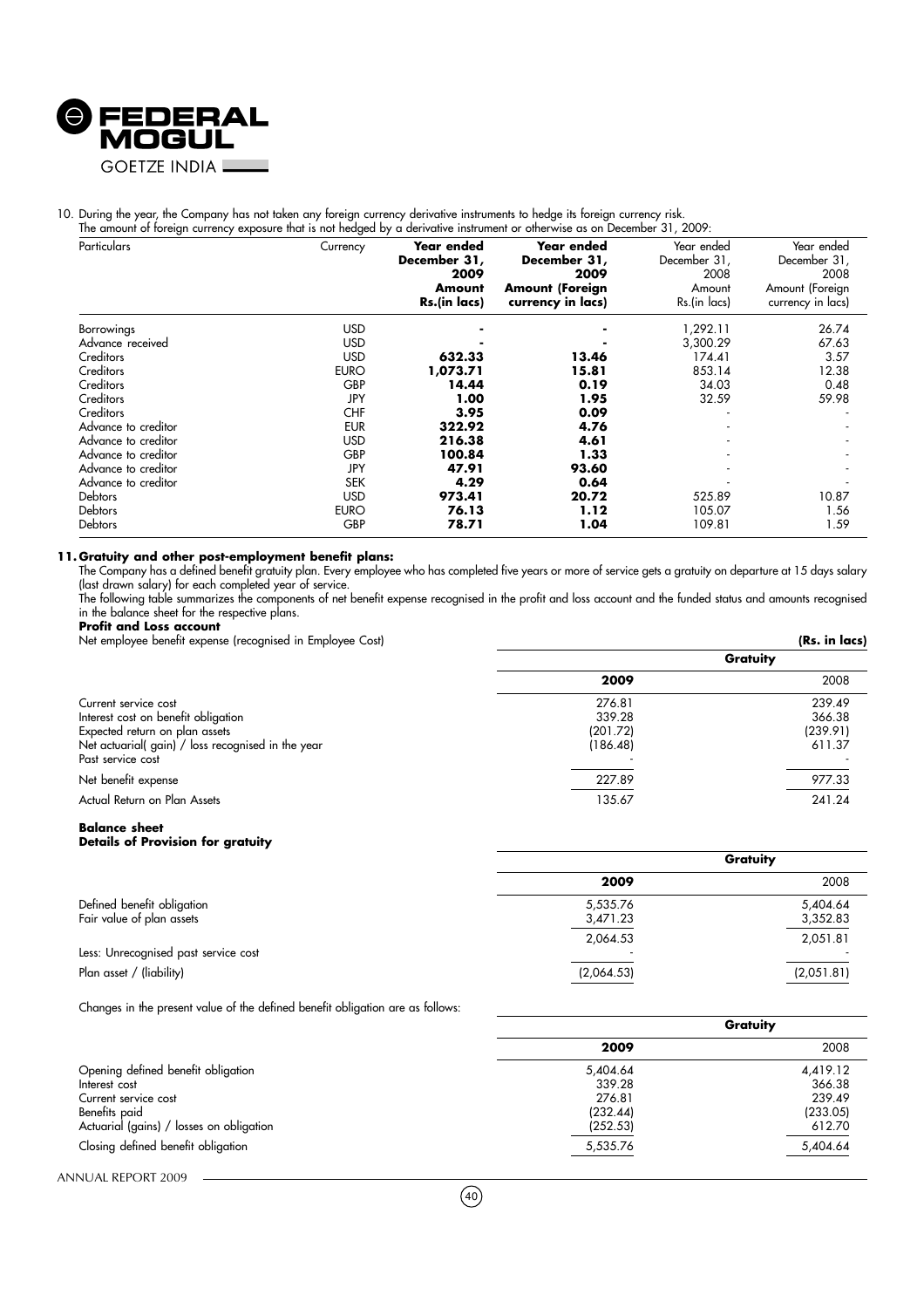10. During the year, the Company has not taken any foreign currency derivative instruments to hedge its foreign currency risk.
The amount of foreign currency exposure that is not hedged by a derivative instrument or otherwise as on December 31, 2009:

| Particulars | Currency | **Year ended December 31, 2009 Amount Rs.(in lacs)** | **Year ended December 31, 2009 Amount (Foreign currency in lacs)** | Year ended December 31, 2008 Amount Rs.(in lacs) | Year ended December 31, 2008 Amount (Foreign currency in lacs) |
|---|---|---|---|---|---|
| Borrowings | USD | **-** | **-** | 1,292.11 | 26.74 |
| Advance received | USD | **-** | **-** | 3,300.29 | 67.63 |
| Creditors | USD | **632.33** | **13.46** | 174.41 | 3.57 |
| Creditors | EURO | **1,073.71** | **15.81** | 853.14 | 12.38 |
| Creditors | GBP | **14.44** | **0.19** | 34.03 | 0.48 |
| Creditors | JPY | **1.00** | **1.95** | 32.59 | 59.98 |
| Creditors | CHF | **3.95** | **0.09** | - | - |
| Advance to creditor | EUR | **322.92** | **4.76** | - | - |
| Advance to creditor | USD | **216.38** | **4.61** | - | - |
| Advance to creditor | GBP | **100.84** | **1.33** | - | - |
| Advance to creditor | JPY | **47.91** | **93.60** | - | - |
| Advance to creditor | SEK | **4.29** | **0.64** | - | - |
| Debtors | USD | **973.41** | **20.72** | 525.89 | 10.87 |
| Debtors | EURO | **76.13** | **1.12** | 105.07 | 1.56 |
| Debtors | GBP | **78.71** | **1.04** | 109.81 | 1.59 |

**11. Gratuity and other post-employment benefit plans:**

The Company has a defined benefit gratuity plan. Every employee who has completed five years or more of service gets a gratuity on departure at 15 days salary (last drawn salary) for each completed year of service.

The following table summarizes the components of net benefit expense recognised in the profit and loss account and the funded status and amounts recognised in the balance sheet for the respective plans.

**Profit and Loss account**

Net employee benefit expense (recognised in Employee Cost) **(Rs. in lacs)**

| | **Gratuity** | |
|---|---|---|
| | **2009** | 2008 |
| Current service cost | 276.81 | 239.49 |
| Interest cost on benefit obligation | 339.28 | 366.38 |
| Expected return on plan assets | (201.72) | (239.91) |
| Net actuarial( gain) / loss recognised in the year | (186.48) | 611.37 |
| Past service cost | - | - |
| Net benefit expense | 227.89 | 977.33 |
| Actual Return on Plan Assets | 135.67 | 241.24 |

**Balance sheet**

**Details of Provision for gratuity**

| | **Gratuity** | |
|---|---|---|
| | **2009** | 2008 |
| Defined benefit obligation | 5,535.76 | 5,404.64 |
| Fair value of plan assets | 3,471.23 | 3,352.83 |
| | 2,064.53 | 2,051.81 |
| Less: Unrecognised past service cost | - | - |
| Plan asset / (liability) | (2,064.53) | (2,051.81) |

Changes in the present value of the defined benefit obligation are as follows:

| | **Gratuity** | |
|---|---|---|
| | **2009** | 2008 |
| Opening defined benefit obligation | 5,404.64 | 4,419.12 |
| Interest cost | 339.28 | 366.38 |
| Current service cost | 276.81 | 239.49 |
| Benefits paid | (232.44) | (233.05) |
| Actuarial (gains) / losses on obligation | (252.53) | 612.70 |
| Closing defined benefit obligation | 5,535.76 | 5,404.64 |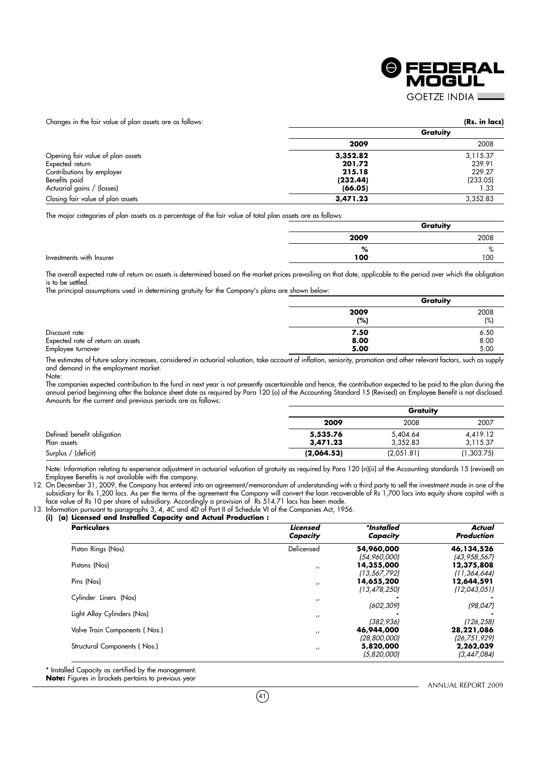Changes in the fair value of plan assets are as follows:

**(Rs. in lacs)**

| | Gratuity | |
|---|---|---|
| | **2009** | 2008 |
| Opening fair value of plan assets | **3,352.82** | 3,115.37 |
| Expected return | **201.72** | 239.91 |
| Contributions by employer | **215.18** | 229.27 |
| Benefits paid | **(232.44)** | (233.05) |
| Actuarial gains / (losses) | **(66.05)** | 1.33 |
| Closing fair value of plan assets | **3,471.23** | 3,352.83 |

The major categories of plan assets as a percentage of the fair value of total plan assets are as follows:

| | Gratuity | |
|---|---|---|
| | **2009** | 2008 |
| | **%** | % |
| Investments with Insurer | **100** | 100 |

The overall expected rate of return on assets is determined based on the market prices prevailing on that date, applicable to the period over which the obligation is to be settled.

The principal assumptions used in determining gratuity for the Company's plans are shown below:

| | Gratuity | |
|---|---|---|
| | **2009 (%)** | 2008 (%) |
| Discount rate | **7.50** | 6.50 |
| Expected rate of return on assets | **8.00** | 8.00 |
| Employee turnover | **5.00** | 5.00 |

The estimates of future salary increases, considered in actuarial valuation, take account of inflation, seniority, promotion and other relevant factors, such as supply and demand in the employment market.

Note:

The companies expected contribution to the fund in next year is not presently ascertainable and hence, the contribution expected to be paid to the plan during the annual period beginning after the balance sheet date as required by Para 120 (o) of the Accounting Standard 15 (Revised) on Employee Benefit is not disclosed.

Amounts for the current and previous periods are as follows:

| | Gratuity | | |
|---|---|---|---|
| | **2009** | 2008 | 2007 |
| Defined benefit obligation | **5,535.76** | 5,404.64 | 4,419.12 |
| Plan assets | **3,471.23** | 3,352.83 | 3,115.37 |
| Surplus / (deficit) | **(2,064.53)** | (2,051.81) | (1,303.75) |

Note: Information relating to experience adjustment in actuarial valuation of gratuity as required by Para 120 (n)(ii) of the Accounting standards 15 (revised) on Employee Benefits is not available with the company.

12. On December 31, 2009, the Company has entered into an agreement/memorandum of understanding with a third party to sell the investment made in one of the subsidiary for Rs 1,200 lacs. As per the terms of the agreement the Company will convert the loan recoverable of Rs 1,700 lacs into equity share capital with a face value of Rs 10 per share of subsidiary. Accordingly a provision of Rs 514.71 lacs has been made.

13. Information pursuant to paragraphs 3, 4, 4C and 4D of Part II of Schedule VI of the Companies Act, 1956.

**(i) (a) Licensed and Installed Capacity and Actual Production :**

| Particulars | *Licensed Capacity* | *\*Installed Capacity* | *Actual Production* |
|---|---|---|---|
| Piston Rings (Nos) | Delicensed | **54,960,000** | **46,134,526** |
| | | *(54,960,000)* | *(43,958,567)* |
| Pistons (Nos) | ,, | **14,355,000** | **12,375,808** |
| | | *(13,567,792)* | *(11,364,644)* |
| Pins (Nos) | ,, | **14,655,200** | **12,644,591** |
| | | *(13,478,250)* | *(12,043,051)* |
| Cylinder Liners (Nos) | ,, | **-** | **-** |
| | | *(602,309)* | *(98,047)* |
| Light Alloy Cylinders (Nos) | ,, | **-** | **-** |
| | | *(382,936)* | *(126,258)* |
| Valve Train Components ( Nos.) | ,, | **46,944,000** | **28,221,086** |
| | | *(28,800,000)* | *(26,751,929)* |
| Structural Components ( Nos.) | ,, | **5,820,000** | **2,262,039** |
| | | *(5,820,000)* | *(3,447,084)* |

\* Installed Capacity as certified by the management.

**Note:** Figures in brackets pertains to previous year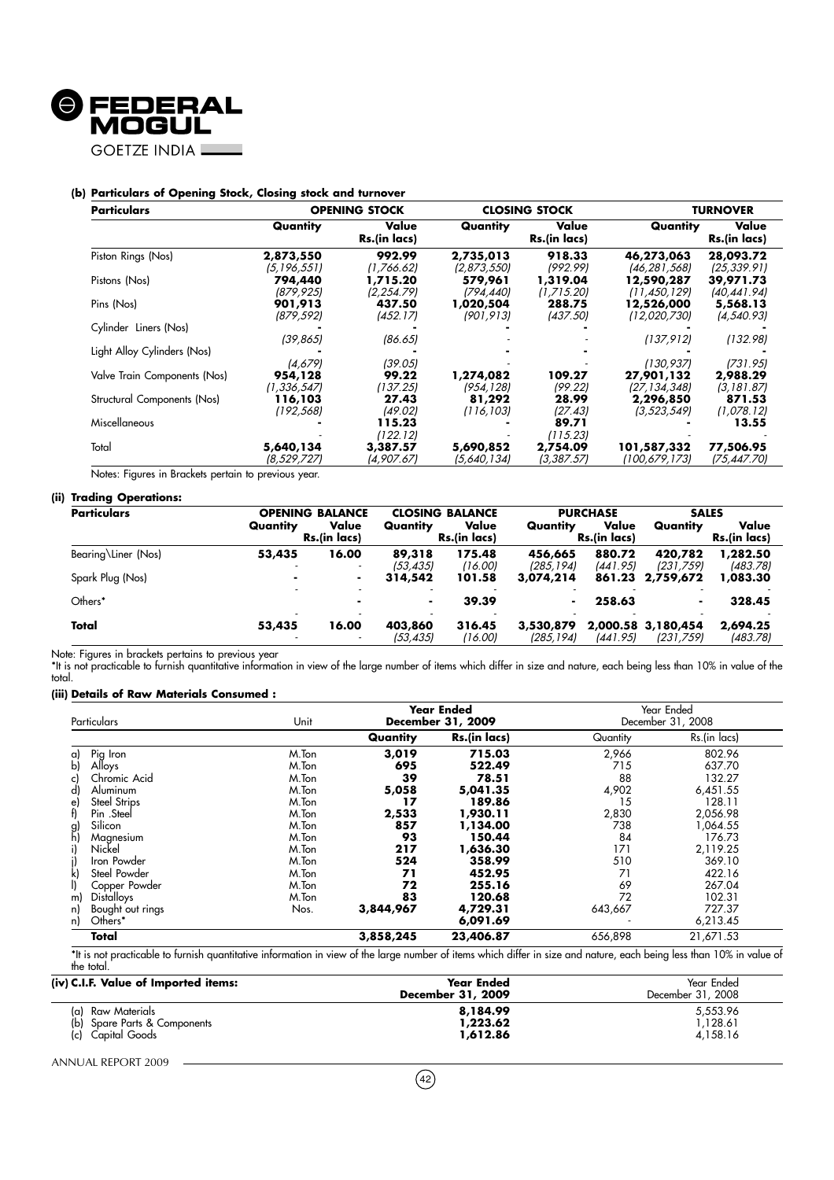#### (b) Particulars of Opening Stock, Closing stock and turnover

| Particulars | OPENING STOCK | | CLOSING STOCK | | TURNOVER | |
|---|---|---|---|---|---|---|
| | Quantity | Value Rs.(in lacs) | Quantity | Value Rs.(in lacs) | Quantity | Value Rs.(in lacs) |
| Piston Rings (Nos) | **2,873,550** | **992.99** | **2,735,013** | **918.33** | **46,273,063** | **28,093.72** |
| | *(5,196,551)* | *(1,766.62)* | *(2,873,550)* | *(992.99)* | *(46,281,568)* | *(25,339.91)* |
| Pistons (Nos) | **794,440** | **1,715.20** | **579,961** | **1,319.04** | **12,590,287** | **39,971.73** |
| | *(879,925)* | *(2,254.79)* | *(794,440)* | *(1,715.20)* | *(11,450,129)* | *(40,441.94)* |
| Pins (Nos) | **901,913** | **437.50** | **1,020,504** | **288.75** | **12,526,000** | **5,568.13** |
| | *(879,592)* | *(452.17)* | *(901,913)* | *(437.50)* | *(12,020,730)* | *(4,540.93)* |
| Cylinder Liners (Nos) | **-** | **-** | **-** | **-** | **-** | **-** |
| | *(39,865)* | *(86.65)* | - | - | *(137,912)* | *(132.98)* |
| Light Alloy Cylinders (Nos) | **-** | **-** | **-** | **-** | **-** | **-** |
| | *(4,679)* | *(39.05)* | - | - | *(130,937)* | *(731.95)* |
| Valve Train Components (Nos) | **954,128** | **99.22** | **1,274,082** | **109.27** | **27,901,132** | **2,988.29** |
| | *(1,336,547)* | *(137.25)* | *(954,128)* | *(99.22)* | *(27,134,348)* | *(3,181.87)* |
| Structural Components (Nos) | **116,103** | **27.43** | **81,292** | **28.99** | **2,296,850** | **871.53** |
| | *(192,568)* | *(49.02)* | *(116,103)* | *(27.43)* | *(3,523,549)* | *(1,078.12)* |
| Miscellaneous | **-** | **115.23** | **-** | **89.71** | **-** | **13.55** |
| | - | *(122.12)* | - | *(115.23)* | - | - |
| Total | **5,640,134** | **3,387.57** | **5,690,852** | **2,754.09** | **101,587,332** | **77,506.95** |
| | *(8,529,727)* | *(4,907.67)* | *(5,640,134)* | *(3,387.57)* | *(100,679,173)* | *(75,447.70)* |

Notes: Figures in Brackets pertain to previous year.

#### (ii) Trading Operations:

| Particulars | OPENING BALANCE | | CLOSING BALANCE | | PURCHASE | | SALES | |
|---|---|---|---|---|---|---|---|---|
| | Quantity | Value Rs.(in lacs) | Quantity | Value Rs.(in lacs) | Quantity | Value Rs.(in lacs) | Quantity | Value Rs.(in lacs) |
| Bearing\Liner (Nos) | **53,435** | **16.00** | **89,318** | **175.48** | **456,665** | **880.72** | **420,782** | **1,282.50** |
| | - | - | *(53,435)* | *(16.00)* | *(285,194)* | *(441.95)* | *(231,759)* | *(483.78)* |
| Spark Plug (Nos) | **-** | **-** | **314,542** | **101.58** | **3,074,214** | **861.23** | **2,759,672** | **1,083.30** |
| | - | - | - | - | - | - | - | - |
| Others* | | **-** | **-** | **39.39** | **-** | **258.63** | **-** | **328.45** |
| | - | - | - | - | - | - | - | - |
| **Total** | **53,435** | **16.00** | **403,860** | **316.45** | **3,530,879** | **2,000.58** | **3,180,454** | **2,694.25** |
| | - | - | *(53,435)* | *(16.00)* | *(285,194)* | *(441.95)* | *(231,759)* | *(483.78)* |

Note: Figures in brackets pertains to previous year

*It is not practicable to furnish quantitative information in view of the large number of items which differ in size and nature, each being less than 10% in value of the total.

#### (iii) Details of Raw Materials Consumed :

| | Particulars | Unit | Year Ended December 31, 2009 | | Year Ended December 31, 2008 | |
|---|---|---|---|---|---|---|
| | | | Quantity | Rs.(in lacs) | Quantity | Rs.(in lacs) |
| a) | Pig Iron | M.Ton | **3,019** | **715.03** | 2,966 | 802.96 |
| b) | Alloys | M.Ton | **695** | **522.49** | 715 | 637.70 |
| c) | Chromic Acid | M.Ton | **39** | **78.51** | 88 | 132.27 |
| d) | Aluminum | M.Ton | **5,058** | **5,041.35** | 4,902 | 6,451.55 |
| e) | Steel Strips | M.Ton | **17** | **189.86** | 15 | 128.11 |
| f) | Pin .Steel | M.Ton | **2,533** | **1,930.11** | 2,830 | 2,056.98 |
| g) | Silicon | M.Ton | **857** | **1,134.00** | 738 | 1,064.55 |
| h) | Magnesium | M.Ton | **93** | **150.44** | 84 | 176.73 |
| i) | Nickel | M.Ton | **217** | **1,636.30** | 171 | 2,119.25 |
| j) | Iron Powder | M.Ton | **524** | **358.99** | 510 | 369.10 |
| k) | Steel Powder | M.Ton | **71** | **452.95** | 71 | 422.16 |
| l) | Copper Powder | M.Ton | **72** | **255.16** | 69 | 267.04 |
| m) | Distalloys | M.Ton | **83** | **120.68** | 72 | 102.31 |
| n) | Bought out rings | Nos. | **3,844,967** | **4,729.31** | 643,667 | 727.37 |
| n) | Others* | | | **6,091.69** | - | 6,213.45 |
| | **Total** | | **3,858,245** | **23,406.87** | 656,898 | 21,671.53 |

*It is not practicable to furnish quantitative information in view of the large number of items which differ in size and nature, each being less than 10% in value of the total.

| (iv) C.I.F. Value of Imported items: | Year Ended December 31, 2009 | Year Ended December 31, 2008 |
|---|---|---|
| (a) Raw Materials | **8,184.99** | 5,553.96 |
| (b) Spare Parts & Components | **1,223.62** | 1,128.61 |
| (c) Capital Goods | **1,612.86** | 4,158.16 |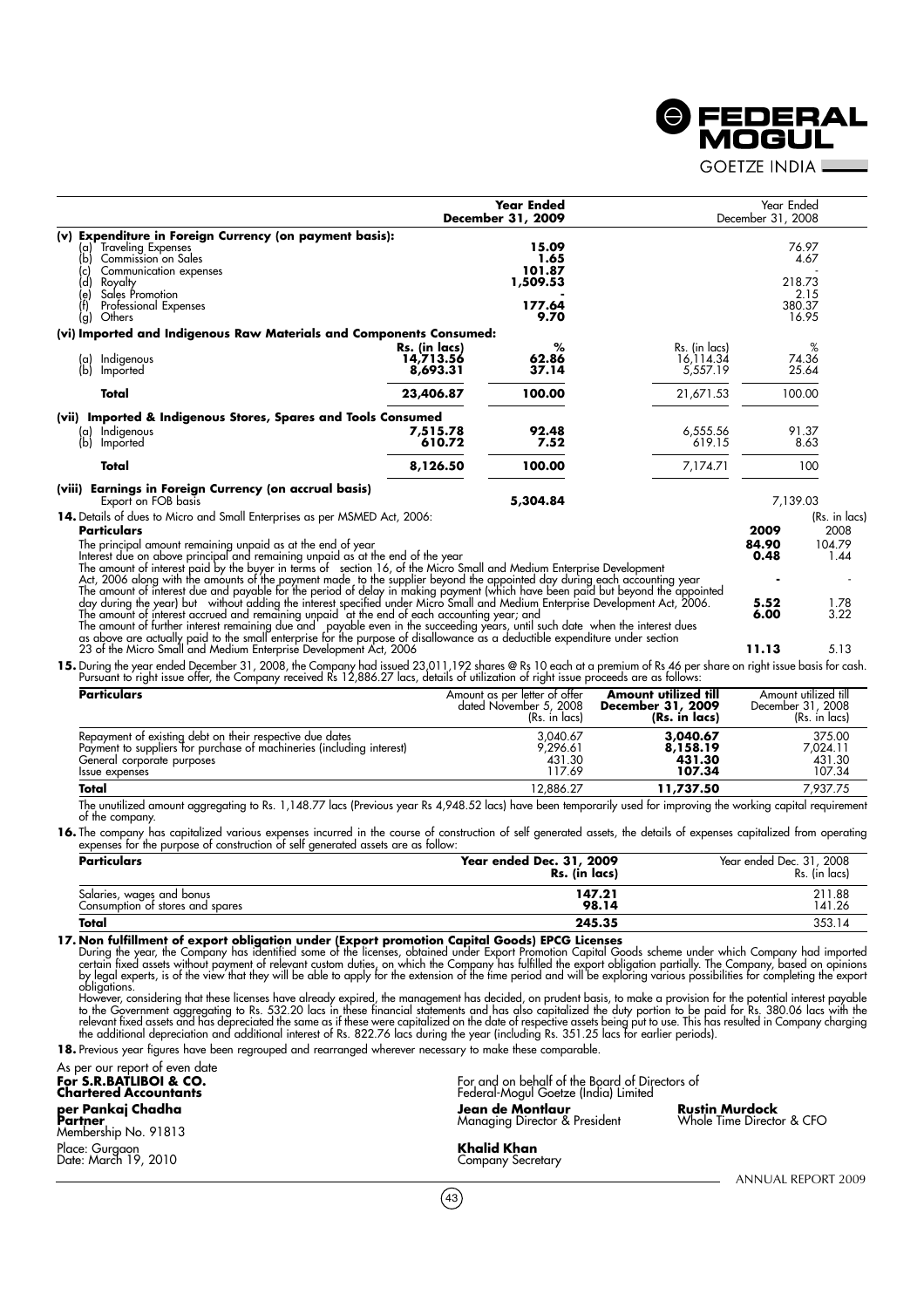| | | Year Ended December 31, 2009 | | Year Ended December 31, 2008 |
|---|---|---|---|---|
| **(v) Expenditure in Foreign Currency (on payment basis):** | | | | |
| (a) Traveling Expenses | | **15.09** | | 76.97 |
| (b) Commission on Sales | | **1.65** | | 4.67 |
| (c) Communication expenses | | **101.87** | | - |
| (d) Royalty | | **1,509.53** | | 218.73 |
| (e) Sales Promotion | | **-** | | 2.15 |
| (f) Professional Expenses | | **177.64** | | 380.37 |
| (g) Others | | **9.70** | | 16.95 |
| **(vi) Imported and Indigenous Raw Materials and Components Consumed:** | | | | |
| | **Rs. (in lacs)** | **%** | Rs. (in lacs) | % |
| (a) Indigenous | **14,713.56** | **62.86** | 16,114.34 | 74.36 |
| (b) Imported | **8,693.31** | **37.14** | 5,557.19 | 25.64 |
| **Total** | **23,406.87** | **100.00** | 21,671.53 | 100.00 |
| **(vii) Imported & Indigenous Stores, Spares and Tools Consumed** | | | | |
| (a) Indigenous | **7,515.78** | **92.48** | 6,555.56 | 91.37 |
| (b) Imported | **610.72** | **7.52** | 619.15 | 8.63 |
| **Total** | **8,126.50** | **100.00** | 7,174.71 | 100 |
| **(viii) Earnings in Foreign Currency (on accrual basis)** | | | | |
| Export on FOB basis | | **5,304.84** | | 7,139.03 |

**14.** Details of dues to Micro and Small Enterprises as per MSMED Act, 2006:

(Rs. in lacs)

| **Particulars** | **2009** | 2008 |
|---|---|---|
| The principal amount remaining unpaid as at the end of year | **84.90** | 104.79 |
| Interest due on above principal and remaining unpaid as at the end of the year | **0.48** | 1.44 |
| The amount of interest paid by the buyer in terms of section 16, of the Micro Small and Medium Enterprise Development Act, 2006 along with the amounts of the payment made to the supplier beyond the appointed day during each accounting year | **-** | - |
| The amount of interest due and payable for the period of delay in making payment (which have been paid but beyond the appointed day during the year) but without adding the interest specified under Micro Small and Medium Enterprise Development Act, 2006. | **5.52** | 1.78 |
| The amount of interest accrued and remaining unpaid at the end of each accounting year; and | **6.00** | 3.22 |
| The amount of further interest remaining due and payable even in the succeeding years, until such date when the interest dues as above are actually paid to the small enterprise for the purpose of disallowance as a deductible expenditure under section 23 of the Micro Small and Medium Enterprise Development Act, 2006 | **11.13** | 5.13 |

**15.** During the year ended December 31, 2008, the Company had issued 23,011,192 shares @ Rs 10 each at a premium of Rs 46 per share on right issue basis for cash. Pursuant to right issue offer, the Company received Rs 12,886.27 lacs, details of utilization of right issue proceeds are as follows:

| **Particulars** | Amount as per letter of offer dated November 5, 2008 (Rs. in lacs) | **Amount utilized till December 31, 2009 (Rs. in lacs)** | Amount utilized till December 31, 2008 (Rs. in lacs) |
|---|---|---|---|
| Repayment of existing debt on their respective due dates | 3,040.67 | **3,040.67** | 375.00 |
| Payment to suppliers for purchase of machineries (including interest) | 9,296.61 | **8,158.19** | 7,024.11 |
| General corporate purposes | 431.30 | **431.30** | 431.30 |
| Issue expenses | 117.69 | **107.34** | 107.34 |
| **Total** | 12,886.27 | **11,737.50** | 7,937.75 |

The unutilized amount aggregating to Rs. 1,148.77 lacs (Previous year Rs 4,948.52 lacs) have been temporarily used for improving the working capital requirement of the company.

**16.** The company has capitalized various expenses incurred in the course of construction of self generated assets, the details of expenses capitalized from operating expenses for the purpose of construction of self generated assets are as follow:

| **Particulars** | **Year ended Dec. 31, 2009 Rs. (in lacs)** | Year ended Dec. 31, 2008 Rs. (in lacs) |
|---|---|---|
| Salaries, wages and bonus | **147.21** | 211.88 |
| Consumption of stores and spares | **98.14** | 141.26 |
| **Total** | **245.35** | 353.14 |

**17. Non fulfillment of export obligation under (Export promotion Capital Goods) EPCG Licenses**

During the year, the Company has identified some of the licenses, obtained under Export Promotion Capital Goods scheme under which Company had imported certain fixed assets without payment of relevant custom duties, on which the Company has fulfilled the export obligation partially. The Company, based on opinions by legal experts, is of the view that they will be able to apply for the extension of the time period and will be exploring various possibilities for completing the export obligations.

However, considering that these licenses have already expired, the management has decided, on prudent basis, to make a provision for the potential interest payable to the Government aggregating to Rs. 532.20 lacs in these financial statements and has also capitalized the duty portion to be paid for Rs. 380.06 lacs with the relevant fixed assets and has depreciated the same as if these were capitalized on the date of respective assets being put to use. This has resulted in Company charging the additional depreciation and additional interest of Rs. 822.76 lacs during the year (including Rs. 351.25 lacs for earlier periods).

**18.** Previous year figures have been regrouped and rearranged wherever necessary to make these comparable.

As per our report of even date

**For S.R.BATLIBOI & CO.**
**Chartered Accountants**

**per Pankaj Chadha**
**Partner**
Membership No. 91813

Place: Gurgaon
Date: March 19, 2010

For and on behalf of the Board of Directors of
Federal-Mogul Goetze (India) Limited

**Jean de Montlaur**
Managing Director & President

**Rustin Murdock**
Whole Time Director & CFO

**Khalid Khan**
Company Secretary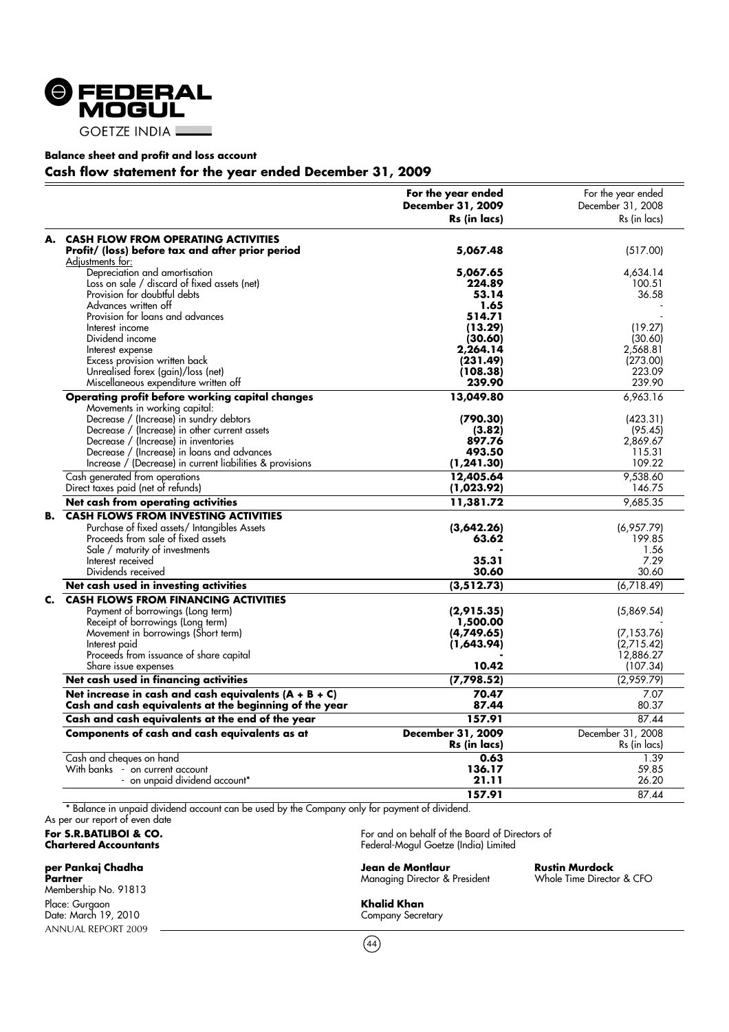**FEDERAL MOGUL**
GOETZE INDIA

**Balance sheet and profit and loss account**

## Cash flow statement for the year ended December 31, 2009

| | For the year ended December 31, 2009 Rs (in lacs) | For the year ended December 31, 2008 Rs (in lacs) |
|---|---|---|
| **A. CASH FLOW FROM OPERATING ACTIVITIES** | | |
| **Profit/ (loss) before tax and after prior period** | **5,067.48** | (517.00) |
| Adjustments for: | | |
| Depreciation and amortisation | **5,067.65** | 4,634.14 |
| Loss on sale / discard of fixed assets (net) | **224.89** | 100.51 |
| Provision for doubtful debts | **53.14** | 36.58 |
| Advances written off | **1.65** | - |
| Provision for loans and advances | **514.71** | - |
| Interest income | **(13.29)** | (19.27) |
| Dividend income | **(30.60)** | (30.60) |
| Interest expense | **2,264.14** | 2,568.81 |
| Excess provision written back | **(231.49)** | (273.00) |
| Unrealised forex (gain)/loss (net) | **(108.38)** | 223.09 |
| Miscellaneous expenditure written off | **239.90** | 239.90 |
| **Operating profit before working capital changes** | **13,049.80** | 6,963.16 |
| Movements in working capital: | | |
| Decrease / (Increase) in sundry debtors | **(790.30)** | (423.31) |
| Decrease / (Increase) in other current assets | **(3.82)** | (95.45) |
| Decrease / (Increase) in inventories | **897.76** | 2,869.67 |
| Decrease / (Increase) in loans and advances | **493.50** | 115.31 |
| Increase / (Decrease) in current liabilities & provisions | **(1,241.30)** | 109.22 |
| Cash generated from operations | **12,405.64** | 9,538.60 |
| Direct taxes paid (net of refunds) | **(1,023.92)** | 146.75 |
| **Net cash from operating activities** | **11,381.72** | 9,685.35 |
| **B. CASH FLOWS FROM INVESTING ACTIVITIES** | | |
| Purchase of fixed assets/ Intangibles Assets | **(3,642.26)** | (6,957.79) |
| Proceeds from sale of fixed assets | **63.62** | 199.85 |
| Sale / maturity of investments | **-** | 1.56 |
| Interest received | **35.31** | 7.29 |
| Dividends received | **30.60** | 30.60 |
| **Net cash used in investing activities** | **(3,512.73)** | (6,718.49) |
| **C. CASH FLOWS FROM FINANCING ACTIVITIES** | | |
| Payment of borrowings (Long term) | **(2,915.35)** | (5,869.54) |
| Receipt of borrowings (Long term) | **1,500.00** | - |
| Movement in borrowings (Short term) | **(4,749.65)** | (7,153.76) |
| Interest paid | **(1,643.94)** | (2,715.42) |
| Proceeds from issuance of share capital | **-** | 12,886.27 |
| Share issue expenses | **10.42** | (107.34) |
| **Net cash used in financing activities** | **(7,798.52)** | (2,959.79) |
| **Net increase in cash and cash equivalents (A + B + C)** | **70.47** | 7.07 |
| **Cash and cash equivalents at the beginning of the year** | **87.44** | 80.37 |
| **Cash and cash equivalents at the end of the year** | **157.91** | 87.44 |
| **Components of cash and cash equivalents as at** | **December 31, 2009 Rs (in lacs)** | December 31, 2008 Rs (in lacs) |
| Cash and cheques on hand | **0.63** | 1.39 |
| With banks - on current account | **136.17** | 59.85 |
| - on unpaid dividend account* | **21.11** | 26.20 |
| | **157.91** | 87.44 |

\* Balance in unpaid dividend account can be used by the Company only for payment of dividend.

As per our report of even date

**For S.R.BATLIBOI & CO.**
**Chartered Accountants**

**per Pankaj Chadha**
**Partner**
Membership No. 91813
Place: Gurgaon
Date: March 19, 2010

For and on behalf of the Board of Directors of
Federal-Mogul Goetze (India) Limited

**Jean de Montlaur**
Managing Director & President

**Rustin Murdock**
Whole Time Director & CFO

**Khalid Khan**
Company Secretary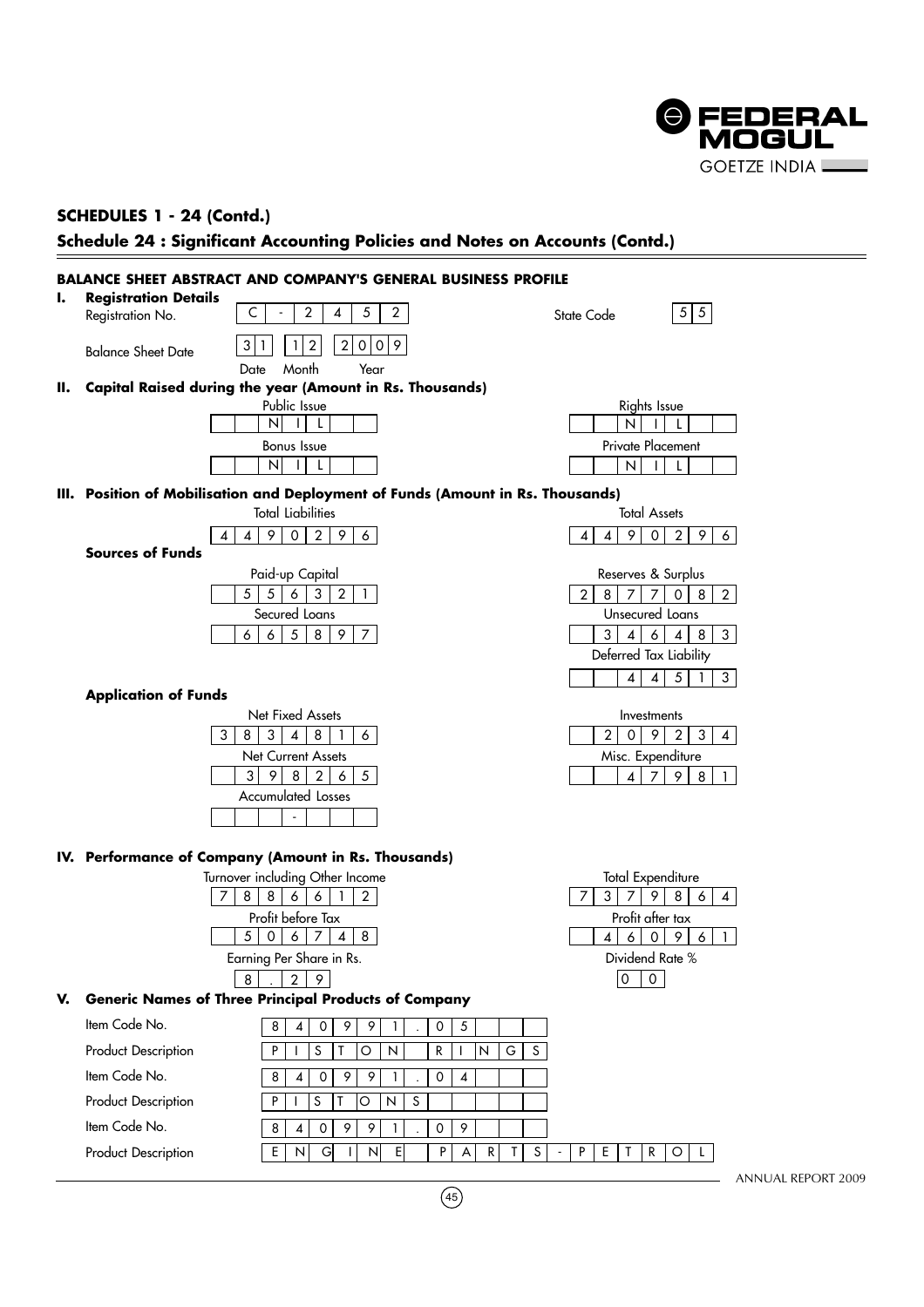## SCHEDULES 1 - 24 (Contd.)

## Schedule 24 : Significant Accounting Policies and Notes on Accounts (Contd.)

### BALANCE SHEET ABSTRACT AND COMPANY'S GENERAL BUSINESS PROFILE

**I. Registration Details**

| | | | |
|---|---|---|---|
| Registration No. | C-2452 | State Code | 55 |
| Balance Sheet Date | 31 12 2009 (Date Month Year) | | |

**II. Capital Raised during the year (Amount in Rs. Thousands)**

| Public Issue | Rights Issue |
|---|---|
| NIL | NIL |
| **Bonus Issue** | **Private Placement** |
| NIL | NIL |

**III. Position of Mobilisation and Deployment of Funds (Amount in Rs. Thousands)**

| Total Liabilities | Total Assets |
|---|---|
| 4490296 | 4490296 |

**Sources of Funds**

| Paid-up Capital | Reserves & Surplus |
|---|---|
| 556321 | 2877082 |
| **Secured Loans** | **Unsecured Loans** |
| 665897 | 346483 |
| | **Deferred Tax Liability** |
| | 44513 |

**Application of Funds**

| Net Fixed Assets | Investments |
|---|---|
| 3834816 | 209234 |
| **Net Current Assets** | **Misc. Expenditure** |
| 398265 | 47981 |
| **Accumulated Losses** | |
| - | |

**IV. Performance of Company (Amount in Rs. Thousands)**

| Turnover including Other Income | Total Expenditure |
|---|---|
| 7886612 | 7379864 |
| **Profit before Tax** | **Profit after tax** |
| 506748 | 460961 |
| **Earning Per Share in Rs.** | **Dividend Rate %** |
| 8.29 | 00 |

**V. Generic Names of Three Principal Products of Company**

| | |
|---|---|
| Item Code No. | 840991.05 |
| Product Description | PISTON RINGS |
| Item Code No. | 840991.04 |
| Product Description | PISTONS |
| Item Code No. | 840991.09 |
| Product Description | ENGINE PARTS-PETROL |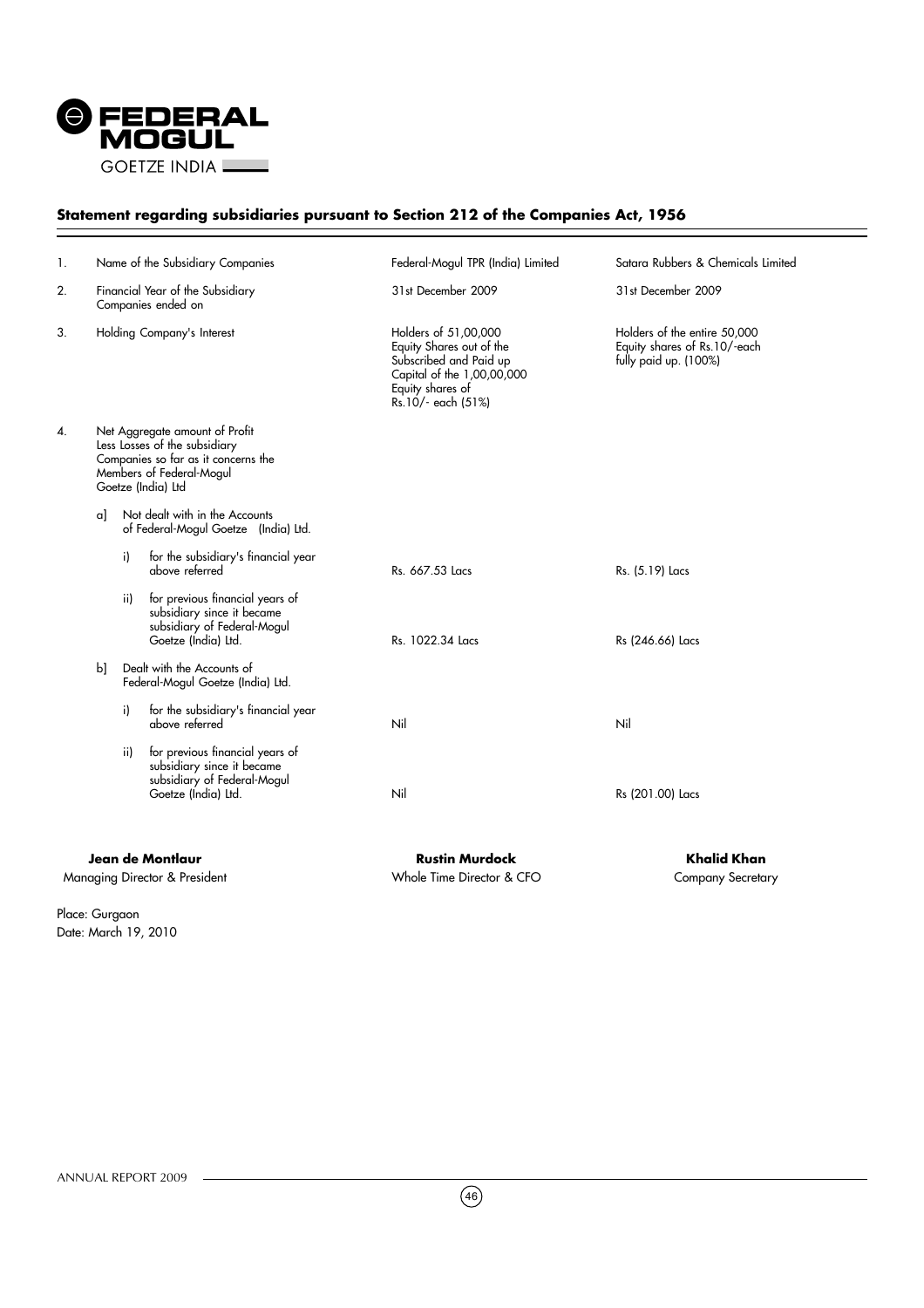## Statement regarding subsidiaries pursuant to Section 212 of the Companies Act, 1956

| | | | | | |
|---|---|---|---|---|---|
| 1. | Name of the Subsidiary Companies | | | Federal-Mogul TPR (India) Limited | Satara Rubbers & Chemicals Limited |
| 2. | Financial Year of the Subsidiary Companies ended on | | | 31st December 2009 | 31st December 2009 |
| 3. | Holding Company's Interest | | | Holders of 51,00,000 Equity Shares out of the Subscribed and Paid up Capital of the 1,00,00,000 Equity shares of Rs.10/- each (51%) | Holders of the entire 50,000 Equity shares of Rs.10/-each fully paid up. (100%) |
| 4. | Net Aggregate amount of Profit Less Losses of the subsidiary Companies so far as it concerns the Members of Federal-Mogul Goetze (India) Ltd | | | | |
| | a] | Not dealt with in the Accounts of Federal-Mogul Goetze (India) Ltd. | | | |
| | | i) | for the subsidiary's financial year above referred | Rs. 667.53 Lacs | Rs. (5.19) Lacs |
| | | ii) | for previous financial years of subsidiary since it became subsidiary of Federal-Mogul Goetze (India) Ltd. | Rs. 1022.34 Lacs | Rs (246.66) Lacs |
| | b] | Dealt with the Accounts of Federal-Mogul Goetze (India) Ltd. | | | |
| | | i) | for the subsidiary's financial year above referred | Nil | Nil |
| | | ii) | for previous financial years of subsidiary since it became subsidiary of Federal-Mogul Goetze (India) Ltd. | Nil | Rs (201.00) Lacs |

**Jean de Montlaur**
Managing Director & President

**Rustin Murdock**
Whole Time Director & CFO

**Khalid Khan**
Company Secretary

Place: Gurgaon
Date: March 19, 2010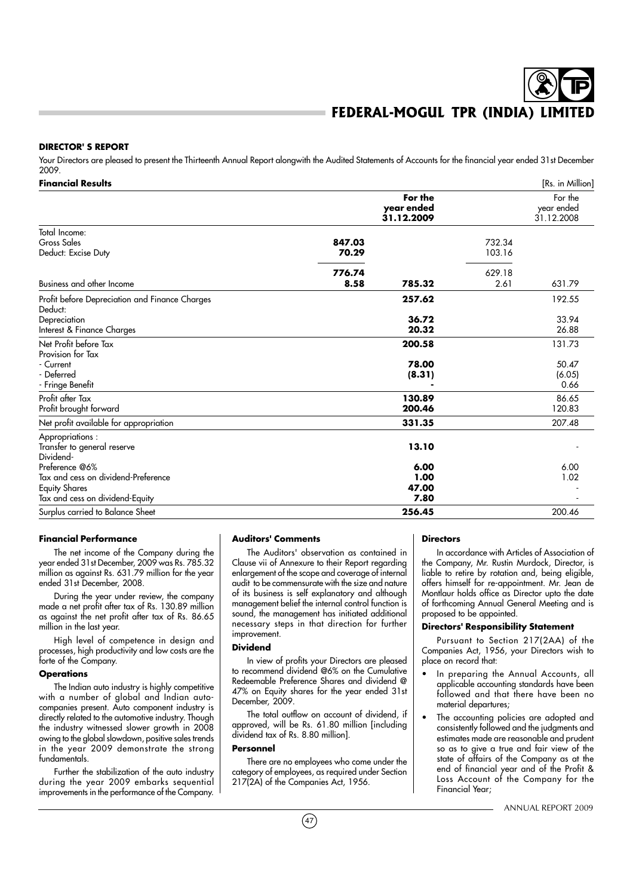## DIRECTOR' S REPORT

Your Directors are pleased to present the Thirteenth Annual Report alongwith the Audited Statements of Accounts for the financial year ended 31st December 2009.

**Financial Results** [Rs. in Million]

| | | For the year ended 31.12.2009 | | For the year ended 31.12.2008 |
|---|---|---|---|---|
| Total Income: | | | | |
| Gross Sales | **847.03** | | 732.34 | |
| Deduct: Excise Duty | **70.29** | | 103.16 | |
| | **776.74** | | 629.18 | |
| Business and other Income | **8.58** | **785.32** | 2.61 | 631.79 |
| Profit before Depreciation and Finance Charges | | **257.62** | | 192.55 |
| Deduct: | | | | |
| Depreciation | | **36.72** | | 33.94 |
| Interest & Finance Charges | | **20.32** | | 26.88 |
| Net Profit before Tax | | **200.58** | | 131.73 |
| Provision for Tax | | | | |
| - Current | | **78.00** | | 50.47 |
| - Deferred | | **(8.31)** | | (6.05) |
| - Fringe Benefit | | **-** | | 0.66 |
| Profit after Tax | | **130.89** | | 86.65 |
| Profit brought forward | | **200.46** | | 120.83 |
| Net profit available for appropriation | | **331.35** | | 207.48 |
| Appropriations : | | | | |
| Transfer to general reserve | | **13.10** | | - |
| Dividend- | | | | |
| Preference @6% | | **6.00** | | 6.00 |
| Tax and cess on dividend-Preference | | **1.00** | | 1.02 |
| Equity Shares | | **47.00** | | - |
| Tax and cess on dividend-Equity | | **7.80** | | - |
| Surplus carried to Balance Sheet | | **256.45** | | 200.46 |

### Financial Performance

The net income of the Company during the year ended 31st December, 2009 was Rs. 785.32 million as against Rs. 631.79 million for the year ended 31st December, 2008.

During the year under review, the company made a net profit after tax of Rs. 130.89 million as against the net profit after tax of Rs. 86.65 million in the last year.

High level of competence in design and processes, high productivity and low costs are the forte of the Company.

### Operations

The Indian auto industry is highly competitive with a number of global and Indian auto-companies present. Auto component industry is directly related to the automotive industry. Though the industry witnessed slower growth in 2008 owing to the global slowdown, positive sales trends in the year 2009 demonstrate the strong fundamentals.

Further the stabilization of the auto industry during the year 2009 embarks sequential improvements in the performance of the Company.

### Auditors' Comments

The Auditors' observation as contained in Clause vii of Annexure to their Report regarding enlargement of the scope and coverage of internal audit to be commensurate with the size and nature of its business is self explanatory and although management belief the internal control function is sound, the management has initiated additional necessary steps in that direction for further improvement.

### Dividend

In view of profits your Directors are pleased to recommend dividend @6% on the Cumulative Redeemable Preference Shares and dividend @ 47% on Equity shares for the year ended 31st December, 2009.

The total outflow on account of dividend, if approved, will be Rs. 61.80 million [including dividend tax of Rs. 8.80 million].

### Personnel

There are no employees who come under the category of employees, as required under Section 217(2A) of the Companies Act, 1956.

### Directors

In accordance with Articles of Association of the Company, Mr. Rustin Murdock, Director, is liable to retire by rotation and, being eligible, offers himself for re-appointment. Mr. Jean de Montlaur holds office as Director upto the date of forthcoming Annual General Meeting and is proposed to be appointed.

### Directors' Responsibility Statement

Pursuant to Section 217(2AA) of the Companies Act, 1956, your Directors wish to place on record that:

- In preparing the Annual Accounts, all applicable accounting standards have been followed and that there have been no material departures;
- The accounting policies are adopted and consistently followed and the judgments and estimates made are reasonable and prudent so as to give a true and fair view of the state of affairs of the Company as at the end of financial year and of the Profit & Loss Account of the Company for the Financial Year;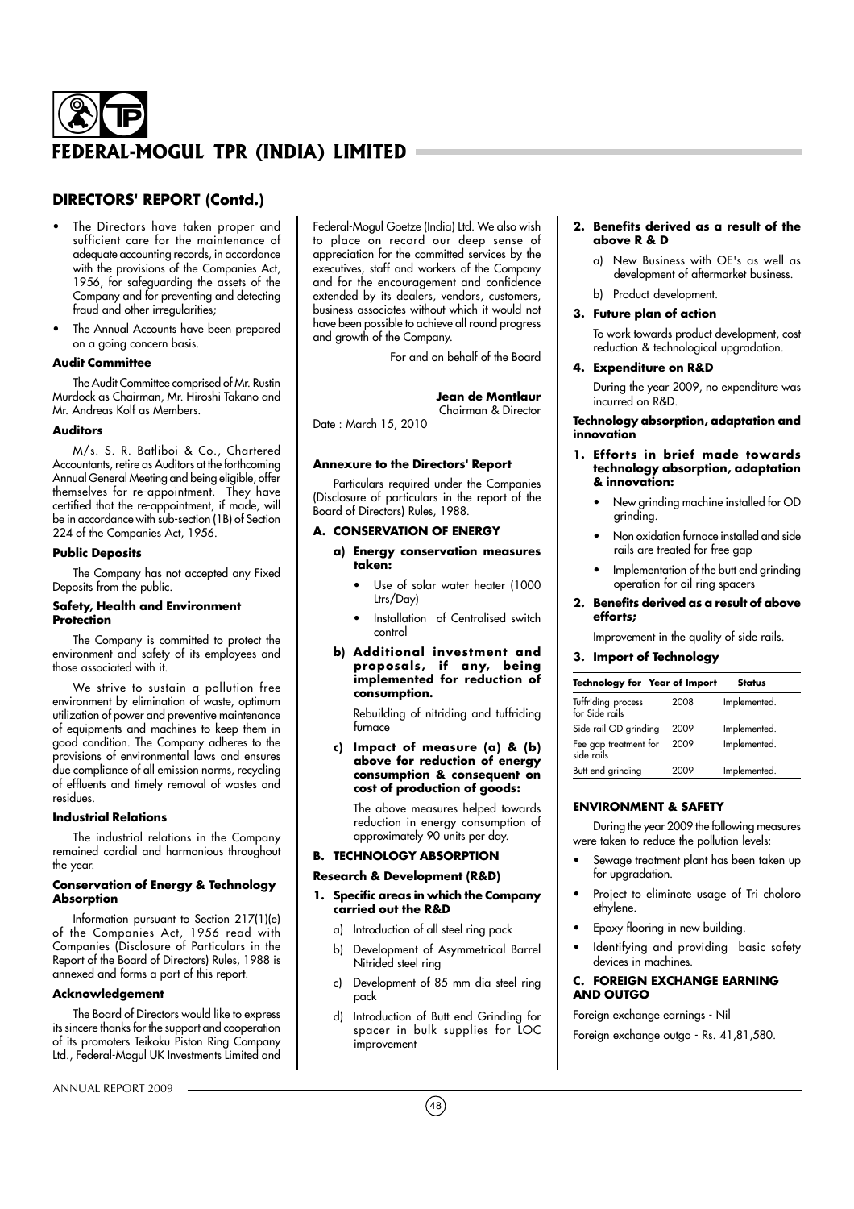## DIRECTORS' REPORT (Contd.)

- The Directors have taken proper and sufficient care for the maintenance of adequate accounting records, in accordance with the provisions of the Companies Act, 1956, for safeguarding the assets of the Company and for preventing and detecting fraud and other irregularities;
- The Annual Accounts have been prepared on a going concern basis.

**Audit Committee**

The Audit Committee comprised of Mr. Rustin Murdock as Chairman, Mr. Hiroshi Takano and Mr. Andreas Kolf as Members.

**Auditors**

M/s. S. R. Batliboi & Co., Chartered Accountants, retire as Auditors at the forthcoming Annual General Meeting and being eligible, offer themselves for re-appointment. They have certified that the re-appointment, if made, will be in accordance with sub-section (1B) of Section 224 of the Companies Act, 1956.

**Public Deposits**

The Company has not accepted any Fixed Deposits from the public.

**Safety, Health and Environment Protection**

The Company is committed to protect the environment and safety of its employees and those associated with it.

We strive to sustain a pollution free environment by elimination of waste, optimum utilization of power and preventive maintenance of equipments and machines to keep them in good condition. The Company adheres to the provisions of environmental laws and ensures due compliance of all emission norms, recycling of effluents and timely removal of wastes and residues.

**Industrial Relations**

The industrial relations in the Company remained cordial and harmonious throughout the year.

**Conservation of Energy & Technology Absorption**

Information pursuant to Section 217(1)(e) of the Companies Act, 1956 read with Companies (Disclosure of Particulars in the Report of the Board of Directors) Rules, 1988 is annexed and forms a part of this report.

**Acknowledgement**

The Board of Directors would like to express its sincere thanks for the support and cooperation of its promoters Teikoku Piston Ring Company Ltd., Federal-Mogul UK Investments Limited and Federal-Mogul Goetze (India) Ltd. We also wish to place on record our deep sense of appreciation for the committed services by the executives, staff and workers of the Company and for the encouragement and confidence extended by its dealers, vendors, customers, business associates without which it would not have been possible to achieve all round progress and growth of the Company.

For and on behalf of the Board

**Jean de Montlaur**
Chairman & Director

Date : March 15, 2010

**Annexure to the Directors' Report**

Particulars required under the Companies (Disclosure of particulars in the report of the Board of Directors) Rules, 1988.

**A. CONSERVATION OF ENERGY**

**a) Energy conservation measures taken:**

- Use of solar water heater (1000 Ltrs/Day)
- Installation of Centralised switch control

**b) Additional investment and proposals, if any, being implemented for reduction of consumption.**

Rebuilding of nitriding and tuffriding furnace

**c) Impact of measure (a) & (b) above for reduction of energy consumption & consequent on cost of production of goods:**

The above measures helped towards reduction in energy consumption of approximately 90 units per day.

**B. TECHNOLOGY ABSORPTION**

**Research & Development (R&D)**

**1. Specific areas in which the Company carried out the R&D**

a) Introduction of all steel ring pack

b) Development of Asymmetrical Barrel Nitrided steel ring

c) Development of 85 mm dia steel ring pack

d) Introduction of Butt end Grinding for spacer in bulk supplies for LOC improvement

**2. Benefits derived as a result of the above R & D**

a) New Business with OE's as well as development of aftermarket business.

b) Product development.

**3. Future plan of action**

To work towards product development, cost reduction & technological upgradation.

**4. Expenditure on R&D**

During the year 2009, no expenditure was incurred on R&D.

**Technology absorption, adaptation and innovation**

**1. Efforts in brief made towards technology absorption, adaptation & innovation:**

- New grinding machine installed for OD grinding.
- Non oxidation furnace installed and side rails are treated for free gap
- Implementation of the butt end grinding operation for oil ring spacers

**2. Benefits derived as a result of above efforts;**

Improvement in the quality of side rails.

**3. Import of Technology**

| Technology for | Year of Import | Status |
|---|---|---|
| Tuffriding process for Side rails | 2008 | Implemented. |
| Side rail OD grinding | 2009 | Implemented. |
| Fee gap treatment for side rails | 2009 | Implemented. |
| Butt end grinding | 2009 | Implemented. |

**ENVIRONMENT & SAFETY**

During the year 2009 the following measures were taken to reduce the pollution levels:

- Sewage treatment plant has been taken up for upgradation.
- Project to eliminate usage of Tri choloro ethylene.
- Epoxy flooring in new building.
- Identifying and providing basic safety devices in machines.

**C. FOREIGN EXCHANGE EARNING AND OUTGO**

Foreign exchange earnings - Nil

Foreign exchange outgo - Rs. 41,81,580.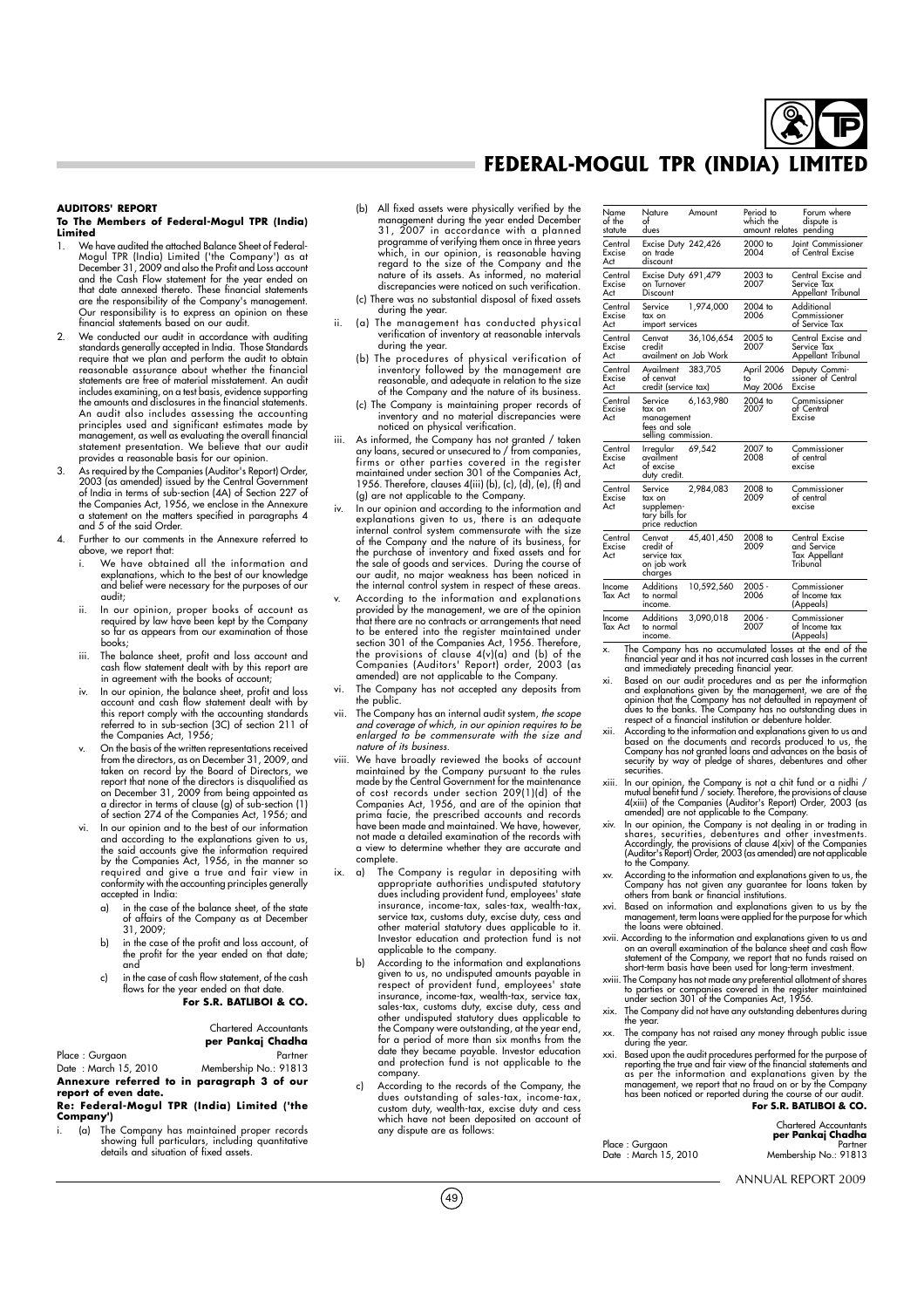## AUDITORS' REPORT

### To The Members of Federal-Mogul TPR (India) Limited

1. We have audited the attached Balance Sheet of Federal-Mogul TPR (India) Limited ('the Company') as at December 31, 2009 and also the Profit and Loss account and the Cash Flow statement for the year ended on that date annexed thereto. These financial statements are the responsibility of the Company's management. Our responsibility is to express an opinion on these financial statements based on our audit.
2. We conducted our audit in accordance with auditing standards generally accepted in India. Those Standards require that we plan and perform the audit to obtain reasonable assurance about whether the financial statements are free of material misstatement. An audit includes examining, on a test basis, evidence supporting the amounts and disclosures in the financial statements. An audit also includes assessing the accounting principles used and significant estimates made by management, as well as evaluating the overall financial statement presentation. We believe that our audit provides a reasonable basis for our opinion.
3. As required by the Companies (Auditor's Report) Order, 2003 (as amended) issued by the Central Government of India in terms of sub-section (4A) of Section 227 of the Companies Act, 1956, we enclose in the Annexure a statement on the matters specified in paragraphs 4 and 5 of the said Order.
4. Further to our comments in the Annexure referred to above, we report that:
   i. We have obtained all the information and explanations, which to the best of our knowledge and belief were necessary for the purposes of our audit;
   ii. In our opinion, proper books of account as required by law have been kept by the Company so far as appears from our examination of those books;
   iii. The balance sheet, profit and loss account and cash flow statement dealt with by this report are in agreement with the books of account;
   iv. In our opinion, the balance sheet, profit and loss account and cash flow statement dealt with by this report comply with the accounting standards referred to in sub-section (3C) of section 211 of the Companies Act, 1956;
   v. On the basis of the written representations received from the directors, as on December 31, 2009, and taken on record by the Board of Directors, we report that none of the directors is disqualified as on December 31, 2009 from being appointed as a director in terms of clause (g) of sub-section (1) of section 274 of the Companies Act, 1956; and
   vi. In our opinion and to the best of our information and according to the explanations given to us, the said accounts give the information required by the Companies Act, 1956, in the manner so required and give a true and fair view in conformity with the accounting principles generally accepted in India:
      a) in the case of the balance sheet, of the state of affairs of the Company as at December 31, 2009;
      b) in the case of the profit and loss account, of the profit for the year ended on that date; and
      c) in the case of cash flow statement, of the cash flows for the year ended on that date.

**For S.R. BATLIBOI & CO.**

Chartered Accountants
**per Pankaj Chadha**
Partner
Membership No.: 91813

Place : Gurgaon
Date : March 15, 2010

### Annexure referred to in paragraph 3 of our report of even date.

### Re: Federal-Mogul TPR (India) Limited ('the Company')

i. (a) The Company has maintained proper records showing full particulars, including quantitative details and situation of fixed assets.
   (b) All fixed assets were physically verified by the management during the year ended December 31, 2007 in accordance with a planned programme of verifying them once in three years which, in our opinion, is reasonable having regard to the size of the Company and the nature of its assets. As informed, no material discrepancies were noticed on such verification.
   (c) There was no substantial disposal of fixed assets during the year.
ii. (a) The management has conducted physical verification of inventory at reasonable intervals during the year.
   (b) The procedures of physical verification of inventory followed by the management are reasonable, and adequate in relation to the size of the Company and the nature of its business.
   (c) The Company is maintaining proper records of inventory and no material discrepancies were noticed on physical verification.
iii. As informed, the Company has not granted / taken any loans, secured or unsecured to / from companies, firms or other parties covered in the register maintained under section 301 of the Companies Act, 1956. Therefore, clauses 4(iii) (b), (c), (d), (e), (f) and (g) are not applicable to the Company.
iv. In our opinion and according to the information and explanations given to us, there is an adequate internal control system commensurate with the size of the Company and the nature of its business, for the purchase of inventory and fixed assets and for the sale of goods and services. During the course of our audit, no major weakness has been noticed in the internal control system in respect of these areas.
v. According to the information and explanations provided by the management, we are of the opinion that there are no contracts or arrangements that need to be entered into the register maintained under section 301 of the Companies Act, 1956. Therefore, the provisions of clause 4(v)(a) and (b) of the Companies (Auditors' Report) order, 2003 (as amended) are not applicable to the Company.
vi. The Company has not accepted any deposits from the public.
vii. The Company has an internal audit system, *the scope and coverage of which, in our opinion requires to be enlarged to be commensurate with the size and nature of its business.*
viii. We have broadly reviewed the books of account maintained by the Company pursuant to the rules made by the Central Government for the maintenance of cost records under section 209(1)(d) of the Companies Act, 1956, and are of the opinion that prima facie, the prescribed accounts and records have been made and maintained. We have, however, not made a detailed examination of the records with a view to determine whether they are accurate and complete.
ix. a) The Company is regular in depositing with appropriate authorities undisputed statutory dues including provident fund, employees' state insurance, income-tax, sales-tax, wealth-tax, service tax, customs duty, excise duty, cess and other material statutory dues applicable to it. Investor education and protection fund is not applicable to the company.
   b) According to the information and explanations given to us, no undisputed amounts payable in respect of provident fund, employees' state insurance, income-tax, wealth-tax, service tax, sales-tax, customs duty, excise duty, cess and other undisputed statutory dues applicable to the Company were outstanding, at the year end, for a period of more than six months from the date they became payable. Investor education and protection fund is not applicable to the company.
   c) According to the records of the Company, the dues outstanding of sales-tax, income-tax, custom duty, wealth-tax, excise duty and cess which have not been deposited on account of any dispute are as follows:

| Name of the statute | Nature of dues | Amount | Period to which the amount relates | Forum where dispute is pending |
|---|---|---|---|---|
| Central Excise Act | Excise Duty on trade discount | 242,426 | 2000 to 2004 | Joint Commissioner of Central Excise |
| Central Excise Act | Excise Duty on Turnover Discount | 691,479 | 2003 to 2007 | Central Excise and Service Tax Appellant Tribunal |
| Central Excise Act | Service tax on import services | 1,974,000 | 2004 to 2006 | Additional Commissioner of Service Tax |
| Central Excise Act | Cenvat credit availment on Job Work | 36,106,654 | 2005 to 2007 | Central Excise and Service Tax Appellant Tribunal |
| Central Excise Act | Availment of cenvat credit (service tax) | 383,705 | April 2006 to May 2006 | Deputy Commissioner of Central Excise |
| Central Excise Act | Service tax on management fees and sale selling commission. | 6,163,980 | 2004 to 2007 | Commissioner of Central Excise |
| Central Excise Act | Irregular availment of excise duty credit. | 69,542 | 2007 to 2008 | Commissioner of central excise |
| Central Excise Act | Service tax on supplementary bills for price reduction | 2,984,083 | 2008 to 2009 | Commissioner of central excise |
| Central Excise Act | Cenvat credit of service tax on job work charges | 45,401,450 | 2008 to 2009 | Central Excise and Service Tax Appellant Tribunal |
| Income Tax Act | Additions to normal income. | 10,592,560 | 2005 - 2006 | Commissioner of Income tax (Appeals) |
| Income Tax Act | Additions to normal income. | 3,090,018 | 2006 - 2007 | Commissioner of Income tax (Appeals) |

x. The Company has no accumulated losses at the end of the financial year and it has not incurred cash losses in the current and immediately preceding financial year.
xi. Based on our audit procedures and as per the information and explanations given by the management, we are of the opinion that the Company has not defaulted in repayment of dues to the banks. The Company has no outstanding dues in respect of a financial institution or debenture holder.
xii. According to the information and explanations given to us and based on the documents and records produced to us, the Company has not granted loans and advances on the basis of security by way of pledge of shares, debentures and other securities.
xiii. In our opinion, the Company is not a chit fund or a nidhi / mutual benefit fund / society. Therefore, the provisions of clause 4(xiii) of the Companies (Auditor's Report) Order, 2003 (as amended) are not applicable to the Company.
xiv. In our opinion, the Company is not dealing in or trading in shares, securities, debentures and other investments. Accordingly, the provisions of clause 4(xiv) of the Companies (Auditor's Report) Order, 2003 (as amended) are not applicable to the Company.
xv. According to the information and explanations given to us, the Company has not given any guarantee for loans taken by others from bank or financial institutions.
xvi. Based on information and explanations given to us by the management, term loans were applied for the purpose for which the loans were obtained.
xvii. According to the information and explanations given to us and on an overall examination of the balance sheet and cash flow statement of the Company, we report that no funds raised on short-term basis have been used for long-term investment.
xviii. The Company has not made any preferential allotment of shares to parties or companies covered in the register maintained under section 301 of the Companies Act, 1956.
xix. The Company did not have any outstanding debentures during the year.
xx. The company has not raised any money through public issue during the year.
xxi. Based upon the audit procedures performed for the purpose of reporting the true and fair view of the financial statements and as per the information and explanations given by the management, we report that no fraud on or by the Company has been noticed or reported during the course of our audit.

**For S.R. BATLIBOI & CO.**

Chartered Accountants
**per Pankaj Chadha**
Partner
Membership No.: 91813

Place : Gurgaon
Date : March 15, 2010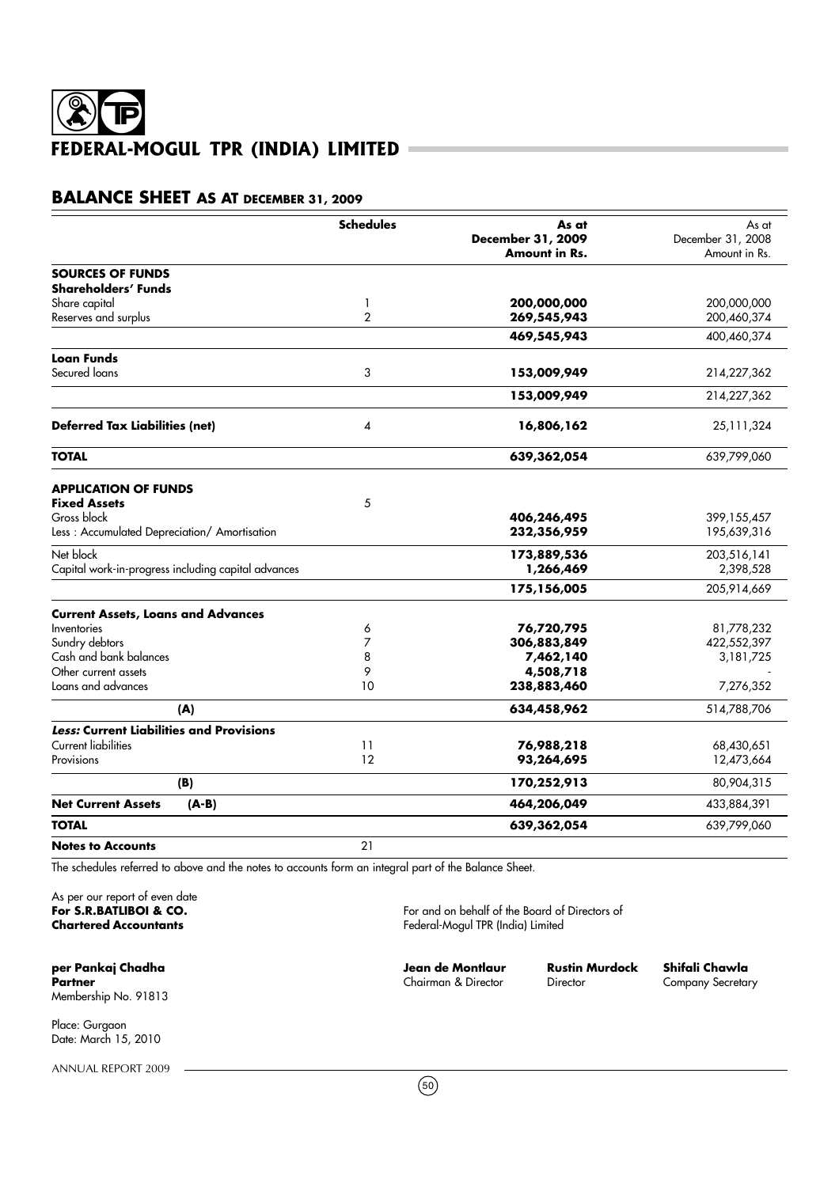# FEDERAL-MOGUL TPR (INDIA) LIMITED

## BALANCE SHEET AS AT DECEMBER 31, 2009

| | Schedules | As at December 31, 2009 Amount in Rs. | As at December 31, 2008 Amount in Rs. |
|---|---|---|---|
| **SOURCES OF FUNDS** | | | |
| **Shareholders' Funds** | | | |
| Share capital | 1 | **200,000,000** | 200,000,000 |
| Reserves and surplus | 2 | **269,545,943** | 200,460,374 |
| | | **469,545,943** | 400,460,374 |
| **Loan Funds** | | | |
| Secured loans | 3 | **153,009,949** | 214,227,362 |
| | | **153,009,949** | 214,227,362 |
| **Deferred Tax Liabilities (net)** | 4 | **16,806,162** | 25,111,324 |
| **TOTAL** | | **639,362,054** | 639,799,060 |
| **APPLICATION OF FUNDS** | | | |
| **Fixed Assets** | 5 | | |
| Gross block | | **406,246,495** | 399,155,457 |
| Less : Accumulated Depreciation/ Amortisation | | **232,356,959** | 195,639,316 |
| Net block | | **173,889,536** | 203,516,141 |
| Capital work-in-progress including capital advances | | **1,266,469** | 2,398,528 |
| | | **175,156,005** | 205,914,669 |
| **Current Assets, Loans and Advances** | | | |
| Inventories | 6 | **76,720,795** | 81,778,232 |
| Sundry debtors | 7 | **306,883,849** | 422,552,397 |
| Cash and bank balances | 8 | **7,462,140** | 3,181,725 |
| Other current assets | 9 | **4,508,718** | - |
| Loans and advances | 10 | **238,883,460** | 7,276,352 |
| **(A)** | | **634,458,962** | 514,788,706 |
| ***Less:* Current Liabilities and Provisions** | | | |
| Current liabilities | 11 | **76,988,218** | 68,430,651 |
| Provisions | 12 | **93,264,695** | 12,473,664 |
| **(B)** | | **170,252,913** | 80,904,315 |
| **Net Current Assets (A-B)** | | **464,206,049** | 433,884,391 |
| **TOTAL** | | **639,362,054** | 639,799,060 |
| **Notes to Accounts** | 21 | | |

The schedules referred to above and the notes to accounts form an integral part of the Balance Sheet.

As per our report of even date
**For S.R.BATLIBOI & CO.**
**Chartered Accountants**

For and on behalf of the Board of Directors of
Federal-Mogul TPR (India) Limited

**per Pankaj Chadha**
**Partner**
Membership No. 91813

**Jean de Montlaur**
Chairman & Director

**Rustin Murdock**
Director

**Shifali Chawla**
Company Secretary

Place: Gurgaon
Date: March 15, 2010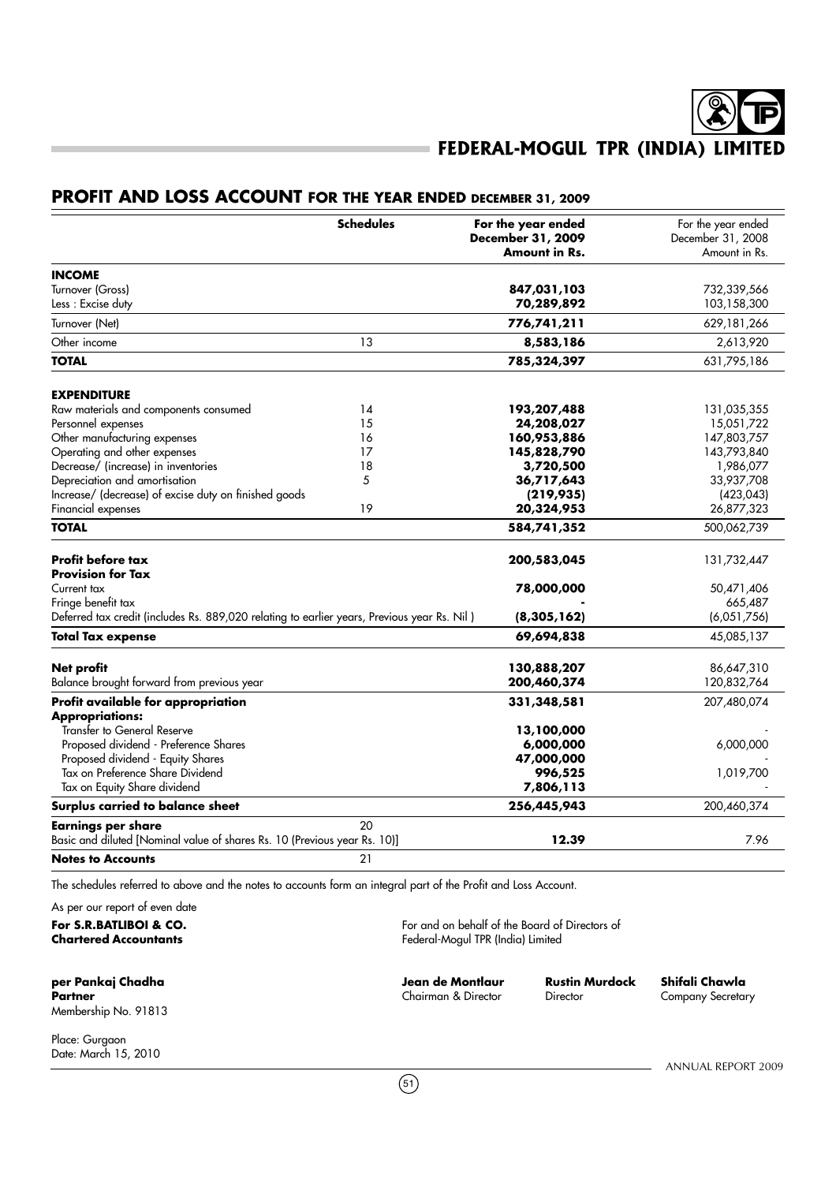# FEDERAL-MOGUL TPR (INDIA) LIMITED

## PROFIT AND LOSS ACCOUNT FOR THE YEAR ENDED DECEMBER 31, 2009

| | Schedules | For the year ended December 31, 2009 Amount in Rs. | For the year ended December 31, 2008 Amount in Rs. |
|---|---|---|---|
| **INCOME** | | | |
| Turnover (Gross) | | **847,031,103** | 732,339,566 |
| Less : Excise duty | | **70,289,892** | 103,158,300 |
| Turnover (Net) | | **776,741,211** | 629,181,266 |
| Other income | 13 | **8,583,186** | 2,613,920 |
| **TOTAL** | | **785,324,397** | 631,795,186 |
| **EXPENDITURE** | | | |
| Raw materials and components consumed | 14 | **193,207,488** | 131,035,355 |
| Personnel expenses | 15 | **24,208,027** | 15,051,722 |
| Other manufacturing expenses | 16 | **160,953,886** | 147,803,757 |
| Operating and other expenses | 17 | **145,828,790** | 143,793,840 |
| Decrease/ (increase) in inventories | 18 | **3,720,500** | 1,986,077 |
| Depreciation and amortisation | 5 | **36,717,643** | 33,937,708 |
| Increase/ (decrease) of excise duty on finished goods | | **(219,935)** | (423,043) |
| Financial expenses | 19 | **20,324,953** | 26,877,323 |
| **TOTAL** | | **584,741,352** | 500,062,739 |
| **Profit before tax** | | **200,583,045** | 131,732,447 |
| **Provision for Tax** | | | |
| Current tax | | **78,000,000** | 50,471,406 |
| Fringe benefit tax | | **-** | 665,487 |
| Deferred tax credit (includes Rs. 889,020 relating to earlier years, Previous year Rs. Nil ) | | **(8,305,162)** | (6,051,756) |
| **Total Tax expense** | | **69,694,838** | 45,085,137 |
| **Net profit** | | **130,888,207** | 86,647,310 |
| Balance brought forward from previous year | | **200,460,374** | 120,832,764 |
| **Profit available for appropriation** | | **331,348,581** | 207,480,074 |
| **Appropriations:** | | | |
| Transfer to General Reserve | | **13,100,000** | - |
| Proposed dividend - Preference Shares | | **6,000,000** | 6,000,000 |
| Proposed dividend - Equity Shares | | **47,000,000** | - |
| Tax on Preference Share Dividend | | **996,525** | 1,019,700 |
| Tax on Equity Share dividend | | **7,806,113** | - |
| **Surplus carried to balance sheet** | | **256,445,943** | 200,460,374 |
| **Earnings per share** | 20 | | |
| Basic and diluted [Nominal value of shares Rs. 10 (Previous year Rs. 10)] | | **12.39** | 7.96 |
| **Notes to Accounts** | 21 | | |

The schedules referred to above and the notes to accounts form an integral part of the Profit and Loss Account.

As per our report of even date

**For S.R.BATLIBOI & CO.**
**Chartered Accountants**

For and on behalf of the Board of Directors of
Federal-Mogul TPR (India) Limited

**per Pankaj Chadha**
**Partner**
Membership No. 91813

**Jean de Montlaur**
Chairman & Director

**Rustin Murdock**
Director

**Shifali Chawla**
Company Secretary

Place: Gurgaon
Date: March 15, 2010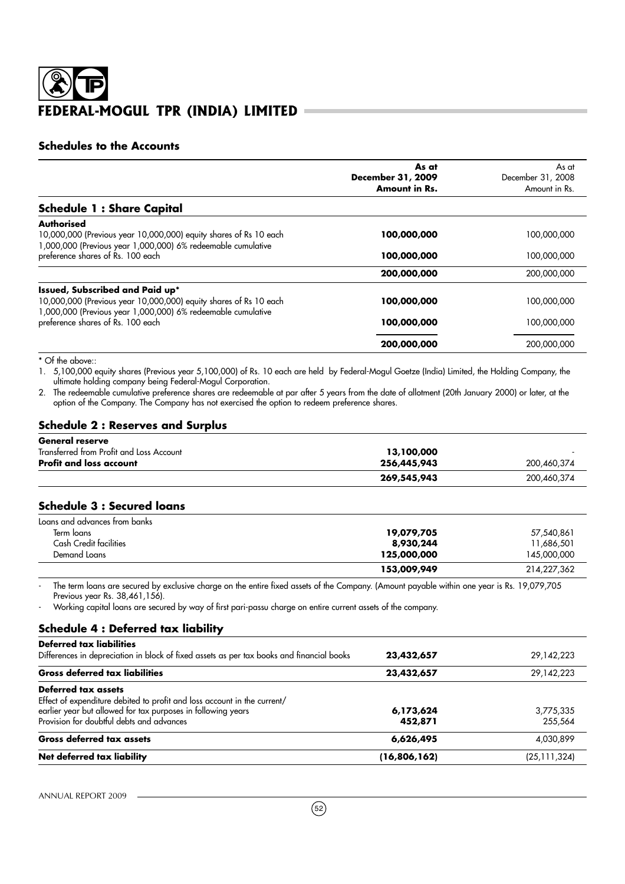# FEDERAL-MOGUL TPR (INDIA) LIMITED

## Schedules to the Accounts

| | As at December 31, 2009 Amount in Rs. | As at December 31, 2008 Amount in Rs. |
|---|---|---|
| **Schedule 1 : Share Capital** | | |
| **Authorised** | | |
| 10,000,000 (Previous year 10,000,000) equity shares of Rs 10 each | **100,000,000** | 100,000,000 |
| 1,000,000 (Previous year 1,000,000) 6% redeemable cumulative preference shares of Rs. 100 each | **100,000,000** | 100,000,000 |
| | **200,000,000** | 200,000,000 |
| **Issued, Subscribed and Paid up*** | | |
| 10,000,000 (Previous year 10,000,000) equity shares of Rs 10 each | **100,000,000** | 100,000,000 |
| 1,000,000 (Previous year 1,000,000) 6% redeemable cumulative preference shares of Rs. 100 each | **100,000,000** | 100,000,000 |
| | **200,000,000** | 200,000,000 |

* Of the above::

1. 5,100,000 equity shares (Previous year 5,100,000) of Rs. 10 each are held by Federal-Mogul Goetze (India) Limited, the Holding Company, the ultimate holding company being Federal-Mogul Corporation.
2. The redeemable cumulative preference shares are redeemable at par after 5 years from the date of allotment (20th January 2000) or later, at the option of the Company. The Company has not exercised the option to redeem preference shares.

### Schedule 2 : Reserves and Surplus

| | | |
|---|---|---|
| **General reserve** | | |
| Transferred from Profit and Loss Account | **13,100,000** | - |
| **Profit and loss account** | **256,445,943** | 200,460,374 |
| | **269,545,943** | 200,460,374 |

### Schedule 3 : Secured loans

| | | |
|---|---|---|
| Loans and advances from banks | | |
| Term loans | **19,079,705** | 57,540,861 |
| Cash Credit facilities | **8,930,244** | 11,686,501 |
| Demand Loans | **125,000,000** | 145,000,000 |
| | **153,009,949** | 214,227,362 |

- The term loans are secured by exclusive charge on the entire fixed assets of the Company. (Amount payable within one year is Rs. 19,079,705 Previous year Rs. 38,461,156).
- Working capital loans are secured by way of first pari-passu charge on entire current assets of the company.

### Schedule 4 : Deferred tax liability

| | | |
|---|---|---|
| **Deferred tax liabilities** | | |
| Differences in depreciation in block of fixed assets as per tax books and financial books | **23,432,657** | 29,142,223 |
| **Gross deferred tax liabilities** | **23,432,657** | 29,142,223 |
| **Deferred tax assets** | | |
| Effect of expenditure debited to profit and loss account in the current/ earlier year but allowed for tax purposes in following years | **6,173,624** | 3,775,335 |
| Provision for doubtful debts and advances | **452,871** | 255,564 |
| **Gross deferred tax assets** | **6,626,495** | 4,030,899 |
| **Net deferred tax liability** | **(16,806,162)** | (25,111,324) |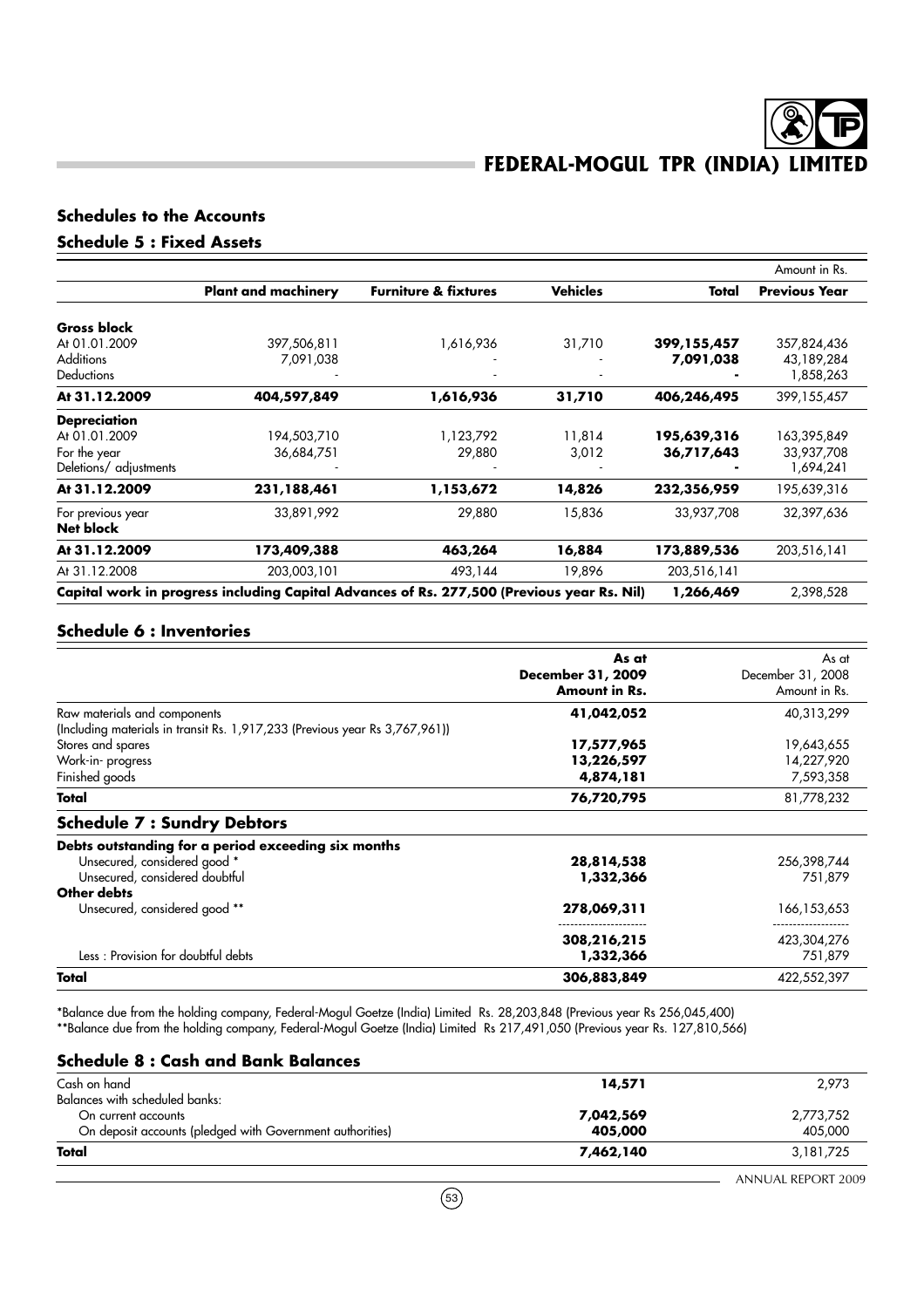## Schedules to the Accounts

### Schedule 5 : Fixed Assets

Amount in Rs.

| | Plant and machinery | Furniture & fixtures | Vehicles | Total | Previous Year |
|---|---|---|---|---|---|
| **Gross block** | | | | | |
| At 01.01.2009 | 397,506,811 | 1,616,936 | 31,710 | **399,155,457** | 357,824,436 |
| Additions | 7,091,038 | - | - | **7,091,038** | 43,189,284 |
| Deductions | - | - | - | **-** | 1,858,263 |
| **At 31.12.2009** | **404,597,849** | **1,616,936** | **31,710** | **406,246,495** | 399,155,457 |
| **Depreciation** | | | | | |
| At 01.01.2009 | 194,503,710 | 1,123,792 | 11,814 | **195,639,316** | 163,395,849 |
| For the year | 36,684,751 | 29,880 | 3,012 | **36,717,643** | 33,937,708 |
| Deletions/ adjustments | - | - | - | **-** | 1,694,241 |
| **At 31.12.2009** | **231,188,461** | **1,153,672** | **14,826** | **232,356,959** | 195,639,316 |
| For previous year | 33,891,992 | 29,880 | 15,836 | 33,937,708 | 32,397,636 |
| **Net block** | | | | | |
| **At 31.12.2009** | **173,409,388** | **463,264** | **16,884** | **173,889,536** | 203,516,141 |
| At 31.12.2008 | 203,003,101 | 493,144 | 19,896 | 203,516,141 | |
| **Capital work in progress including Capital Advances of Rs. 277,500 (Previous year Rs. Nil)** | | | | **1,266,469** | 2,398,528 |

### Schedule 6 : Inventories

| | As at December 31, 2009 Amount in Rs. | As at December 31, 2008 Amount in Rs. |
|---|---|---|
| Raw materials and components (Including materials in transit Rs. 1,917,233 (Previous year Rs 3,767,961)) | **41,042,052** | 40,313,299 |
| Stores and spares | **17,577,965** | 19,643,655 |
| Work-in- progress | **13,226,597** | 14,227,920 |
| Finished goods | **4,874,181** | 7,593,358 |
| **Total** | **76,720,795** | 81,778,232 |

### Schedule 7 : Sundry Debtors

| | As at December 31, 2009 Amount in Rs. | As at December 31, 2008 Amount in Rs. |
|---|---|---|
| **Debts outstanding for a period exceeding six months** | | |
| Unsecured, considered good * | **28,814,538** | 256,398,744 |
| Unsecured, considered doubtful | **1,332,366** | 751,879 |
| **Other debts** | | |
| Unsecured, considered good ** | **278,069,311** | 166,153,653 |
| | **308,216,215** | 423,304,276 |
| Less : Provision for doubtful debts | **1,332,366** | 751,879 |
| **Total** | **306,883,849** | 422,552,397 |

*Balance due from the holding company, Federal-Mogul Goetze (India) Limited Rs. 28,203,848 (Previous year Rs 256,045,400)
**Balance due from the holding company, Federal-Mogul Goetze (India) Limited Rs 217,491,050 (Previous year Rs. 127,810,566)

### Schedule 8 : Cash and Bank Balances

| | As at December 31, 2009 Amount in Rs. | As at December 31, 2008 Amount in Rs. |
|---|---|---|
| Cash on hand | **14,571** | 2,973 |
| Balances with scheduled banks: | | |
| On current accounts | **7,042,569** | 2,773,752 |
| On deposit accounts (pledged with Government authorities) | **405,000** | 405,000 |
| **Total** | **7,462,140** | 3,181,725 |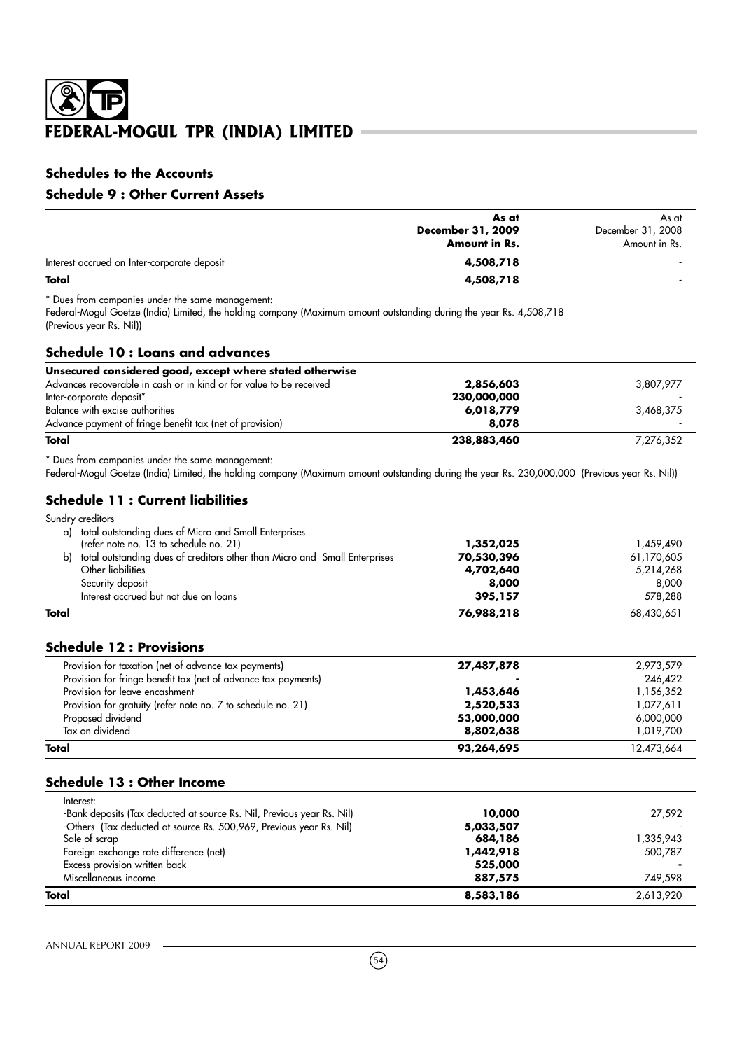## Schedules to the Accounts

### Schedule 9 : Other Current Assets

| | As at December 31, 2009 Amount in Rs. | As at December 31, 2008 Amount in Rs. |
|---|---|---|
| Interest accrued on Inter-corporate deposit | 4,508,718 | - |
| **Total** | **4,508,718** | - |

* Dues from companies under the same management:
Federal-Mogul Goetze (India) Limited, the holding company (Maximum amount outstanding during the year Rs. 4,508,718 (Previous year Rs. Nil))

### Schedule 10 : Loans and advances

| **Unsecured considered good, except where stated otherwise** | | |
|---|---|---|
| Advances recoverable in cash or in kind or for value to be received | 2,856,603 | 3,807,977 |
| Inter-corporate deposit* | 230,000,000 | - |
| Balance with excise authorities | 6,018,779 | 3,468,375 |
| Advance payment of fringe benefit tax (net of provision) | 8,078 | - |
| **Total** | **238,883,460** | 7,276,352 |

* Dues from companies under the same management:
Federal-Mogul Goetze (India) Limited, the holding company (Maximum amount outstanding during the year Rs. 230,000,000 (Previous year Rs. Nil))

### Schedule 11 : Current liabilities

| Sundry creditors | | |
|---|---|---|
| a) total outstanding dues of Micro and Small Enterprises (refer note no. 13 to schedule no. 21) | 1,352,025 | 1,459,490 |
| b) total outstanding dues of creditors other than Micro and Small Enterprises | 70,530,396 | 61,170,605 |
| Other liabilities | 4,702,640 | 5,214,268 |
| Security deposit | 8,000 | 8,000 |
| Interest accrued but not due on loans | 395,157 | 578,288 |
| **Total** | **76,988,218** | 68,430,651 |

### Schedule 12 : Provisions

| | | |
|---|---|---|
| Provision for taxation (net of advance tax payments) | 27,487,878 | 2,973,579 |
| Provision for fringe benefit tax (net of advance tax payments) | - | 246,422 |
| Provision for leave encashment | 1,453,646 | 1,156,352 |
| Provision for gratuity (refer note no. 7 to schedule no. 21) | 2,520,533 | 1,077,611 |
| Proposed dividend | 53,000,000 | 6,000,000 |
| Tax on dividend | 8,802,638 | 1,019,700 |
| **Total** | **93,264,695** | 12,473,664 |

### Schedule 13 : Other Income

| Interest: | | |
|---|---|---|
| -Bank deposits (Tax deducted at source Rs. Nil, Previous year Rs. Nil) | 10,000 | 27,592 |
| -Others (Tax deducted at source Rs. 500,969, Previous year Rs. Nil) | 5,033,507 | - |
| Sale of scrap | 684,186 | 1,335,943 |
| Foreign exchange rate difference (net) | 1,442,918 | 500,787 |
| Excess provision written back | 525,000 | - |
| Miscellaneous income | 887,575 | 749,598 |
| **Total** | **8,583,186** | 2,613,920 |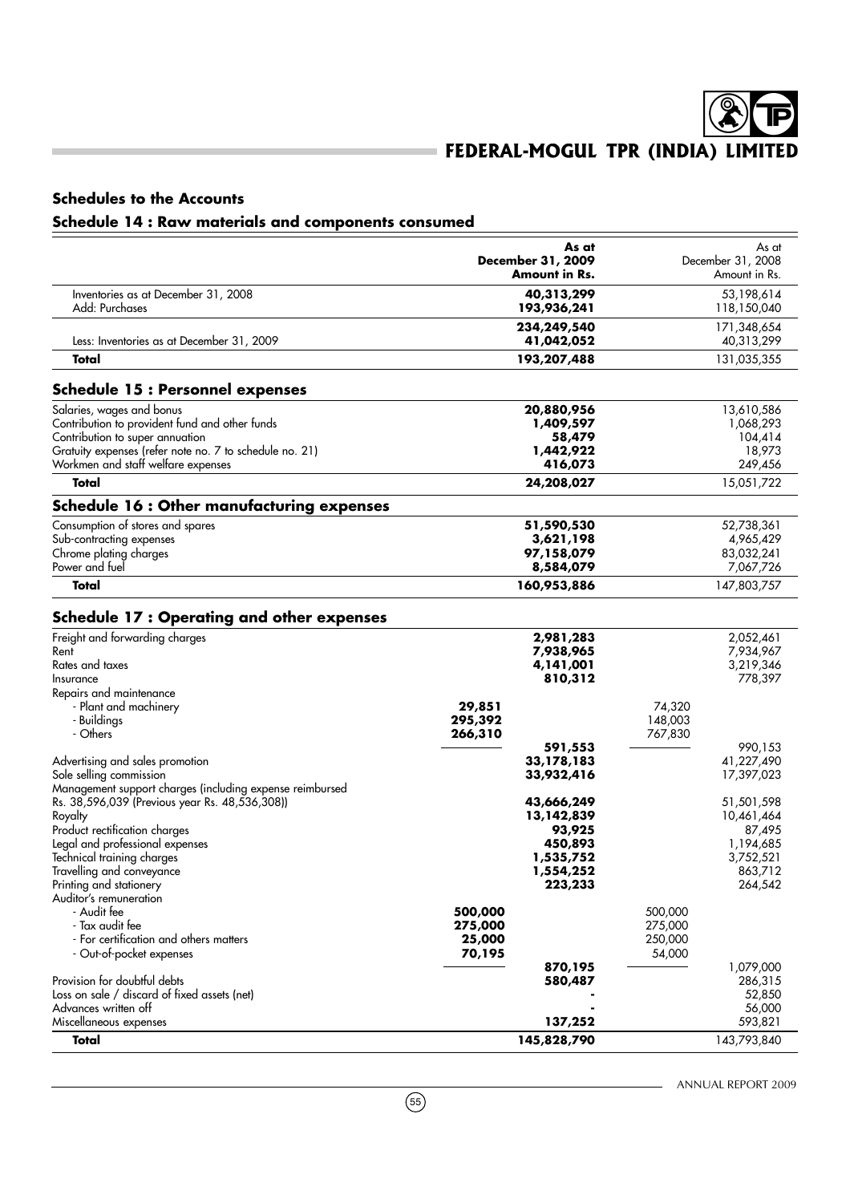## Schedules to the Accounts

### Schedule 14 : Raw materials and components consumed

| | As at December 31, 2009 Amount in Rs. | As at December 31, 2008 Amount in Rs. |
|---|---|---|
| Inventories as at December 31, 2008 | **40,313,299** | 53,198,614 |
| Add: Purchases | **193,936,241** | 118,150,040 |
| | **234,249,540** | 171,348,654 |
| Less: Inventories as at December 31, 2009 | **41,042,052** | 40,313,299 |
| **Total** | **193,207,488** | 131,035,355 |

### Schedule 15 : Personnel expenses

| | As at December 31, 2009 Amount in Rs. | As at December 31, 2008 Amount in Rs. |
|---|---|---|
| Salaries, wages and bonus | **20,880,956** | 13,610,586 |
| Contribution to provident fund and other funds | **1,409,597** | 1,068,293 |
| Contribution to super annuation | **58,479** | 104,414 |
| Gratuity expenses (refer note no. 7 to schedule no. 21) | **1,442,922** | 18,973 |
| Workmen and staff welfare expenses | **416,073** | 249,456 |
| **Total** | **24,208,027** | 15,051,722 |

### Schedule 16 : Other manufacturing expenses

| | As at December 31, 2009 Amount in Rs. | As at December 31, 2008 Amount in Rs. |
|---|---|---|
| Consumption of stores and spares | **51,590,530** | 52,738,361 |
| Sub-contracting expenses | **3,621,198** | 4,965,429 |
| Chrome plating charges | **97,158,079** | 83,032,241 |
| Power and fuel | **8,584,079** | 7,067,726 |
| **Total** | **160,953,886** | 147,803,757 |

### Schedule 17 : Operating and other expenses

| | | As at December 31, 2009 Amount in Rs. | | As at December 31, 2008 Amount in Rs. |
|---|---|---|---|---|
| Freight and forwarding charges | | **2,981,283** | | 2,052,461 |
| Rent | | **7,938,965** | | 7,934,967 |
| Rates and taxes | | **4,141,001** | | 3,219,346 |
| Insurance | | **810,312** | | 778,397 |
| Repairs and maintenance | | | | |
| - Plant and machinery | **29,851** | | 74,320 | |
| - Buildings | **295,392** | | 148,003 | |
| - Others | **266,310** | | 767,830 | |
| | | **591,553** | | 990,153 |
| Advertising and sales promotion | | **33,178,183** | | 41,227,490 |
| Sole selling commission | | **33,932,416** | | 17,397,023 |
| Management support charges (including expense reimbursed Rs. 38,596,039 (Previous year Rs. 48,536,308)) | | **43,666,249** | | 51,501,598 |
| Royalty | | **13,142,839** | | 10,461,464 |
| Product rectification charges | | **93,925** | | 87,495 |
| Legal and professional expenses | | **450,893** | | 1,194,685 |
| Technical training charges | | **1,535,752** | | 3,752,521 |
| Travelling and conveyance | | **1,554,252** | | 863,712 |
| Printing and stationery | | **223,233** | | 264,542 |
| Auditor's remuneration | | | | |
| - Audit fee | **500,000** | | 500,000 | |
| - Tax audit fee | **275,000** | | 275,000 | |
| - For certification and others matters | **25,000** | | 250,000 | |
| - Out-of-pocket expenses | **70,195** | | 54,000 | |
| | | **870,195** | | 1,079,000 |
| Provision for doubtful debts | | **580,487** | | 286,315 |
| Loss on sale / discard of fixed assets (net) | | **-** | | 52,850 |
| Advances written off | | **-** | | 56,000 |
| Miscellaneous expenses | | **137,252** | | 593,821 |
| **Total** | | **145,828,790** | | 143,793,840 |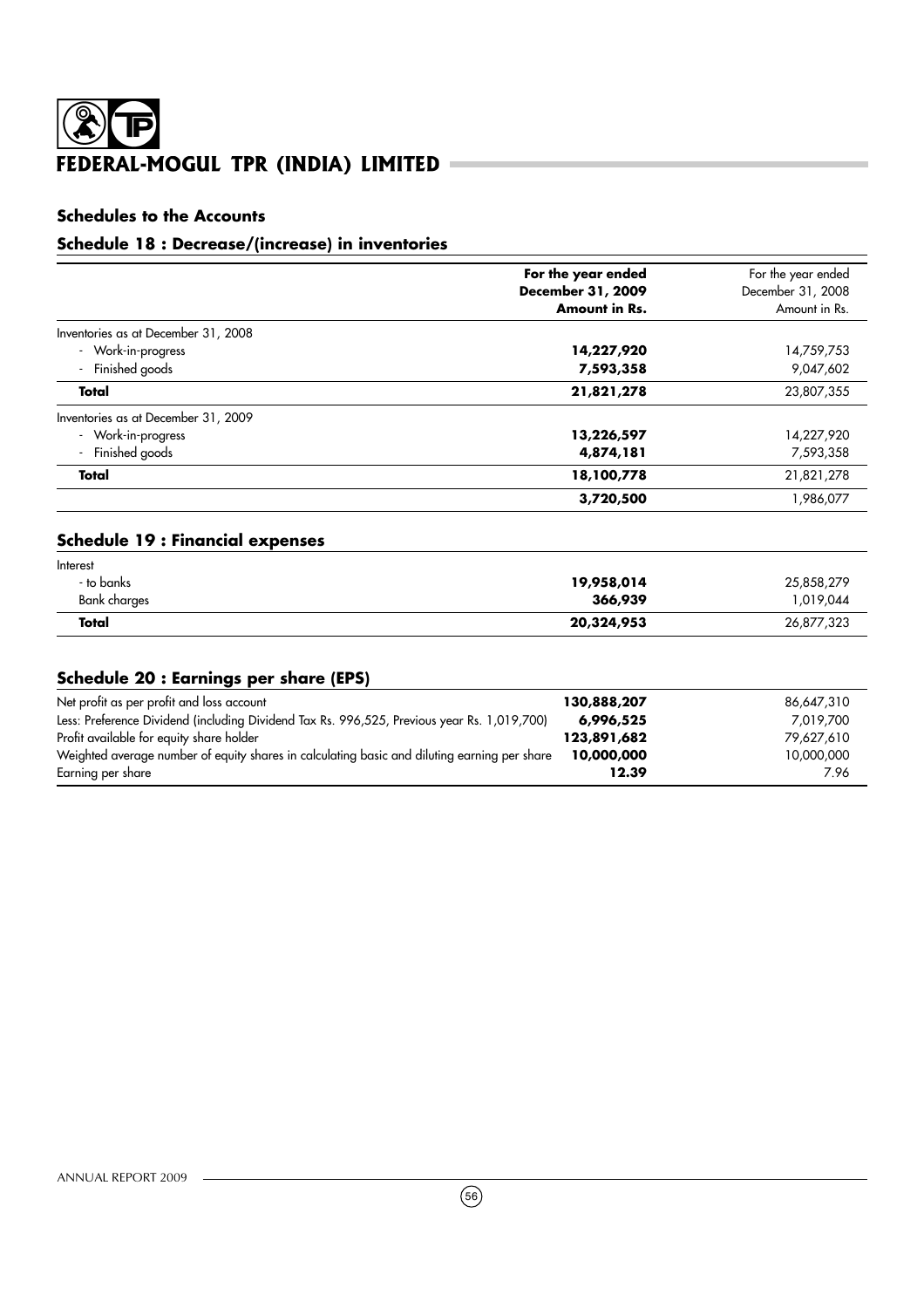## Schedules to the Accounts

### Schedule 18 : Decrease/(increase) in inventories

| | For the year ended December 31, 2009 Amount in Rs. | For the year ended December 31, 2008 Amount in Rs. |
|---|---|---|
| Inventories as at December 31, 2008 | | |
| - Work-in-progress | **14,227,920** | 14,759,753 |
| - Finished goods | **7,593,358** | 9,047,602 |
| **Total** | **21,821,278** | 23,807,355 |
| Inventories as at December 31, 2009 | | |
| - Work-in-progress | **13,226,597** | 14,227,920 |
| - Finished goods | **4,874,181** | 7,593,358 |
| **Total** | **18,100,778** | 21,821,278 |
| | **3,720,500** | 1,986,077 |

### Schedule 19 : Financial expenses

| | | |
|---|---|---|
| Interest | | |
| - to banks | **19,958,014** | 25,858,279 |
| Bank charges | **366,939** | 1,019,044 |
| **Total** | **20,324,953** | 26,877,323 |

### Schedule 20 : Earnings per share (EPS)

| | | |
|---|---|---|
| Net profit as per profit and loss account | **130,888,207** | 86,647,310 |
| Less: Preference Dividend (including Dividend Tax Rs. 996,525, Previous year Rs. 1,019,700) | **6,996,525** | 7,019,700 |
| Profit available for equity share holder | **123,891,682** | 79,627,610 |
| Weighted average number of equity shares in calculating basic and diluting earning per share | **10,000,000** | 10,000,000 |
| Earning per share | **12.39** | 7.96 |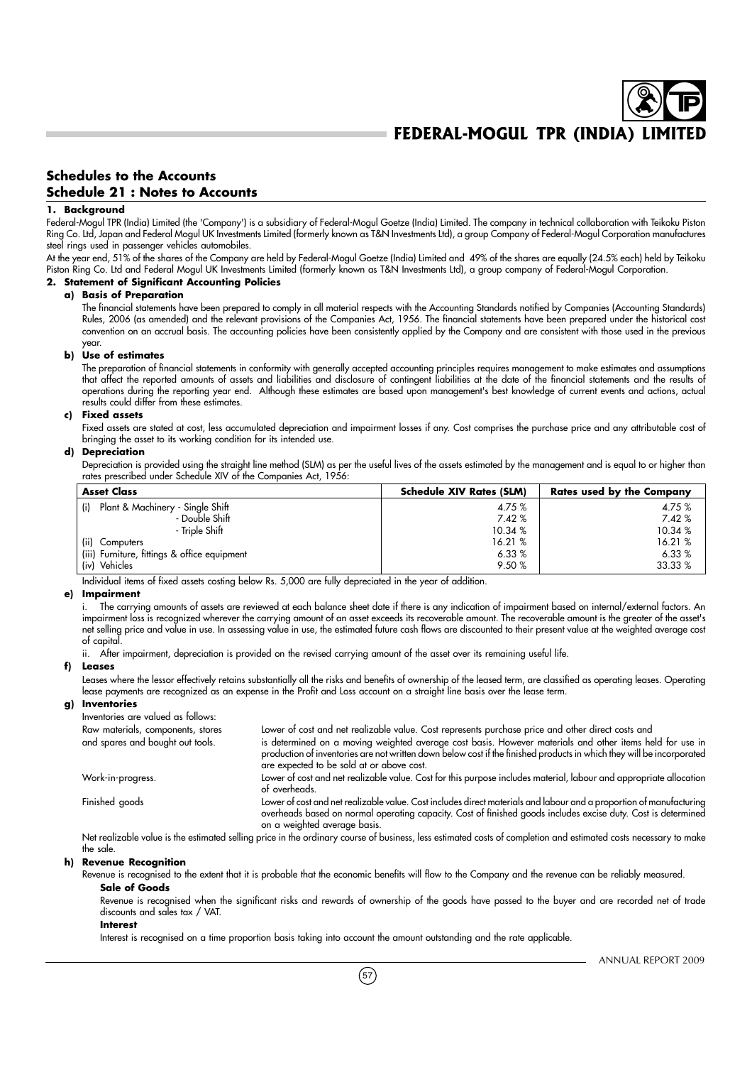## Schedules to the Accounts

## Schedule 21 : Notes to Accounts

### 1. Background

Federal-Mogul TPR (India) Limited (the 'Company') is a subsidiary of Federal-Mogul Goetze (India) Limited. The company in technical collaboration with Teikoku Piston Ring Co. Ltd, Japan and Federal Mogul UK Investments Limited (formerly known as T&N Investments Ltd), a group Company of Federal-Mogul Corporation manufactures steel rings used in passenger vehicles automobiles.

At the year end, 51% of the shares of the Company are held by Federal-Mogul Goetze (India) Limited and 49% of the shares are equally (24.5% each) held by Teikoku Piston Ring Co. Ltd and Federal Mogul UK Investments Limited (formerly known as T&N Investments Ltd), a group company of Federal-Mogul Corporation.

### 2. Statement of Significant Accounting Policies

#### a) Basis of Preparation

The financial statements have been prepared to comply in all material respects with the Accounting Standards notified by Companies (Accounting Standards) Rules, 2006 (as amended) and the relevant provisions of the Companies Act, 1956. The financial statements have been prepared under the historical cost convention on an accrual basis. The accounting policies have been consistently applied by the Company and are consistent with those used in the previous year.

#### b) Use of estimates

The preparation of financial statements in conformity with generally accepted accounting principles requires management to make estimates and assumptions that affect the reported amounts of assets and liabilities and disclosure of contingent liabilities at the date of the financial statements and the results of operations during the reporting year end. Although these estimates are based upon management's best knowledge of current events and actions, actual results could differ from these estimates.

#### c) Fixed assets

Fixed assets are stated at cost, less accumulated depreciation and impairment losses if any. Cost comprises the purchase price and any attributable cost of bringing the asset to its working condition for its intended use.

#### d) Depreciation

Depreciation is provided using the straight line method (SLM) as per the useful lives of the assets estimated by the management and is equal to or higher than rates prescribed under Schedule XIV of the Companies Act, 1956:

| Asset Class | Schedule XIV Rates (SLM) | Rates used by the Company |
|---|---|---|
| (i) Plant & Machinery - Single Shift | 4.75 % | 4.75 % |
| - Double Shift | 7.42 % | 7.42 % |
| - Triple Shift | 10.34 % | 10.34 % |
| (ii) Computers | 16.21 % | 16.21 % |
| (iii) Furniture, fittings & office equipment | 6.33 % | 6.33 % |
| (iv) Vehicles | 9.50 % | 33.33 % |

Individual items of fixed assets costing below Rs. 5,000 are fully depreciated in the year of addition.

#### e) Impairment

i. The carrying amounts of assets are reviewed at each balance sheet date if there is any indication of impairment based on internal/external factors. An impairment loss is recognized wherever the carrying amount of an asset exceeds its recoverable amount. The recoverable amount is the greater of the asset's net selling price and value in use. In assessing value in use, the estimated future cash flows are discounted to their present value at the weighted average cost of capital.

ii. After impairment, depreciation is provided on the revised carrying amount of the asset over its remaining useful life.

#### f) Leases

Leases where the lessor effectively retains substantially all the risks and benefits of ownership of the leased term, are classified as operating leases. Operating lease payments are recognized as an expense in the Profit and Loss account on a straight line basis over the lease term.

#### g) Inventories

Inventories are valued as follows:

| | |
|---|---|
| Raw materials, components, stores and spares and bought out tools. | Lower of cost and net realizable value. Cost represents purchase price and other direct costs and is determined on a moving weighted average cost basis. However materials and other items held for use in production of inventories are not written down below cost if the finished products in which they will be incorporated are expected to be sold at or above cost. |
| Work-in-progress. | Lower of cost and net realizable value. Cost for this purpose includes material, labour and appropriate allocation of overheads. |
| Finished goods | Lower of cost and net realizable value. Cost includes direct materials and labour and a proportion of manufacturing overheads based on normal operating capacity. Cost of finished goods includes excise duty. Cost is determined on a weighted average basis. |

Net realizable value is the estimated selling price in the ordinary course of business, less estimated costs of completion and estimated costs necessary to make the sale.

#### h) Revenue Recognition

Revenue is recognised to the extent that it is probable that the economic benefits will flow to the Company and the revenue can be reliably measured.

**Sale of Goods**

Revenue is recognised when the significant risks and rewards of ownership of the goods have passed to the buyer and are recorded net of trade discounts and sales tax / VAT.

**Interest**

Interest is recognised on a time proportion basis taking into account the amount outstanding and the rate applicable.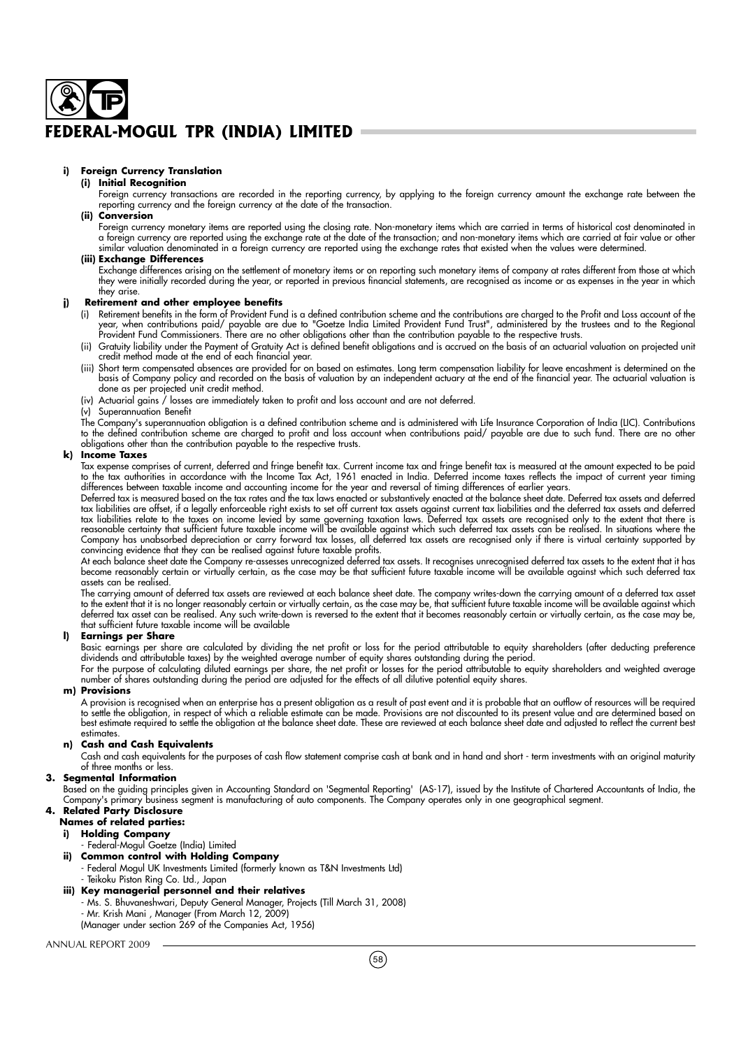**i) Foreign Currency Translation**

**(i) Initial Recognition**

Foreign currency transactions are recorded in the reporting currency, by applying to the foreign currency amount the exchange rate between the reporting currency and the foreign currency at the date of the transaction.

**(ii) Conversion**

Foreign currency monetary items are reported using the closing rate. Non-monetary items which are carried in terms of historical cost denominated in a foreign currency are reported using the exchange rate at the date of the transaction; and non-monetary items which are carried at fair value or other similar valuation denominated in a foreign currency are reported using the exchange rates that existed when the values were determined.

**(iii) Exchange Differences**

Exchange differences arising on the settlement of monetary items or on reporting such monetary items of company at rates different from those at which they were initially recorded during the year, or reported in previous financial statements, are recognised as income or as expenses in the year in which they arise.

**j) Retirement and other employee benefits**

(i) Retirement benefits in the form of Provident Fund is a defined contribution scheme and the contributions are charged to the Profit and Loss account of the year, when contributions paid/ payable are due to "Goetze India Limited Provident Fund Trust", administered by the trustees and to the Regional Provident Fund Commissioners. There are no other obligations other than the contribution payable to the respective trusts.

(ii) Gratuity liability under the Payment of Gratuity Act is defined benefit obligations and is accrued on the basis of an actuarial valuation on projected unit credit method made at the end of each financial year.

(iii) Short term compensated absences are provided for on based on estimates. Long term compensation liability for leave encashment is determined on the basis of Company policy and recorded on the basis of valuation by an independent actuary at the end of the financial year. The actuarial valuation is done as per projected unit credit method.

(iv) Actuarial gains / losses are immediately taken to profit and loss account and are not deferred.

(v) Superannuation Benefit

The Company's superannuation obligation is a defined contribution scheme and is administered with Life Insurance Corporation of India (LIC). Contributions to the defined contribution scheme are charged to profit and loss account when contributions paid/ payable are due to such fund. There are no other obligations other than the contribution payable to the respective trusts.

**k) Income Taxes**

Tax expense comprises of current, deferred and fringe benefit tax. Current income tax and fringe benefit tax is measured at the amount expected to be paid to the tax authorities in accordance with the Income Tax Act, 1961 enacted in India. Deferred income taxes reflects the impact of current year timing differences between taxable income and accounting income for the year and reversal of timing differences of earlier years.

Deferred tax is measured based on the tax rates and the tax laws enacted or substantively enacted at the balance sheet date. Deferred tax assets and deferred tax liabilities are offset, if a legally enforceable right exists to set off current tax assets against current tax liabilities and the deferred tax assets and deferred tax liabilities relate to the taxes on income levied by same governing taxation laws. Deferred tax assets are recognised only to the extent that there is reasonable certainty that sufficient future taxable income will be available against which such deferred tax assets can be realised. In situations where the Company has unabsorbed depreciation or carry forward tax losses, all deferred tax assets are recognised only if there is virtual certainty supported by convincing evidence that they can be realised against future taxable profits.

At each balance sheet date the Company re-assesses unrecognized deferred tax assets. It recognises unrecognised deferred tax assets to the extent that it has become reasonably certain or virtually certain, as the case may be that sufficient future taxable income will be available against which such deferred tax assets can be realised.

The carrying amount of deferred tax assets are reviewed at each balance sheet date. The company writes-down the carrying amount of a deferred tax asset to the extent that it is no longer reasonably certain or virtually certain, as the case may be, that sufficient future taxable income will be available against which deferred tax asset can be realised. Any such write-down is reversed to the extent that it becomes reasonably certain or virtually certain, as the case may be, that sufficient future taxable income will be available

**l) Earnings per Share**

Basic earnings per share are calculated by dividing the net profit or loss for the period attributable to equity shareholders (after deducting preference dividends and attributable taxes) by the weighted average number of equity shares outstanding during the period.

For the purpose of calculating diluted earnings per share, the net profit or losses for the period attributable to equity shareholders and weighted average number of shares outstanding during the period are adjusted for the effects of all dilutive potential equity shares.

**m) Provisions**

A provision is recognised when an enterprise has a present obligation as a result of past event and it is probable that an outflow of resources will be required to settle the obligation, in respect of which a reliable estimate can be made. Provisions are not discounted to its present value and are determined based on best estimate required to settle the obligation at the balance sheet date. These are reviewed at each balance sheet date and adjusted to reflect the current best estimates.

**n) Cash and Cash Equivalents**

Cash and cash equivalents for the purposes of cash flow statement comprise cash at bank and in hand and short - term investments with an original maturity of three months or less.

**3. Segmental Information**

Based on the guiding principles given in Accounting Standard on 'Segmental Reporting' (AS-17), issued by the Institute of Chartered Accountants of India, the Company's primary business segment is manufacturing of auto components. The Company operates only in one geographical segment.

**4. Related Party Disclosure**

**Names of related parties:**

**i) Holding Company**

- Federal-Mogul Goetze (India) Limited

**ii) Common control with Holding Company**

- Federal Mogul UK Investments Limited (formerly known as T&N Investments Ltd)
- Teikoku Piston Ring Co. Ltd., Japan

**iii) Key managerial personnel and their relatives**

- Ms. S. Bhuvaneshwari, Deputy General Manager, Projects (Till March 31, 2008)
- Mr. Krish Mani , Manager (From March 12, 2009)

(Manager under section 269 of the Companies Act, 1956)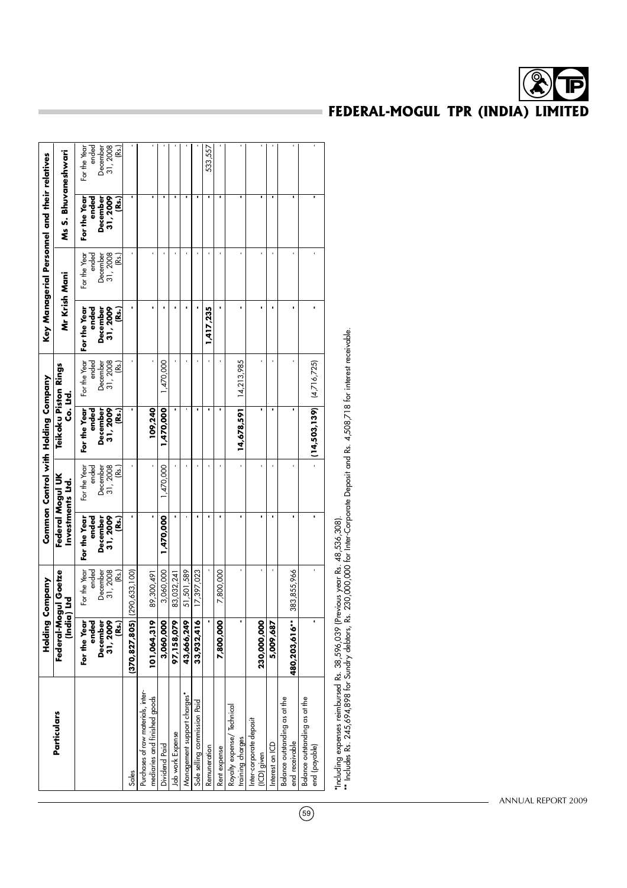| Particulars | Holding Company | | Common Control with Holding Company | | | | Key Managerial Personnel and their relatives | | | |
|---|---|---|---|---|---|---|---|---|---|---|
| | Federal-Mogul Goetze (India) Ltd | | Federal Mogul UK Investments Ltd. | | Teikoku Piston Rings Co. Ltd. | | Mr Krish Mani | | Ms S. Bhuvaneshwari | |
| | **For the Year ended December 31, 2009 (Rs.)** | For the Year ended December 31, 2008 (Rs.) | **For the Year ended December 31, 2009 (Rs.)** | For the Year ended December 31, 2008 (Rs.) | **For the Year ended December 31, 2009 (Rs.)** | For the Year ended December 31, 2008 (Rs.) | **For the Year ended December 31, 2009 (Rs.)** | For the Year ended December 31, 2008 (Rs.) | **For the Year ended December 31, 2009 (Rs.)** | For the Year ended December 31, 2008 (Rs.) |
| Sales | **(370,827,805)** | (290,633,100) | **-** | - | **-** | - | **-** | - | **-** | - |
| Purchases of raw materials, intermediaries and finished goods | **101,064,319** | 89,300,491 | **-** | - | **109,240** | - | **-** | - | **-** | - |
| Dividend Paid | **3,060,000** | 3,060,000 | **1,470,000** | 1,470,000 | **1,470,000** | 1,470,000 | **-** | - | **-** | - |
| Job work Expense | **97,158,079** | 83,032,241 | **-** | - | **-** | - | **-** | - | **-** | - |
| Management support charges* | **43,666,249** | 51,501,589 | **-** | - | **-** | - | **-** | - | **-** | - |
| Sole selling commission Paid | **33,932,416** | 17,397,023 | **-** | - | **-** | - | **-** | - | **-** | - |
| Remuneration | **-** | - | **-** | - | **-** | - | **1,417,235** | - | **-** | 533,557 |
| Rent expense | **7,800,000** | 7,800,000 | **-** | - | **-** | - | **-** | - | **-** | - |
| Royalty expense/ Technical training charges | **-** | - | **-** | - | **14,678,591** | 14,213,985 | **-** | - | **-** | - |
| Inter-corporate deposit (ICD) given | **230,000,000** | - | **-** | - | **-** | - | **-** | - | **-** | - |
| Interest on ICD | **5,009,687** | - | **-** | - | **-** | - | **-** | - | **-** | - |
| Balance outstanding as at the end receivable | **480,203,616**** | 383,855,966 | **-** | - | **-** | - | **-** | - | **-** | - |
| Balance outstanding as at the end (payable) | **-** | - | **-** | - | **(14,503,139)** | (4,716,725) | **-** | - | **-** | - |

*Including expenses reimbursed Rs. 38,596,039 (Previous year Rs. 48,536,308).

** Includes Rs. 245,694,898 for Sundry debtors, Rs. 230,000,000 for Inter-Corporate Deposit and Rs. 4,508,718 for interest receivable.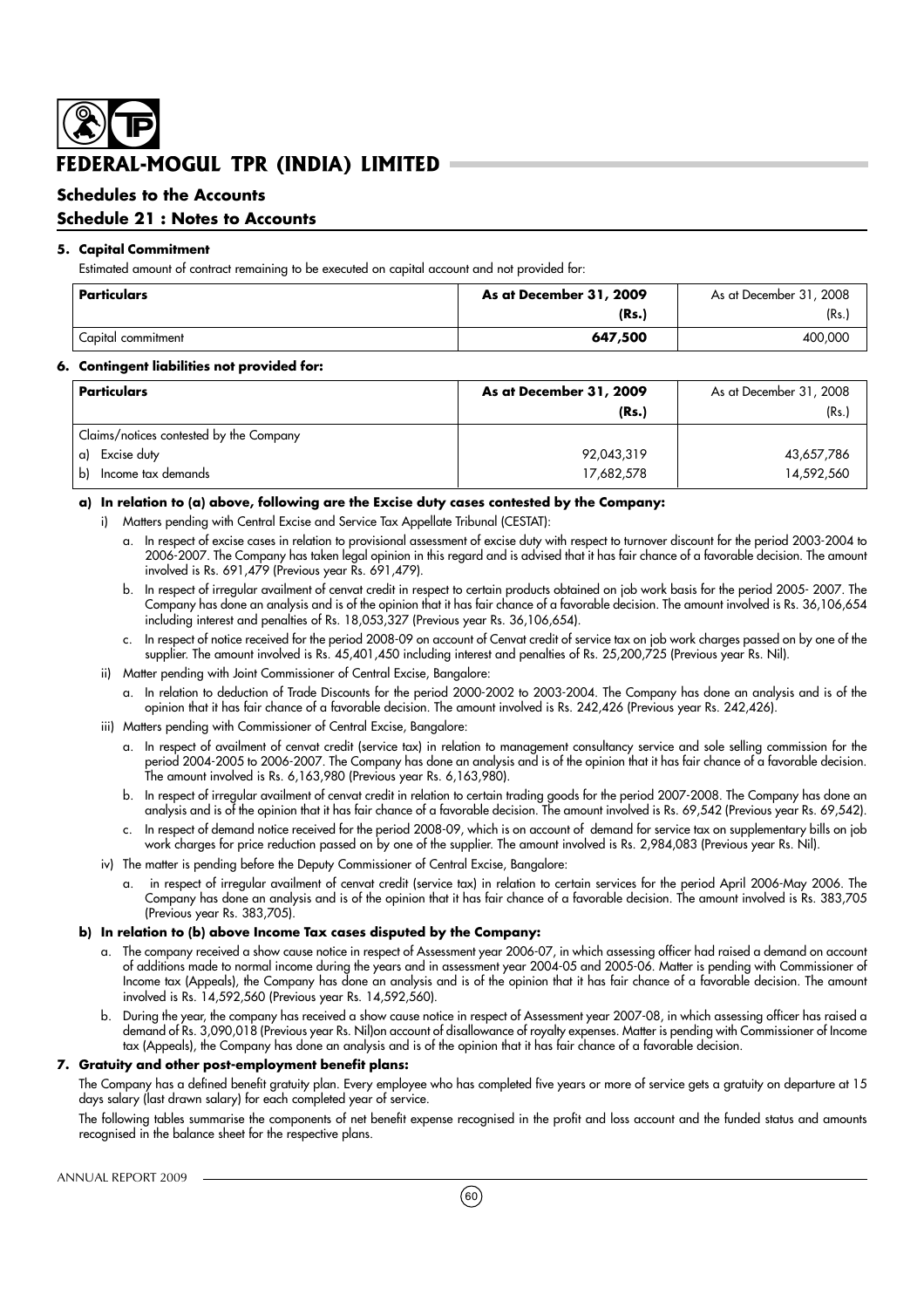# FEDERAL-MOGUL TPR (INDIA) LIMITED

## Schedules to the Accounts

## Schedule 21 : Notes to Accounts

**5. Capital Commitment**

Estimated amount of contract remaining to be executed on capital account and not provided for:

| **Particulars** | **As at December 31, 2009 (Rs.)** | As at December 31, 2008 (Rs.) |
|---|---|---|
| Capital commitment | **647,500** | 400,000 |

**6. Contingent liabilities not provided for:**

| **Particulars** | **As at December 31, 2009 (Rs.)** | As at December 31, 2008 (Rs.) |
|---|---|---|
| Claims/notices contested by the Company | | |
| a) Excise duty | 92,043,319 | 43,657,786 |
| b) Income tax demands | 17,682,578 | 14,592,560 |

**a) In relation to (a) above, following are the Excise duty cases contested by the Company:**

i) Matters pending with Central Excise and Service Tax Appellate Tribunal (CESTAT):

a. In respect of excise cases in relation to provisional assessment of excise duty with respect to turnover discount for the period 2003-2004 to 2006-2007. The Company has taken legal opinion in this regard and is advised that it has fair chance of a favorable decision. The amount involved is Rs. 691,479 (Previous year Rs. 691,479).

b. In respect of irregular availment of cenvat credit in respect to certain products obtained on job work basis for the period 2005- 2007. The Company has done an analysis and is of the opinion that it has fair chance of a favorable decision. The amount involved is Rs. 36,106,654 including interest and penalties of Rs. 18,053,327 (Previous year Rs. 36,106,654).

c. In respect of notice received for the period 2008-09 on account of Cenvat credit of service tax on job work charges passed on by one of the supplier. The amount involved is Rs. 45,401,450 including interest and penalties of Rs. 25,200,725 (Previous year Rs. Nil).

ii) Matter pending with Joint Commissioner of Central Excise, Bangalore:

a. In relation to deduction of Trade Discounts for the period 2000-2002 to 2003-2004. The Company has done an analysis and is of the opinion that it has fair chance of a favorable decision. The amount involved is Rs. 242,426 (Previous year Rs. 242,426).

iii) Matters pending with Commissioner of Central Excise, Bangalore:

a. In respect of availment of cenvat credit (service tax) in relation to management consultancy service and sole selling commission for the period 2004-2005 to 2006-2007. The Company has done an analysis and is of the opinion that it has fair chance of a favorable decision. The amount involved is Rs. 6,163,980 (Previous year Rs. 6,163,980).

b. In respect of irregular availment of cenvat credit in relation to certain trading goods for the period 2007-2008. The Company has done an analysis and is of the opinion that it has fair chance of a favorable decision. The amount involved is Rs. 69,542 (Previous year Rs. 69,542).

c. In respect of demand notice received for the period 2008-09, which is on account of demand for service tax on supplementary bills on job work charges for price reduction passed on by one of the supplier. The amount involved is Rs. 2,984,083 (Previous year Rs. Nil).

iv) The matter is pending before the Deputy Commissioner of Central Excise, Bangalore:

a. in respect of irregular availment of cenvat credit (service tax) in relation to certain services for the period April 2006-May 2006. The Company has done an analysis and is of the opinion that it has fair chance of a favorable decision. The amount involved is Rs. 383,705 (Previous year Rs. 383,705).

**b) In relation to (b) above Income Tax cases disputed by the Company:**

a. The company received a show cause notice in respect of Assessment year 2006-07, in which assessing officer had raised a demand on account of additions made to normal income during the years and in assessment year 2004-05 and 2005-06. Matter is pending with Commissioner of Income tax (Appeals), the Company has done an analysis and is of the opinion that it has fair chance of a favorable decision. The amount involved is Rs. 14,592,560 (Previous year Rs. 14,592,560).

b. During the year, the company has received a show cause notice in respect of Assessment year 2007-08, in which assessing officer has raised a demand of Rs. 3,090,018 (Previous year Rs. Nil)on account of disallowance of royalty expenses. Matter is pending with Commissioner of Income tax (Appeals), the Company has done an analysis and is of the opinion that it has fair chance of a favorable decision.

**7. Gratuity and other post-employment benefit plans:**

The Company has a defined benefit gratuity plan. Every employee who has completed five years or more of service gets a gratuity on departure at 15 days salary (last drawn salary) for each completed year of service.

The following tables summarise the components of net benefit expense recognised in the profit and loss account and the funded status and amounts recognised in the balance sheet for the respective plans.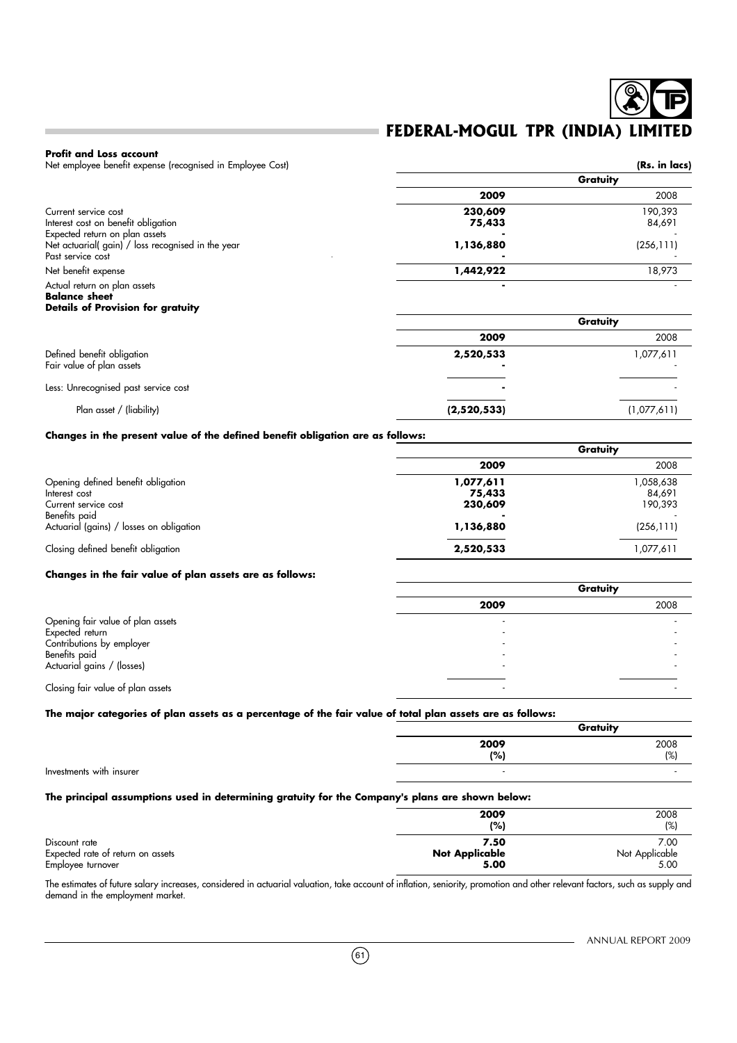**Profit and Loss account**

Net employee benefit expense (recognised in Employee Cost)

(Rs. in lacs)

| | Gratuity | |
|---|---|---|
| | **2009** | 2008 |
| Current service cost | **230,609** | 190,393 |
| Interest cost on benefit obligation | **75,433** | 84,691 |
| Expected return on plan assets | **-** | - |
| Net actuarial( gain) / loss recognised in the year | **1,136,880** | (256,111) |
| Past service cost | **-** | - |
| Net benefit expense | **1,442,922** | 18,973 |
| Actual return on plan assets | **-** | - |

**Balance sheet**

**Details of Provision for gratuity**

| | Gratuity | |
|---|---|---|
| | **2009** | 2008 |
| Defined benefit obligation | **2,520,533** | 1,077,611 |
| Fair value of plan assets | **-** | - |
| Less: Unrecognised past service cost | **-** | - |
| Plan asset / (liability) | **(2,520,533)** | (1,077,611) |

**Changes in the present value of the defined benefit obligation are as follows:**

| | Gratuity | |
|---|---|---|
| | **2009** | 2008 |
| Opening defined benefit obligation | **1,077,611** | 1,058,638 |
| Interest cost | **75,433** | 84,691 |
| Current service cost | **230,609** | 190,393 |
| Benefits paid | **-** | - |
| Actuarial (gains) / losses on obligation | **1,136,880** | (256,111) |
| Closing defined benefit obligation | **2,520,533** | 1,077,611 |

**Changes in the fair value of plan assets are as follows:**

| | Gratuity | |
|---|---|---|
| | **2009** | 2008 |
| Opening fair value of plan assets | - | - |
| Expected return | - | - |
| Contributions by employer | - | - |
| Benefits paid | - | - |
| Actuarial gains / (losses) | - | - |
| Closing fair value of plan assets | - | - |

**The major categories of plan assets as a percentage of the fair value of total plan assets are as follows:**

| | Gratuity | |
|---|---|---|
| | **2009 (%)** | 2008 (%) |
| Investments with insurer | - | - |

**The principal assumptions used in determining gratuity for the Company's plans are shown below:**

| | **2009 (%)** | 2008 (%) |
|---|---|---|
| Discount rate | **7.50** | 7.00 |
| Expected rate of return on assets | **Not Applicable** | Not Applicable |
| Employee turnover | **5.00** | 5.00 |

The estimates of future salary increases, considered in actuarial valuation, take account of inflation, seniority, promotion and other relevant factors, such as supply and demand in the employment market.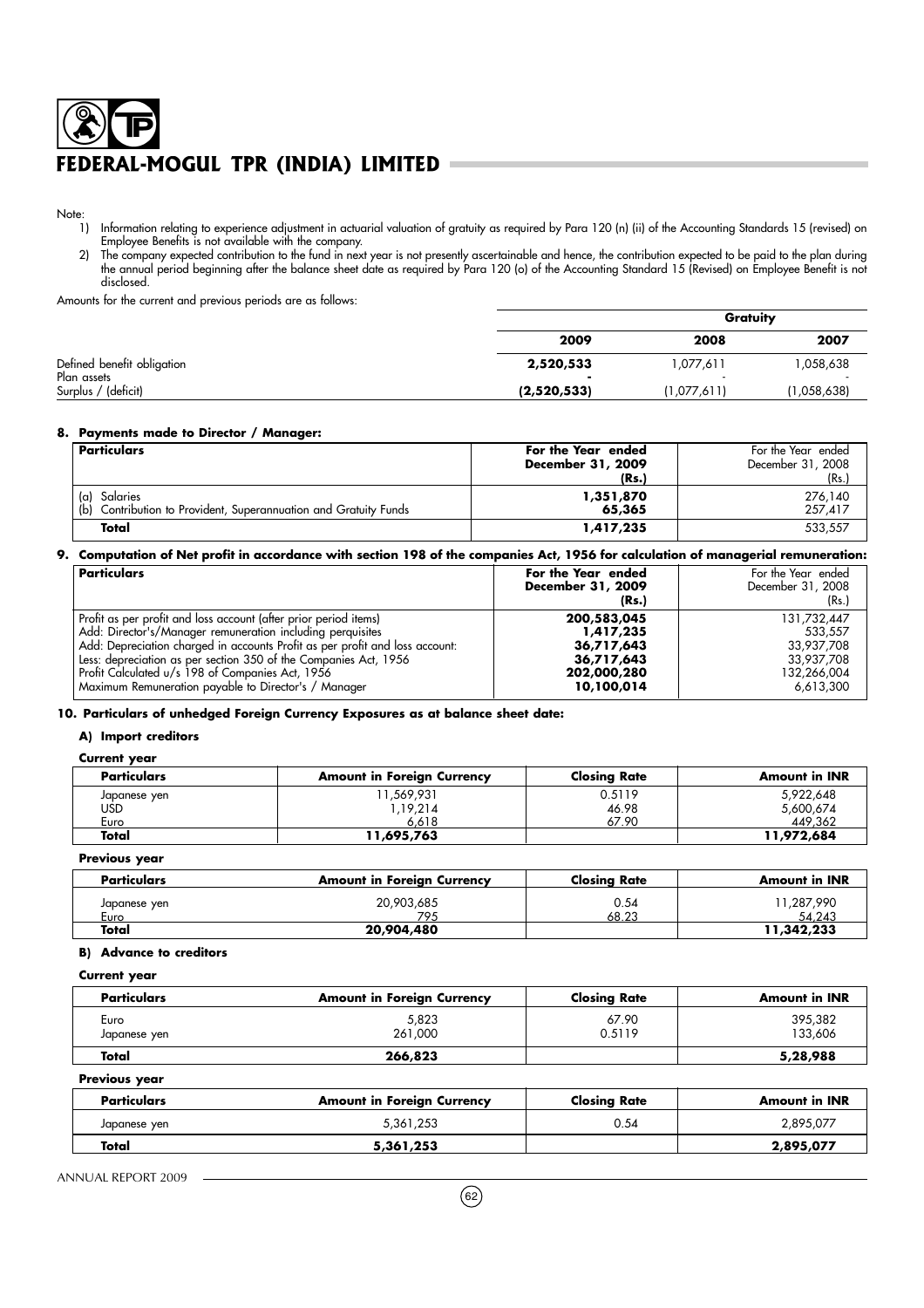Note:

1) Information relating to experience adjustment in actuarial valuation of gratuity as required by Para 120 (n) (ii) of the Accounting Standards 15 (revised) on Employee Benefits is not available with the company.
2) The company expected contribution to the fund in next year is not presently ascertainable and hence, the contribution expected to be paid to the plan during the annual period beginning after the balance sheet date as required by Para 120 (o) of the Accounting Standard 15 (Revised) on Employee Benefit is not disclosed.

Amounts for the current and previous periods are as follows:

| | Gratuity | | |
|---|---|---|---|
| | **2009** | **2008** | **2007** |
| Defined benefit obligation | **2,520,533** | 1,077,611 | 1,058,638 |
| Plan assets | **-** | - | - |
| Surplus / (deficit) | **(2,520,533)** | (1,077,611) | (1,058,638) |

**8. Payments made to Director / Manager:**

| **Particulars** | **For the Year ended December 31, 2009 (Rs.)** | For the Year ended December 31, 2008 (Rs.) |
|---|---|---|
| (a) Salaries | **1,351,870** | 276,140 |
| (b) Contribution to Provident, Superannuation and Gratuity Funds | **65,365** | 257,417 |
| **Total** | **1,417,235** | 533,557 |

**9. Computation of Net profit in accordance with section 198 of the companies Act, 1956 for calculation of managerial remuneration:**

| **Particulars** | **For the Year ended December 31, 2009 (Rs.)** | For the Year ended December 31, 2008 (Rs.) |
|---|---|---|
| Profit as per profit and loss account (after prior period items) | **200,583,045** | 131,732,447 |
| Add: Director's/Manager remuneration including perquisites | **1,417,235** | 533,557 |
| Add: Depreciation charged in accounts Profit as per profit and loss account: | **36,717,643** | 33,937,708 |
| Less: depreciation as per section 350 of the Companies Act, 1956 | **36,717,643** | 33,937,708 |
| Profit Calculated u/s 198 of Companies Act, 1956 | **202,000,280** | 132,266,004 |
| Maximum Remuneration payable to Director's / Manager | **10,100,014** | 6,613,300 |

**10. Particulars of unhedged Foreign Currency Exposures as at balance sheet date:**

**A) Import creditors**

**Current year**

| **Particulars** | **Amount in Foreign Currency** | **Closing Rate** | **Amount in INR** |
|---|---|---|---|
| Japanese yen | 11,569,931 | 0.5119 | 5,922,648 |
| USD | 1,19,214 | 46.98 | 5,600,674 |
| Euro | 6,618 | 67.90 | 449,362 |
| **Total** | **11,695,763** | | **11,972,684** |

**Previous year**

| **Particulars** | **Amount in Foreign Currency** | **Closing Rate** | **Amount in INR** |
|---|---|---|---|
| Japanese yen | 20,903,685 | 0.54 | 11,287,990 |
| Euro | 795 | 68.23 | 54,243 |
| **Total** | **20,904,480** | | **11,342,233** |

**B) Advance to creditors**

**Current year**

| **Particulars** | **Amount in Foreign Currency** | **Closing Rate** | **Amount in INR** |
|---|---|---|---|
| Euro | 5,823 | 67.90 | 395,382 |
| Japanese yen | 261,000 | 0.5119 | 133,606 |
| **Total** | **266,823** | | **5,28,988** |

**Previous year**

| **Particulars** | **Amount in Foreign Currency** | **Closing Rate** | **Amount in INR** |
|---|---|---|---|
| Japanese yen | 5,361,253 | 0.54 | 2,895,077 |
| **Total** | **5,361,253** | | **2,895,077** |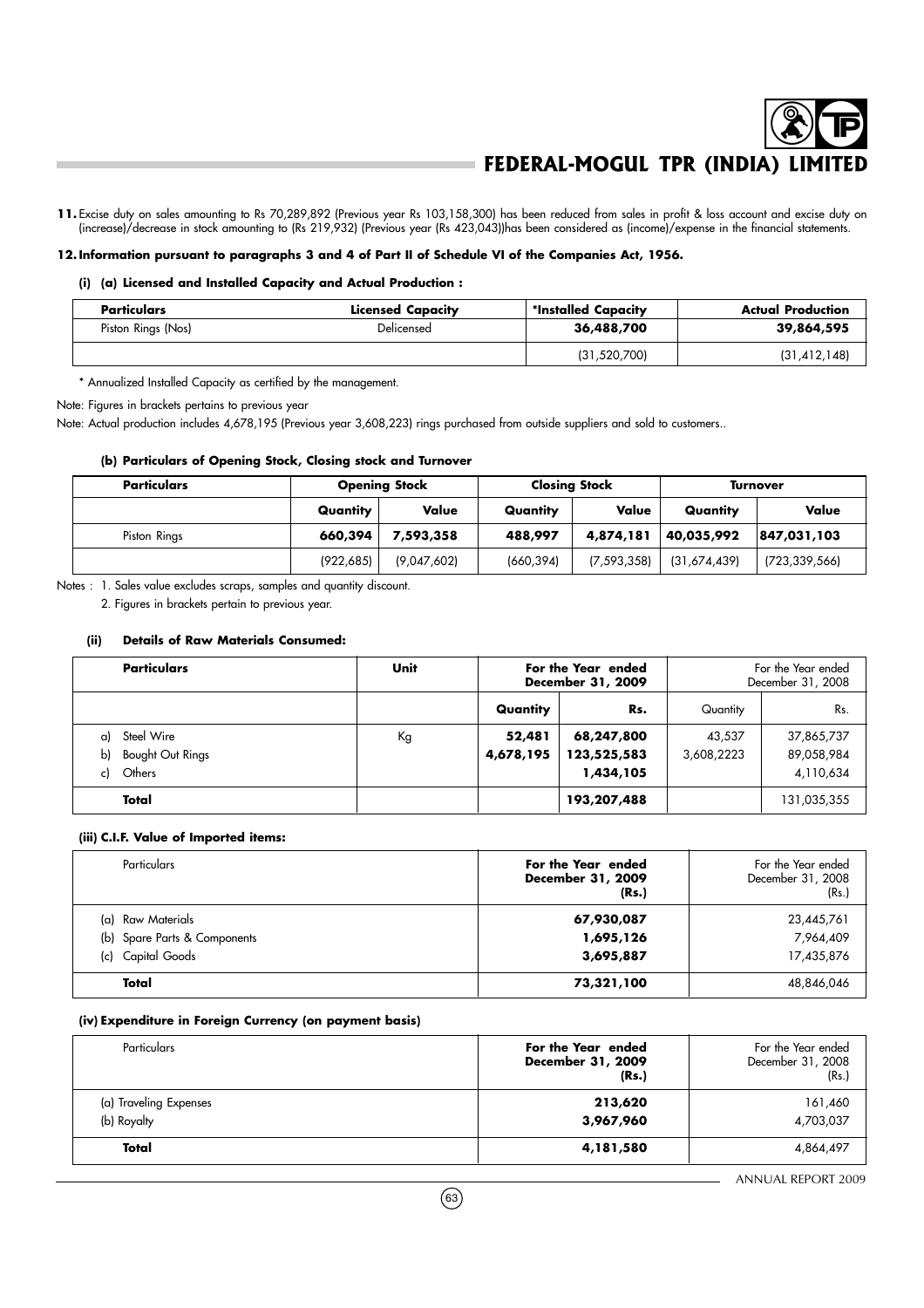**11.** Excise duty on sales amounting to Rs 70,289,892 (Previous year Rs 103,158,300) has been reduced from sales in profit & loss account and excise duty on (increase)/decrease in stock amounting to (Rs 219,932) (Previous year (Rs 423,043))has been considered as (income)/expense in the financial statements.

**12. Information pursuant to paragraphs 3 and 4 of Part II of Schedule VI of the Companies Act, 1956.**

**(i) (a) Licensed and Installed Capacity and Actual Production :**

| Particulars | Licensed Capacity | *Installed Capacity | Actual Production |
|---|---|---|---|
| Piston Rings (Nos) | Delicensed | **36,488,700** | **39,864,595** |
| | | (31,520,700) | (31,412,148) |

\* Annualized Installed Capacity as certified by the management.

Note: Figures in brackets pertains to previous year

Note: Actual production includes 4,678,195 (Previous year 3,608,223) rings purchased from outside suppliers and sold to customers..

**(b) Particulars of Opening Stock, Closing stock and Turnover**

| Particulars | Opening Stock | | Closing Stock | | Turnover | |
|---|---|---|---|---|---|---|
| | Quantity | Value | Quantity | Value | Quantity | Value |
| Piston Rings | **660,394** | **7,593,358** | **488,997** | **4,874,181** | **40,035,992** | **847,031,103** |
| | (922,685) | (9,047,602) | (660,394) | (7,593,358) | (31,674,439) | (723,339,566) |

Notes : 1. Sales value excludes scraps, samples and quantity discount.

2. Figures in brackets pertain to previous year.

**(ii) Details of Raw Materials Consumed:**

| Particulars | Unit | For the Year ended December 31, 2009 | | For the Year ended December 31, 2008 | |
|---|---|---|---|---|---|
| | | Quantity | Rs. | Quantity | Rs. |
| a) Steel Wire | Kg | **52,481** | **68,247,800** | 43,537 | 37,865,737 |
| b) Bought Out Rings | | **4,678,195** | **123,525,583** | 3,608,2223 | 89,058,984 |
| c) Others | | | **1,434,105** | | 4,110,634 |
| **Total** | | | **193,207,488** | | 131,035,355 |

**(iii) C.I.F. Value of Imported items:**

| Particulars | For the Year ended December 31, 2009 (Rs.) | For the Year ended December 31, 2008 (Rs.) |
|---|---|---|
| (a) Raw Materials | **67,930,087** | 23,445,761 |
| (b) Spare Parts & Components | **1,695,126** | 7,964,409 |
| (c) Capital Goods | **3,695,887** | 17,435,876 |
| **Total** | **73,321,100** | 48,846,046 |

**(iv) Expenditure in Foreign Currency (on payment basis)**

| Particulars | For the Year ended December 31, 2009 (Rs.) | For the Year ended December 31, 2008 (Rs.) |
|---|---|---|
| (a) Traveling Expenses | **213,620** | 161,460 |
| (b) Royalty | **3,967,960** | 4,703,037 |
| **Total** | **4,181,580** | 4,864,497 |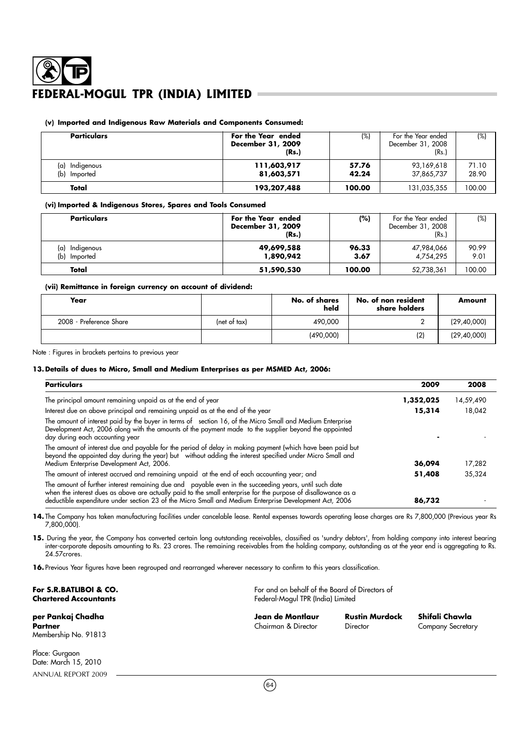#### (v) Imported and Indigenous Raw Materials and Components Consumed:

| Particulars | For the Year ended December 31, 2009 (Rs.) | (%) | For the Year ended December 31, 2008 (Rs.) | (%) |
|---|---|---|---|---|
| (a) Indigenous | **111,603,917** | **57.76** | 93,169,618 | 71.10 |
| (b) Imported | **81,603,571** | **42.24** | 37,865,737 | 28.90 |
| **Total** | **193,207,488** | **100.00** | 131,035,355 | 100.00 |

#### (vi) Imported & Indigenous Stores, Spares and Tools Consumed

| Particulars | For the Year ended December 31, 2009 (Rs.) | (%) | For the Year ended December 31, 2008 (Rs.) | (%) |
|---|---|---|---|---|
| (a) Indigenous | **49,699,588** | **96.33** | 47,984,066 | 90.99 |
| (b) Imported | **1,890,942** | **3.67** | 4,754,295 | 9.01 |
| **Total** | **51,590,530** | **100.00** | 52,738,361 | 100.00 |

#### (vii) Remittance in foreign currency on account of dividend:

| Year | | No. of shares held | No. of non resident share holders | Amount |
|---|---|---|---|---|
| 2008 - Preference Share | (net of tax) | 490,000 | 2 | (29,40,000) |
| | | (490,000) | (2) | (29,40,000) |

Note : Figures in brackets pertains to previous year

### 13. Details of dues to Micro, Small and Medium Enterprises as per MSMED Act, 2006:

| Particulars | 2009 | 2008 |
|---|---|---|
| The principal amount remaining unpaid as at the end of year | **1,352,025** | 14,59,490 |
| Interest due on above principal and remaining unpaid as at the end of the year | **15,314** | 18,042 |
| The amount of interest paid by the buyer in terms of section 16, of the Micro Small and Medium Enterprise Development Act, 2006 along with the amounts of the payment made to the supplier beyond the appointed day during each accounting year | **-** | - |
| The amount of interest due and payable for the period of delay in making payment (which have been paid but beyond the appointed day during the year) but without adding the interest specified under Micro Small and Medium Enterprise Development Act, 2006. | **36,094** | 17,282 |
| The amount of interest accrued and remaining unpaid at the end of each accounting year; and | **51,408** | 35,324 |
| The amount of further interest remaining due and payable even in the succeeding years, until such date when the interest dues as above are actually paid to the small enterprise for the purpose of disallowance as a deductible expenditure under section 23 of the Micro Small and Medium Enterprise Development Act, 2006 | **86,732** | - |

**14.** The Company has taken manufacturing facilities under cancelable lease. Rental expenses towards operating lease charges are Rs 7,800,000 (Previous year Rs 7,800,000).

**15.** During the year, the Company has converted certain long outstanding receivables, classified as 'sundry debtors', from holding company into interest bearing inter-corporate deposits amounting to Rs. 23 crores. The remaining receivables from the holding company, outstanding as at the year end is aggregating to Rs. 24.57crores.

**16.** Previous Year figures have been regrouped and rearranged wherever necessary to confirm to this years classification.

**For S.R.BATLIBOI & CO.**
**Chartered Accountants**

**per Pankaj Chadha**
**Partner**
Membership No. 91813

Place: Gurgaon
Date: March 15, 2010

For and on behalf of the Board of Directors of
Federal-Mogul TPR (India) Limited

| **Jean de Montlaur** | **Rustin Murdock** | **Shifali Chawla** |
|---|---|---|
| Chairman & Director | Director | Company Secretary |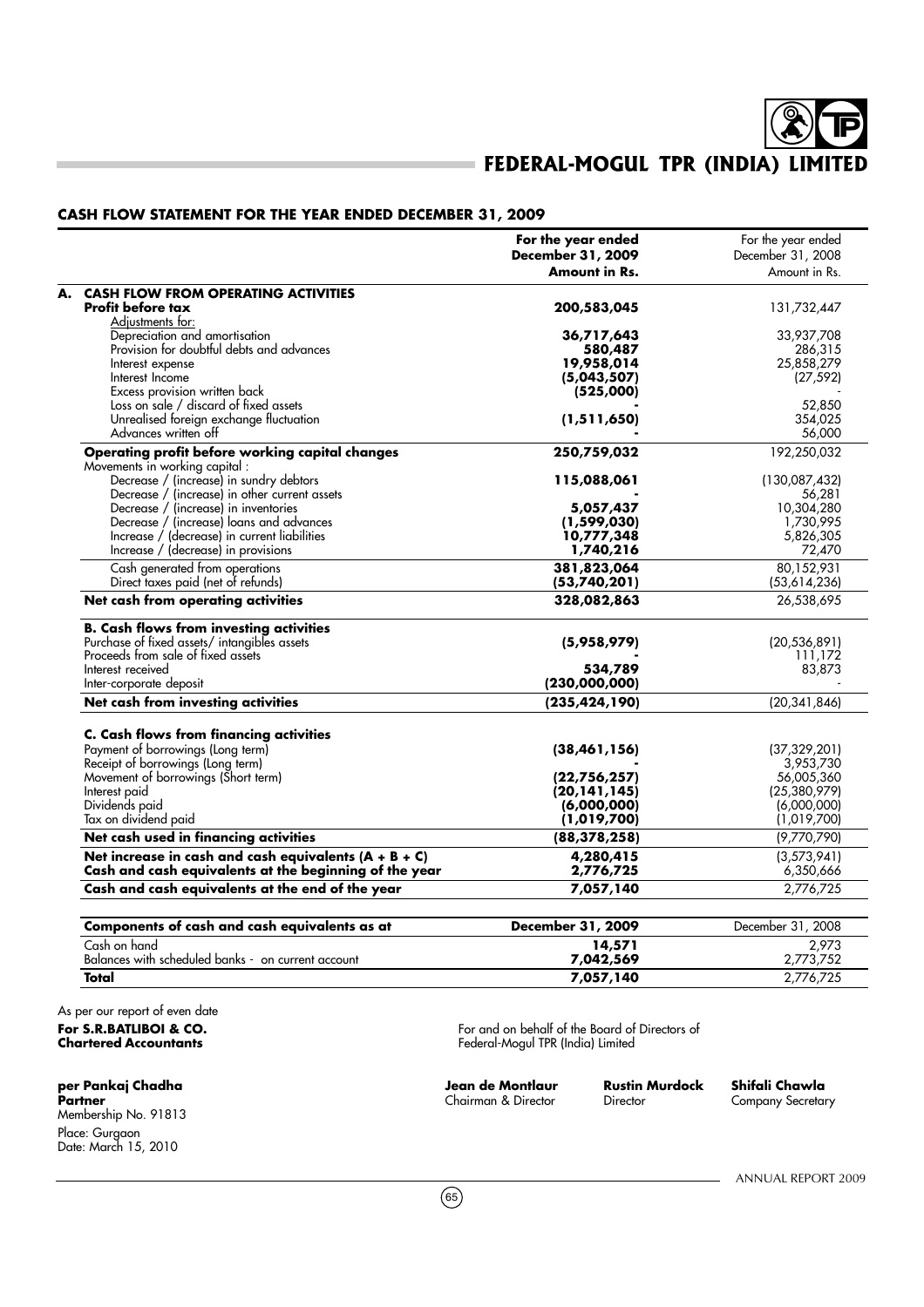# FEDERAL-MOGUL TPR (INDIA) LIMITED

## CASH FLOW STATEMENT FOR THE YEAR ENDED DECEMBER 31, 2009

| | For the year ended December 31, 2009 Amount in Rs. | For the year ended December 31, 2008 Amount in Rs. |
|---|---|---|
| **A. CASH FLOW FROM OPERATING ACTIVITIES** | | |
| **Profit before tax** | **200,583,045** | 131,732,447 |
| Adjustments for: | | |
| Depreciation and amortisation | **36,717,643** | 33,937,708 |
| Provision for doubtful debts and advances | **580,487** | 286,315 |
| Interest expense | **19,958,014** | 25,858,279 |
| Interest Income | **(5,043,507)** | (27,592) |
| Excess provision written back | **(525,000)** | - |
| Loss on sale / discard of fixed assets | **-** | 52,850 |
| Unrealised foreign exchange fluctuation | **(1,511,650)** | 354,025 |
| Advances written off | **-** | 56,000 |
| **Operating profit before working capital changes** | **250,759,032** | 192,250,032 |
| Movements in working capital : | | |
| Decrease / (increase) in sundry debtors | **115,088,061** | (130,087,432) |
| Decrease / (increase) in other current assets | **-** | 56,281 |
| Decrease / (increase) in inventories | **5,057,437** | 10,304,280 |
| Decrease / (increase) loans and advances | **(1,599,030)** | 1,730,995 |
| Increase / (decrease) in current liabilities | **10,777,348** | 5,826,305 |
| Increase / (decrease) in provisions | **1,740,216** | 72,470 |
| Cash generated from operations | **381,823,064** | 80,152,931 |
| Direct taxes paid (net of refunds) | **(53,740,201)** | (53,614,236) |
| **Net cash from operating activities** | **328,082,863** | 26,538,695 |
| **B. Cash flows from investing activities** | | |
| Purchase of fixed assets/ intangibles assets | **(5,958,979)** | (20,536,891) |
| Proceeds from sale of fixed assets | **-** | 111,172 |
| Interest received | **534,789** | 83,873 |
| Inter-corporate deposit | **(230,000,000)** | - |
| **Net cash from investing activities** | **(235,424,190)** | (20,341,846) |
| **C. Cash flows from financing activities** | | |
| Payment of borrowings (Long term) | **(38,461,156)** | (37,329,201) |
| Receipt of borrowings (Long term) | **-** | 3,953,730 |
| Movement of borrowings (Short term) | **(22,756,257)** | 56,005,360 |
| Interest paid | **(20,141,145)** | (25,380,979) |
| Dividends paid | **(6,000,000)** | (6,000,000) |
| Tax on dividend paid | **(1,019,700)** | (1,019,700) |
| **Net cash used in financing activities** | **(88,378,258)** | (9,770,790) |
| **Net increase in cash and cash equivalents (A + B + C)** | **4,280,415** | (3,573,941) |
| **Cash and cash equivalents at the beginning of the year** | **2,776,725** | 6,350,666 |
| **Cash and cash equivalents at the end of the year** | **7,057,140** | 2,776,725 |

| **Components of cash and cash equivalents as at** | **December 31, 2009** | December 31, 2008 |
|---|---|---|
| Cash on hand | **14,571** | 2,973 |
| Balances with scheduled banks - on current account | **7,042,569** | 2,773,752 |
| **Total** | **7,057,140** | 2,776,725 |

As per our report of even date

**For S.R.BATLIBOI & CO.**
**Chartered Accountants**

**per Pankaj Chadha**
**Partner**
Membership No. 91813
Place: Gurgaon
Date: March 15, 2010

For and on behalf of the Board of Directors of
Federal-Mogul TPR (India) Limited

**Jean de Montlaur** — Chairman & Director
**Rustin Murdock** — Director
**Shifali Chawla** — Company Secretary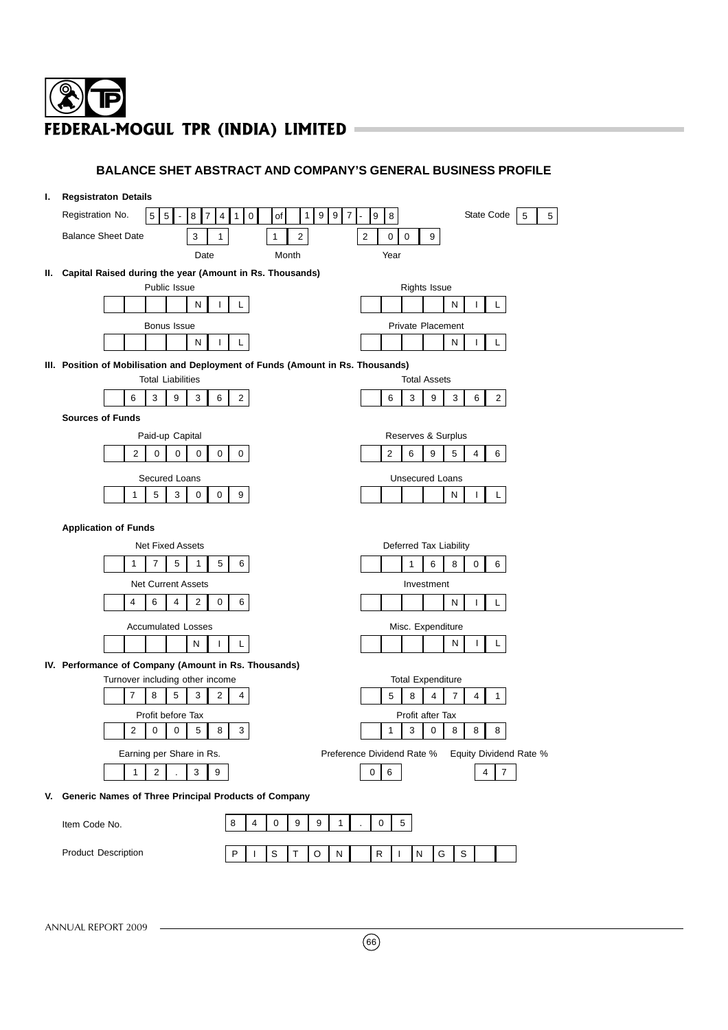# FEDERAL-MOGUL TPR (INDIA) LIMITED

## BALANCE SHET ABSTRACT AND COMPANY'S GENERAL BUSINESS PROFILE

**I. Regsistraton Details**

| | | | |
|---|---|---|---|
| Registration No. | 55-874100 of 1997-98 | State Code | 55 |
| Balance Sheet Date | 31 (Date) | 12 (Month) | 2009 (Year) |

**II. Capital Raised during the year (Amount in Rs. Thousands)**

| Public Issue | Rights Issue |
|---|---|
| NIL | NIL |
| **Bonus Issue** | **Private Placement** |
| NIL | NIL |

**III. Position of Mobilisation and Deployment of Funds (Amount in Rs. Thousands)**

| Total Liabilities | Total Assets |
|---|---|
| 639362 | 639362 |

**Sources of Funds**

| Paid-up Capital | Reserves & Surplus |
|---|---|
| 200000 | 269546 |
| **Secured Loans** | **Unsecured Loans** |
| 153009 | NIL |

**Application of Funds**

| Net Fixed Assets | Deferred Tax Liability |
|---|---|
| 175156 | 16806 |
| **Net Current Assets** | **Investment** |
| 464206 | NIL |
| **Accumulated Losses** | **Misc. Expenditure** |
| NIL | NIL |

**IV. Performance of Company (Amount in Rs. Thousands)**

| Turnover including other income | Total Expenditure | |
|---|---|---|
| 785324 | 584741 | |
| **Profit before Tax** | **Profit after Tax** | |
| 200583 | 130888 | |
| **Earning per Share in Rs.** | **Preference Dividend Rate %** | **Equity Dividend Rate %** |
| 12.39 | 06 | 47 |

**V. Generic Names of Three Principal Products of Company**

| | |
|---|---|
| Item Code No. | 840991.05 |
| Product Description | PISTON RINGS |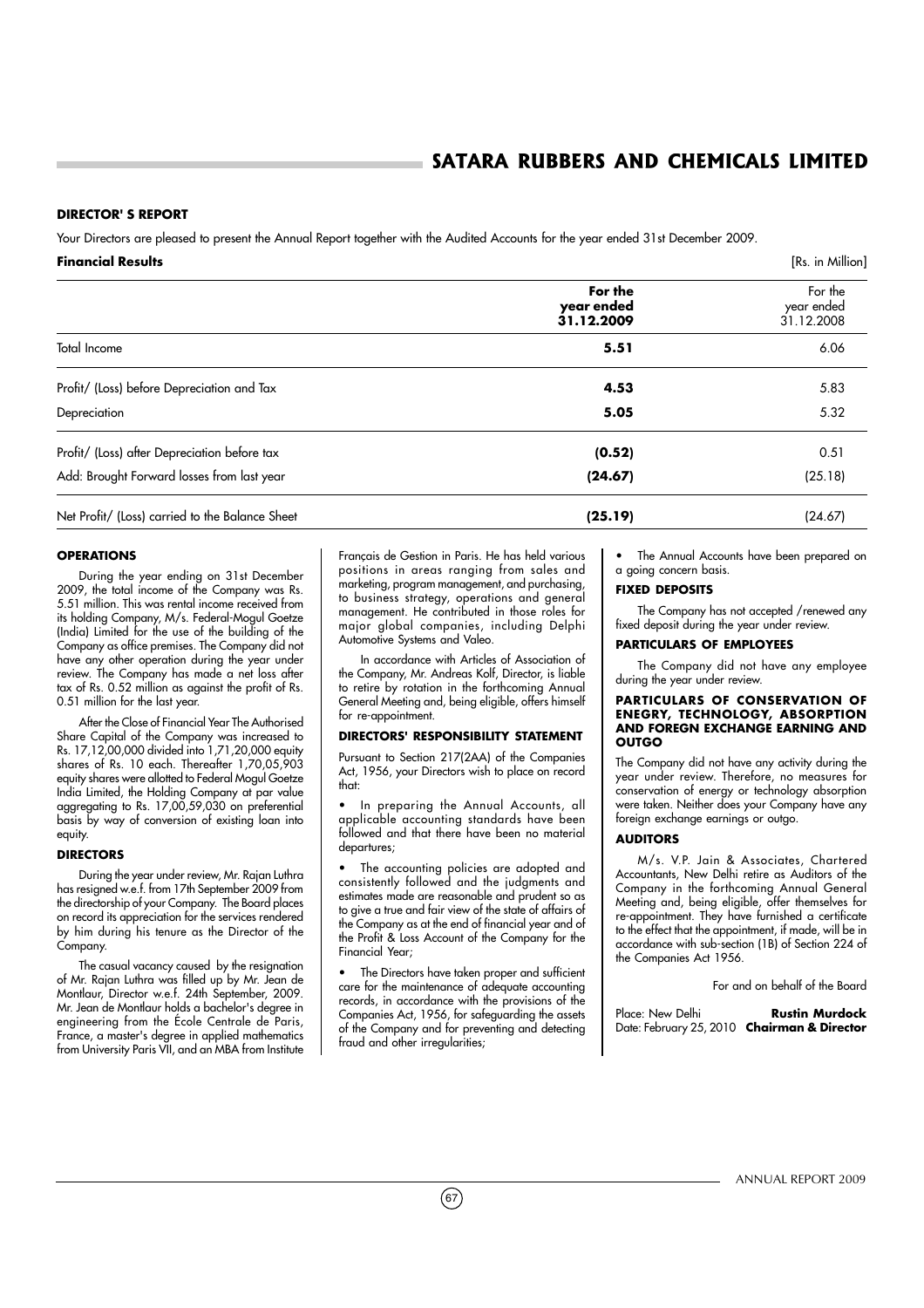## DIRECTOR' S REPORT

Your Directors are pleased to present the Annual Report together with the Audited Accounts for the year ended 31st December 2009.

**Financial Results** [Rs. in Million]

| | **For the year ended 31.12.2009** | For the year ended 31.12.2008 |
|---|---|---|
| Total Income | **5.51** | 6.06 |
| Profit/ (Loss) before Depreciation and Tax | **4.53** | 5.83 |
| Depreciation | **5.05** | 5.32 |
| Profit/ (Loss) after Depreciation before tax | **(0.52)** | 0.51 |
| Add: Brought Forward losses from last year | **(24.67)** | (25.18) |
| Net Profit/ (Loss) carried to the Balance Sheet | **(25.19)** | (24.67) |

### OPERATIONS

During the year ending on 31st December 2009, the total income of the Company was Rs. 5.51 million. This was rental income received from its holding Company, M/s. Federal-Mogul Goetze (India) Limited for the use of the building of the Company as office premises. The Company did not have any other operation during the year under review. The Company has made a net loss after tax of Rs. 0.52 million as against the profit of Rs. 0.51 million for the last year.

After the Close of Financial Year The Authorised Share Capital of the Company was increased to Rs. 17,12,00,000 divided into 1,71,20,000 equity shares of Rs. 10 each. Thereafter 1,70,05,903 equity shares were allotted to Federal Mogul Goetze India Limited, the Holding Company at par value aggregating to Rs. 17,00,59,030 on preferential basis by way of conversion of existing loan into equity.

### DIRECTORS

During the year under review, Mr. Rajan Luthra has resigned w.e.f. from 17th September 2009 from the directorship of your Company. The Board places on record its appreciation for the services rendered by him during his tenure as the Director of the Company.

The casual vacancy caused by the resignation of Mr. Rajan Luthra was filled up by Mr. Jean de Montlaur, Director w.e.f. 24th September, 2009. Mr. Jean de Montlaur holds a bachelor's degree in engineering from the École Centrale de Paris, France, a master's degree in applied mathematics from University Paris VII, and an MBA from Institute Français de Gestion in Paris. He has held various positions in areas ranging from sales and marketing, program management, and purchasing, to business strategy, operations and general management. He contributed in those roles for major global companies, including Delphi Automotive Systems and Valeo.

In accordance with Articles of Association of the Company, Mr. Andreas Kolf, Director, is liable to retire by rotation in the forthcoming Annual General Meeting and, being eligible, offers himself for re-appointment.

### DIRECTORS' RESPONSIBILITY STATEMENT

Pursuant to Section 217(2AA) of the Companies Act, 1956, your Directors wish to place on record that:

- In preparing the Annual Accounts, all applicable accounting standards have been followed and that there have been no material departures;
- The accounting policies are adopted and consistently followed and the judgments and estimates made are reasonable and prudent so as to give a true and fair view of the state of affairs of the Company as at the end of financial year and of the Profit & Loss Account of the Company for the Financial Year;
- The Directors have taken proper and sufficient care for the maintenance of adequate accounting records, in accordance with the provisions of the Companies Act, 1956, for safeguarding the assets of the Company and for preventing and detecting fraud and other irregularities;
- The Annual Accounts have been prepared on a going concern basis.

### FIXED DEPOSITS

The Company has not accepted /renewed any fixed deposit during the year under review.

### PARTICULARS OF EMPLOYEES

The Company did not have any employee during the year under review.

### PARTICULARS OF CONSERVATION OF ENEGRY, TECHNOLOGY, ABSORPTION AND FOREGN EXCHANGE EARNING AND OUTGO

The Company did not have any activity during the year under review. Therefore, no measures for conservation of energy or technology absorption were taken. Neither does your Company have any foreign exchange earnings or outgo.

### AUDITORS

M/s. V.P. Jain & Associates, Chartered Accountants, New Delhi retire as Auditors of the Company in the forthcoming Annual General Meeting and, being eligible, offer themselves for re-appointment. They have furnished a certificate to the effect that the appointment, if made, will be in accordance with sub-section (1B) of Section 224 of the Companies Act 1956.

For and on behalf of the Board

Place: New Delhi
Date: February 25, 2010

**Rustin Murdock**
**Chairman & Director**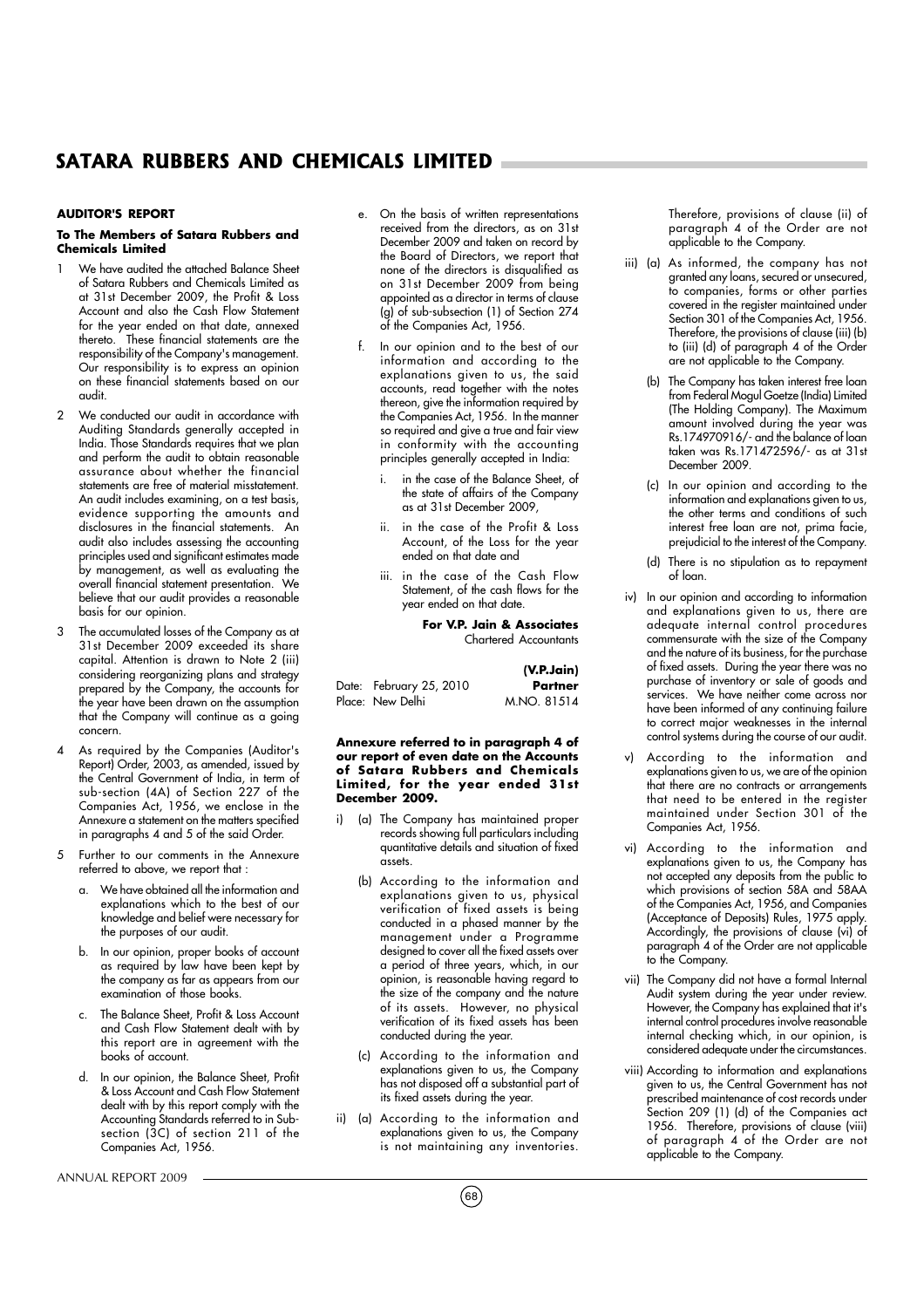## AUDITOR'S REPORT

**To The Members of Satara Rubbers and Chemicals Limited**

1. We have audited the attached Balance Sheet of Satara Rubbers and Chemicals Limited as at 31st December 2009, the Profit & Loss Account and also the Cash Flow Statement for the year ended on that date, annexed thereto. These financial statements are the responsibility of the Company's management. Our responsibility is to express an opinion on these financial statements based on our audit.

2. We conducted our audit in accordance with Auditing Standards generally accepted in India. Those Standards requires that we plan and perform the audit to obtain reasonable assurance about whether the financial statements are free of material misstatement. An audit includes examining, on a test basis, evidence supporting the amounts and disclosures in the financial statements. An audit also includes assessing the accounting principles used and significant estimates made by management, as well as evaluating the overall financial statement presentation. We believe that our audit provides a reasonable basis for our opinion.

3. The accumulated losses of the Company as at 31st December 2009 exceeded its share capital. Attention is drawn to Note 2 (iii) considering reorganizing plans and strategy prepared by the Company, the accounts for the year have been drawn on the assumption that the Company will continue as a going concern.

4. As required by the Companies (Auditor's Report) Order, 2003, as amended, issued by the Central Government of India, in term of sub-section (4A) of Section 227 of the Companies Act, 1956, we enclose in the Annexure a statement on the matters specified in paragraphs 4 and 5 of the said Order.

5. Further to our comments in the Annexure referred to above, we report that :

   a. We have obtained all the information and explanations which to the best of our knowledge and belief were necessary for the purposes of our audit.

   b. In our opinion, proper books of account as required by law have been kept by the company as far as appears from our examination of those books.

   c. The Balance Sheet, Profit & Loss Account and Cash Flow Statement dealt with by this report are in agreement with the books of account.

   d. In our opinion, the Balance Sheet, Profit & Loss Account and Cash Flow Statement dealt with by this report comply with the Accounting Standards referred to in Sub-section (3C) of section 211 of the Companies Act, 1956.

   e. On the basis of written representations received from the directors, as on 31st December 2009 and taken on record by the Board of Directors, we report that none of the directors is disqualified as on 31st December 2009 from being appointed as a director in terms of clause (g) of sub-subsection (1) of Section 274 of the Companies Act, 1956.

   f. In our opinion and to the best of our information and according to the explanations given to us, the said accounts, read together with the notes thereon, give the information required by the Companies Act, 1956. In the manner so required and give a true and fair view in conformity with the accounting principles generally accepted in India:

      i. in the case of the Balance Sheet, of the state of affairs of the Company as at 31st December 2009,

      ii. in the case of the Profit & Loss Account, of the Loss for the year ended on that date and

      iii. in the case of the Cash Flow Statement, of the cash flows for the year ended on that date.

**For V.P. Jain & Associates**
Chartered Accountants

**(V.P.Jain)**
**Partner**
M.NO. 81514

Date: February 25, 2010
Place: New Delhi

**Annexure referred to in paragraph 4 of our report of even date on the Accounts of Satara Rubbers and Chemicals Limited, for the year ended 31st December 2009.**

i) (a) The Company has maintained proper records showing full particulars including quantitative details and situation of fixed assets.

   (b) According to the information and explanations given to us, physical verification of fixed assets is being conducted in a phased manner by the management under a Programme designed to cover all the fixed assets over a period of three years, which, in our opinion, is reasonable having regard to the size of the company and the nature of its assets. However, no physical verification of its fixed assets has been conducted during the year.

   (c) According to the information and explanations given to us, the Company has not disposed off a substantial part of its fixed assets during the year.

ii) (a) According to the information and explanations given to us, the Company is not maintaining any inventories. Therefore, provisions of clause (ii) of paragraph 4 of the Order are not applicable to the Company.

iii) (a) As informed, the company has not granted any loans, secured or unsecured, to companies, forms or other parties covered in the register maintained under Section 301 of the Companies Act, 1956. Therefore, the provisions of clause (iii) (b) to (iii) (d) of paragraph 4 of the Order are not applicable to the Company.

   (b) The Company has taken interest free loan from Federal Mogul Goetze (India) Limited (The Holding Company). The Maximum amount involved during the year was Rs.174970916/- and the balance of loan taken was Rs.171472596/- as at 31st December 2009.

   (c) In our opinion and according to the information and explanations given to us, the other terms and conditions of such interest free loan are not, prima facie, prejudicial to the interest of the Company.

   (d) There is no stipulation as to repayment of loan.

iv) In our opinion and according to information and explanations given to us, there are adequate internal control procedures commensurate with the size of the Company and the nature of its business, for the purchase of fixed assets. During the year there was no purchase of inventory or sale of goods and services. We have neither come across nor have been informed of any continuing failure to correct major weaknesses in the internal control systems during the course of our audit.

v) According to the information and explanations given to us, we are of the opinion that there are no contracts or arrangements that need to be entered in the register maintained under Section 301 of the Companies Act, 1956.

vi) According to the information and explanations given to us, the Company has not accepted any deposits from the public to which provisions of section 58A and 58AA of the Companies Act, 1956, and Companies (Acceptance of Deposits) Rules, 1975 apply. Accordingly, the provisions of clause (vi) of paragraph 4 of the Order are not applicable to the Company.

vii) The Company did not have a formal Internal Audit system during the year under review. However, the Company has explained that it's internal control procedures involve reasonable internal checking which, in our opinion, is considered adequate under the circumstances.

viii) According to information and explanations given to us, the Central Government has not prescribed maintenance of cost records under Section 209 (1) (d) of the Companies act 1956. Therefore, provisions of clause (viii) of paragraph 4 of the Order are not applicable to the Company.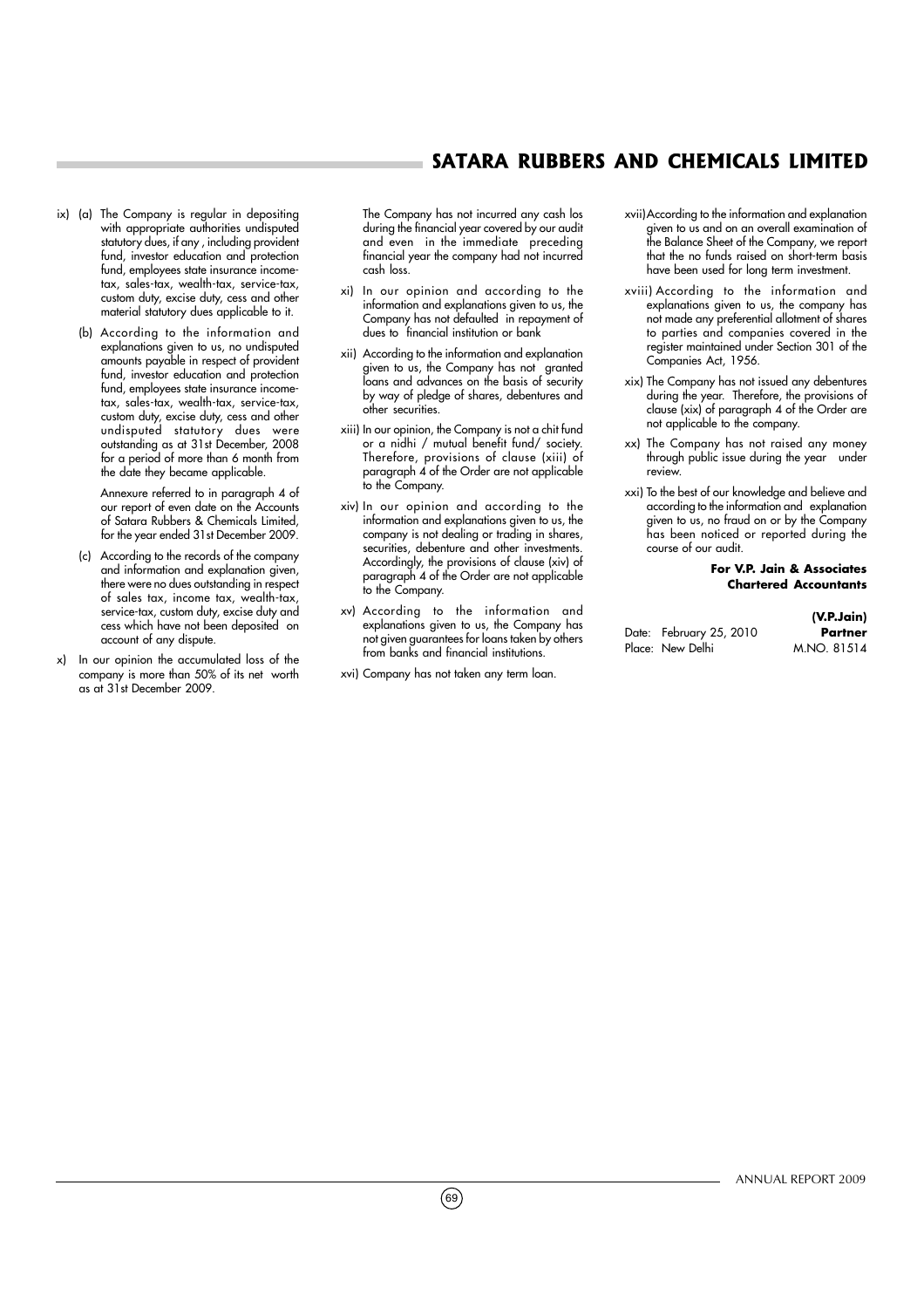ix) (a) The Company is regular in depositing with appropriate authorities undisputed statutory dues, if any , including provident fund, investor education and protection fund, employees state insurance income-tax, sales-tax, wealth-tax, service-tax, custom duty, excise duty, cess and other material statutory dues applicable to it.

   (b) According to the information and explanations given to us, no undisputed amounts payable in respect of provident fund, investor education and protection fund, employees state insurance income-tax, sales-tax, wealth-tax, service-tax, custom duty, excise duty, cess and other undisputed statutory dues were outstanding as at 31st December, 2008 for a period of more than 6 month from the date they became applicable.

   Annexure referred to in paragraph 4 of our report of even date on the Accounts of Satara Rubbers & Chemicals Limited, for the year ended 31st December 2009.

   (c) According to the records of the company and information and explanation given, there were no dues outstanding in respect of sales tax, income tax, wealth-tax, service-tax, custom duty, excise duty and cess which have not been deposited on account of any dispute.

x) In our opinion the accumulated loss of the company is more than 50% of its net worth as at 31st December 2009.

   The Company has not incurred any cash los during the financial year covered by our audit and even in the immediate preceding financial year the company had not incurred cash loss.

xi) In our opinion and according to the information and explanations given to us, the Company has not defaulted in repayment of dues to financial institution or bank

xii) According to the information and explanation given to us, the Company has not granted loans and advances on the basis of security by way of pledge of shares, debentures and other securities.

xiii) In our opinion, the Company is not a chit fund or a nidhi / mutual benefit fund/ society. Therefore, provisions of clause (xiii) of paragraph 4 of the Order are not applicable to the Company.

xiv) In our opinion and according to the information and explanations given to us, the company is not dealing or trading in shares, securities, debenture and other investments. Accordingly, the provisions of clause (xiv) of paragraph 4 of the Order are not applicable to the Company.

xv) According to the information and explanations given to us, the Company has not given guarantees for loans taken by others from banks and financial institutions.

xvi) Company has not taken any term loan.

xvii) According to the information and explanation given to us and on an overall examination of the Balance Sheet of the Company, we report that the no funds raised on short-term basis have been used for long term investment.

xviii) According to the information and explanations given to us, the company has not made any preferential allotment of shares to parties and companies covered in the register maintained under Section 301 of the Companies Act, 1956.

xix) The Company has not issued any debentures during the year. Therefore, the provisions of clause (xix) of paragraph 4 of the Order are not applicable to the company.

xx) The Company has not raised any money through public issue during the year under review.

xxi) To the best of our knowledge and believe and according to the information and explanation given to us, no fraud on or by the Company has been noticed or reported during the course of our audit.

**For V.P. Jain & Associates**
**Chartered Accountants**

**(V.P.Jain)**
**Partner**
M.NO. 81514

Date: February 25, 2010
Place: New Delhi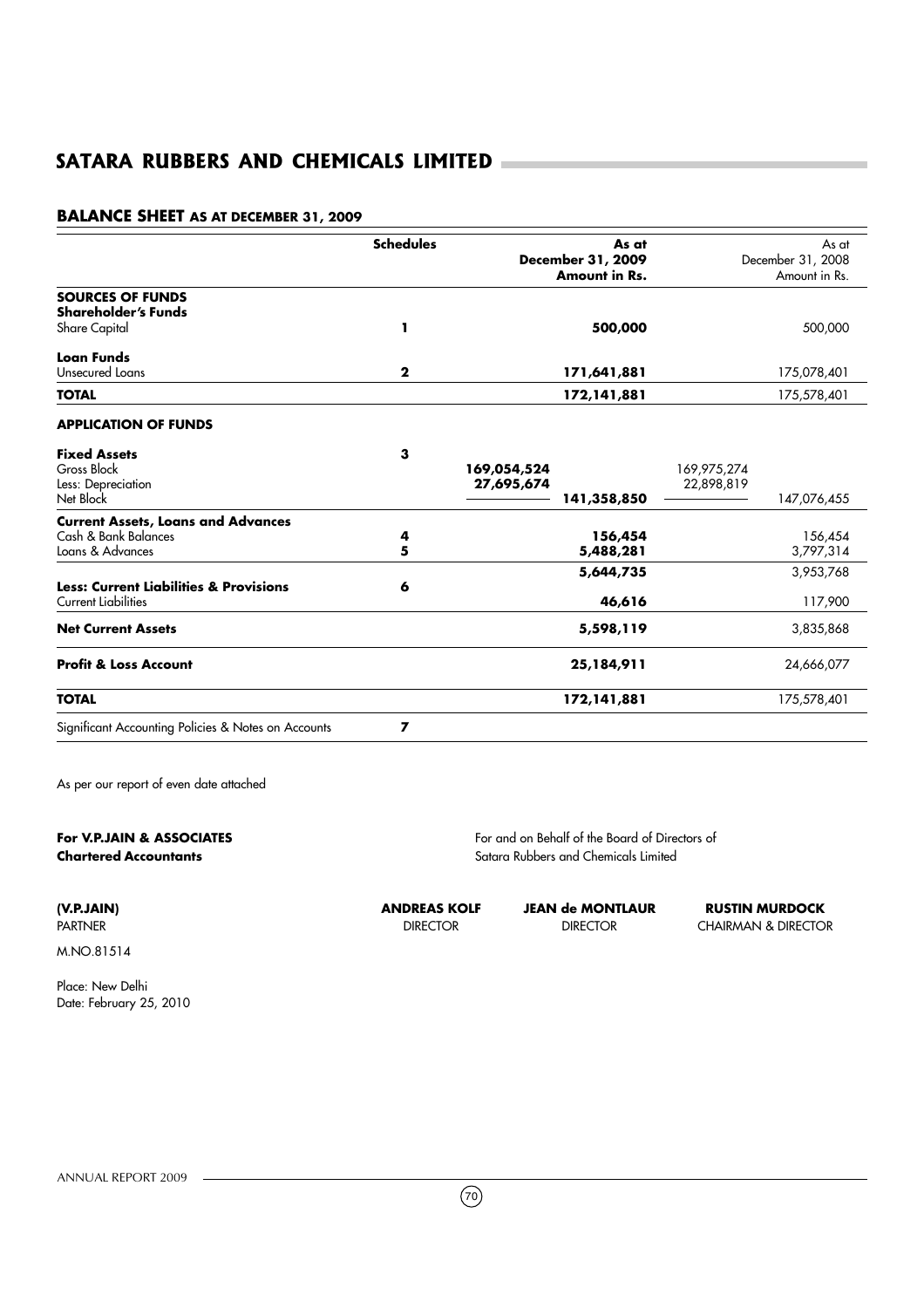# SATARA RUBBERS AND CHEMICALS LIMITED

## BALANCE SHEET AS AT DECEMBER 31, 2009

| | Schedules | | As at December 31, 2009 Amount in Rs. | | As at December 31, 2008 Amount in Rs. |
|---|---|---|---|---|---|
| **SOURCES OF FUNDS** | | | | | |
| **Shareholder's Funds** | | | | | |
| Share Capital | 1 | | **500,000** | | 500,000 |
| **Loan Funds** | | | | | |
| Unsecured Loans | 2 | | **171,641,881** | | 175,078,401 |
| **TOTAL** | | | **172,141,881** | | 175,578,401 |
| **APPLICATION OF FUNDS** | | | | | |
| **Fixed Assets** | 3 | | | | |
| Gross Block | | **169,054,524** | | 169,975,274 | |
| Less: Depreciation | | **27,695,674** | | 22,898,819 | |
| Net Block | | | **141,358,850** | | 147,076,455 |
| **Current Assets, Loans and Advances** | | | | | |
| Cash & Bank Balances | 4 | | **156,454** | | 156,454 |
| Loans & Advances | 5 | | **5,488,281** | | 3,797,314 |
| | | | **5,644,735** | | 3,953,768 |
| **Less: Current Liabilities & Provisions** | 6 | | | | |
| Current Liabilities | | | **46,616** | | 117,900 |
| **Net Current Assets** | | | **5,598,119** | | 3,835,868 |
| **Profit & Loss Account** | | | **25,184,911** | | 24,666,077 |
| **TOTAL** | | | **172,141,881** | | 175,578,401 |
| Significant Accounting Policies & Notes on Accounts | 7 | | | | |

As per our report of even date attached

**For V.P.JAIN & ASSOCIATES**
**Chartered Accountants**

For and on Behalf of the Board of Directors of
Satara Rubbers and Chemicals Limited

| **(V.P.JAIN)** | **ANDREAS KOLF** | **JEAN de MONTLAUR** | **RUSTIN MURDOCK** |
|---|---|---|---|
| PARTNER | DIRECTOR | DIRECTOR | CHAIRMAN & DIRECTOR |

M.NO.81514

Place: New Delhi
Date: February 25, 2010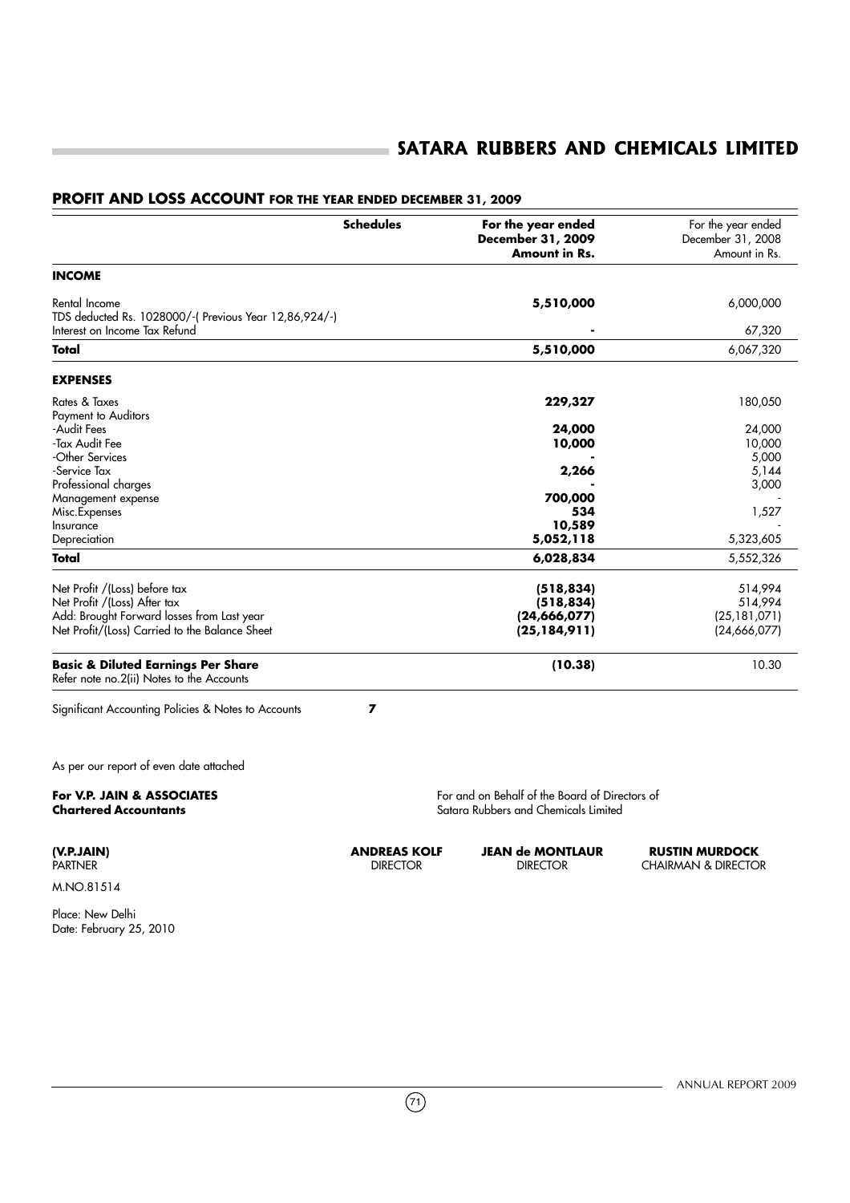# SATARA RUBBERS AND CHEMICALS LIMITED

## PROFIT AND LOSS ACCOUNT FOR THE YEAR ENDED DECEMBER 31, 2009

| | Schedules | For the year ended **December 31, 2009** **Amount in Rs.** | For the year ended December 31, 2008 Amount in Rs. |
|---|---|---|---|
| **INCOME** | | | |
| Rental Income | | **5,510,000** | 6,000,000 |
| TDS deducted Rs. 1028000/-( Previous Year 12,86,924/-) | | | |
| Interest on Income Tax Refund | | **-** | 67,320 |
| **Total** | | **5,510,000** | 6,067,320 |
| **EXPENSES** | | | |
| Rates & Taxes | | **229,327** | 180,050 |
| Payment to Auditors | | | |
| -Audit Fees | | **24,000** | 24,000 |
| -Tax Audit Fee | | **10,000** | 10,000 |
| -Other Services | | **-** | 5,000 |
| -Service Tax | | **2,266** | 5,144 |
| Professional charges | | **-** | 3,000 |
| Management expense | | **700,000** | - |
| Misc.Expenses | | **534** | 1,527 |
| Insurance | | **10,589** | - |
| Depreciation | | **5,052,118** | 5,323,605 |
| **Total** | | **6,028,834** | 5,552,326 |
| Net Profit /(Loss) before tax | | **(518,834)** | 514,994 |
| Net Profit /(Loss) After tax | | **(518,834)** | 514,994 |
| Add: Brought Forward losses from Last year | | **(24,666,077)** | (25,181,071) |
| Net Profit/(Loss) Carried to the Balance Sheet | | **(25,184,911)** | (24,666,077) |
| **Basic & Diluted Earnings Per Share** | | **(10.38)** | 10.30 |
| Refer note no.2(ii) Notes to the Accounts | | | |
| Significant Accounting Policies & Notes to Accounts | **7** | | |

As per our report of even date attached

**For V.P. JAIN & ASSOCIATES**
**Chartered Accountants**

For and on Behalf of the Board of Directors of
Satara Rubbers and Chemicals Limited

| **(V.P.JAIN)** | **ANDREAS KOLF** | **JEAN de MONTLAUR** | **RUSTIN MURDOCK** |
|---|---|---|---|
| PARTNER | DIRECTOR | DIRECTOR | CHAIRMAN & DIRECTOR |

M.NO.81514

Place: New Delhi
Date: February 25, 2010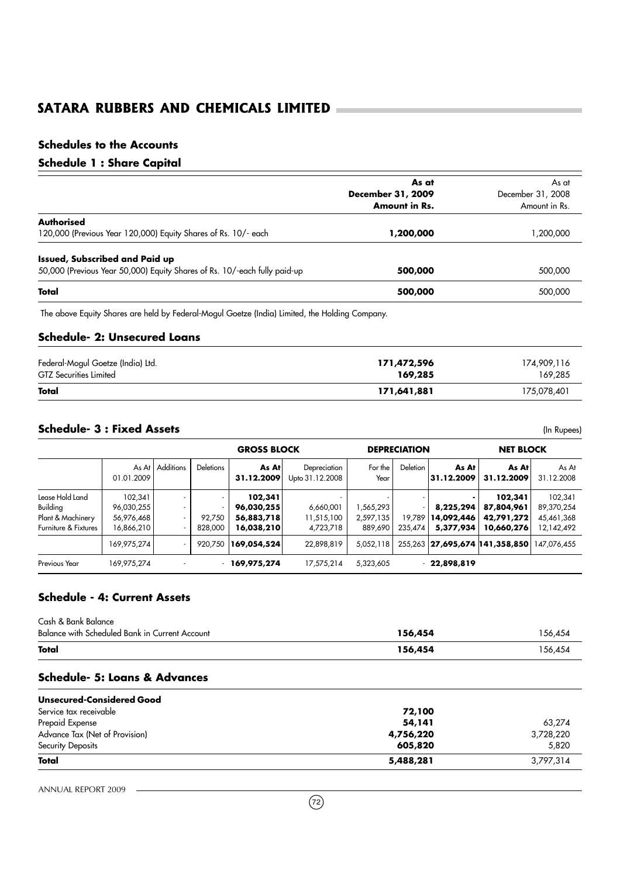# SATARA RUBBERS AND CHEMICALS LIMITED

## Schedules to the Accounts

### Schedule 1 : Share Capital

| | **As at December 31, 2009 Amount in Rs.** | As at December 31, 2008 Amount in Rs. |
|---|---|---|
| **Authorised** | | |
| 120,000 (Previous Year 120,000) Equity Shares of Rs. 10/- each | **1,200,000** | 1,200,000 |
| **Issued, Subscribed and Paid up** | | |
| 50,000 (Previous Year 50,000) Equity Shares of Rs. 10/-each fully paid-up | **500,000** | 500,000 |
| **Total** | **500,000** | 500,000 |

The above Equity Shares are held by Federal-Mogul Goetze (India) Limited, the Holding Company.

### Schedule- 2: Unsecured Loans

| | | |
|---|---|---|
| Federal-Mogul Goetze (India) Ltd. | **171,472,596** | 174,909,116 |
| GTZ Securities Limited | **169,285** | 169,285 |
| **Total** | **171,641,881** | 175,078,401 |

### Schedule- 3 : Fixed Assets

(In Rupees)

| | GROSS BLOCK | | | | DEPRECIATION | | | | NET BLOCK | |
|---|---|---|---|---|---|---|---|---|---|---|
| | As At 01.01.2009 | Additions | Deletions | **As At 31.12.2009** | Depreciation Upto 31.12.2008 | For the Year | Deletion | **As At 31.12.2009** | **As At 31.12.2009** | As At 31.12.2008 |
| Lease Hold Land | 102,341 | - | - | **102,341** | - | - | - | **-** | **102,341** | 102,341 |
| Building | 96,030,255 | - | - | **96,030,255** | 6,660,001 | 1,565,293 | - | **8,225,294** | **87,804,961** | 89,370,254 |
| Plant & Machinery | 56,976,468 | - | 92,750 | **56,883,718** | 11,515,100 | 2,597,135 | 19,789 | **14,092,446** | **42,791,272** | 45,461,368 |
| Furniture & Fixtures | 16,866,210 | - | 828,000 | **16,038,210** | 4,723,718 | 889,690 | 235,474 | **5,377,934** | **10,660,276** | 12,142,492 |
| | 169,975,274 | - | 920,750 | **169,054,524** | 22,898,819 | 5,052,118 | 255,263 | **27,695,674** | **141,358,850** | 147,076,455 |
| Previous Year | 169,975,274 | - | - | **169,975,274** | 17,575,214 | 5,323,605 | - | **22,898,819** | | |

### Schedule - 4: Current Assets

| | | |
|---|---|---|
| Cash & Bank Balance | | |
| Balance with Scheduled Bank in Current Account | **156,454** | 156,454 |
| **Total** | **156,454** | 156,454 |

### Schedule- 5: Loans & Advances

| | | |
|---|---|---|
| **Unsecured-Considered Good** | | |
| Service tax receivable | **72,100** | |
| Prepaid Expense | **54,141** | 63,274 |
| Advance Tax (Net of Provision) | **4,756,220** | 3,728,220 |
| Security Deposits | **605,820** | 5,820 |
| **Total** | **5,488,281** | 3,797,314 |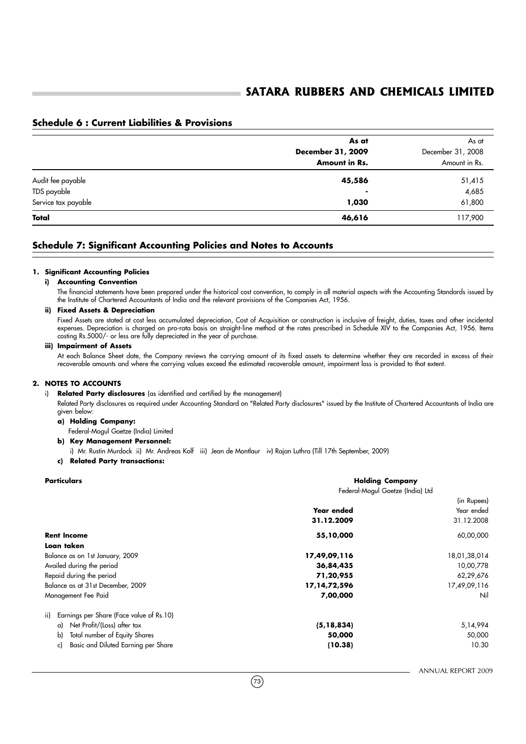## Schedule 6 : Current Liabilities & Provisions

| | **As at December 31, 2009 Amount in Rs.** | As at December 31, 2008 Amount in Rs. |
|---|---|---|
| Audit fee payable | **45,586** | 51,415 |
| TDS payable | **-** | 4,685 |
| Service tax payable | **1,030** | 61,800 |
| **Total** | **46,616** | 117,900 |

## Schedule 7: Significant Accounting Policies and Notes to Accounts

### 1. Significant Accounting Policies

**i) Accounting Convention**

The financial statements have been prepared under the historical cost convention, to comply in all material aspects with the Accounting Standards issued by the Institute of Chartered Accountants of India and the relevant provisions of the Companies Act, 1956.

**ii) Fixed Assets & Depreciation**

Fixed Assets are stated at cost less accumulated depreciation, Cost of Acquisition or construction is inclusive of freight, duties, taxes and other incidental expenses. Depreciation is charged on pro-rata basis on straight-line method at the rates prescribed in Schedule XIV to the Companies Act, 1956. Items costing Rs.5000/- or less are fully depreciated in the year of purchase.

**iii) Impairment of Assets**

At each Balance Sheet date, the Company reviews the carrying amount of its fixed assets to determine whether they are recorded in excess of their recoverable amounts and where the carrying values exceed the estimated recoverable amount, impairment loss is provided to that extent.

### 2. NOTES TO ACCOUNTS

i) **Related Party disclosures** (as identified and certified by the management)

Related Party disclosures as required under Accounting Standard on "Related Party disclosures" issued by the Institute of Chartered Accountants of India are given below:

**a) Holding Company:**

Federal-Mogul Goetze (India) Limited

**b) Key Management Personnel:**

i) Mr. Rustin Murdock ii) Mr. Andreas Kolf iii) Jean de Montlaur iv) Rajan Luthra (Till 17th September, 2009)

**c) Related Party transactions:**

| **Particulars** | **Holding Company** Federal-Mogul Goetze (India) Ltd | |
|---|---|---|
| | **Year ended 31.12.2009** | (in Rupees) Year ended 31.12.2008 |
| **Rent Income** | **55,10,000** | 60,00,000 |
| **Loan taken** | | |
| Balance as on 1st January, 2009 | **17,49,09,116** | 18,01,38,014 |
| Availed during the period | **36,84,435** | 10,00,778 |
| Repaid during the period | **71,20,955** | 62,29,676 |
| Balance as at 31st December, 2009 | **17,14,72,596** | 17,49,09,116 |
| Management Fee Paid | **7,00,000** | Nil |
| ii) Earnings per Share (Face value of Rs.10) | | |
| a) Net Profit/(Loss) after tax | **(5,18,834)** | 5,14,994 |
| b) Total number of Equity Shares | **50,000** | 50,000 |
| c) Basic and Diluted Earning per Share | **(10.38)** | 10.30 |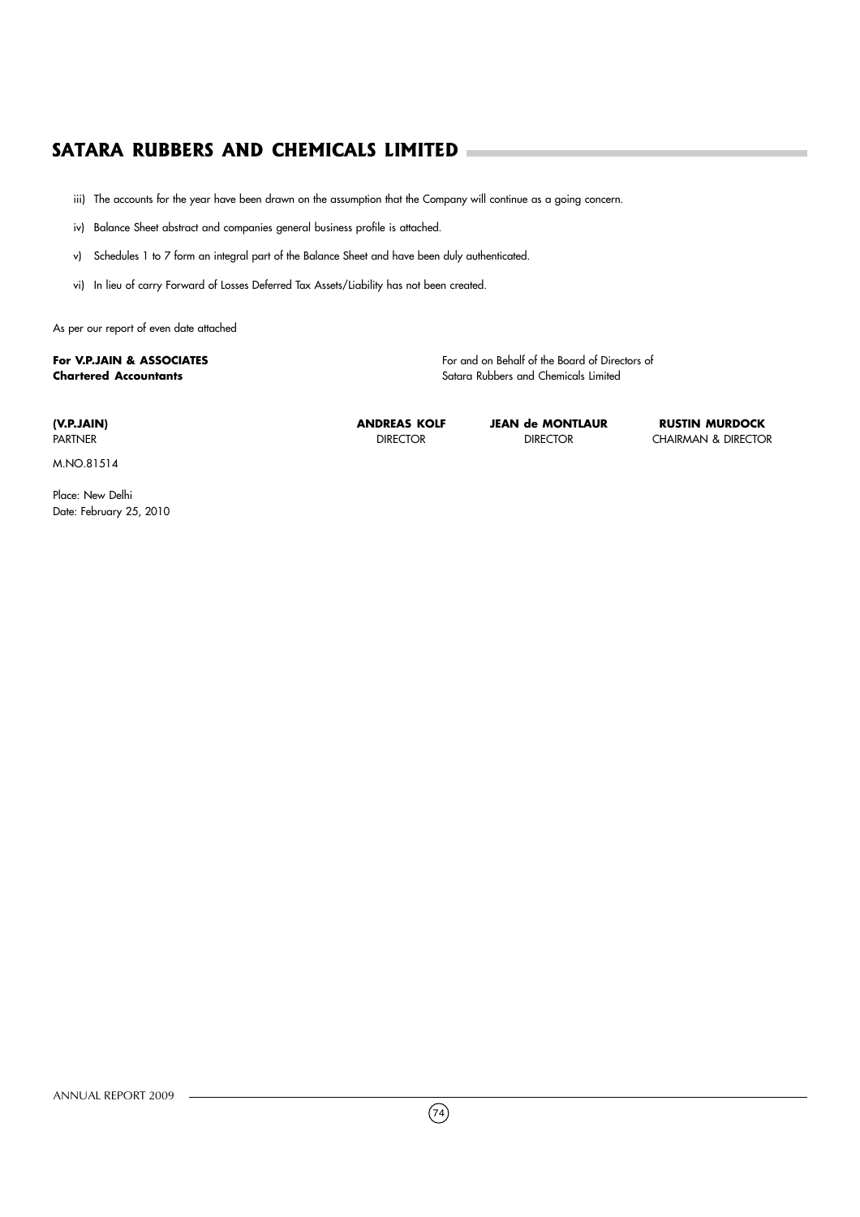iii) The accounts for the year have been drawn on the assumption that the Company will continue as a going concern.

iv) Balance Sheet abstract and companies general business profile is attached.

v) Schedules 1 to 7 form an integral part of the Balance Sheet and have been duly authenticated.

vi) In lieu of carry Forward of Losses Deferred Tax Assets/Liability has not been created.

As per our report of even date attached

**For V.P.JAIN & ASSOCIATES**
**Chartered Accountants**

For and on Behalf of the Board of Directors of
Satara Rubbers and Chemicals Limited

| **(V.P.JAIN)** | **ANDREAS KOLF** | **JEAN de MONTLAUR** | **RUSTIN MURDOCK** |
|---|---|---|---|
| PARTNER | DIRECTOR | DIRECTOR | CHAIRMAN & DIRECTOR |
| M.NO.81514 | | | |

Place: New Delhi
Date: February 25, 2010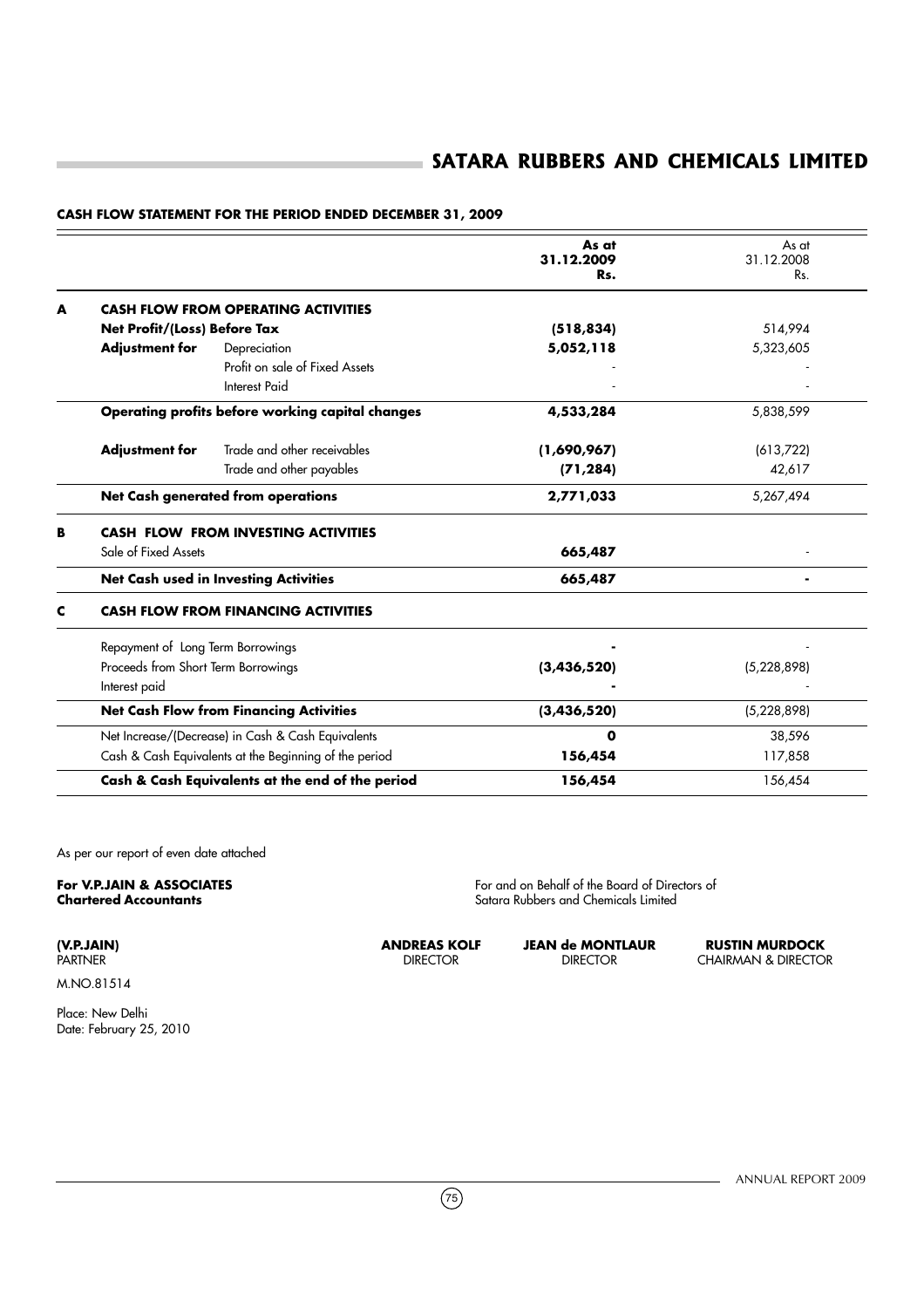## CASH FLOW STATEMENT FOR THE PERIOD ENDED DECEMBER 31, 2009

| | | | As at 31.12.2009 Rs. | As at 31.12.2008 Rs. |
|---|---|---|---|---|
| **A** | **CASH FLOW FROM OPERATING ACTIVITIES** | | | |
| | **Net Profit/(Loss) Before Tax** | | **(518,834)** | 514,994 |
| | **Adjustment for** | Depreciation | **5,052,118** | 5,323,605 |
| | | Profit on sale of Fixed Assets | - | - |
| | | Interest Paid | - | - |
| | **Operating profits before working capital changes** | | **4,533,284** | 5,838,599 |
| | **Adjustment for** | Trade and other receivables | **(1,690,967)** | (613,722) |
| | | Trade and other payables | **(71,284)** | 42,617 |
| | **Net Cash generated from operations** | | **2,771,033** | 5,267,494 |
| **B** | **CASH FLOW FROM INVESTING ACTIVITIES** | | | |
| | Sale of Fixed Assets | | **665,487** | - |
| | **Net Cash used in Investing Activities** | | **665,487** | - |
| **C** | **CASH FLOW FROM FINANCING ACTIVITIES** | | | |
| | Repayment of Long Term Borrowings | | **-** | - |
| | Proceeds from Short Term Borrowings | | **(3,436,520)** | (5,228,898) |
| | Interest paid | | **-** | - |
| | **Net Cash Flow from Financing Activities** | | **(3,436,520)** | (5,228,898) |
| | Net Increase/(Decrease) in Cash & Cash Equivalents | | **0** | 38,596 |
| | Cash & Cash Equivalents at the Beginning of the period | | **156,454** | 117,858 |
| | **Cash & Cash Equivalents at the end of the period** | | **156,454** | 156,454 |

As per our report of even date attached

**For V.P.JAIN & ASSOCIATES**
**Chartered Accountants**

For and on Behalf of the Board of Directors of
Satara Rubbers and Chemicals Limited

**(V.P.JAIN)**
PARTNER
M.NO.81514

**ANDREAS KOLF**
DIRECTOR

**JEAN de MONTLAUR**
DIRECTOR

**RUSTIN MURDOCK**
CHAIRMAN & DIRECTOR

Place: New Delhi
Date: February 25, 2010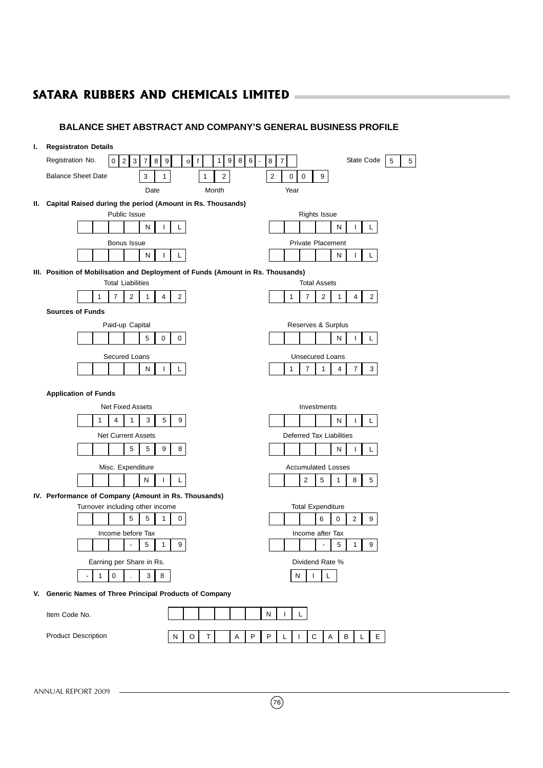## SATARA RUBBERS AND CHEMICALS LIMITED

### BALANCE SHET ABSTRACT AND COMPANY'S GENERAL BUSINESS PROFILE

**I. Regsistraton Details**

| | | | |
|---|---|---|---|
| Registration No. | 023789 of 1986-87 | State Code | 55 |
| Balance Sheet Date | 31 (Date) | 12 (Month) | 2009 (Year) |

**II. Capital Raised during the period (Amount in Rs. Thousands)**

| Public Issue | Rights Issue |
|---|---|
| NIL | NIL |
| **Bonus Issue** | **Private Placement** |
| NIL | NIL |

**III. Position of Mobilisation and Deployment of Funds (Amount in Rs. Thousands)**

| Total Liabilities | Total Assets |
|---|---|
| 172142 | 172142 |

**Sources of Funds**

| Paid-up Capital | Reserves & Surplus |
|---|---|
| 500 | NIL |
| **Secured Loans** | **Unsecured Loans** |
| NIL | 171473 |

**Application of Funds**

| Net Fixed Assets | Investments |
|---|---|
| 141359 | NIL |
| **Net Current Assets** | **Deferred Tax Liabilities** |
| 5598 | NIL |
| **Misc. Expenditure** | **Accumulated Losses** |
| NIL | 25185 |

**IV. Performance of Company (Amount in Rs. Thousands)**

| Turnover including other income | Total Expenditure |
|---|---|
| 5510 | 6029 |
| **Income before Tax** | **Income after Tax** |
| -519 | -519 |
| **Earning per Share in Rs.** | **Dividend Rate %** |
| -10.38 | NIL |

**V. Generic Names of Three Principal Products of Company**

| | |
|---|---|
| Item Code No. | NIL |
| Product Description | NOT APPLICABLE |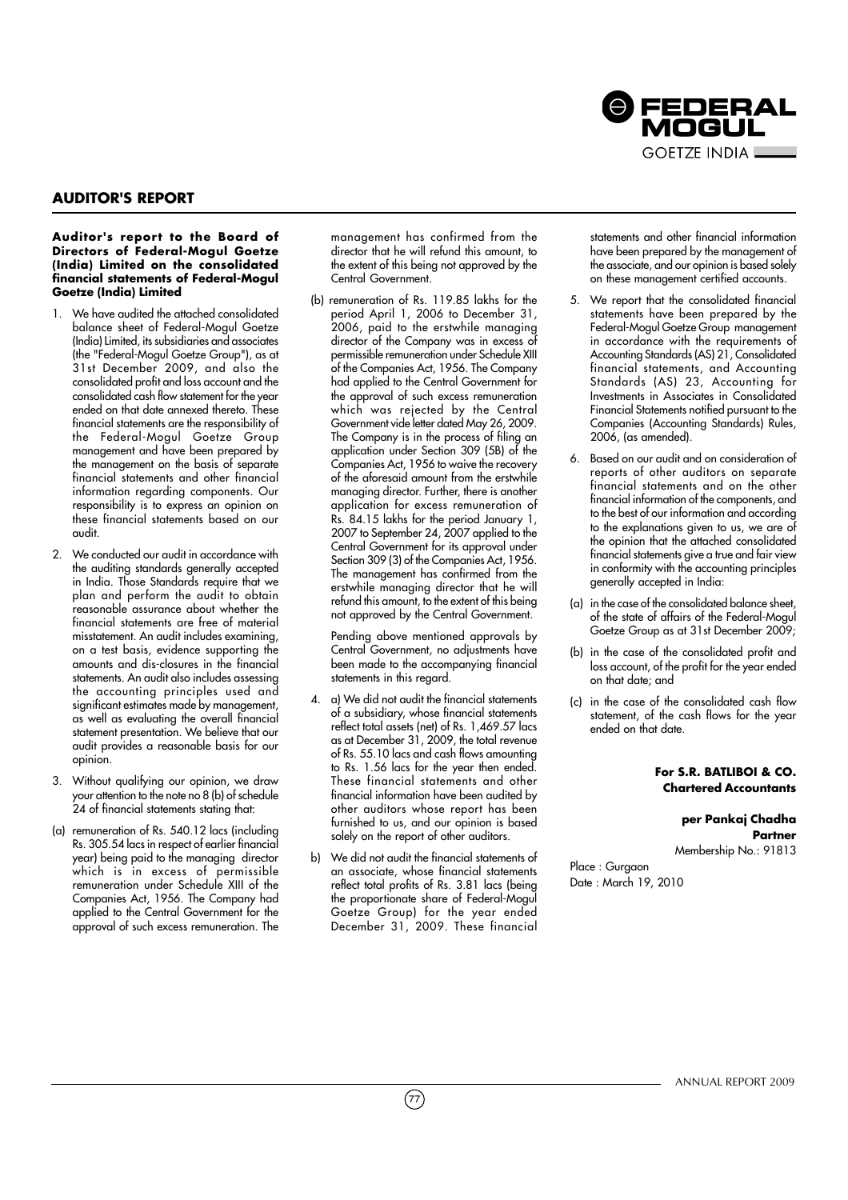## AUDITOR'S REPORT

**Auditor's report to the Board of Directors of Federal-Mogul Goetze (India) Limited on the consolidated financial statements of Federal-Mogul Goetze (India) Limited**

1. We have audited the attached consolidated balance sheet of Federal-Mogul Goetze (India) Limited, its subsidiaries and associates (the "Federal-Mogul Goetze Group"), as at 31st December 2009, and also the consolidated profit and loss account and the consolidated cash flow statement for the year ended on that date annexed thereto. These financial statements are the responsibility of the Federal-Mogul Goetze Group management and have been prepared by the management on the basis of separate financial statements and other financial information regarding components. Our responsibility is to express an opinion on these financial statements based on our audit.

2. We conducted our audit in accordance with the auditing standards generally accepted in India. Those Standards require that we plan and perform the audit to obtain reasonable assurance about whether the financial statements are free of material misstatement. An audit includes examining, on a test basis, evidence supporting the amounts and dis-closures in the financial statements. An audit also includes assessing the accounting principles used and significant estimates made by management, as well as evaluating the overall financial statement presentation. We believe that our audit provides a reasonable basis for our opinion.

3. Without qualifying our opinion, we draw your attention to the note no 8 (b) of schedule 24 of financial statements stating that:

(a) remuneration of Rs. 540.12 lacs (including Rs. 305.54 lacs in respect of earlier financial year) being paid to the managing director which is in excess of permissible remuneration under Schedule XIII of the Companies Act, 1956. The Company had applied to the Central Government for the approval of such excess remuneration. The management has confirmed from the director that he will refund this amount, to the extent of this being not approved by the Central Government.

(b) remuneration of Rs. 119.85 lakhs for the period April 1, 2006 to December 31, 2006, paid to the erstwhile managing director of the Company was in excess of permissible remuneration under Schedule XIII of the Companies Act, 1956. The Company had applied to the Central Government for the approval of such excess remuneration which was rejected by the Central Government vide letter dated May 26, 2009. The Company is in the process of filing an application under Section 309 (5B) of the Companies Act, 1956 to waive the recovery of the aforesaid amount from the erstwhile managing director. Further, there is another application for excess remuneration of Rs. 84.15 lakhs for the period January 1, 2007 to September 24, 2007 applied to the Central Government for its approval under Section 309 (3) of the Companies Act, 1956. The management has confirmed from the erstwhile managing director that he will refund this amount, to the extent of this being not approved by the Central Government.

Pending above mentioned approvals by Central Government, no adjustments have been made to the accompanying financial statements in this regard.

4. a) We did not audit the financial statements of a subsidiary, whose financial statements reflect total assets (net) of Rs. 1,469.57 lacs as at December 31, 2009, the total revenue of Rs. 55.10 lacs and cash flows amounting to Rs. 1.56 lacs for the year then ended. These financial statements and other financial information have been audited by other auditors whose report has been furnished to us, and our opinion is based solely on the report of other auditors.

b) We did not audit the financial statements of an associate, whose financial statements reflect total profits of Rs. 3.81 lacs (being the proportionate share of Federal-Mogul Goetze Group) for the year ended December 31, 2009. These financial statements and other financial information have been prepared by the management of the associate, and our opinion is based solely on these management certified accounts.

5. We report that the consolidated financial statements have been prepared by the Federal-Mogul Goetze Group management in accordance with the requirements of Accounting Standards (AS) 21, Consolidated financial statements, and Accounting Standards (AS) 23, Accounting for Investments in Associates in Consolidated Financial Statements notified pursuant to the Companies (Accounting Standards) Rules, 2006, (as amended).

6. Based on our audit and on consideration of reports of other auditors on separate financial statements and on the other financial information of the components, and to the best of our information and according to the explanations given to us, we are of the opinion that the attached consolidated financial statements give a true and fair view in conformity with the accounting principles generally accepted in India:

(a) in the case of the consolidated balance sheet, of the state of affairs of the Federal-Mogul Goetze Group as at 31st December 2009;

(b) in the case of the consolidated profit and loss account, of the profit for the year ended on that date; and

(c) in the case of the consolidated cash flow statement, of the cash flows for the year ended on that date.

**For S.R. BATLIBOI & CO.**
**Chartered Accountants**

**per Pankaj Chadha**
**Partner**
Membership No.: 91813

Place : Gurgaon
Date : March 19, 2010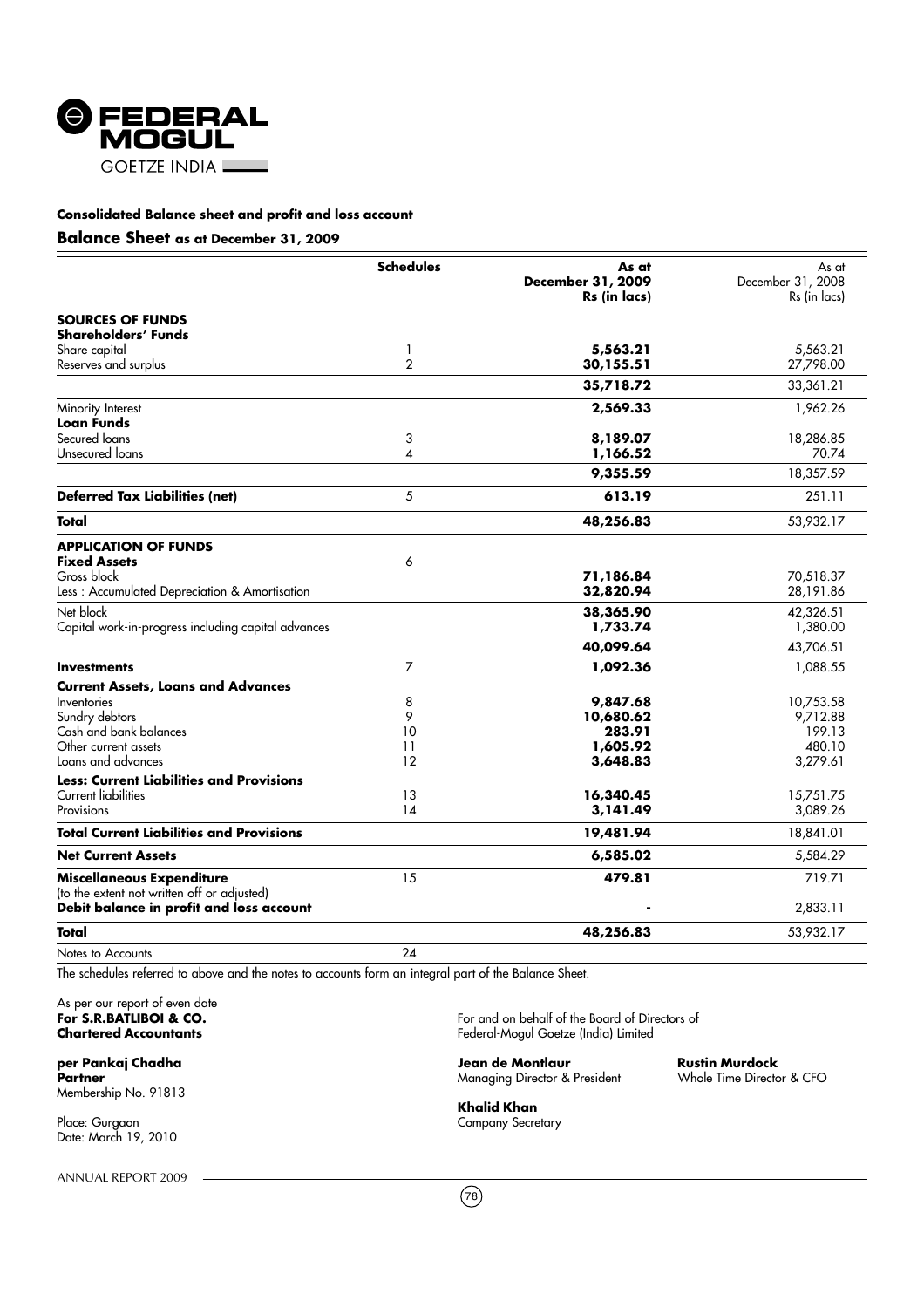**Consolidated Balance sheet and profit and loss account**

## Balance Sheet as at December 31, 2009

| | Schedules | As at December 31, 2009 Rs (in lacs) | As at December 31, 2008 Rs (in lacs) |
|---|---|---|---|
| **SOURCES OF FUNDS** | | | |
| **Shareholders' Funds** | | | |
| Share capital | 1 | **5,563.21** | 5,563.21 |
| Reserves and surplus | 2 | **30,155.51** | 27,798.00 |
| | | **35,718.72** | 33,361.21 |
| Minority Interest | | **2,569.33** | 1,962.26 |
| **Loan Funds** | | | |
| Secured loans | 3 | **8,189.07** | 18,286.85 |
| Unsecured loans | 4 | **1,166.52** | 70.74 |
| | | **9,355.59** | 18,357.59 |
| **Deferred Tax Liabilities (net)** | 5 | **613.19** | 251.11 |
| **Total** | | **48,256.83** | 53,932.17 |
| **APPLICATION OF FUNDS** | | | |
| **Fixed Assets** | 6 | | |
| Gross block | | **71,186.84** | 70,518.37 |
| Less : Accumulated Depreciation & Amortisation | | **32,820.94** | 28,191.86 |
| Net block | | **38,365.90** | 42,326.51 |
| Capital work-in-progress including capital advances | | **1,733.74** | 1,380.00 |
| | | **40,099.64** | 43,706.51 |
| **Investments** | 7 | **1,092.36** | 1,088.55 |
| **Current Assets, Loans and Advances** | | | |
| Inventories | 8 | **9,847.68** | 10,753.58 |
| Sundry debtors | 9 | **10,680.62** | 9,712.88 |
| Cash and bank balances | 10 | **283.91** | 199.13 |
| Other current assets | 11 | **1,605.92** | 480.10 |
| Loans and advances | 12 | **3,648.83** | 3,279.61 |
| **Less: Current Liabilities and Provisions** | | | |
| Current liabilities | 13 | **16,340.45** | 15,751.75 |
| Provisions | 14 | **3,141.49** | 3,089.26 |
| **Total Current Liabilities and Provisions** | | **19,481.94** | 18,841.01 |
| **Net Current Assets** | | **6,585.02** | 5,584.29 |
| **Miscellaneous Expenditure** (to the extent not written off or adjusted) | 15 | **479.81** | 719.71 |
| **Debit balance in profit and loss account** | | **-** | 2,833.11 |
| **Total** | | **48,256.83** | 53,932.17 |
| Notes to Accounts | 24 | | |

The schedules referred to above and the notes to accounts form an integral part of the Balance Sheet.

As per our report of even date
**For S.R.BATLIBOI & CO.**
**Chartered Accountants**

**per Pankaj Chadha**
**Partner**
Membership No. 91813

Place: Gurgaon
Date: March 19, 2010

For and on behalf of the Board of Directors of
Federal-Mogul Goetze (India) Limited

**Jean de Montlaur**
Managing Director & President

**Rustin Murdock**
Whole Time Director & CFO

**Khalid Khan**
Company Secretary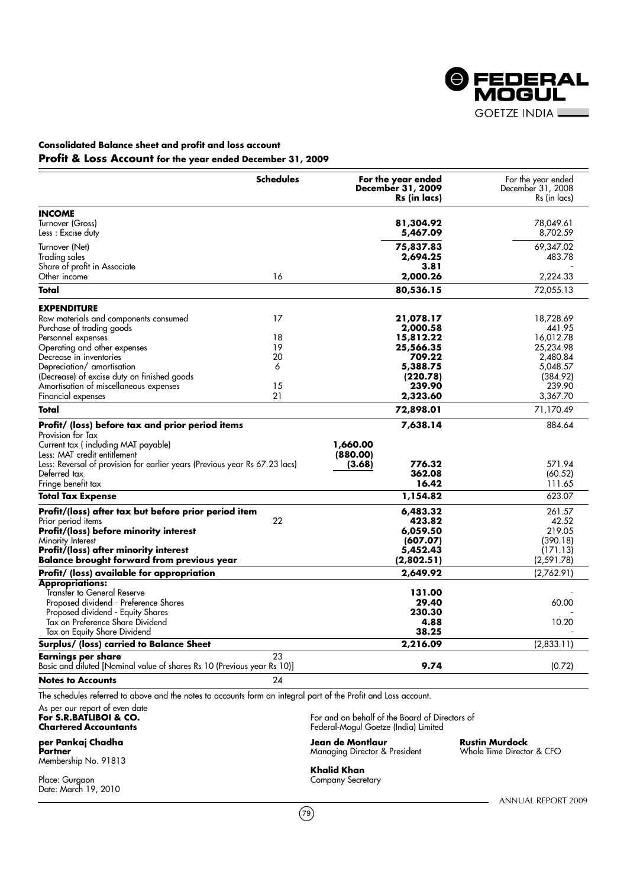**Consolidated Balance sheet and profit and loss account**

## Profit & Loss Account for the year ended December 31, 2009

| | Schedules | | For the year ended December 31, 2009 Rs (in lacs) | For the year ended December 31, 2008 Rs (in lacs) |
|---|---|---|---|---|
| **INCOME** | | | | |
| Turnover (Gross) | | | **81,304.92** | 78,049.61 |
| Less : Excise duty | | | **5,467.09** | 8,702.59 |
| Turnover (Net) | | | **75,837.83** | 69,347.02 |
| Trading sales | | | **2,694.25** | 483.78 |
| Share of profit in Associate | | | **3.81** | - |
| Other income | 16 | | **2,000.26** | 2,224.33 |
| **Total** | | | **80,536.15** | 72,055.13 |
| **EXPENDITURE** | | | | |
| Raw materials and components consumed | 17 | | **21,078.17** | 18,728.69 |
| Purchase of trading goods | | | **2,000.58** | 441.95 |
| Personnel expenses | 18 | | **15,812.22** | 16,012.78 |
| Operating and other expenses | 19 | | **25,566.35** | 25,234.98 |
| Decrease in inventories | 20 | | **709.22** | 2,480.84 |
| Depreciation/ amortisation | 6 | | **5,388.75** | 5,048.57 |
| (Decrease) of excise duty on finished goods | | | **(220.78)** | (384.92) |
| Amortisation of miscellaneous expenses | 15 | | **239.90** | 239.90 |
| Financial expenses | 21 | | **2,323.60** | 3,367.70 |
| **Total** | | | **72,898.01** | 71,170.49 |
| **Profit/ (loss) before tax and prior period items** | | | **7,638.14** | 884.64 |
| Provision for Tax | | | | |
| Current tax ( including MAT payable) | | **1,660.00** | | |
| Less: MAT credit entitlement | | **(880.00)** | | |
| Less: Reversal of provision for earlier years (Previous year Rs 67.23 lacs) | | **(3.68)** | **776.32** | 571.94 |
| Deferred tax | | | **362.08** | (60.52) |
| Fringe benefit tax | | | **16.42** | 111.65 |
| **Total Tax Expense** | | | **1,154.82** | 623.07 |
| **Profit/(loss) after tax but before prior period item** | | | **6,483.32** | 261.57 |
| Prior period items | 22 | | **423.82** | 42.52 |
| **Profit/(loss) before minority interest** | | | **6,059.50** | 219.05 |
| Minority Interest | | | **(607.07)** | (390.18) |
| **Profit/(loss) after minority interest** | | | **5,452.43** | (171.13) |
| **Balance brought forward from previous year** | | | **(2,802.51)** | (2,591.78) |
| **Profit/ (loss) available for appropriation** | | | **2,649.92** | (2,762.91) |
| **Appropriations:** | | | | |
| Transfer to General Reserve | | | **131.00** | - |
| Proposed dividend - Preference Shares | | | **29.40** | 60.00 |
| Proposed dividend - Equity Shares | | | **230.30** | - |
| Tax on Preference Share Dividend | | | **4.88** | 10.20 |
| Tax on Equity Share Dividend | | | **38.25** | - |
| **Surplus/ (loss) carried to Balance Sheet** | | | **2,216.09** | (2,833.11) |
| **Earnings per share** | 23 | | | |
| Basic and diluted [Nominal value of shares Rs 10 (Previous year Rs 10)] | | | **9.74** | (0.72) |
| **Notes to Accounts** | 24 | | | |

The schedules referred to above and the notes to accounts form an integral part of the Profit and Loss account.

As per our report of even date
**For S.R.BATLIBOI & CO.**
**Chartered Accountants**

**per Pankaj Chadha**
**Partner**
Membership No. 91813

Place: Gurgaon
Date: March 19, 2010

For and on behalf of the Board of Directors of
Federal-Mogul Goetze (India) Limited

**Jean de Montlaur**
Managing Director & President

**Rustin Murdock**
Whole Time Director & CFO

**Khalid Khan**
Company Secretary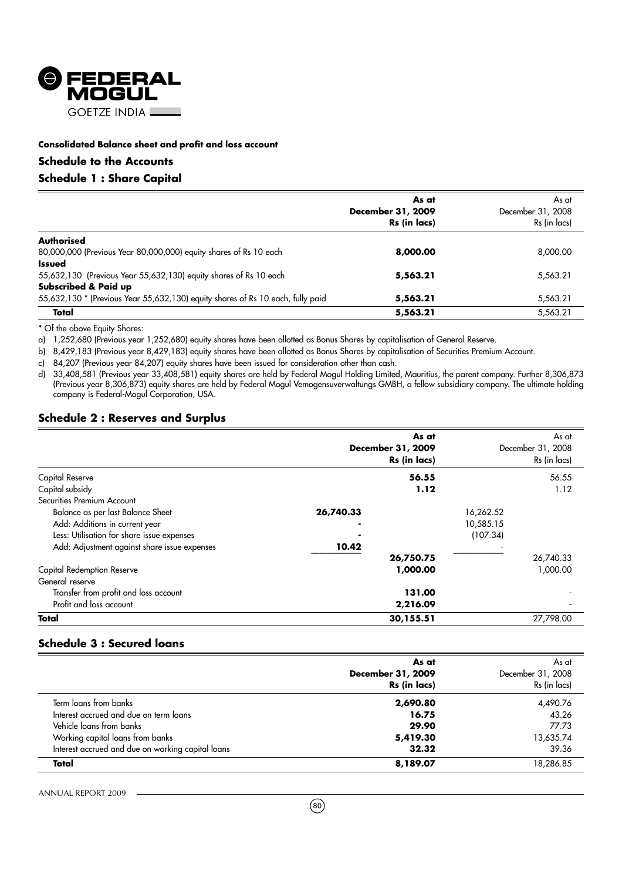**Consolidated Balance sheet and profit and loss account**

## Schedule to the Accounts

## Schedule 1 : Share Capital

| | As at December 31, 2009 Rs (in lacs) | As at December 31, 2008 Rs (in lacs) |
|---|---|---|
| **Authorised** | | |
| 80,000,000 (Previous Year 80,000,000) equity shares of Rs 10 each | **8,000.00** | 8,000.00 |
| **Issued** | | |
| 55,632,130 (Previous Year 55,632,130) equity shares of Rs 10 each | **5,563.21** | 5,563.21 |
| **Subscribed & Paid up** | | |
| 55,632,130 * (Previous Year 55,632,130) equity shares of Rs 10 each, fully paid | **5,563.21** | 5,563.21 |
| **Total** | **5,563.21** | 5,563.21 |

* Of the above Equity Shares:

a) 1,252,680 (Previous year 1,252,680) equity shares have been allotted as Bonus Shares by capitalisation of General Reserve.

b) 8,429,183 (Previous year 8,429,183) equity shares have been allotted as Bonus Shares by capitalisation of Securities Premium Account.

c) 84,207 (Previous year 84,207) equity shares have been issued for consideration other than cash.

d) 33,408,581 (Previous year 33,408,581) equity shares are held by Federal Mogul Holding Limited, Mauritius, the parent company. Further 8,306,873 (Previous year 8,306,873) equity shares are held by Federal Mogul Vemogensuverwaltungs GMBH, a fellow subsidiary company. The ultimate holding company is Federal-Mogul Corporation, USA.

## Schedule 2 : Reserves and Surplus

| | | As at December 31, 2009 Rs (in lacs) | | As at December 31, 2008 Rs (in lacs) |
|---|---|---|---|---|
| Capital Reserve | | **56.55** | | 56.55 |
| Capital subsidy | | **1.12** | | 1.12 |
| Securities Premium Account | | | | |
| Balance as per last Balance Sheet | **26,740.33** | | 16,262.52 | |
| Add: Additions in current year | **-** | | 10,585.15 | |
| Less: Utilisation for share issue expenses | **-** | | (107.34) | |
| Add: Adjustment against share issue expenses | **10.42** | | - | |
| | | **26,750.75** | | 26,740.33 |
| Capital Redemption Reserve | | **1,000.00** | | 1,000.00 |
| General reserve | | | | |
| Transfer from profit and loss account | | **131.00** | | - |
| Profit and loss account | | **2,216.09** | | - |
| **Total** | | **30,155.51** | | 27,798.00 |

## Schedule 3 : Secured loans

| | As at December 31, 2009 Rs (in lacs) | As at December 31, 2008 Rs (in lacs) |
|---|---|---|
| Term loans from banks | **2,690.80** | 4,490.76 |
| Interest accrued and due on term loans | **16.75** | 43.26 |
| Vehicle loans from banks | **29.90** | 77.73 |
| Working capital loans from banks | **5,419.30** | 13,635.74 |
| Interest accrued and due on working capital loans | **32.32** | 39.36 |
| **Total** | **8,189.07** | 18,286.85 |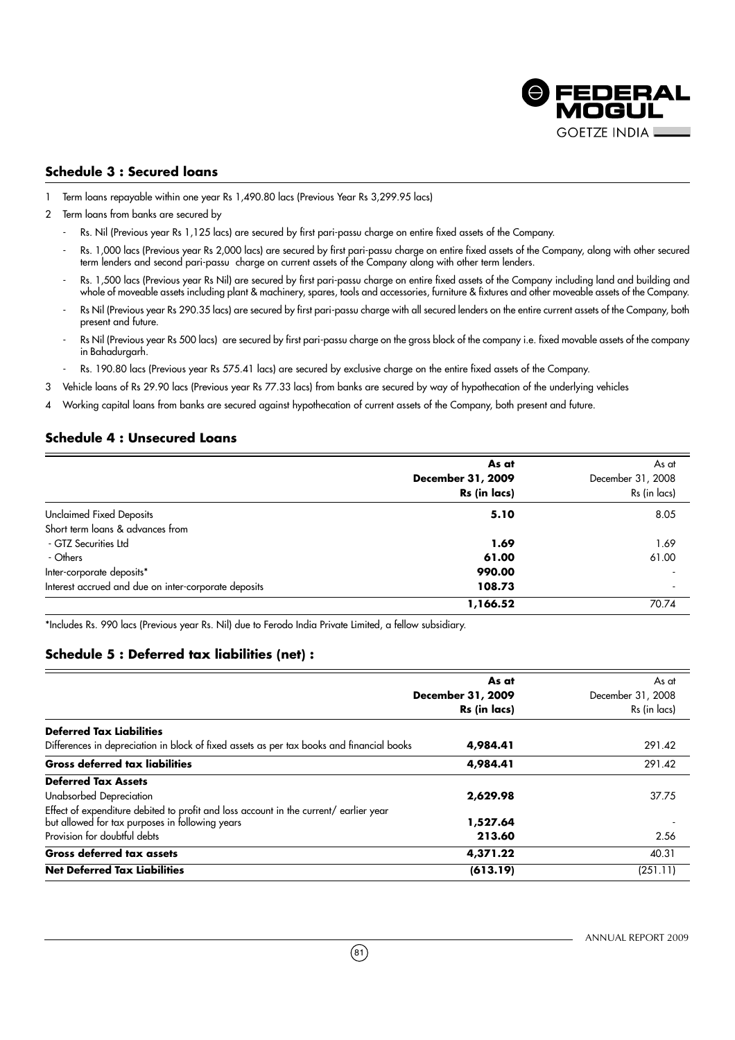## Schedule 3 : Secured loans

1 Term loans repayable within one year Rs 1,490.80 lacs (Previous Year Rs 3,299.95 lacs)

2 Term loans from banks are secured by

- Rs. Nil (Previous year Rs 1,125 lacs) are secured by first pari-passu charge on entire fixed assets of the Company.
- Rs. 1,000 lacs (Previous year Rs 2,000 lacs) are secured by first pari-passu charge on entire fixed assets of the Company, along with other secured term lenders and second pari-passu charge on current assets of the Company along with other term lenders.
- Rs. 1,500 lacs (Previous year Rs Nil) are secured by first pari-passu charge on entire fixed assets of the Company including land and building and whole of moveable assets including plant & machinery, spares, tools and accessories, furniture & fixtures and other moveable assets of the Company.
- Rs Nil (Previous year Rs 290.35 lacs) are secured by first pari-passu charge with all secured lenders on the entire current assets of the Company, both present and future.
- Rs Nil (Previous year Rs 500 lacs) are secured by first pari-passu charge on the gross block of the company i.e. fixed movable assets of the company in Bahadurgarh.
- Rs. 190.80 lacs (Previous year Rs 575.41 lacs) are secured by exclusive charge on the entire fixed assets of the Company.

3 Vehicle loans of Rs 29.90 lacs (Previous year Rs 77.33 lacs) from banks are secured by way of hypothecation of the underlying vehicles

4 Working capital loans from banks are secured against hypothecation of current assets of the Company, both present and future.

## Schedule 4 : Unsecured Loans

| | **As at December 31, 2009 Rs (in lacs)** | As at December 31, 2008 Rs (in lacs) |
|---|---|---|
| Unclaimed Fixed Deposits | **5.10** | 8.05 |
| Short term loans & advances from | | |
| - GTZ Securities Ltd | **1.69** | 1.69 |
| - Others | **61.00** | 61.00 |
| Inter-corporate deposits* | **990.00** | - |
| Interest accrued and due on inter-corporate deposits | **108.73** | - |
| | **1,166.52** | 70.74 |

*Includes Rs. 990 lacs (Previous year Rs. Nil) due to Ferodo India Private Limited, a fellow subsidiary.

## Schedule 5 : Deferred tax liabilities (net) :

| | **As at December 31, 2009 Rs (in lacs)** | As at December 31, 2008 Rs (in lacs) |
|---|---|---|
| **Deferred Tax Liabilities** | | |
| Differences in depreciation in block of fixed assets as per tax books and financial books | **4,984.41** | 291.42 |
| **Gross deferred tax liabilities** | **4,984.41** | 291.42 |
| **Deferred Tax Assets** | | |
| Unabsorbed Depreciation | **2,629.98** | 37.75 |
| Effect of expenditure debited to profit and loss account in the current/ earlier year but allowed for tax purposes in following years | **1,527.64** | - |
| Provision for doubtful debts | **213.60** | 2.56 |
| **Gross deferred tax assets** | **4,371.22** | 40.31 |
| **Net Deferred Tax Liabilities** | **(613.19)** | (251.11) |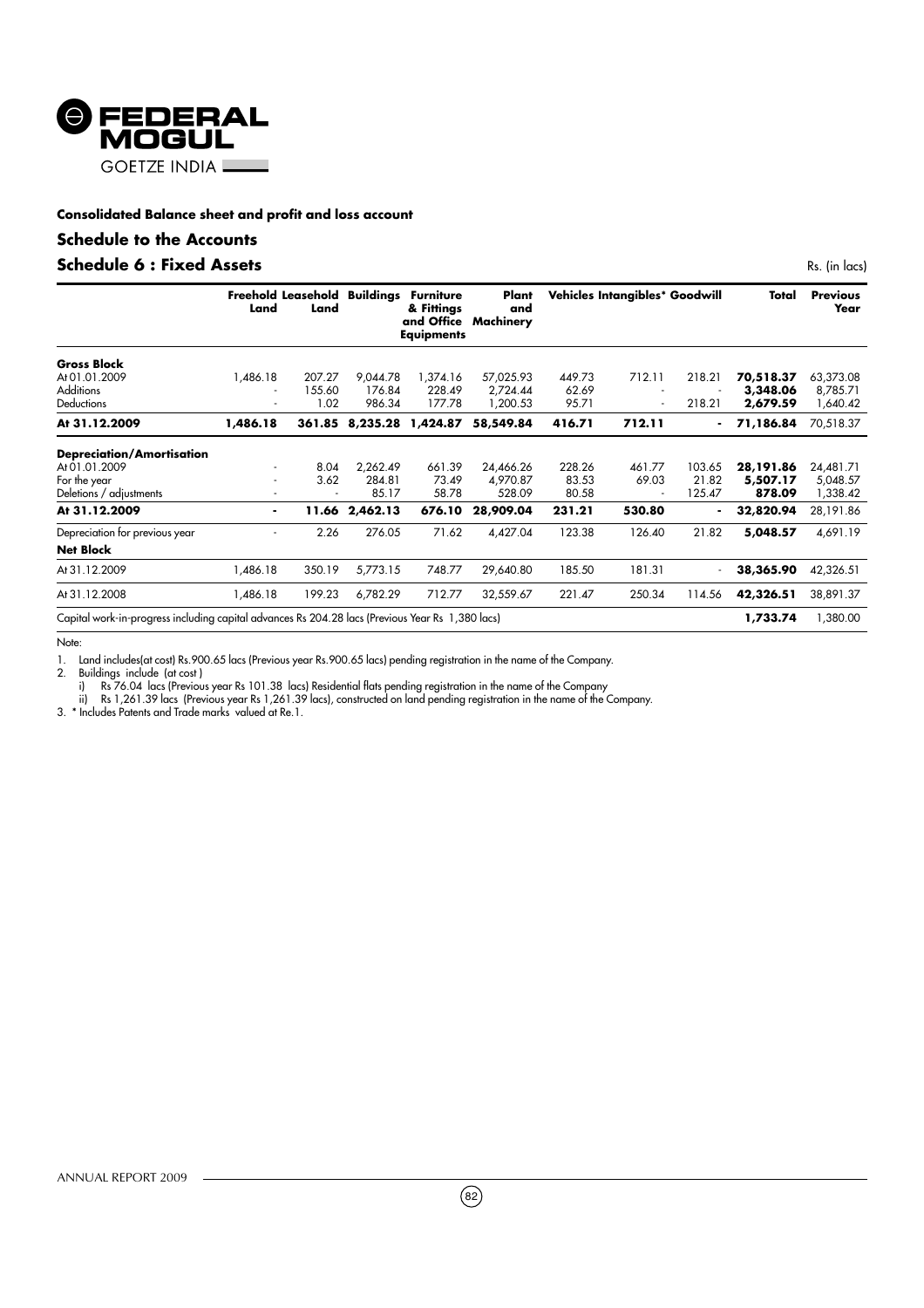**Consolidated Balance sheet and profit and loss account**

## Schedule to the Accounts

## Schedule 6 : Fixed Assets

Rs. (in lacs)

| | Freehold Land | Leasehold Land | Buildings | Furniture & Fittings and Office Equipments | Plant and Machinery | Vehicles | Intangibles* | Goodwill | Total | Previous Year |
|---|---|---|---|---|---|---|---|---|---|---|
| **Gross Block** | | | | | | | | | | |
| At 01.01.2009 | 1,486.18 | 207.27 | 9,044.78 | 1,374.16 | 57,025.93 | 449.73 | 712.11 | 218.21 | **70,518.37** | 63,373.08 |
| Additions | - | 155.60 | 176.84 | 228.49 | 2,724.44 | 62.69 | - | - | **3,348.06** | 8,785.71 |
| Deductions | - | 1.02 | 986.34 | 177.78 | 1,200.53 | 95.71 | - | 218.21 | **2,679.59** | 1,640.42 |
| **At 31.12.2009** | **1,486.18** | **361.85** | **8,235.28** | **1,424.87** | **58,549.84** | **416.71** | **712.11** | **-** | **71,186.84** | 70,518.37 |
| **Depreciation/Amortisation** | | | | | | | | | | |
| At 01.01.2009 | - | 8.04 | 2,262.49 | 661.39 | 24,466.26 | 228.26 | 461.77 | 103.65 | **28,191.86** | 24,481.71 |
| For the year | - | 3.62 | 284.81 | 73.49 | 4,970.87 | 83.53 | 69.03 | 21.82 | **5,507.17** | 5,048.57 |
| Deletions / adjustments | - | - | 85.17 | 58.78 | 528.09 | 80.58 | - | 125.47 | **878.09** | 1,338.42 |
| **At 31.12.2009** | **-** | **11.66** | **2,462.13** | **676.10** | **28,909.04** | **231.21** | **530.80** | **-** | **32,820.94** | 28,191.86 |
| Depreciation for previous year | - | 2.26 | 276.05 | 71.62 | 4,427.04 | 123.38 | 126.40 | 21.82 | **5,048.57** | 4,691.19 |
| **Net Block** | | | | | | | | | | |
| At 31.12.2009 | 1,486.18 | 350.19 | 5,773.15 | 748.77 | 29,640.80 | 185.50 | 181.31 | - | **38,365.90** | 42,326.51 |
| At 31.12.2008 | 1,486.18 | 199.23 | 6,782.29 | 712.77 | 32,559.67 | 221.47 | 250.34 | 114.56 | **42,326.51** | 38,891.37 |
| Capital work-in-progress including capital advances Rs 204.28 lacs (Previous Year Rs 1,380 lacs) | | | | | | | | | **1,733.74** | 1,380.00 |

Note:

1. Land includes(at cost) Rs.900.65 lacs (Previous year Rs.900.65 lacs) pending registration in the name of the Company.
2. Buildings include (at cost )
   i) Rs 76.04 lacs (Previous year Rs 101.38 lacs) Residential flats pending registration in the name of the Company
   ii) Rs 1,261.39 lacs (Previous year Rs 1,261.39 lacs), constructed on land pending registration in the name of the Company.
3. * Includes Patents and Trade marks valued at Re.1.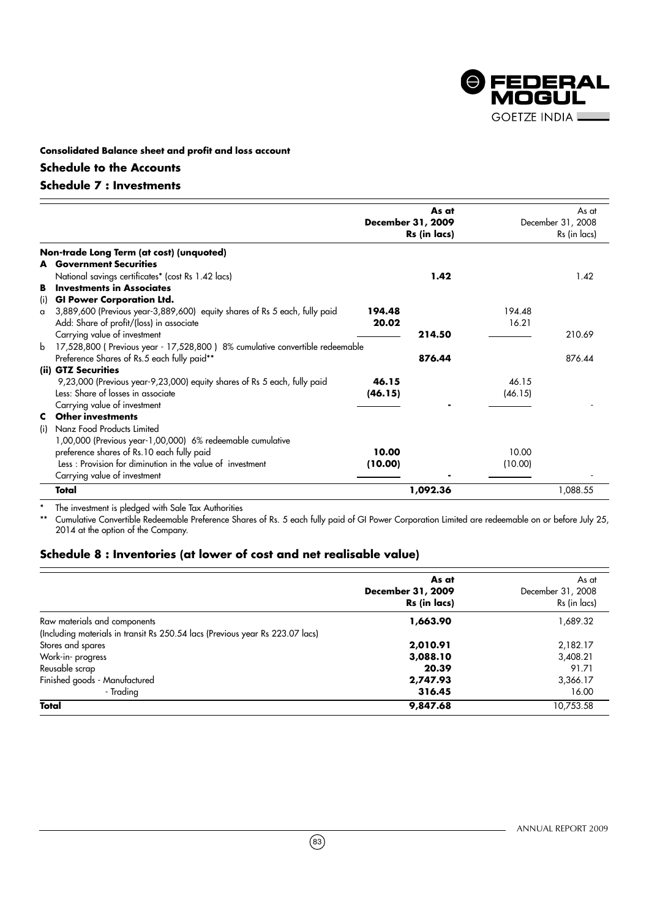**Consolidated Balance sheet and profit and loss account**

## Schedule to the Accounts

## Schedule 7 : Investments

| | | As at December 31, 2009 Rs (in lacs) | | As at December 31, 2008 Rs (in lacs) |
|---|---|---|---|---|
| **Non-trade Long Term (at cost) (unquoted)** | | | | |
| **A Government Securities** | | | | |
| National savings certificates* (cost Rs 1.42 lacs) | | **1.42** | | 1.42 |
| **B Investments in Associates** | | | | |
| **(i) GI Power Corporation Ltd.** | | | | |
| a 3,889,600 (Previous year-3,889,600) equity shares of Rs 5 each, fully paid | **194.48** | | 194.48 | |
| Add: Share of profit/(loss) in associate | **20.02** | | 16.21 | |
| Carrying value of investment | | **214.50** | | 210.69 |
| b 17,528,800 ( Previous year - 17,528,800 ) 8% cumulative convertible redeemable Preference Shares of Rs.5 each fully paid** | | **876.44** | | 876.44 |
| **(ii) GTZ Securities** | | | | |
| 9,23,000 (Previous year-9,23,000) equity shares of Rs 5 each, fully paid | **46.15** | | 46.15 | |
| Less: Share of losses in associate | **(46.15)** | | (46.15) | |
| Carrying value of investment | | **-** | | - |
| **C Other investments** | | | | |
| (i) Nanz Food Products Limited | | | | |
| 1,00,000 (Previous year-1,00,000) 6% redeemable cumulative preference shares of Rs.10 each fully paid | **10.00** | | 10.00 | |
| Less : Provision for diminution in the value of investment | **(10.00)** | | (10.00) | |
| Carrying value of investment | | **-** | | - |
| **Total** | | **1,092.36** | | 1,088.55 |

\* The investment is pledged with Sale Tax Authorities

\*\* Cumulative Convertible Redeemable Preference Shares of Rs. 5 each fully paid of GI Power Corporation Limited are redeemable on or before July 25, 2014 at the option of the Company.

## Schedule 8 : Inventories (at lower of cost and net realisable value)

| | As at December 31, 2009 Rs (in lacs) | As at December 31, 2008 Rs (in lacs) |
|---|---|---|
| Raw materials and components (Including materials in transit Rs 250.54 lacs (Previous year Rs 223.07 lacs) | **1,663.90** | 1,689.32 |
| Stores and spares | **2,010.91** | 2,182.17 |
| Work-in- progress | **3,088.10** | 3,408.21 |
| Reusable scrap | **20.39** | 91.71 |
| Finished goods - Manufactured | **2,747.93** | 3,366.17 |
| - Trading | **316.45** | 16.00 |
| **Total** | **9,847.68** | 10,753.58 |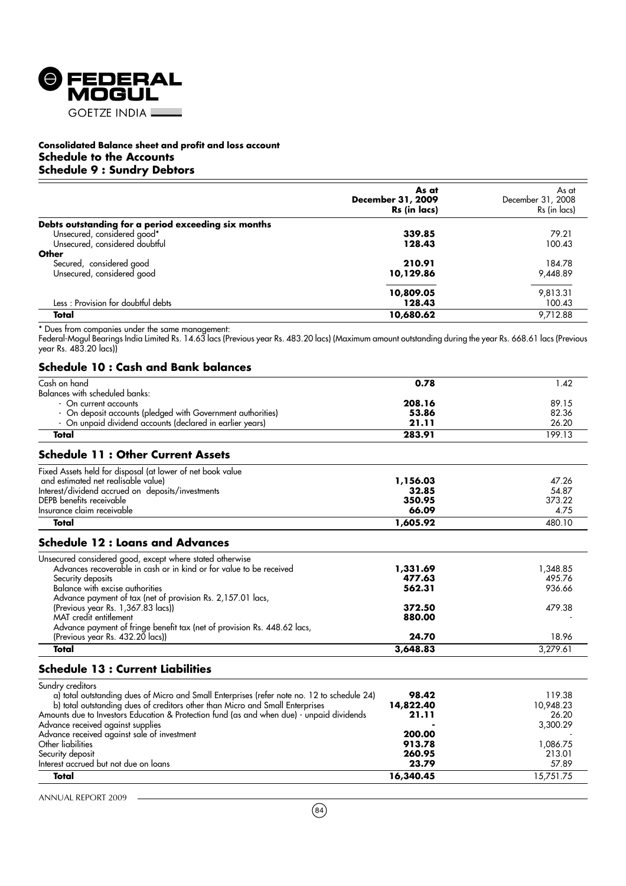# Consolidated Balance sheet and profit and loss account

## Schedule to the Accounts

## Schedule 9 : Sundry Debtors

| | As at December 31, 2009 Rs (in lacs) | As at December 31, 2008 Rs (in lacs) |
|---|---|---|
| **Debts outstanding for a period exceeding six months** | | |
| Unsecured, considered good* | **339.85** | 79.21 |
| Unsecured, considered doubtful | **128.43** | 100.43 |
| **Other** | | |
| Secured, considered good | **210.91** | 184.78 |
| Unsecured, considered good | **10,129.86** | 9,448.89 |
| | **10,809.05** | 9,813.31 |
| Less : Provision for doubtful debts | **128.43** | 100.43 |
| **Total** | **10,680.62** | 9,712.88 |

* Dues from companies under the same management:
Federal-Mogul Bearings India Limited Rs. 14.63 lacs (Previous year Rs. 483.20 lacs) (Maximum amount outstanding during the year Rs. 668.61 lacs (Previous year Rs. 483.20 lacs))

## Schedule 10 : Cash and Bank balances

| | | |
|---|---|---|
| Cash on hand | **0.78** | 1.42 |
| Balances with scheduled banks: | | |
| - On current accounts | **208.16** | 89.15 |
| - On deposit accounts (pledged with Government authorities) | **53.86** | 82.36 |
| - On unpaid dividend accounts (declared in earlier years) | **21.11** | 26.20 |
| **Total** | **283.91** | 199.13 |

## Schedule 11 : Other Current Assets

| | | |
|---|---|---|
| Fixed Assets held for disposal (at lower of net book value and estimated net realisable value) | **1,156.03** | 47.26 |
| Interest/dividend accrued on deposits/investments | **32.85** | 54.87 |
| DEPB benefits receivable | **350.95** | 373.22 |
| Insurance claim receivable | **66.09** | 4.75 |
| **Total** | **1,605.92** | 480.10 |

## Schedule 12 : Loans and Advances

| | | |
|---|---|---|
| Unsecured considered good, except where stated otherwise | | |
| Advances recoverable in cash or in kind or for value to be received | **1,331.69** | 1,348.85 |
| Security deposits | **477.63** | 495.76 |
| Balance with excise authorities | **562.31** | 936.66 |
| Advance payment of tax (net of provision Rs. 2,157.01 lacs, (Previous year Rs. 1,367.83 lacs)) | **372.50** | 479.38 |
| MAT credit entitlement | **880.00** | - |
| Advance payment of fringe benefit tax (net of provision Rs. 448.62 lacs, (Previous year Rs. 432.20 lacs)) | **24.70** | 18.96 |
| **Total** | **3,648.83** | 3,279.61 |

## Schedule 13 : Current Liabilities

| | | |
|---|---|---|
| Sundry creditors | | |
| a) total outstanding dues of Micro and Small Enterprises (refer note no. 12 to schedule 24) | **98.42** | 119.38 |
| b) total outstanding dues of creditors other than Micro and Small Enterprises | **14,822.40** | 10,948.23 |
| Amounts due to Investors Education & Protection fund (as and when due) - unpaid dividends | **21.11** | 26.20 |
| Advance received against supplies | **-** | 3,300.29 |
| Advance received against sale of investment | **200.00** | - |
| Other liabilities | **913.78** | 1,086.75 |
| Security deposit | **260.95** | 213.01 |
| Interest accrued but not due on loans | **23.79** | 57.89 |
| **Total** | **16,340.45** | 15,751.75 |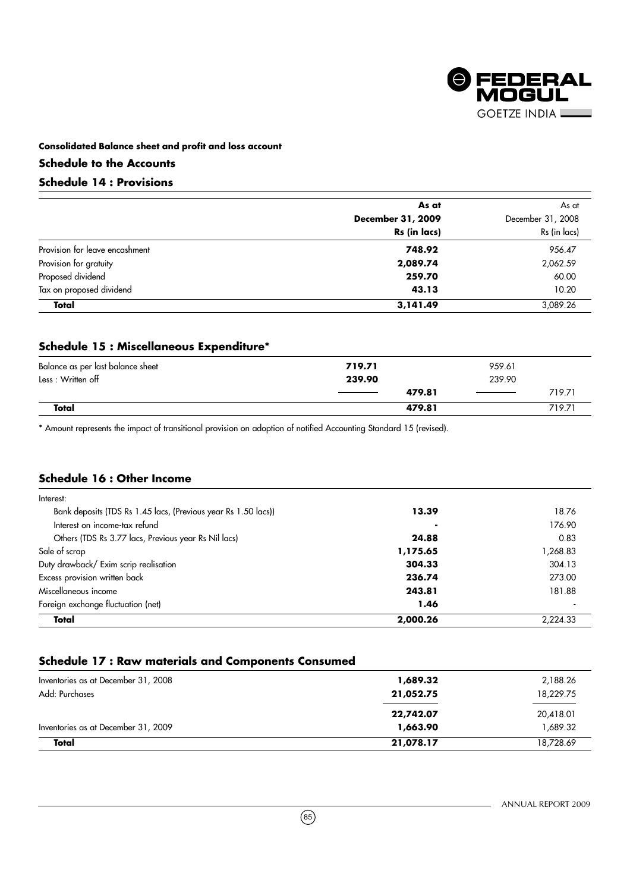**Consolidated Balance sheet and profit and loss account**

### Schedule to the Accounts

### Schedule 14 : Provisions

| | **As at December 31, 2009 Rs (in lacs)** | As at December 31, 2008 Rs (in lacs) |
|---|---|---|
| Provision for leave encashment | **748.92** | 956.47 |
| Provision for gratuity | **2,089.74** | 2,062.59 |
| Proposed dividend | **259.70** | 60.00 |
| Tax on proposed dividend | **43.13** | 10.20 |
| **Total** | **3,141.49** | 3,089.26 |

### Schedule 15 : Miscellaneous Expenditure*

| | | | | |
|---|---|---|---|---|
| Balance as per last balance sheet | **719.71** | | 959.61 | |
| Less : Written off | **239.90** | | 239.90 | |
| | | **479.81** | | 719.71 |
| **Total** | | **479.81** | | 719.71 |

* Amount represents the impact of transitional provision on adoption of notified Accounting Standard 15 (revised).

### Schedule 16 : Other Income

| | | |
|---|---|---|
| Interest: | | |
| Bank deposits (TDS Rs 1.45 lacs, (Previous year Rs 1.50 lacs)) | **13.39** | 18.76 |
| Interest on income-tax refund | **-** | 176.90 |
| Others (TDS Rs 3.77 lacs, Previous year Rs Nil lacs) | **24.88** | 0.83 |
| Sale of scrap | **1,175.65** | 1,268.83 |
| Duty drawback/ Exim scrip realisation | **304.33** | 304.13 |
| Excess provision written back | **236.74** | 273.00 |
| Miscellaneous income | **243.81** | 181.88 |
| Foreign exchange fluctuation (net) | **1.46** | - |
| **Total** | **2,000.26** | 2,224.33 |

### Schedule 17 : Raw materials and Components Consumed

| | | |
|---|---|---|
| Inventories as at December 31, 2008 | **1,689.32** | 2,188.26 |
| Add: Purchases | **21,052.75** | 18,229.75 |
| | **22,742.07** | 20,418.01 |
| Inventories as at December 31, 2009 | **1,663.90** | 1,689.32 |
| **Total** | **21,078.17** | 18,728.69 |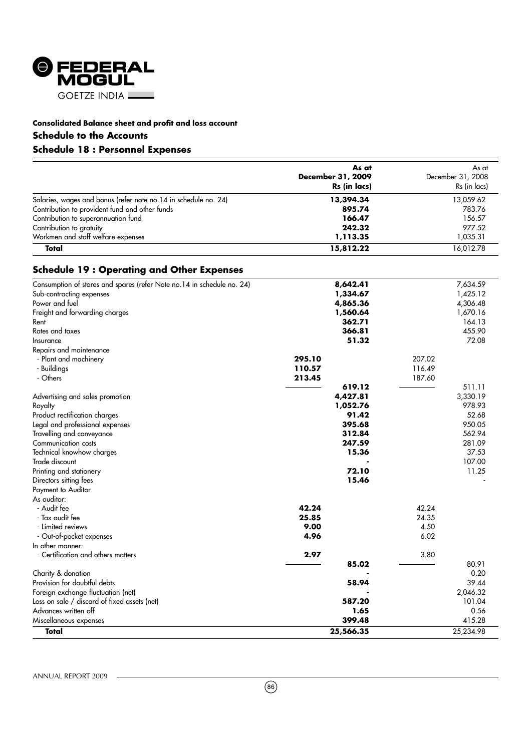# Consolidated Balance sheet and profit and loss account

## Schedule to the Accounts

## Schedule 18 : Personnel Expenses

| | **As at December 31, 2009 Rs (in lacs)** | As at December 31, 2008 Rs (in lacs) |
|---|---|---|
| Salaries, wages and bonus (refer note no.14 in schedule no. 24) | **13,394.34** | 13,059.62 |
| Contribution to provident fund and other funds | **895.74** | 783.76 |
| Contribution to superannuation fund | **166.47** | 156.57 |
| Contribution to gratuity | **242.32** | 977.52 |
| Workmen and staff welfare expenses | **1,113.35** | 1,035.31 |
| **Total** | **15,812.22** | 16,012.78 |

## Schedule 19 : Operating and Other Expenses

| | | **As at December 31, 2009 Rs (in lacs)** | | As at December 31, 2008 Rs (in lacs) |
|---|---|---|---|---|
| Consumption of stores and spares (refer Note no.14 in schedule no. 24) | | **8,642.41** | | 7,634.59 |
| Sub-contracting expenses | | **1,334.67** | | 1,425.12 |
| Power and fuel | | **4,865.36** | | 4,306.48 |
| Freight and forwarding charges | | **1,560.64** | | 1,670.16 |
| Rent | | **362.71** | | 164.13 |
| Rates and taxes | | **366.81** | | 455.90 |
| Insurance | | **51.32** | | 72.08 |
| Repairs and maintenance | | | | |
| - Plant and machinery | **295.10** | | 207.02 | |
| - Buildings | **110.57** | | 116.49 | |
| - Others | **213.45** | | 187.60 | |
| | | **619.12** | | 511.11 |
| Advertising and sales promotion | | **4,427.81** | | 3,330.19 |
| Royalty | | **1,052.76** | | 978.93 |
| Product rectification charges | | **91.42** | | 52.68 |
| Legal and professional expenses | | **395.68** | | 950.05 |
| Travelling and conveyance | | **312.84** | | 562.94 |
| Communication costs | | **247.59** | | 281.09 |
| Technical knowhow charges | | **15.36** | | 37.53 |
| Trade discount | | **-** | | 107.00 |
| Printing and stationery | | **72.10** | | 11.25 |
| Directors sitting fees | | **15.46** | | - |
| Payment to Auditor | | | | |
| As auditor: | | | | |
| - Audit fee | **42.24** | | 42.24 | |
| - Tax audit fee | **25.85** | | 24.35 | |
| - Limited reviews | **9.00** | | 4.50 | |
| - Out-of-pocket expenses | **4.96** | | 6.02 | |
| In other manner: | | | | |
| - Certification and others matters | **2.97** | | 3.80 | |
| | | **85.02** | | 80.91 |
| Charity & donation | | **-** | | 0.20 |
| Provision for doubtful debts | | **58.94** | | 39.44 |
| Foreign exchange fluctuation (net) | | **-** | | 2,046.32 |
| Loss on sale / discard of fixed assets (net) | | **587.20** | | 101.04 |
| Advances written off | | **1.65** | | 0.56 |
| Miscellaneous expenses | | **399.48** | | 415.28 |
| **Total** | | **25,566.35** | | 25,234.98 |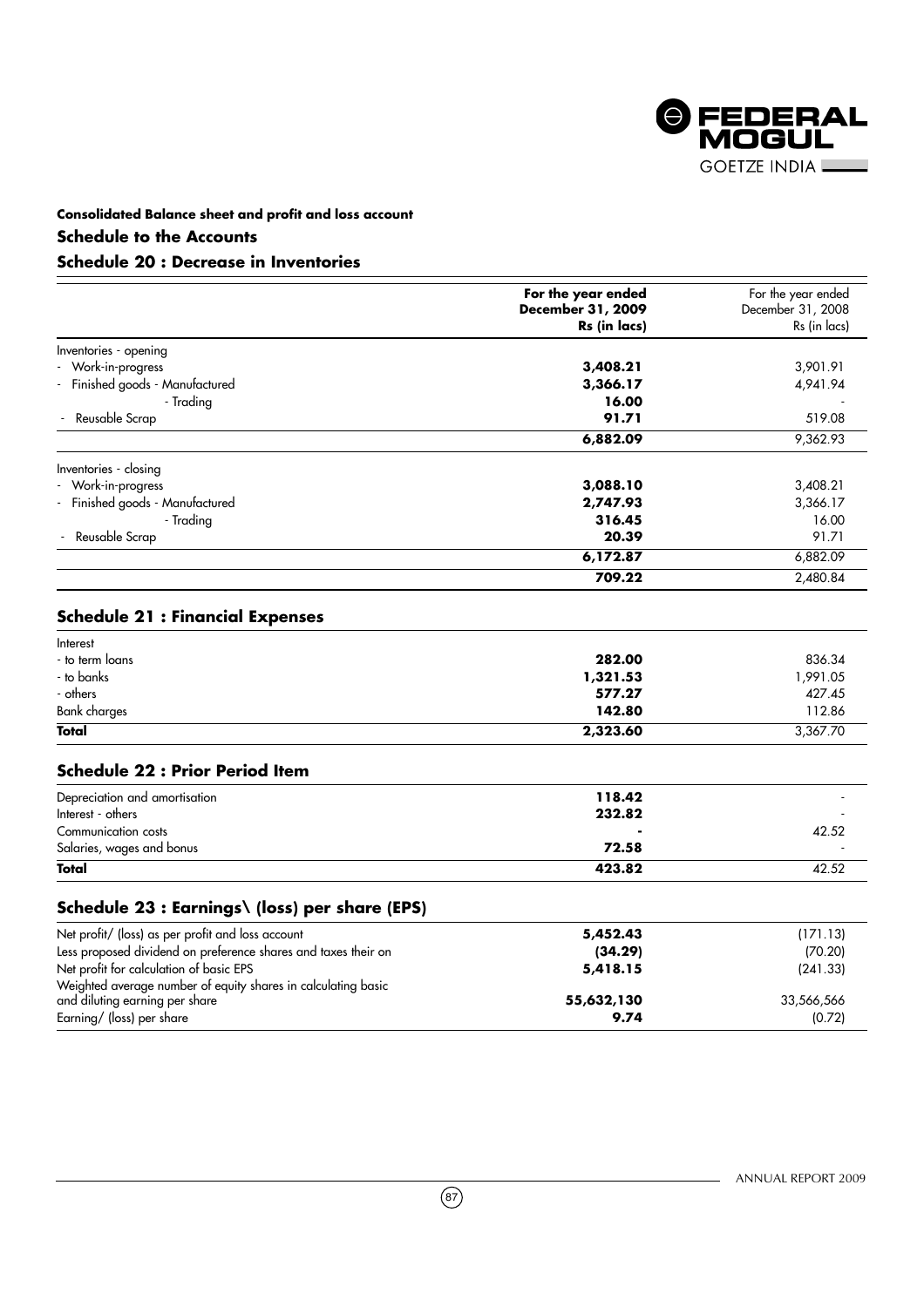**Consolidated Balance sheet and profit and loss account**

## Schedule to the Accounts

## Schedule 20 : Decrease in Inventories

| | **For the year ended December 31, 2009 Rs (in lacs)** | For the year ended December 31, 2008 Rs (in lacs) |
|---|---|---|
| Inventories - opening | | |
| - Work-in-progress | **3,408.21** | 3,901.91 |
| - Finished goods - Manufactured | **3,366.17** | 4,941.94 |
| - Trading | **16.00** | - |
| - Reusable Scrap | **91.71** | 519.08 |
| | **6,882.09** | 9,362.93 |
| Inventories - closing | | |
| - Work-in-progress | **3,088.10** | 3,408.21 |
| - Finished goods - Manufactured | **2,747.93** | 3,366.17 |
| - Trading | **316.45** | 16.00 |
| - Reusable Scrap | **20.39** | 91.71 |
| | **6,172.87** | 6,882.09 |
| | **709.22** | 2,480.84 |

## Schedule 21 : Financial Expenses

| | | |
|---|---|---|
| Interest | | |
| - to term loans | **282.00** | 836.34 |
| - to banks | **1,321.53** | 1,991.05 |
| - others | **577.27** | 427.45 |
| Bank charges | **142.80** | 112.86 |
| **Total** | **2,323.60** | 3,367.70 |

## Schedule 22 : Prior Period Item

| | | |
|---|---|---|
| Depreciation and amortisation | **118.42** | - |
| Interest - others | **232.82** | - |
| Communication costs | **-** | 42.52 |
| Salaries, wages and bonus | **72.58** | - |
| **Total** | **423.82** | 42.52 |

## Schedule 23 : Earnings\ (loss) per share (EPS)

| | | |
|---|---|---|
| Net profit/ (loss) as per profit and loss account | **5,452.43** | (171.13) |
| Less proposed dividend on preference shares and taxes their on | **(34.29)** | (70.20) |
| Net profit for calculation of basic EPS | **5,418.15** | (241.33) |
| Weighted average number of equity shares in calculating basic and diluting earning per share | **55,632,130** | 33,566,566 |
| Earning/ (loss) per share | **9.74** | (0.72) |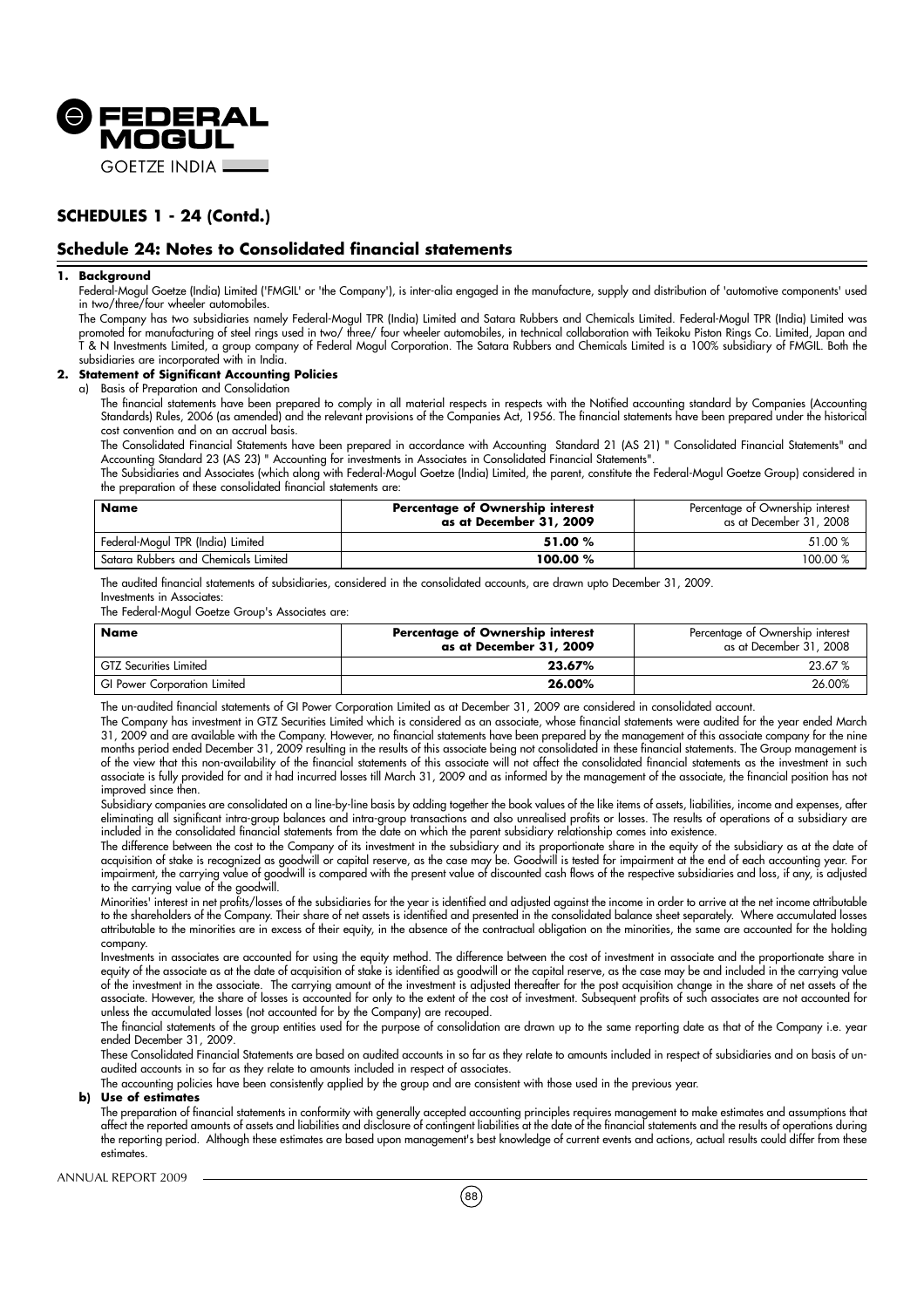## SCHEDULES 1 - 24 (Contd.)

## Schedule 24: Notes to Consolidated financial statements

**1. Background**

Federal-Mogul Goetze (India) Limited ('FMGIL' or 'the Company'), is inter-alia engaged in the manufacture, supply and distribution of 'automotive components' used in two/three/four wheeler automobiles.

The Company has two subsidiaries namely Federal-Mogul TPR (India) Limited and Satara Rubbers and Chemicals Limited. Federal-Mogul TPR (India) Limited was promoted for manufacturing of steel rings used in two/ three/ four wheeler automobiles, in technical collaboration with Teikoku Piston Rings Co. Limited, Japan and T & N Investments Limited, a group company of Federal Mogul Corporation. The Satara Rubbers and Chemicals Limited is a 100% subsidiary of FMGIL. Both the subsidiaries are incorporated with in India.

**2. Statement of Significant Accounting Policies**

a) Basis of Preparation and Consolidation

The financial statements have been prepared to comply in all material respects in respects with the Notified accounting standard by Companies (Accounting Standards) Rules, 2006 (as amended) and the relevant provisions of the Companies Act, 1956. The financial statements have been prepared under the historical cost convention and on an accrual basis.

The Consolidated Financial Statements have been prepared in accordance with Accounting Standard 21 (AS 21) " Consolidated Financial Statements" and Accounting Standard 23 (AS 23) " Accounting for investments in Associates in Consolidated Financial Statements".

The Subsidiaries and Associates (which along with Federal-Mogul Goetze (India) Limited, the parent, constitute the Federal-Mogul Goetze Group) considered in the preparation of these consolidated financial statements are:

| Name | Percentage of Ownership interest as at December 31, 2009 | Percentage of Ownership interest as at December 31, 2008 |
|---|---|---|
| Federal-Mogul TPR (India) Limited | **51.00 %** | 51.00 % |
| Satara Rubbers and Chemicals Limited | **100.00 %** | 100.00 % |

The audited financial statements of subsidiaries, considered in the consolidated accounts, are drawn upto December 31, 2009.

Investments in Associates:

The Federal-Mogul Goetze Group's Associates are:

| Name | Percentage of Ownership interest as at December 31, 2009 | Percentage of Ownership interest as at December 31, 2008 |
|---|---|---|
| GTZ Securities Limited | **23.67%** | 23.67 % |
| GI Power Corporation Limited | **26.00%** | 26.00% |

The un-audited financial statements of GI Power Corporation Limited as at December 31, 2009 are considered in consolidated account.

The Company has investment in GTZ Securities Limited which is considered as an associate, whose financial statements were audited for the year ended March 31, 2009 and are available with the Company. However, no financial statements have been prepared by the management of this associate company for the nine months period ended December 31, 2009 resulting in the results of this associate being not consolidated in these financial statements. The Group management is of the view that this non-availability of the financial statements of this associate will not affect the consolidated financial statements as the investment in such associate is fully provided for and it had incurred losses till March 31, 2009 and as informed by the management of the associate, the financial position has not improved since then.

Subsidiary companies are consolidated on a line-by-line basis by adding together the book values of the like items of assets, liabilities, income and expenses, after eliminating all significant intra-group balances and intra-group transactions and also unrealised profits or losses. The results of operations of a subsidiary are included in the consolidated financial statements from the date on which the parent subsidiary relationship comes into existence.

The difference between the cost to the Company of its investment in the subsidiary and its proportionate share in the equity of the subsidiary as at the date of acquisition of stake is recognized as goodwill or capital reserve, as the case may be. Goodwill is tested for impairment at the end of each accounting year. For impairment, the carrying value of goodwill is compared with the present value of discounted cash flows of the respective subsidiaries and loss, if any, is adjusted to the carrying value of the goodwill.

Minorities' interest in net profits/losses of the subsidiaries for the year is identified and adjusted against the income in order to arrive at the net income attributable to the shareholders of the Company. Their share of net assets is identified and presented in the consolidated balance sheet separately. Where accumulated losses attributable to the minorities are in excess of their equity, in the absence of the contractual obligation on the minorities, the same are accounted for the holding company.

Investments in associates are accounted for using the equity method. The difference between the cost of investment in associate and the proportionate share in equity of the associate as at the date of acquisition of stake is identified as goodwill or the capital reserve, as the case may be and included in the carrying value of the investment in the associate. The carrying amount of the investment is adjusted thereafter for the post acquisition change in the share of net assets of the associate. However, the share of losses is accounted for only to the extent of the cost of investment. Subsequent profits of such associates are not accounted for unless the accumulated losses (not accounted for by the Company) are recouped.

The financial statements of the group entities used for the purpose of consolidation are drawn up to the same reporting date as that of the Company i.e. year ended December 31, 2009.

These Consolidated Financial Statements are based on audited accounts in so far as they relate to amounts included in respect of subsidiaries and on basis of un-audited accounts in so far as they relate to amounts included in respect of associates.

The accounting policies have been consistently applied by the group and are consistent with those used in the previous year.

**b) Use of estimates**

The preparation of financial statements in conformity with generally accepted accounting principles requires management to make estimates and assumptions that affect the reported amounts of assets and liabilities and disclosure of contingent liabilities at the date of the financial statements and the results of operations during the reporting period. Although these estimates are based upon management's best knowledge of current events and actions, actual results could differ from these estimates.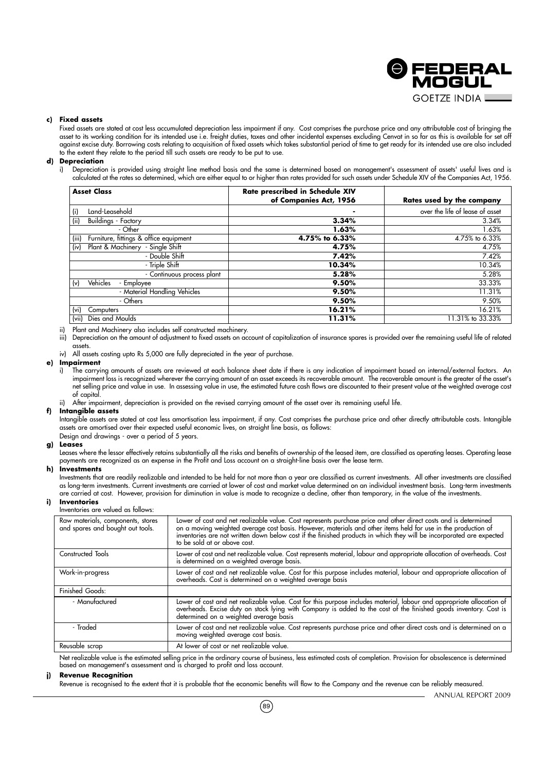**c) Fixed assets**

Fixed assets are stated at cost less accumulated depreciation less impairment if any. Cost comprises the purchase price and any attributable cost of bringing the asset to its working condition for its intended use i.e. freight duties, taxes and other incidental expenses excluding Cenvat in so far as this is available for set off against excise duty. Borrowing costs relating to acquisition of fixed assets which takes substantial period of time to get ready for its intended use are also included to the extent they relate to the period till such assets are ready to be put to use.

**d) Depreciation**

i) Depreciation is provided using straight line method basis and the same is determined based on management's assessment of assets' useful lives and is calculated at the rates so determined, which are either equal to or higher than rates provided for such assets under Schedule XIV of the Companies Act, 1956.

| Asset Class | Rate prescribed in Schedule XIV of Companies Act, 1956 | Rates used by the company |
|---|---|---|
| (i) Land-Leasehold | - | over the life of lease of asset |
| (ii) Buildings - Factory | 3.34% | 3.34% |
| - Other | 1.63% | 1.63% |
| (iii) Furniture, fittings & office equipment | 4.75% to 6.33% | 4.75% to 6.33% |
| (iv) Plant & Machinery - Single Shift | 4.75% | 4.75% |
| - Double Shift | 7.42% | 7.42% |
| - Triple Shift | 10.34% | 10.34% |
| - Continuous process plant | 5.28% | 5.28% |
| (v) Vehicles - Employee | 9.50% | 33.33% |
| - Material Handling Vehicles | 9.50% | 11.31% |
| - Others | 9.50% | 9.50% |
| (vi) Computers | 16.21% | 16.21% |
| (vii) Dies and Moulds | 11.31% | 11.31% to 33.33% |

ii) Plant and Machinery also includes self constructed machinery.

iii) Depreciation on the amount of adjustment to fixed assets on account of capitalization of insurance spares is provided over the remaining useful life of related assets.

iv) All assets costing upto Rs 5,000 are fully depreciated in the year of purchase.

**e) Impairment**

i) The carrying amounts of assets are reviewed at each balance sheet date if there is any indication of impairment based on internal/external factors. An impairment loss is recognized wherever the carrying amount of an asset exceeds its recoverable amount. The recoverable amount is the greater of the asset's net selling price and value in use. In assessing value in use, the estimated future cash flows are discounted to their present value at the weighted average cost of capital.

ii) After impairment, depreciation is provided on the revised carrying amount of the asset over its remaining useful life.

**f) Intangible assets**

Intangible assets are stated at cost less amortisation less impairment, if any. Cost comprises the purchase price and other directly attributable costs. Intangible assets are amortised over their expected useful economic lives, on straight line basis, as follows:

Design and drawings - over a period of 5 years.

**g) Leases**

Leases where the lessor effectively retains substantially all the risks and benefits of ownership of the leased item, are classified as operating leases. Operating lease payments are recognized as an expense in the Profit and Loss account on a straight-line basis over the lease term.

**h) Investments**

Investments that are readily realizable and intended to be held for not more than a year are classified as current investments. All other investments are classified as long-term investments. Current investments are carried at lower of cost and market value determined on an individual investment basis. Long-term investments are carried at cost. However, provision for diminution in value is made to recognize a decline, other than temporary, in the value of the investments.

**i) Inventories**

Inventories are valued as follows:

| | |
|---|---|
| Raw materials, components, stores and spares and bought out tools. | Lower of cost and net realizable value. Cost represents purchase price and other direct costs and is determined on a moving weighted average cost basis. However, materials and other items held for use in the production of inventories are not written down below cost if the finished products in which they will be incorporated are expected to be sold at or above cost. |
| Constructed Tools | Lower of cost and net realizable value. Cost represents material, labour and appropriate allocation of overheads. Cost is determined on a weighted average basis. |
| Work-in-progress | Lower of cost and net realizable value. Cost for this purpose includes material, labour and appropriate allocation of overheads. Cost is determined on a weighted average basis |
| Finished Goods: | |
| - Manufactured | Lower of cost and net realizable value. Cost for this purpose includes material, labour and appropriate allocation of overheads. Excise duty on stock lying with Company is added to the cost of the finished goods inventory. Cost is determined on a weighted average basis |
| - Traded | Lower of cost and net realizable value. Cost represents purchase price and other direct costs and is determined on a moving weighted average cost basis. |
| Reusable scrap | At lower of cost or net realizable value. |

Net realizable value is the estimated selling price in the ordinary course of business, less estimated costs of completion. Provision for obsolescence is determined based on management's assessment and is charged to profit and loss account.

**j) Revenue Recognition**

Revenue is recognised to the extent that it is probable that the economic benefits will flow to the Company and the revenue can be reliably measured.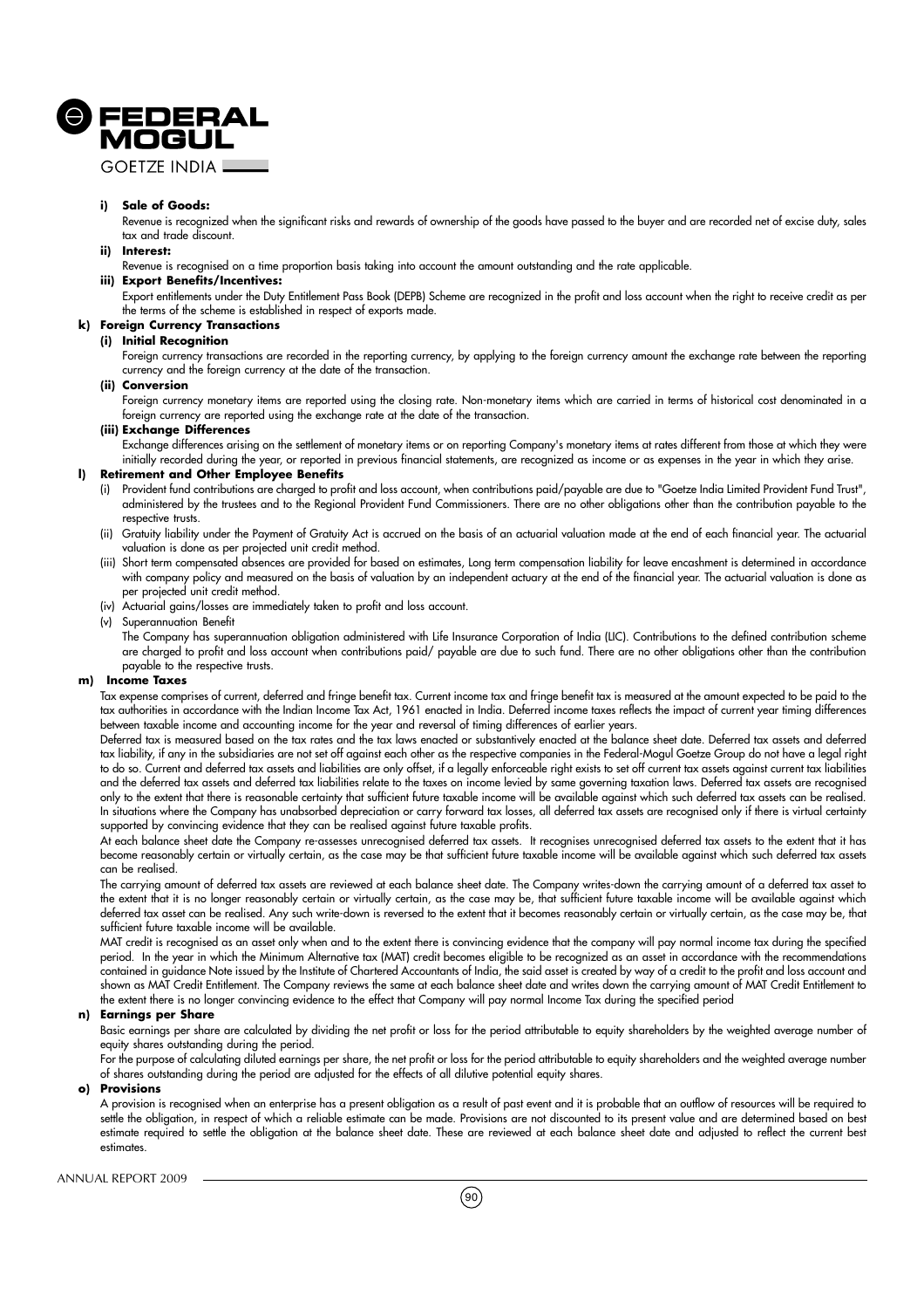**i) Sale of Goods:**

Revenue is recognized when the significant risks and rewards of ownership of the goods have passed to the buyer and are recorded net of excise duty, sales tax and trade discount.

**ii) Interest:**

Revenue is recognised on a time proportion basis taking into account the amount outstanding and the rate applicable.

**iii) Export Benefits/Incentives:**

Export entitlements under the Duty Entitlement Pass Book (DEPB) Scheme are recognized in the profit and loss account when the right to receive credit as per the terms of the scheme is established in respect of exports made.

**k) Foreign Currency Transactions**

**(i) Initial Recognition**

Foreign currency transactions are recorded in the reporting currency, by applying to the foreign currency amount the exchange rate between the reporting currency and the foreign currency at the date of the transaction.

**(ii) Conversion**

Foreign currency monetary items are reported using the closing rate. Non-monetary items which are carried in terms of historical cost denominated in a foreign currency are reported using the exchange rate at the date of the transaction.

**(iii) Exchange Differences**

Exchange differences arising on the settlement of monetary items or on reporting Company's monetary items at rates different from those at which they were initially recorded during the year, or reported in previous financial statements, are recognized as income or as expenses in the year in which they arise.

**l) Retirement and Other Employee Benefits**

(i) Provident fund contributions are charged to profit and loss account, when contributions paid/payable are due to "Goetze India Limited Provident Fund Trust", administered by the trustees and to the Regional Provident Fund Commissioners. There are no other obligations other than the contribution payable to the respective trusts.

(ii) Gratuity liability under the Payment of Gratuity Act is accrued on the basis of an actuarial valuation made at the end of each financial year. The actuarial valuation is done as per projected unit credit method.

(iii) Short term compensated absences are provided for based on estimates, Long term compensation liability for leave encashment is determined in accordance with company policy and measured on the basis of valuation by an independent actuary at the end of the financial year. The actuarial valuation is done as per projected unit credit method.

(iv) Actuarial gains/losses are immediately taken to profit and loss account.

(v) Superannuation Benefit

The Company has superannuation obligation administered with Life Insurance Corporation of India (LIC). Contributions to the defined contribution scheme are charged to profit and loss account when contributions paid/ payable are due to such fund. There are no other obligations other than the contribution payable to the respective trusts.

**m) Income Taxes**

Tax expense comprises of current, deferred and fringe benefit tax. Current income tax and fringe benefit tax is measured at the amount expected to be paid to the tax authorities in accordance with the Indian Income Tax Act, 1961 enacted in India. Deferred income taxes reflects the impact of current year timing differences between taxable income and accounting income for the year and reversal of timing differences of earlier years.

Deferred tax is measured based on the tax rates and the tax laws enacted or substantively enacted at the balance sheet date. Deferred tax assets and deferred tax liability, if any in the subsidiaries are not set off against each other as the respective companies in the Federal-Mogul Goetze Group do not have a legal right to do so. Current and deferred tax assets and liabilities are only offset, if a legally enforceable right exists to set off current tax assets against current tax liabilities and the deferred tax assets and deferred tax liabilities relate to the taxes on income levied by same governing taxation laws. Deferred tax assets are recognised only to the extent that there is reasonable certainty that sufficient future taxable income will be available against which such deferred tax assets can be realised. In situations where the Company has unabsorbed depreciation or carry forward tax losses, all deferred tax assets are recognised only if there is virtual certainty supported by convincing evidence that they can be realised against future taxable profits.

At each balance sheet date the Company re-assesses unrecognised deferred tax assets. It recognises unrecognised deferred tax assets to the extent that it has become reasonably certain or virtually certain, as the case may be that sufficient future taxable income will be available against which such deferred tax assets can be realised.

The carrying amount of deferred tax assets are reviewed at each balance sheet date. The Company writes-down the carrying amount of a deferred tax asset to the extent that it is no longer reasonably certain or virtually certain, as the case may be, that sufficient future taxable income will be available against which deferred tax asset can be realised. Any such write-down is reversed to the extent that it becomes reasonably certain or virtually certain, as the case may be, that sufficient future taxable income will be available.

MAT credit is recognised as an asset only when and to the extent there is convincing evidence that the company will pay normal income tax during the specified period. In the year in which the Minimum Alternative tax (MAT) credit becomes eligible to be recognized as an asset in accordance with the recommendations contained in guidance Note issued by the Institute of Chartered Accountants of India, the said asset is created by way of a credit to the profit and loss account and shown as MAT Credit Entitlement. The Company reviews the same at each balance sheet date and writes down the carrying amount of MAT Credit Entitlement to the extent there is no longer convincing evidence to the effect that Company will pay normal Income Tax during the specified period

**n) Earnings per Share**

Basic earnings per share are calculated by dividing the net profit or loss for the period attributable to equity shareholders by the weighted average number of equity shares outstanding during the period.

For the purpose of calculating diluted earnings per share, the net profit or loss for the period attributable to equity shareholders and the weighted average number of shares outstanding during the period are adjusted for the effects of all dilutive potential equity shares.

**o) Provisions**

A provision is recognised when an enterprise has a present obligation as a result of past event and it is probable that an outflow of resources will be required to settle the obligation, in respect of which a reliable estimate can be made. Provisions are not discounted to its present value and are determined based on best estimate required to settle the obligation at the balance sheet date. These are reviewed at each balance sheet date and adjusted to reflect the current best estimates.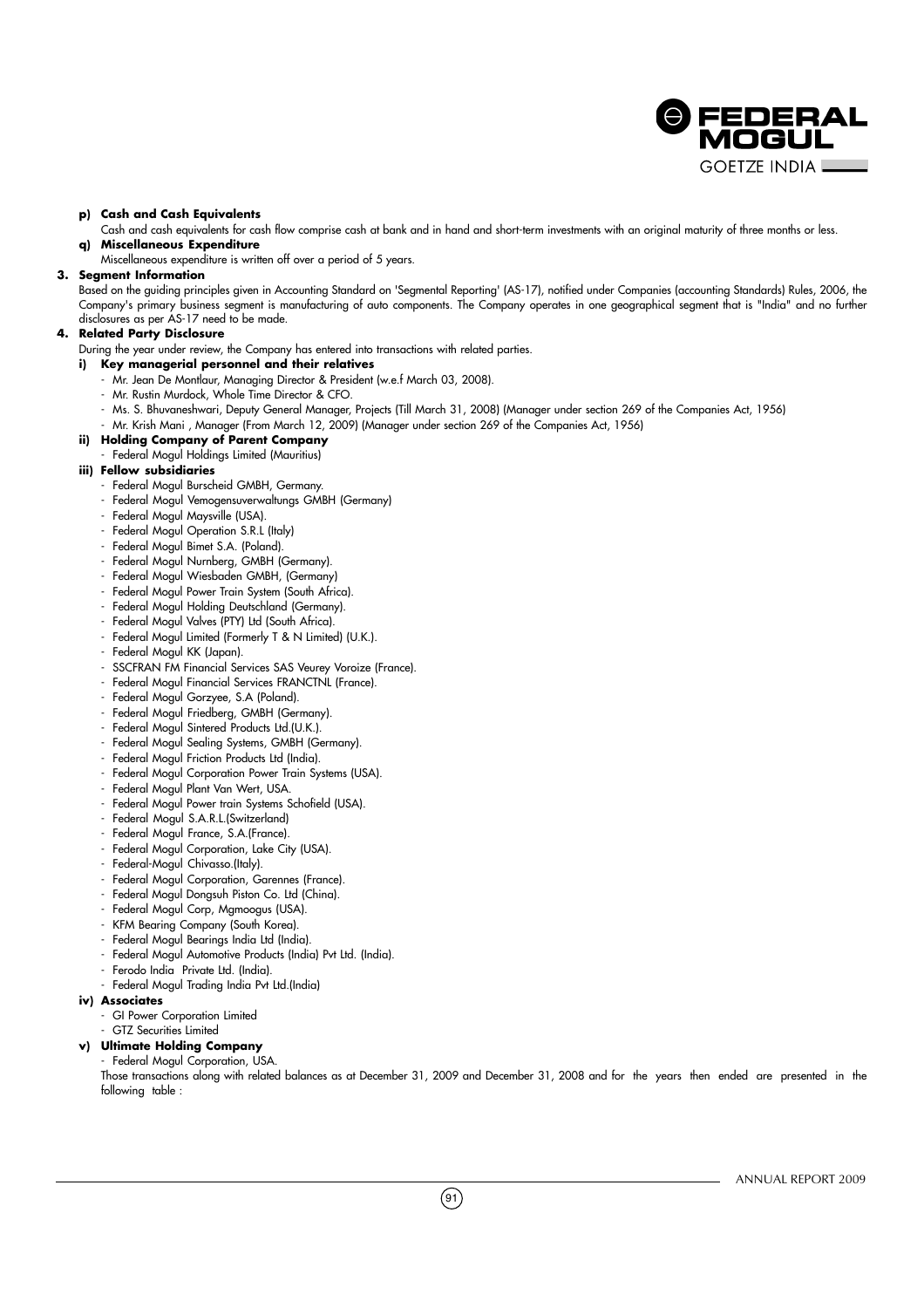**p) Cash and Cash Equivalents**

Cash and cash equivalents for cash flow comprise cash at bank and in hand and short-term investments with an original maturity of three months or less.

**q) Miscellaneous Expenditure**

Miscellaneous expenditure is written off over a period of 5 years.

**3. Segment Information**

Based on the guiding principles given in Accounting Standard on 'Segmental Reporting' (AS-17), notified under Companies (accounting Standards) Rules, 2006, the Company's primary business segment is manufacturing of auto components. The Company operates in one geographical segment that is "India" and no further disclosures as per AS-17 need to be made.

**4. Related Party Disclosure**

During the year under review, the Company has entered into transactions with related parties.

**i) Key managerial personnel and their relatives**

- Mr. Jean De Montlaur, Managing Director & President (w.e.f March 03, 2008).
- Mr. Rustin Murdock, Whole Time Director & CFO.
- Ms. S. Bhuvaneshwari, Deputy General Manager, Projects (Till March 31, 2008) (Manager under section 269 of the Companies Act, 1956)
- Mr. Krish Mani , Manager (From March 12, 2009) (Manager under section 269 of the Companies Act, 1956)

**ii) Holding Company of Parent Company**

- Federal Mogul Holdings Limited (Mauritius)

**iii) Fellow subsidiaries**

- Federal Mogul Burscheid GMBH, Germany.
- Federal Mogul Vemogensuverwaltungs GMBH (Germany)
- Federal Mogul Maysville (USA).
- Federal Mogul Operation S.R.L (Italy)
- Federal Mogul Bimet S.A. (Poland).
- Federal Mogul Nurnberg, GMBH (Germany).
- Federal Mogul Wiesbaden GMBH, (Germany)
- Federal Mogul Power Train System (South Africa).
- Federal Mogul Holding Deutschland (Germany).
- Federal Mogul Valves (PTY) Ltd (South Africa).
- Federal Mogul Limited (Formerly T & N Limited) (U.K.).
- Federal Mogul KK (Japan).
- SSCFRAN FM Financial Services SAS Veurey Voroize (France).
- Federal Mogul Financial Services FRANCTNL (France).
- Federal Mogul Gorzyee, S.A (Poland).
- Federal Mogul Friedberg, GMBH (Germany).
- Federal Mogul Sintered Products Ltd.(U.K.).
- Federal Mogul Sealing Systems, GMBH (Germany).
- Federal Mogul Friction Products Ltd (India).
- Federal Mogul Corporation Power Train Systems (USA).
- Federal Mogul Plant Van Wert, USA.
- Federal Mogul Power train Systems Schofield (USA).
- Federal Mogul S.A.R.L.(Switzerland)
- Federal Mogul France, S.A.(France).
- Federal Mogul Corporation, Lake City (USA).
- Federal-Mogul Chivasso.(Italy).
- Federal Mogul Corporation, Garennes (France).
- Federal Mogul Dongsuh Piston Co. Ltd (China).
- Federal Mogul Corp, Mgmoogus (USA).
- KFM Bearing Company (South Korea).
- Federal Mogul Bearings India Ltd (India).
- Federal Mogul Automotive Products (India) Pvt Ltd. (India).
- Ferodo India Private Ltd. (India).
- Federal Mogul Trading India Pvt Ltd.(India)

**iv) Associates**

- GI Power Corporation Limited
- GTZ Securities Limited

**v) Ultimate Holding Company**

- Federal Mogul Corporation, USA.

Those transactions along with related balances as at December 31, 2009 and December 31, 2008 and for the years then ended are presented in the following table :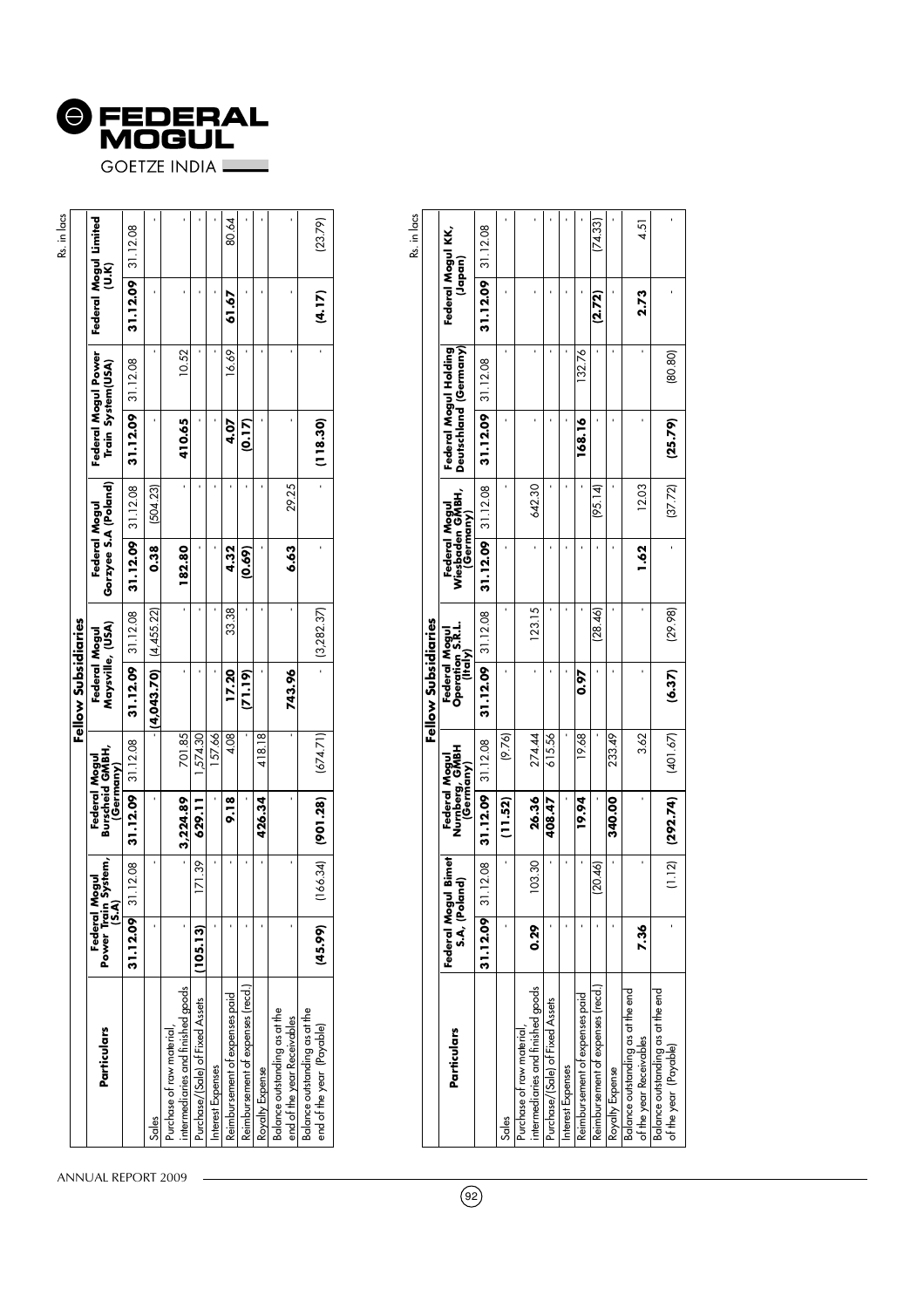Rs. in lacs

| Particulars | Fellow Subsidiaries | | | | | | | | | | | |
|---|---|---|---|---|---|---|---|---|---|---|---|---|
| | Federal Mogul Power Train System, (S.A) | | Federal Mogul Burscheid GMBH, (Germany) | | Federal Mogul Maysville, (USA) | | Federal Mogul Gorzyce S.A (Poland) | | Federal Mogul Power Train System(USA) | | Federal Mogul Limited (U.K) | |
| | **31.12.09** | 31.12.08 | **31.12.09** | 31.12.08 | **31.12.09** | 31.12.08 | **31.12.09** | 31.12.08 | **31.12.09** | 31.12.08 | **31.12.09** | 31.12.08 |
| Sales | - | - | - | - | **(4,043.70)** | (4,455.22) | **0.38** | (504.23) | - | - | - | - |
| Purchase of raw material, intermediaries and finished goods | - | - | **3,224.89** | 701.85 | - | - | **182.80** | - | **410.65** | 10.52 | - | - |
| Purchase/(Sale) of Fixed Assets | **(105.13)** | 171.39 | **629.11** | 1,574.30 | - | - | - | - | - | - | - | - |
| Interest Expenses | - | - | - | 157.66 | - | - | - | - | - | - | - | - |
| Reimbursement of expenses paid | - | - | **9.18** | 4.08 | **17.20** | 33.38 | **4.32** | - | **4.07** | 16.69 | **61.67** | 80.64 |
| Reimbursement of expenses (recd.) | - | - | - | - | **(71.19)** | - | **(0.69)** | - | **(0.17)** | - | - | - |
| Royalty Expense | - | - | **426.34** | 418.18 | - | - | - | - | - | - | - | - |
| Balance outstanding as at the end of the year Receivables | - | - | - | - | **743.96** | - | **6.63** | 29.25 | - | - | - | - |
| Balance outstanding as at the end of the year (Payable) | **(45.99)** | (166.34) | **(901.28)** | (674.71) | - | (3,282.37) | - | - | **(118.30)** | - | **(4.17)** | (23.79) |

Rs. in lacs

| Particulars | Fellow Subsidiaries | | | | | | | | | | | |
|---|---|---|---|---|---|---|---|---|---|---|---|---|
| | Federal Mogul Bimet S.A, (Poland) | | Federal Mogul Numberg, GMBH (Germany) | | Federal Mogul Operation S.R.L. (Italy) | | Federal Mogul Wiesbaden GMBH, (Germany) | | Federal Mogul Holding Deutschland (Germany) | | Federal Mogul KK, (Japan) | |
| | **31.12.09** | 31.12.08 | **31.12.09** | 31.12.08 | **31.12.09** | 31.12.08 | **31.12.09** | 31.12.08 | **31.12.09** | 31.12.08 | **31.12.09** | 31.12.08 |
| Sales | - | - | **(11.52)** | (9.76) | - | - | - | - | - | - | - | - |
| Purchase of raw material, intermediaries and finished goods | **0.29** | 103.30 | **26.36** | 274.44 | - | 123.15 | - | 642.30 | - | - | - | - |
| Purchase/(Sale) of Fixed Assets | - | - | **408.47** | 615.56 | - | - | - | - | - | - | - | - |
| Interest Expenses | - | - | - | - | - | - | - | - | - | - | - | - |
| Reimbursement of expenses paid | - | - | **19.94** | 19.68 | **0.97** | - | - | - | **168.16** | 132.76 | - | - |
| Reimbursement of expenses (recd.) | - | (20.46) | - | - | - | (28.46) | - | (95.14) | - | - | **(2.72)** | (74.33) |
| Royalty Expense | - | - | **340.00** | 233.49 | - | - | - | - | - | - | - | - |
| Balance outstanding as at the end of the year Receivables | **7.36** | - | - | 3.62 | - | - | **1.62** | 12.03 | - | - | **2.73** | 4.51 |
| Balance outstanding as at the end of the year (Payable) | - | (1.12) | **(292.74)** | (401.67) | **(6.37)** | (29.98) | - | (37.72) | **(25.79)** | (80.80) | - | - |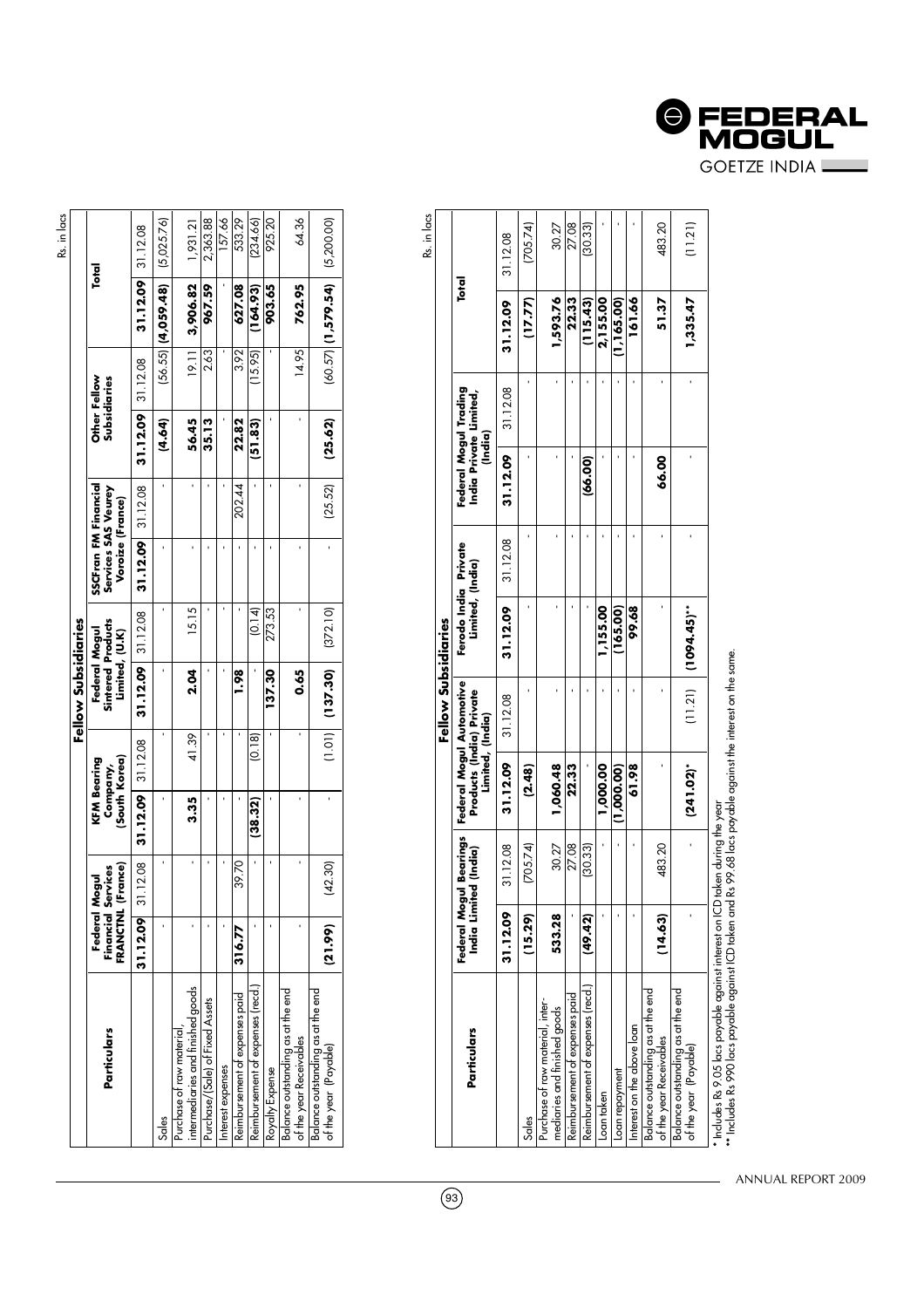Rs. in lacs

| Particulars | Fellow Subsidiaries | | | | | | | | | | | |
|---|---|---|---|---|---|---|---|---|---|---|---|---|
| | Federal Mogul Financial Services FRANCTNL (France) | | KFM Bearing Company (South Korea) | | Federal Mogul Sintered Products Limited, (U.K) | | SSCFran FM Financial Services SAS Veurey Voroize (France) | | Other Fellow Subsidiaries | | Total | |
| | 31.12.09 | 31.12.08 | 31.12.09 | 31.12.08 | 31.12.09 | 31.12.08 | 31.12.09 | 31.12.08 | 31.12.09 | 31.12.08 | 31.12.09 | 31.12.08 |
| Sales | - | - | - | - | - | - | - | - | (4.64) | (56.55) | (4,059.48) | (5,025.76) |
| Purchase of raw material, intermediaries and finished goods | - | - | 3.35 | 41.39 | 2.04 | 15.15 | - | - | 56.45 | 19.11 | 3,906.82 | 1,931.21 |
| Purchase/(Sale) of Fixed Assets | - | - | - | - | - | - | - | - | 35.13 | 2.63 | 967.59 | 2,363.88 |
| Interest expenses | - | - | - | - | - | - | - | - | - | - | - | 157.66 |
| Reimbursement of expenses paid | 316.77 | 39.70 | - | - | 1.98 | - | - | 202.44 | 22.82 | 3.92 | 627.08 | 533.29 |
| Reimbursement of expenses (recd.) | - | - | (38.32) | (0.18) | - | (0.14) | - | - | (51.83) | (15.95) | (164.93) | (234.66) |
| Royalty Expense | - | - | - | - | 137.30 | 273.53 | - | - | - | - | 903.65 | 925.20 |
| Balance outstanding as at the end of the year Receivables | - | - | - | - | 0.65 | - | - | - | - | 14.95 | 762.95 | 64.36 |
| Balance outstanding as at the end of the year (Payable) | (21.99) | (42.30) | - | (1.01) | (137.30) | (372.10) | - | (25.52) | (25.62) | (60.57) | (1,579.54) | (5,200.00) |

Rs. in lacs

| Particulars | Fellow Subsidiaries | | | | | | | | | |
|---|---|---|---|---|---|---|---|---|---|---|
| | Federal Mogul Bearings India Limited (India) | | Federal Mogul Automotive Products (India) Private Limited, (India) | | Ferodo India Private Limited, (India) | | Federal Mogul Trading India Private Limited, (India) | | Total | |
| | 31.12.09 | 31.12.08 | 31.12.09 | 31.12.08 | 31.12.09 | 31.12.08 | 31.12.09 | 31.12.08 | 31.12.09 | 31.12.08 |
| Sales | (15.29) | (705.74) | (2.48) | - | - | - | - | - | (17.77) | (705.74) |
| Purchase of raw material, intermediaries and finished goods | 533.28 | 30.27 | 1,060.48 | - | - | - | - | - | 1,593.76 | 30.27 |
| Reimbursement of expenses paid | - | 27.08 | 22.33 | - | - | - | - | - | 22.33 | 27.08 |
| Reimbursement of expenses (recd.) | (49.42) | (30.33) | - | - | - | - | (66.00) | - | (115.43) | (30.33) |
| Loan taken | - | - | 1,000.00 | - | 1,155.00 | - | - | - | 2,155.00 | - |
| Loan repayment | - | - | (1,000.00) | - | (165.00) | - | - | - | (1,165.00) | - |
| Interest on the above loan | - | - | 61.98 | - | 99.68 | - | - | - | 161.66 | - |
| Balance outstanding as at the end of the year Receivables | (14.63) | 483.20 | - | - | - | - | 66.00 | - | 51.37 | 483.20 |
| Balance outstanding as at the end of the year (Payable) | - | - | (241.02)* | (11.21) | (1094.45)** | - | - | - | 1,335.47 | (11.21) |

\* Includes Rs 9.05 lacs payable against interest on ICD taken during the year

\*\* Includes Rs 990 lacs payable against ICD taken and Rs 99.68 lacs payable against the interest on the same.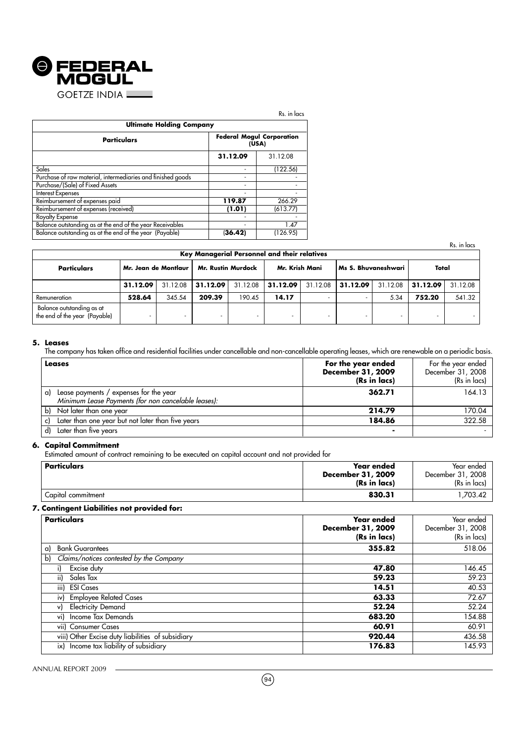Rs. in lacs

| **Ultimate Holding Company** | | |
|---|---|---|
| **Particulars** | **Federal Mogul Corporation (USA)** | |
| | **31.12.09** | 31.12.08 |
| Sales | - | (122.56) |
| Purchase of raw material, intermediaries and finished goods | - | - |
| Purchase/(Sale) of Fixed Assets | - | - |
| Interest Expenses | - | - |
| Reimbursement of expenses paid | **119.87** | 266.29 |
| Reimbursement of expenses (received) | **(1.01)** | (613.77) |
| Royalty Expense | - | - |
| Balance outstanding as at the end of the year Receivables | - | 1.47 |
| Balance outstanding as at the end of the year (Payable) | **(36.42)** | (126.95) |

Rs. in lacs

| **Key Managerial Personnel and their relatives** | | | | | | | | | | |
|---|---|---|---|---|---|---|---|---|---|---|
| **Particulars** | **Mr. Jean de Montlaur** | | **Mr. Rustin Murdock** | | **Mr. Krish Mani** | | **Ms S. Bhuvaneshwari** | | **Total** | |
| | **31.12.09** | 31.12.08 | **31.12.09** | 31.12.08 | **31.12.09** | 31.12.08 | **31.12.09** | 31.12.08 | **31.12.09** | 31.12.08 |
| Remuneration | **528.64** | 345.54 | **209.39** | 190.45 | **14.17** | - | - | 5.34 | **752.20** | 541.32 |
| Balance outstanding as at the end of the year (Payable) | - | - | - | - | - | - | - | - | - | - |

## 5. Leases

The company has taken office and residential facilities under cancellable and non-cancellable operating leases, which are renewable on a periodic basis.

| **Leases** | **For the year ended December 31, 2009 (Rs in lacs)** | For the year ended December 31, 2008 (Rs in lacs) |
|---|---|---|
| a) Lease payments / expenses for the year<br>*Minimum Lease Payments (for non cancelable leases):* | **362.71** | 164.13 |
| b) Not later than one year | **214.79** | 170.04 |
| c) Later than one year but not later than five years | **184.86** | 322.58 |
| d) Later than five years | **-** | - |

## 6. Capital Commitment

Estimated amount of contract remaining to be executed on capital account and not provided for

| **Particulars** | **Year ended December 31, 2009 (Rs in lacs)** | Year ended December 31, 2008 (Rs in lacs) |
|---|---|---|
| Capital commitment | **830.31** | 1,703.42 |

## 7. Contingent Liabilities not provided for:

| **Particulars** | **Year ended December 31, 2009 (Rs in lacs)** | Year ended December 31, 2008 (Rs in lacs) |
|---|---|---|
| a) Bank Guarantees | **355.82** | 518.06 |
| b) *Claims/notices contested by the Company* | | |
| i) Excise duty | **47.80** | 146.45 |
| ii) Sales Tax | **59.23** | 59.23 |
| iii) ESI Cases | **14.51** | 40.53 |
| iv) Employee Related Cases | **63.33** | 72.67 |
| v) Electricity Demand | **52.24** | 52.24 |
| vi) Income Tax Demands | **683.20** | 154.88 |
| vii) Consumer Cases | **60.91** | 60.91 |
| viii) Other Excise duty liabilities of subsidiary | **920.44** | 436.58 |
| ix) Income tax liability of subsidiary | **176.83** | 145.93 |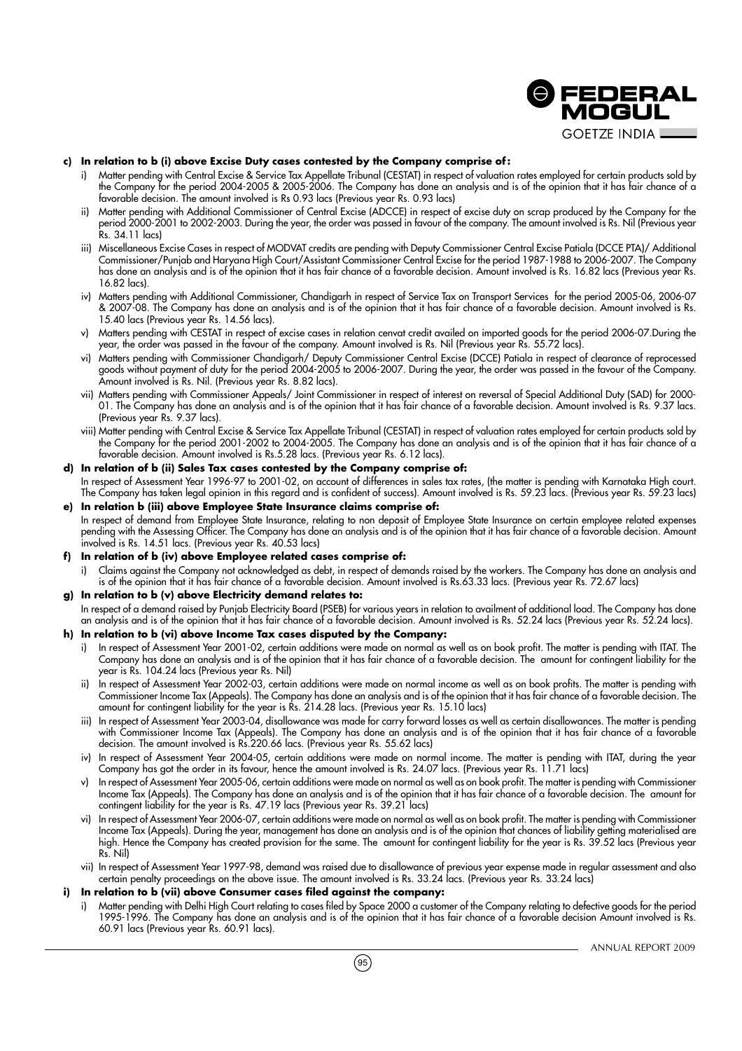**c) In relation to b (i) above Excise Duty cases contested by the Company comprise of:**

i) Matter pending with Central Excise & Service Tax Appellate Tribunal (CESTAT) in respect of valuation rates employed for certain products sold by the Company for the period 2004-2005 & 2005-2006. The Company has done an analysis and is of the opinion that it has fair chance of a favorable decision. The amount involved is Rs 0.93 lacs (Previous year Rs. 0.93 lacs)

ii) Matter pending with Additional Commissioner of Central Excise (ADCCE) in respect of excise duty on scrap produced by the Company for the period 2000-2001 to 2002-2003. During the year, the order was passed in favour of the company. The amount involved is Rs. Nil (Previous year Rs. 34.11 lacs)

iii) Miscellaneous Excise Cases in respect of MODVAT credits are pending with Deputy Commissioner Central Excise Patiala (DCCE PTA)/ Additional Commissioner/Punjab and Haryana High Court/Assistant Commissioner Central Excise for the period 1987-1988 to 2006-2007. The Company has done an analysis and is of the opinion that it has fair chance of a favorable decision. Amount involved is Rs. 16.82 lacs (Previous year Rs. 16.82 lacs).

iv) Matters pending with Additional Commissioner, Chandigarh in respect of Service Tax on Transport Services for the period 2005-06, 2006-07 & 2007-08. The Company has done an analysis and is of the opinion that it has fair chance of a favorable decision. Amount involved is Rs. 15.40 lacs (Previous year Rs. 14.56 lacs).

v) Matters pending with CESTAT in respect of excise cases in relation cenvat credit availed on imported goods for the period 2006-07.During the year, the order was passed in the favour of the company. Amount involved is Rs. Nil (Previous year Rs. 55.72 lacs).

vi) Matters pending with Commissioner Chandigarh/ Deputy Commissioner Central Excise (DCCE) Patiala in respect of clearance of reprocessed goods without payment of duty for the period 2004-2005 to 2006-2007. During the year, the order was passed in the favour of the Company. Amount involved is Rs. Nil. (Previous year Rs. 8.82 lacs).

vii) Matters pending with Commissioner Appeals/ Joint Commissioner in respect of interest on reversal of Special Additional Duty (SAD) for 2000-01. The Company has done an analysis and is of the opinion that it has fair chance of a favorable decision. Amount involved is Rs. 9.37 lacs. (Previous year Rs. 9.37 lacs).

viii) Matter pending with Central Excise & Service Tax Appellate Tribunal (CESTAT) in respect of valuation rates employed for certain products sold by the Company for the period 2001-2002 to 2004-2005. The Company has done an analysis and is of the opinion that it has fair chance of a favorable decision. Amount involved is Rs.5.28 lacs. (Previous year Rs. 6.12 lacs).

**d) In relation of b (ii) Sales Tax cases contested by the Company comprise of:**

In respect of Assessment Year 1996-97 to 2001-02, on account of differences in sales tax rates, (the matter is pending with Karnataka High court. The Company has taken legal opinion in this regard and is confident of success). Amount involved is Rs. 59.23 lacs. (Previous year Rs. 59.23 lacs)

**e) In relation b (iii) above Employee State Insurance claims comprise of:**

In respect of demand from Employee State Insurance, relating to non deposit of Employee State Insurance on certain employee related expenses pending with the Assessing Officer. The Company has done an analysis and is of the opinion that it has fair chance of a favorable decision. Amount involved is Rs. 14.51 lacs. (Previous year Rs. 40.53 lacs)

**f) In relation of b (iv) above Employee related cases comprise of:**

i) Claims against the Company not acknowledged as debt, in respect of demands raised by the workers. The Company has done an analysis and is of the opinion that it has fair chance of a favorable decision. Amount involved is Rs.63.33 lacs. (Previous year Rs. 72.67 lacs)

**g) In relation to b (v) above Electricity demand relates to:**

In respect of a demand raised by Punjab Electricity Board (PSEB) for various years in relation to availment of additional load. The Company has done an analysis and is of the opinion that it has fair chance of a favorable decision. Amount involved is Rs. 52.24 lacs (Previous year Rs. 52.24 lacs).

**h) In relation to b (vi) above Income Tax cases disputed by the Company:**

i) In respect of Assessment Year 2001-02, certain additions were made on normal as well as on book profit. The matter is pending with ITAT. The Company has done an analysis and is of the opinion that it has fair chance of a favorable decision. The amount for contingent liability for the year is Rs. 104.24 lacs (Previous year Rs. Nil)

ii) In respect of Assessment Year 2002-03, certain additions were made on normal income as well as on book profits. The matter is pending with Commissioner Income Tax (Appeals). The Company has done an analysis and is of the opinion that it has fair chance of a favorable decision. The amount for contingent liability for the year is Rs. 214.28 lacs. (Previous year Rs. 15.10 lacs)

iii) In respect of Assessment Year 2003-04, disallowance was made for carry forward losses as well as certain disallowances. The matter is pending with Commissioner Income Tax (Appeals). The Company has done an analysis and is of the opinion that it has fair chance of a favorable decision. The amount involved is Rs.220.66 lacs. (Previous year Rs. 55.62 lacs)

iv) In respect of Assessment Year 2004-05, certain additions were made on normal income. The matter is pending with ITAT, during the year Company has got the order in its favour, hence the amount involved is Rs. 24.07 lacs. (Previous year Rs. 11.71 lacs)

v) In respect of Assessment Year 2005-06, certain additions were made on normal as well as on book profit. The matter is pending with Commissioner Income Tax (Appeals). The Company has done an analysis and is of the opinion that it has fair chance of a favorable decision. The amount for contingent liability for the year is Rs. 47.19 lacs (Previous year Rs. 39.21 lacs)

vi) In respect of Assessment Year 2006-07, certain additions were made on normal as well as on book profit. The matter is pending with Commissioner Income Tax (Appeals). During the year, management has done an analysis and is of the opinion that chances of liability getting materialised are high. Hence the Company has created provision for the same. The amount for contingent liability for the year is Rs. 39.52 lacs (Previous year Rs. Nil)

vii) In respect of Assessment Year 1997-98, demand was raised due to disallowance of previous year expense made in regular assessment and also certain penalty proceedings on the above issue. The amount involved is Rs. 33.24 lacs. (Previous year Rs. 33.24 lacs)

**i) In relation to b (vii) above Consumer cases filed against the company:**

i) Matter pending with Delhi High Court relating to cases filed by Space 2000 a customer of the Company relating to defective goods for the period 1995-1996. The Company has done an analysis and is of the opinion that it has fair chance of a favorable decision Amount involved is Rs. 60.91 lacs (Previous year Rs. 60.91 lacs).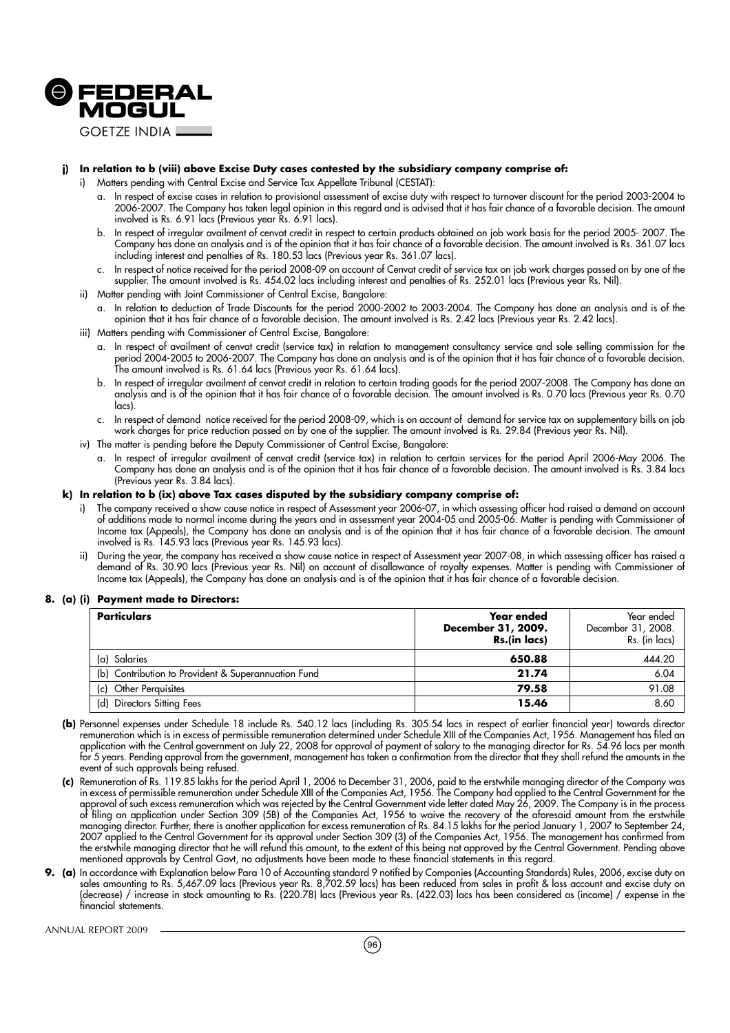**j) In relation to b (viii) above Excise Duty cases contested by the subsidiary company comprise of:**

i) Matters pending with Central Excise and Service Tax Appellate Tribunal (CESTAT):

a. In respect of excise cases in relation to provisional assessment of excise duty with respect to turnover discount for the period 2003-2004 to 2006-2007. The Company has taken legal opinion in this regard and is advised that it has fair chance of a favorable decision. The amount involved is Rs. 6.91 lacs (Previous year Rs. 6.91 lacs).

b. In respect of irregular availment of cenvat credit in respect to certain products obtained on job work basis for the period 2005- 2007. The Company has done an analysis and is of the opinion that it has fair chance of a favorable decision. The amount involved is Rs. 361.07 lacs including interest and penalties of Rs. 180.53 lacs (Previous year Rs. 361.07 lacs).

c. In respect of notice received for the period 2008-09 on account of Cenvat credit of service tax on job work charges passed on by one of the supplier. The amount involved is Rs. 454.02 lacs including interest and penalties of Rs. 252.01 lacs (Previous year Rs. Nil).

ii) Matter pending with Joint Commissioner of Central Excise, Bangalore:

a. In relation to deduction of Trade Discounts for the period 2000-2002 to 2003-2004. The Company has done an analysis and is of the opinion that it has fair chance of a favorable decision. The amount involved is Rs. 2.42 lacs (Previous year Rs. 2.42 lacs).

iii) Matters pending with Commissioner of Central Excise, Bangalore:

a. In respect of availment of cenvat credit (service tax) in relation to management consultancy service and sole selling commission for the period 2004-2005 to 2006-2007. The Company has done an analysis and is of the opinion that it has fair chance of a favorable decision. The amount involved is Rs. 61.64 lacs (Previous year Rs. 61.64 lacs).

b. In respect of irregular availment of cenvat credit in relation to certain trading goods for the period 2007-2008. The Company has done an analysis and is of the opinion that it has fair chance of a favorable decision. The amount involved is Rs. 0.70 lacs (Previous year Rs. 0.70 lacs).

c. In respect of demand notice received for the period 2008-09, which is on account of demand for service tax on supplementary bills on job work charges for price reduction passed on by one of the supplier. The amount involved is Rs. 29.84 (Previous year Rs. Nil).

iv) The matter is pending before the Deputy Commissioner of Central Excise, Bangalore:

a. In respect of irregular availment of cenvat credit (service tax) in relation to certain services for the period April 2006-May 2006. The Company has done an analysis and is of the opinion that it has fair chance of a favorable decision. The amount involved is Rs. 3.84 lacs (Previous year Rs. 3.84 lacs).

**k) In relation to b (ix) above Tax cases disputed by the subsidiary company comprise of:**

i) The company received a show cause notice in respect of Assessment year 2006-07, in which assessing officer had raised a demand on account of additions made to normal income during the years and in assessment year 2004-05 and 2005-06. Matter is pending with Commissioner of Income tax (Appeals), the Company has done an analysis and is of the opinion that it has fair chance of a favorable decision. The amount involved is Rs. 145.93 lacs (Previous year Rs. 145.93 lacs).

ii) During the year, the company has received a show cause notice in respect of Assessment year 2007-08, in which assessing officer has raised a demand of Rs. 30.90 lacs (Previous year Rs. Nil) on account of disallowance of royalty expenses. Matter is pending with Commissioner of Income tax (Appeals), the Company has done an analysis and is of the opinion that it has fair chance of a favorable decision.

**8. (a) (i) Payment made to Directors:**

| **Particulars** | **Year ended December 31, 2009. Rs.(in lacs)** | Year ended December 31, 2008. Rs. (in lacs) |
|---|---|---|
| (a) Salaries | **650.88** | 444.20 |
| (b) Contribution to Provident & Superannuation Fund | **21.74** | 6.04 |
| (c) Other Perquisites | **79.58** | 91.08 |
| (d) Directors Sitting Fees | **15.46** | 8.60 |

**(b)** Personnel expenses under Schedule 18 include Rs. 540.12 lacs (including Rs. 305.54 lacs in respect of earlier financial year) towards director remuneration which is in excess of permissible remuneration determined under Schedule XIII of the Companies Act, 1956. Management has filed an application with the Central government on July 22, 2008 for approval of payment of salary to the managing director for Rs. 54.96 lacs per month for 5 years. Pending approval from the government, management has taken a confirmation from the director that they shall refund the amounts in the event of such approvals being refused.

**(c)** Remuneration of Rs. 119.85 lakhs for the period April 1, 2006 to December 31, 2006, paid to the erstwhile managing director of the Company was in excess of permissible remuneration under Schedule XIII of the Companies Act, 1956. The Company had applied to the Central Government for the approval of such excess remuneration which was rejected by the Central Government vide letter dated May 26, 2009. The Company is in the process of filing an application under Section 309 (5B) of the Companies Act, 1956 to waive the recovery of the aforesaid amount from the erstwhile managing director. Further, there is another application for excess remuneration of Rs. 84.15 lakhs for the period January 1, 2007 to September 24, 2007 applied to the Central Government for its approval under Section 309 (3) of the Companies Act, 1956. The management has confirmed from the erstwhile managing director that he will refund this amount, to the extent of this being not approved by the Central Government. Pending above mentioned approvals by Central Govt, no adjustments have been made to these financial statements in this regard.

**9. (a)** In accordance with Explanation below Para 10 of Accounting standard 9 notified by Companies (Accounting Standards) Rules, 2006, excise duty on sales amounting to Rs. 5,467.09 lacs (Previous year Rs. 8,702.59 lacs) has been reduced from sales in profit & loss account and excise duty on (decrease) / increase in stock amounting to Rs. (220.78) lacs (Previous year Rs. (422.03) lacs has been considered as (income) / expense in the financial statements.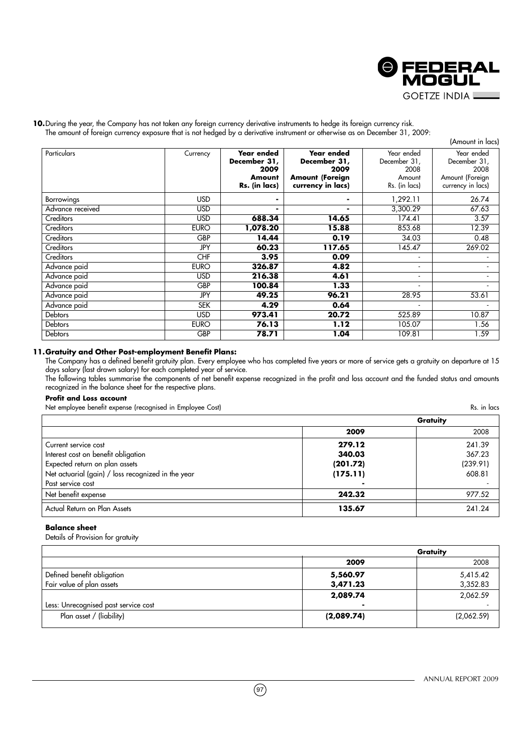**10.** During the year, the Company has not taken any foreign currency derivative instruments to hedge its foreign currency risk.

The amount of foreign currency exposure that is not hedged by a derivative instrument or otherwise as on December 31, 2009:

(Amount in lacs)

| Particulars | Currency | **Year ended December 31, 2009 Amount Rs. (in lacs)** | **Year ended December 31, 2009 Amount (Foreign currency in lacs)** | Year ended December 31, 2008 Amount Rs. (in lacs) | Year ended December 31, 2008 Amount (Foreign currency in lacs) |
|---|---|---|---|---|---|
| Borrowings | USD | **-** | **-** | 1,292.11 | 26.74 |
| Advance received | USD | **-** | **-** | 3,300.29 | 67.63 |
| Creditors | USD | **688.34** | **14.65** | 174.41 | 3.57 |
| Creditors | EURO | **1,078.20** | **15.88** | 853.68 | 12.39 |
| Creditors | GBP | **14.44** | **0.19** | 34.03 | 0.48 |
| Creditors | JPY | **60.23** | **117.65** | 145.47 | 269.02 |
| Creditors | CHF | **3.95** | **0.09** | - | - |
| Advance paid | EURO | **326.87** | **4.82** | - | - |
| Advance paid | USD | **216.38** | **4.61** | - | - |
| Advance paid | GBP | **100.84** | **1.33** | - | - |
| Advance paid | JPY | **49.25** | **96.21** | 28.95 | 53.61 |
| Advance paid | SEK | **4.29** | **0.64** | - | - |
| Debtors | USD | **973.41** | **20.72** | 525.89 | 10.87 |
| Debtors | EURO | **76.13** | **1.12** | 105.07 | 1.56 |
| Debtors | GBP | **78.71** | **1.04** | 109.81 | 1.59 |

**11. Gratuity and Other Post-employment Benefit Plans:**

The Company has a defined benefit gratuity plan. Every employee who has completed five years or more of service gets a gratuity on departure at 15 days salary (last drawn salary) for each completed year of service.

The following tables summarise the components of net benefit expense recognized in the profit and loss account and the funded status and amounts recognized in the balance sheet for the respective plans.

**Profit and Loss account**

Net employee benefit expense (recognised in Employee Cost) Rs. in lacs

| | **Gratuity** | |
|---|---|---|
| | **2009** | 2008 |
| Current service cost | **279.12** | 241.39 |
| Interest cost on benefit obligation | **340.03** | 367.23 |
| Expected return on plan assets | **(201.72)** | (239.91) |
| Net actuarial (gain) / loss recognized in the year | **(175.11)** | 608.81 |
| Past service cost | **-** | - |
| Net benefit expense | **242.32** | 977.52 |
| Actual Return on Plan Assets | **135.67** | 241.24 |

**Balance sheet**

Details of Provision for gratuity

| | **Gratuity** | |
|---|---|---|
| | **2009** | 2008 |
| Defined benefit obligation | **5,560.97** | 5,415.42 |
| Fair value of plan assets | **3,471.23** | 3,352.83 |
| | **2,089.74** | 2,062.59 |
| Less: Unrecognised past service cost | **-** | - |
| Plan asset / (liability) | **(2,089.74)** | (2,062.59) |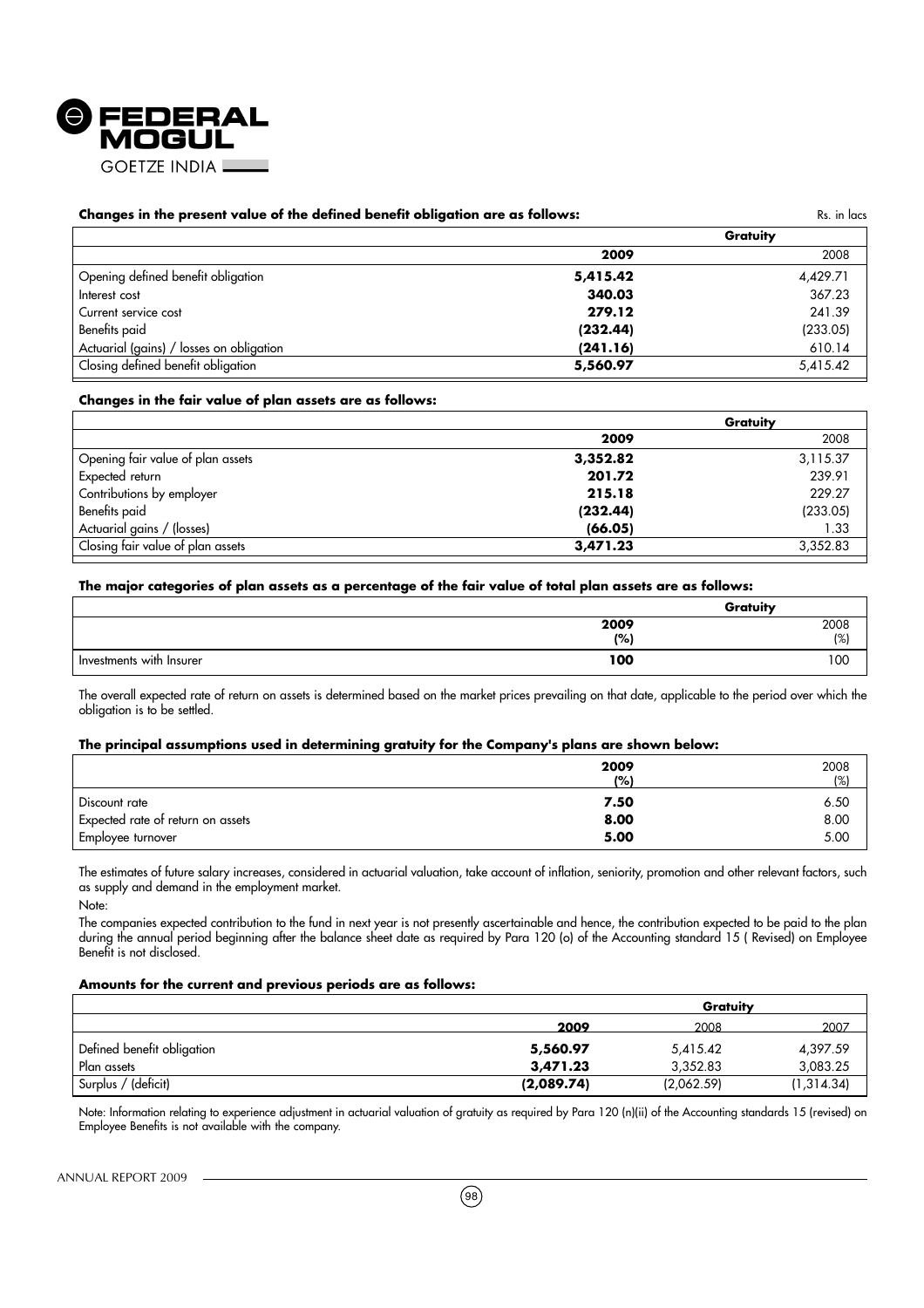**Changes in the present value of the defined benefit obligation are as follows:** Rs. in lacs

| | Gratuity | |
|---|---|---|
| | **2009** | 2008 |
| Opening defined benefit obligation | **5,415.42** | 4,429.71 |
| Interest cost | **340.03** | 367.23 |
| Current service cost | **279.12** | 241.39 |
| Benefits paid | **(232.44)** | (233.05) |
| Actuarial (gains) / losses on obligation | **(241.16)** | 610.14 |
| Closing defined benefit obligation | **5,560.97** | 5,415.42 |

**Changes in the fair value of plan assets are as follows:**

| | Gratuity | |
|---|---|---|
| | **2009** | 2008 |
| Opening fair value of plan assets | **3,352.82** | 3,115.37 |
| Expected return | **201.72** | 239.91 |
| Contributions by employer | **215.18** | 229.27 |
| Benefits paid | **(232.44)** | (233.05) |
| Actuarial gains / (losses) | **(66.05)** | 1.33 |
| Closing fair value of plan assets | **3,471.23** | 3,352.83 |

**The major categories of plan assets as a percentage of the fair value of total plan assets are as follows:**

| | Gratuity | |
|---|---|---|
| | **2009 (%)** | 2008 (%) |
| Investments with Insurer | **100** | 100 |

The overall expected rate of return on assets is determined based on the market prices prevailing on that date, applicable to the period over which the obligation is to be settled.

**The principal assumptions used in determining gratuity for the Company's plans are shown below:**

| | **2009 (%)** | 2008 (%) |
|---|---|---|
| Discount rate | **7.50** | 6.50 |
| Expected rate of return on assets | **8.00** | 8.00 |
| Employee turnover | **5.00** | 5.00 |

The estimates of future salary increases, considered in actuarial valuation, take account of inflation, seniority, promotion and other relevant factors, such as supply and demand in the employment market.

Note:

The companies expected contribution to the fund in next year is not presently ascertainable and hence, the contribution expected to be paid to the plan during the annual period beginning after the balance sheet date as required by Para 120 (o) of the Accounting standard 15 ( Revised) on Employee Benefit is not disclosed.

**Amounts for the current and previous periods are as follows:**

| | Gratuity | | |
|---|---|---|---|
| | **2009** | 2008 | 2007 |
| Defined benefit obligation | **5,560.97** | 5,415.42 | 4,397.59 |
| Plan assets | **3,471.23** | 3,352.83 | 3,083.25 |
| Surplus / (deficit) | **(2,089.74)** | (2,062.59) | (1,314.34) |

Note: Information relating to experience adjustment in actuarial valuation of gratuity as required by Para 120 (n)(ii) of the Accounting standards 15 (revised) on Employee Benefits is not available with the company.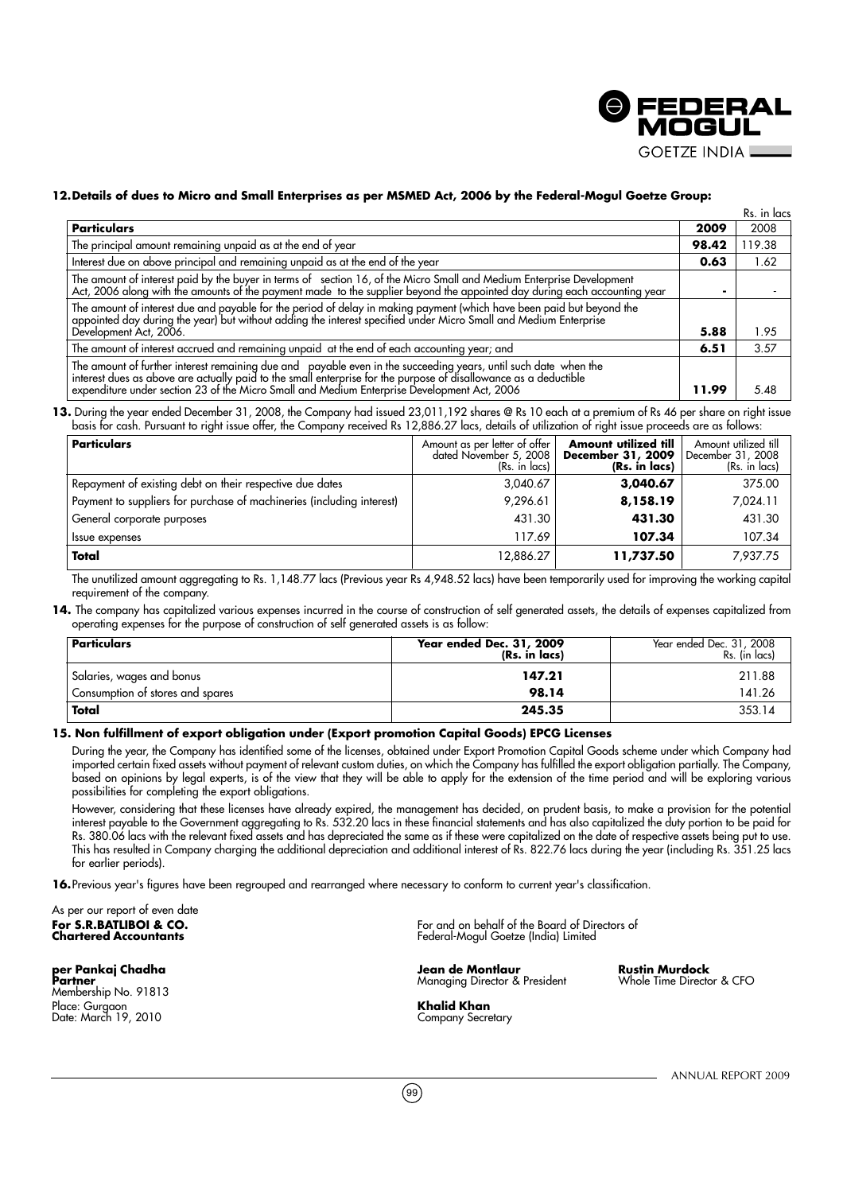**12. Details of dues to Micro and Small Enterprises as per MSMED Act, 2006 by the Federal-Mogul Goetze Group:**

Rs. in lacs

| Particulars | 2009 | 2008 |
|---|---|---|
| The principal amount remaining unpaid as at the end of year | **98.42** | 119.38 |
| Interest due on above principal and remaining unpaid as at the end of the year | **0.63** | 1.62 |
| The amount of interest paid by the buyer in terms of section 16, of the Micro Small and Medium Enterprise Development Act, 2006 along with the amounts of the payment made to the supplier beyond the appointed day during each accounting year | **-** | - |
| The amount of interest due and payable for the period of delay in making payment (which have been paid but beyond the appointed day during the year) but without adding the interest specified under Micro Small and Medium Enterprise Development Act, 2006. | **5.88** | 1.95 |
| The amount of interest accrued and remaining unpaid at the end of each accounting year; and | **6.51** | 3.57 |
| The amount of further interest remaining due and payable even in the succeeding years, until such date when the interest dues as above are actually paid to the small enterprise for the purpose of disallowance as a deductible expenditure under section 23 of the Micro Small and Medium Enterprise Development Act, 2006 | **11.99** | 5.48 |

**13.** During the year ended December 31, 2008, the Company had issued 23,011,192 shares @ Rs 10 each at a premium of Rs 46 per share on right issue basis for cash. Pursuant to right issue offer, the Company received Rs 12,886.27 lacs, details of utilization of right issue proceeds are as follows:

| Particulars | Amount as per letter of offer dated November 5, 2008 (Rs. in lacs) | **Amount utilized till December 31, 2009 (Rs. in lacs)** | Amount utilized till December 31, 2008 (Rs. in lacs) |
|---|---|---|---|
| Repayment of existing debt on their respective due dates | 3,040.67 | **3,040.67** | 375.00 |
| Payment to suppliers for purchase of machineries (including interest) | 9,296.61 | **8,158.19** | 7,024.11 |
| General corporate purposes | 431.30 | **431.30** | 431.30 |
| Issue expenses | 117.69 | **107.34** | 107.34 |
| **Total** | 12,886.27 | **11,737.50** | 7,937.75 |

The unutilized amount aggregating to Rs. 1,148.77 lacs (Previous year Rs 4,948.52 lacs) have been temporarily used for improving the working capital requirement of the company.

**14.** The company has capitalized various expenses incurred in the course of construction of self generated assets, the details of expenses capitalized from operating expenses for the purpose of construction of self generated assets is as follow:

| Particulars | **Year ended Dec. 31, 2009 (Rs. in lacs)** | Year ended Dec. 31, 2008 Rs. (in lacs) |
|---|---|---|
| Salaries, wages and bonus | **147.21** | 211.88 |
| Consumption of stores and spares | **98.14** | 141.26 |
| **Total** | **245.35** | 353.14 |

**15. Non fulfillment of export obligation under (Export promotion Capital Goods) EPCG Licenses**

During the year, the Company has identified some of the licenses, obtained under Export Promotion Capital Goods scheme under which Company had imported certain fixed assets without payment of relevant custom duties, on which the Company has fulfilled the export obligation partially. The Company, based on opinions by legal experts, is of the view that they will be able to apply for the extension of the time period and will be exploring various possibilities for completing the export obligations.

However, considering that these licenses have already expired, the management has decided, on prudent basis, to make a provision for the potential interest payable to the Government aggregating to Rs. 532.20 lacs in these financial statements and has also capitalized the duty portion to be paid for Rs. 380.06 lacs with the relevant fixed assets and has depreciated the same as if these were capitalized on the date of respective assets being put to use. This has resulted in Company charging the additional depreciation and additional interest of Rs. 822.76 lacs during the year (including Rs. 351.25 lacs for earlier periods).

**16.** Previous year's figures have been regrouped and rearranged where necessary to conform to current year's classification.

As per our report of even date
**For S.R.BATLIBOI & CO.**
**Chartered Accountants**

**per Pankaj Chadha**
**Partner**
Membership No. 91813
Place: Gurgaon
Date: March 19, 2010

For and on behalf of the Board of Directors of
Federal-Mogul Goetze (India) Limited

**Jean de Montlaur**
Managing Director & President

**Rustin Murdock**
Whole Time Director & CFO

**Khalid Khan**
Company Secretary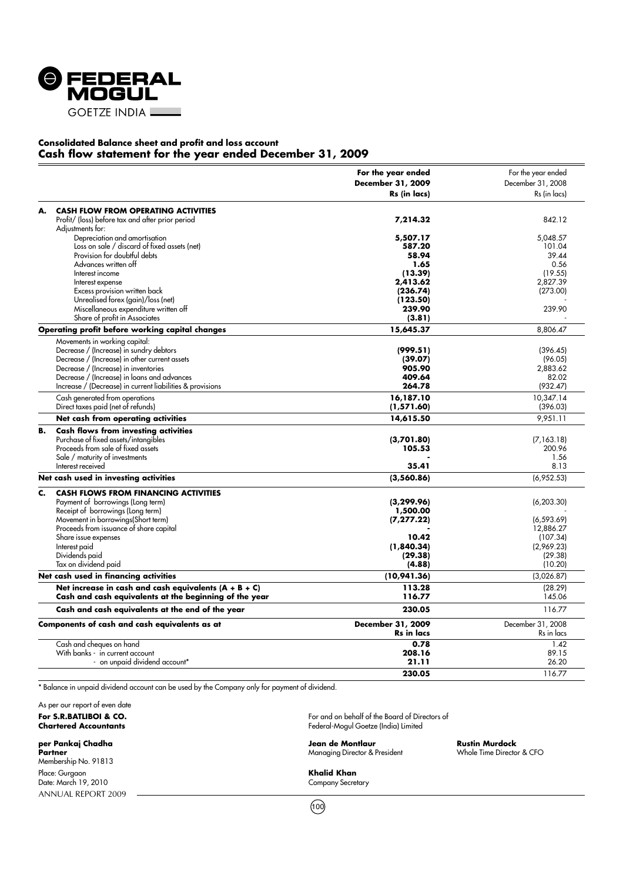# FEDERAL MOGUL GOETZE INDIA

## Consolidated Balance sheet and profit and loss account
## Cash flow statement for the year ended December 31, 2009

| | For the year ended December 31, 2009 Rs (in lacs) | For the year ended December 31, 2008 Rs (in lacs) |
|---|---|---|
| **A. CASH FLOW FROM OPERATING ACTIVITIES** | | |
| Profit/ (loss) before tax and after prior period | **7,214.32** | 842.12 |
| Adjustments for: | | |
| Depreciation and amortisation | **5,507.17** | 5,048.57 |
| Loss on sale / discard of fixed assets (net) | **587.20** | 101.04 |
| Provision for doubtful debts | **58.94** | 39.44 |
| Advances written off | **1.65** | 0.56 |
| Interest income | **(13.39)** | (19.55) |
| Interest expense | **2,413.62** | 2,827.39 |
| Excess provision written back | **(236.74)** | (273.00) |
| Unrealised forex (gain)/loss (net) | **(123.50)** | - |
| Miscellaneous expenditure written off | **239.90** | 239.90 |
| Share of profit in Associates | **(3.81)** | - |
| **Operating profit before working capital changes** | **15,645.37** | 8,806.47 |
| Movements in working capital: | | |
| Decrease / (Increase) in sundry debtors | **(999.51)** | (396.45) |
| Decrease / (Increase) in other current assets | **(39.07)** | (96.05) |
| Decrease / (Increase) in inventories | **905.90** | 2,883.62 |
| Decrease / (Increase) in loans and advances | **409.64** | 82.02 |
| Increase / (Decrease) in current liabilities & provisions | **264.78** | (932.47) |
| Cash generated from operations | **16,187.10** | 10,347.14 |
| Direct taxes paid (net of refunds) | **(1,571.60)** | (396.03) |
| **Net cash from operating activities** | **14,615.50** | 9,951.11 |
| **B. Cash flows from investing activities** | | |
| Purchase of fixed assets/intangibles | **(3,701.80)** | (7,163.18) |
| Proceeds from sale of fixed assets | **105.53** | 200.96 |
| Sale / maturity of investments | **-** | 1.56 |
| Interest received | **35.41** | 8.13 |
| **Net cash used in investing activities** | **(3,560.86)** | (6,952.53) |
| **C. CASH FLOWS FROM FINANCING ACTIVITIES** | | |
| Payment of borrowings (Long term) | **(3,299.96)** | (6,203.30) |
| Receipt of borrowings (Long term) | **1,500.00** | - |
| Movement in borrowings(Short term) | **(7,277.22)** | (6,593.69) |
| Proceeds from issuance of share capital | **-** | 12,886.27 |
| Share issue expenses | **10.42** | (107.34) |
| Interest paid | **(1,840.34)** | (2,969.23) |
| Dividends paid | **(29.38)** | (29.38) |
| Tax on dividend paid | **(4.88)** | (10.20) |
| **Net cash used in financing activities** | **(10,941.36)** | (3,026.87) |
| **Net increase in cash and cash equivalents (A + B + C)** | **113.28** | (28.29) |
| **Cash and cash equivalents at the beginning of the year** | **116.77** | 145.06 |
| **Cash and cash equivalents at the end of the year** | **230.05** | 116.77 |

| Components of cash and cash equivalents as at | December 31, 2009 Rs in lacs | December 31, 2008 Rs in lacs |
|---|---|---|
| Cash and cheques on hand | **0.78** | 1.42 |
| With banks - in current account | **208.16** | 89.15 |
| - on unpaid dividend account* | **21.11** | 26.20 |
| | **230.05** | 116.77 |

* Balance in unpaid dividend account can be used by the Company only for payment of dividend.

As per our report of even date

**For S.R.BATLIBOI & CO.**
**Chartered Accountants**

**per Pankaj Chadha**
**Partner**
Membership No. 91813

Place: Gurgaon
Date: March 19, 2010

For and on behalf of the Board of Directors of
Federal-Mogul Goetze (India) Limited

**Jean de Montlaur**
Managing Director & President

**Rustin Murdock**
Whole Time Director & CFO

**Khalid Khan**
Company Secretary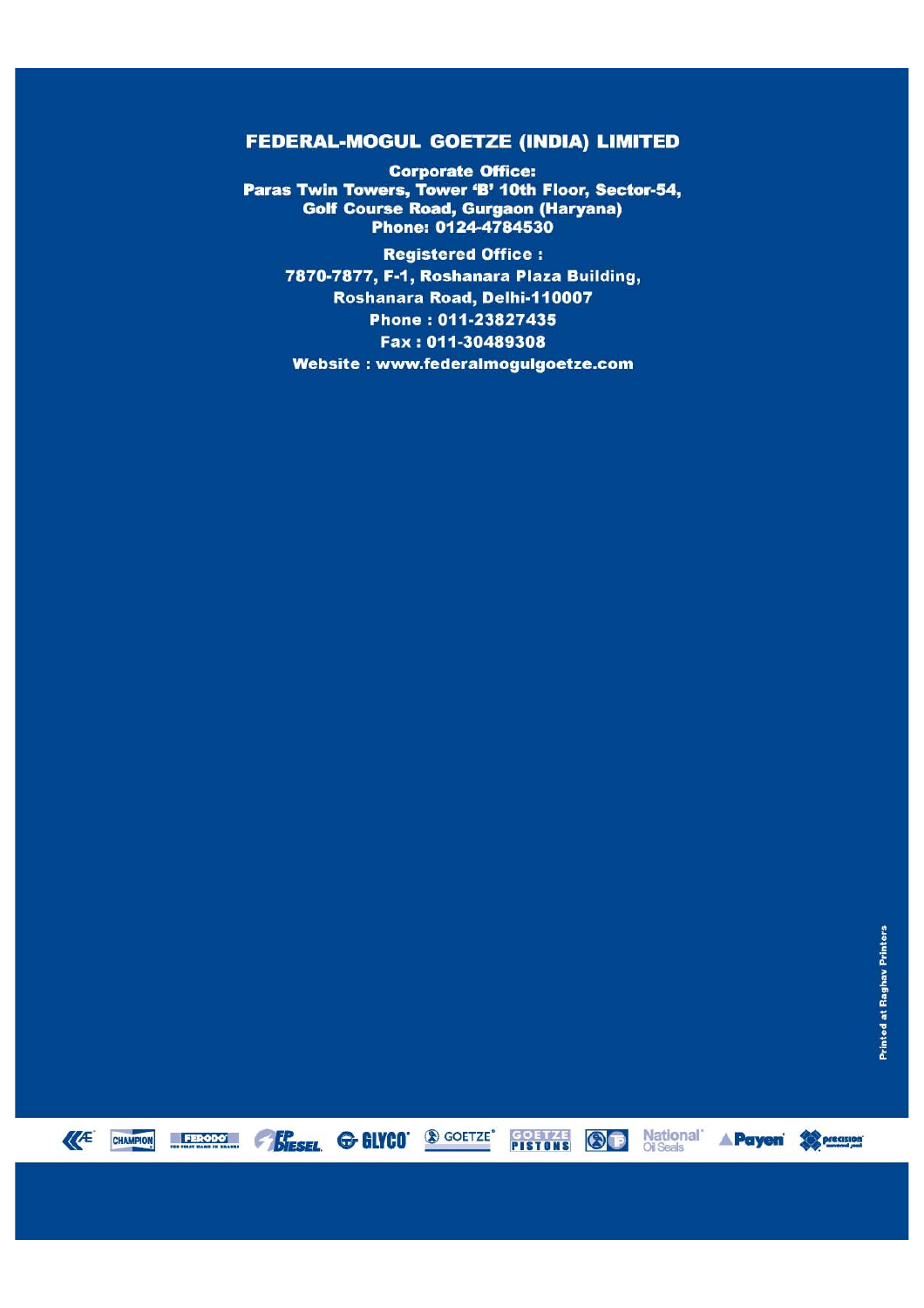# FEDERAL-MOGUL GOETZE (INDIA) LIMITED

**Corporate Office:**
**Paras Twin Towers, Tower 'B' 10th Floor, Sector-54,**
**Golf Course Road, Gurgaon (Haryana)**
**Phone: 0124-4784530**

**Registered Office :**
**7870-7877, F-1, Roshanara Plaza Building,**
**Roshanara Road, Delhi-110007**
**Phone : 011-23827435**
**Fax : 011-30489308**
**Website : www.federalmogulgoetze.com**

Printed at Raghav Printers

CHAMPION FERODO FP DIESEL GLYCO GOETZE GOETZE PISTONS National Oil Seals Payen precision